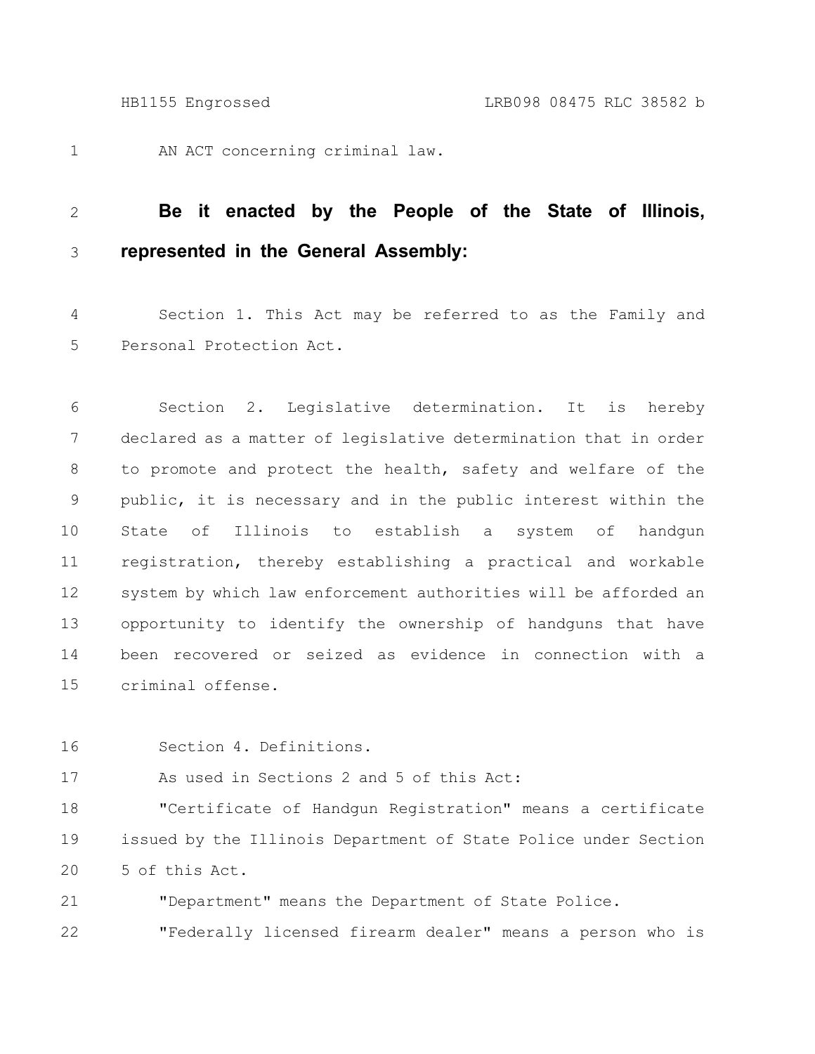AN ACT concerning criminal law.

**Be it enacted by the People of the State of Illinois, represented in the General Assembly:**

Section 1. This Act may be referred to as the Family and Personal Protection Act.

Section 2. Legislative determination. It is hereby declared as a matter of legislative determination that in order to promote and protect the health, safety and welfare of the public, it is necessary and in the public interest within the State of Illinois to establish a system of handgun registration, thereby establishing a practical and workable system by which law enforcement authorities will be afforded an opportunity to identify the ownership of handguns that have been recovered or seized as evidence in connection with a criminal offense.

Section 4. Definitions.

As used in Sections 2 and 5 of this Act:

"Certificate of Handgun Registration" means a certificate issued by the Illinois Department of State Police under Section 5 of this Act.

"Department" means the Department of State Police.

"Federally licensed firearm dealer" means a person who is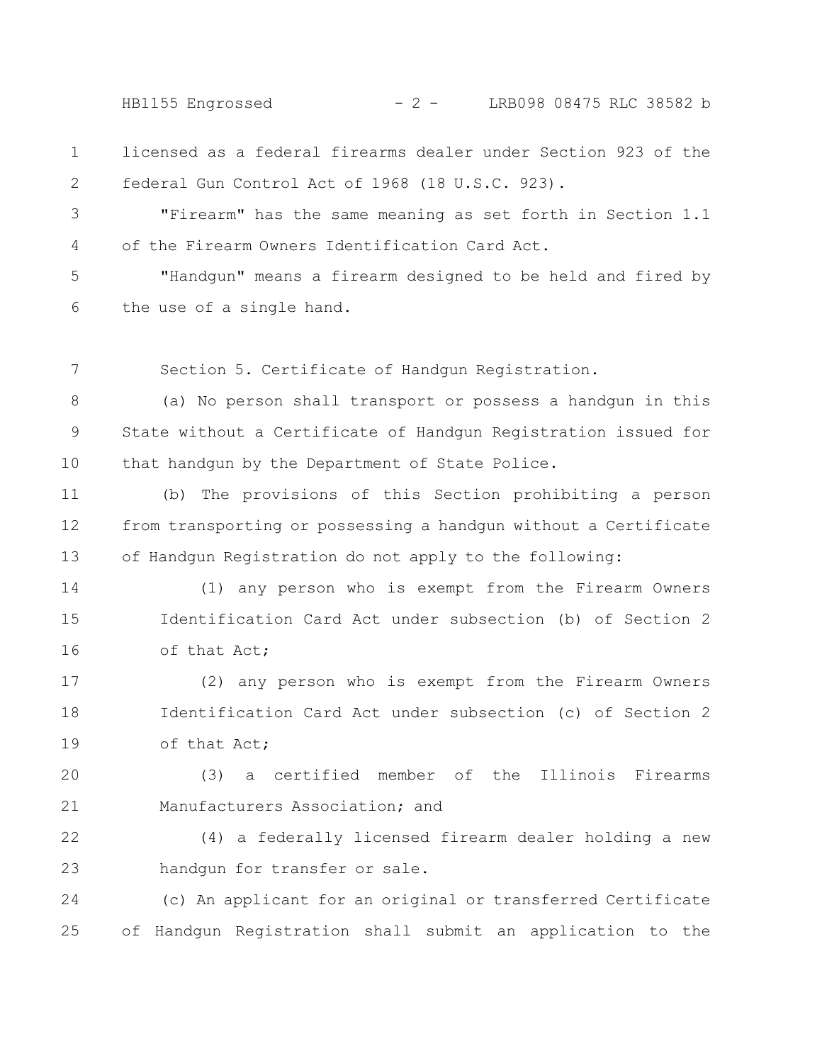licensed as a federal firearms dealer under Section 923 of the federal Gun Control Act of 1968 (18 U.S.C. 923).

"Firearm" has the same meaning as set forth in Section 1.1 of the Firearm Owners Identification Card Act.

"Handgun" means a firearm designed to be held and fired by the use of a single hand.

Section 5. Certificate of Handgun Registration.

(a) No person shall transport or possess a handgun in this State without a Certificate of Handgun Registration issued for that handgun by the Department of State Police.

(b) The provisions of this Section prohibiting a person from transporting or possessing a handgun without a Certificate of Handgun Registration do not apply to the following:

(1) any person who is exempt from the Firearm Owners Identification Card Act under subsection (b) of Section 2 of that Act;

(2) any person who is exempt from the Firearm Owners Identification Card Act under subsection (c) of Section 2 of that Act;

(3) a certified member of the Illinois Firearms Manufacturers Association; and

(4) a federally licensed firearm dealer holding a new handgun for transfer or sale.

(c) An applicant for an original or transferred Certificate of Handgun Registration shall submit an application to the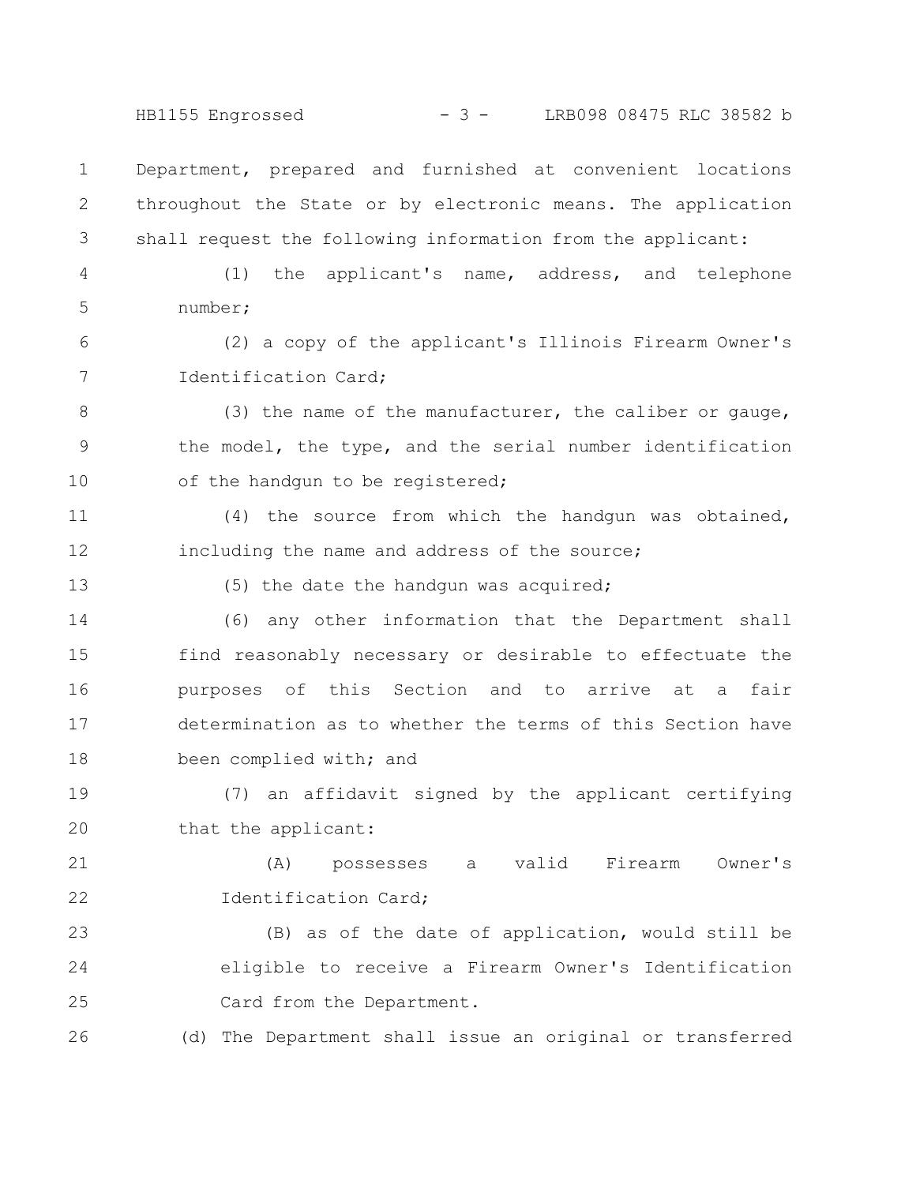Department, prepared and furnished at convenient locations throughout the State or by electronic means. The application shall request the following information from the applicant:

(1) the applicant's name, address, and telephone number;

(2) a copy of the applicant's Illinois Firearm Owner's Identification Card;

(3) the name of the manufacturer, the caliber or gauge, the model, the type, and the serial number identification of the handgun to be registered;

(4) the source from which the handgun was obtained, including the name and address of the source;

(5) the date the handgun was acquired;

(6) any other information that the Department shall find reasonably necessary or desirable to effectuate the purposes of this Section and to arrive at a fair determination as to whether the terms of this Section have been complied with; and

(7) an affidavit signed by the applicant certifying that the applicant:

(A) possesses a valid Firearm Owner's Identification Card;

(B) as of the date of application, would still be eligible to receive a Firearm Owner's Identification Card from the Department.

(d) The Department shall issue an original or transferred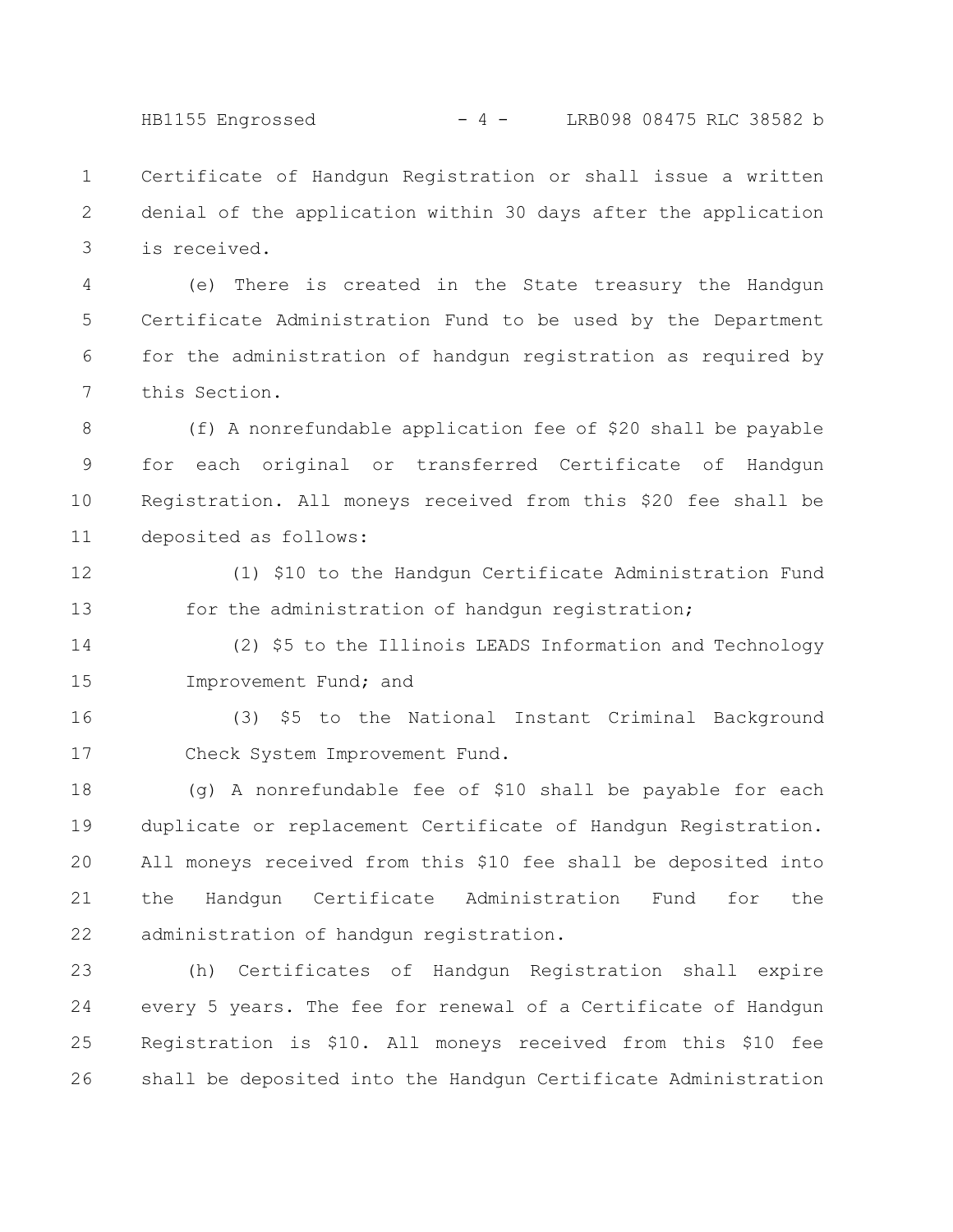Certificate of Handgun Registration or shall issue a written denial of the application within 30 days after the application is received.

(e) There is created in the State treasury the Handgun Certificate Administration Fund to be used by the Department for the administration of handgun registration as required by this Section.

(f) A nonrefundable application fee of $20 shall be payable for each original or transferred Certificate of Handgun Registration. All moneys received from this $20 fee shall be deposited as follows:

(1) $10 to the Handgun Certificate Administration Fund for the administration of handgun registration;

(2) $5 to the Illinois LEADS Information and Technology Improvement Fund; and

(3) $5 to the National Instant Criminal Background Check System Improvement Fund.

(g) A nonrefundable fee of $10 shall be payable for each duplicate or replacement Certificate of Handgun Registration. All moneys received from this $10 fee shall be deposited into the Handgun Certificate Administration Fund for the administration of handgun registration.

(h) Certificates of Handgun Registration shall expire every 5 years. The fee for renewal of a Certificate of Handgun Registration is $10. All moneys received from this $10 fee shall be deposited into the Handgun Certificate Administration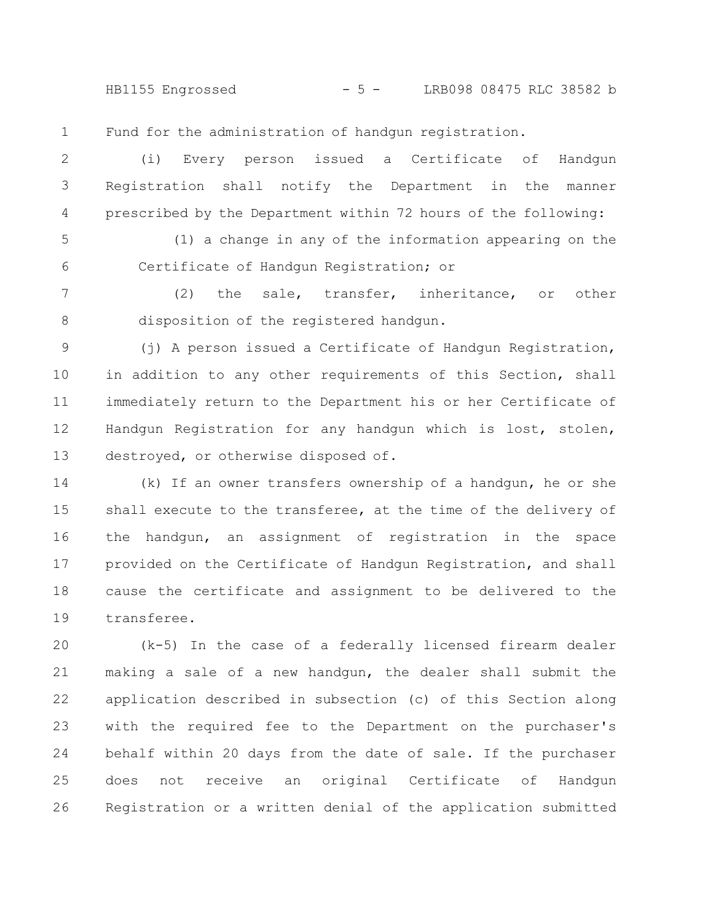Fund for the administration of handgun registration.

(i) Every person issued a Certificate of Handgun Registration shall notify the Department in the manner prescribed by the Department within 72 hours of the following:

(1) a change in any of the information appearing on the Certificate of Handgun Registration; or

(2) the sale, transfer, inheritance, or other disposition of the registered handgun.

(j) A person issued a Certificate of Handgun Registration, in addition to any other requirements of this Section, shall immediately return to the Department his or her Certificate of Handgun Registration for any handgun which is lost, stolen, destroyed, or otherwise disposed of.

(k) If an owner transfers ownership of a handgun, he or she shall execute to the transferee, at the time of the delivery of the handgun, an assignment of registration in the space provided on the Certificate of Handgun Registration, and shall cause the certificate and assignment to be delivered to the transferee.

(k-5) In the case of a federally licensed firearm dealer making a sale of a new handgun, the dealer shall submit the application described in subsection (c) of this Section along with the required fee to the Department on the purchaser's behalf within 20 days from the date of sale. If the purchaser does not receive an original Certificate of Handgun Registration or a written denial of the application submitted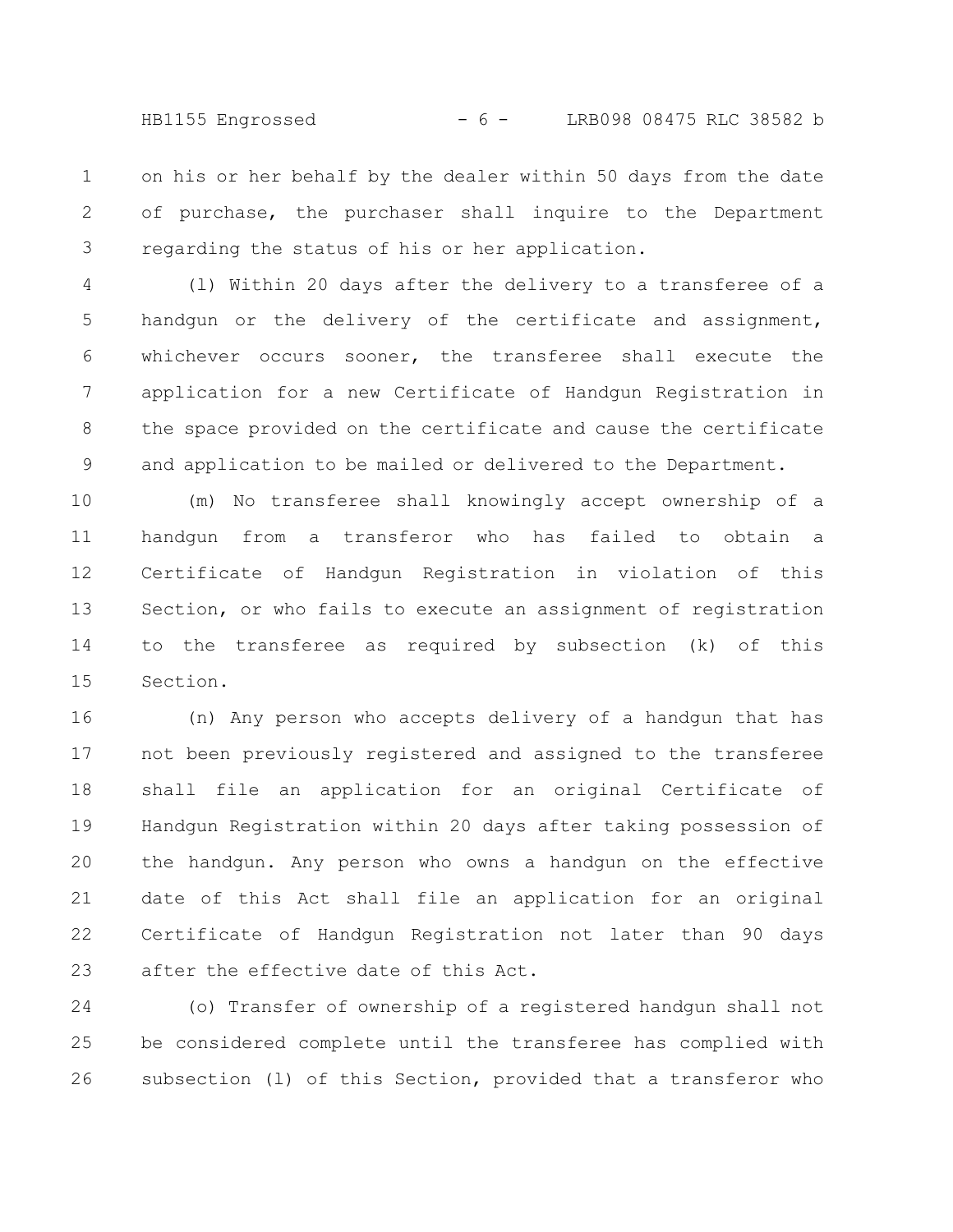on his or her behalf by the dealer within 50 days from the date of purchase, the purchaser shall inquire to the Department regarding the status of his or her application.

(l) Within 20 days after the delivery to a transferee of a handgun or the delivery of the certificate and assignment, whichever occurs sooner, the transferee shall execute the application for a new Certificate of Handgun Registration in the space provided on the certificate and cause the certificate and application to be mailed or delivered to the Department.

(m) No transferee shall knowingly accept ownership of a handgun from a transferor who has failed to obtain a Certificate of Handgun Registration in violation of this Section, or who fails to execute an assignment of registration to the transferee as required by subsection (k) of this Section.

(n) Any person who accepts delivery of a handgun that has not been previously registered and assigned to the transferee shall file an application for an original Certificate of Handgun Registration within 20 days after taking possession of the handgun. Any person who owns a handgun on the effective date of this Act shall file an application for an original Certificate of Handgun Registration not later than 90 days after the effective date of this Act.

(o) Transfer of ownership of a registered handgun shall not be considered complete until the transferee has complied with subsection (l) of this Section, provided that a transferor who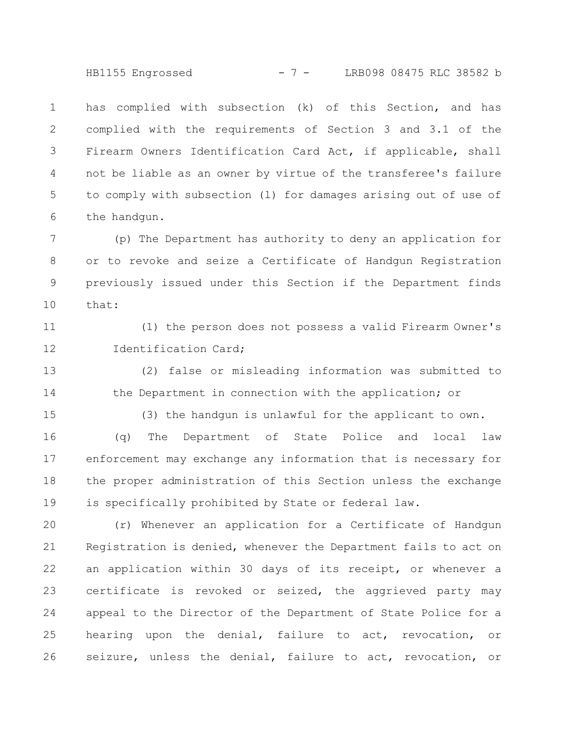has complied with subsection (k) of this Section, and has complied with the requirements of Section 3 and 3.1 of the Firearm Owners Identification Card Act, if applicable, shall not be liable as an owner by virtue of the transferee's failure to comply with subsection (l) for damages arising out of use of the handgun.

(p) The Department has authority to deny an application for or to revoke and seize a Certificate of Handgun Registration previously issued under this Section if the Department finds that:

(1) the person does not possess a valid Firearm Owner's Identification Card;

(2) false or misleading information was submitted to the Department in connection with the application; or

(3) the handgun is unlawful for the applicant to own.

(q) The Department of State Police and local law enforcement may exchange any information that is necessary for the proper administration of this Section unless the exchange is specifically prohibited by State or federal law.

(r) Whenever an application for a Certificate of Handgun Registration is denied, whenever the Department fails to act on an application within 30 days of its receipt, or whenever a certificate is revoked or seized, the aggrieved party may appeal to the Director of the Department of State Police for a hearing upon the denial, failure to act, revocation, or seizure, unless the denial, failure to act, revocation, or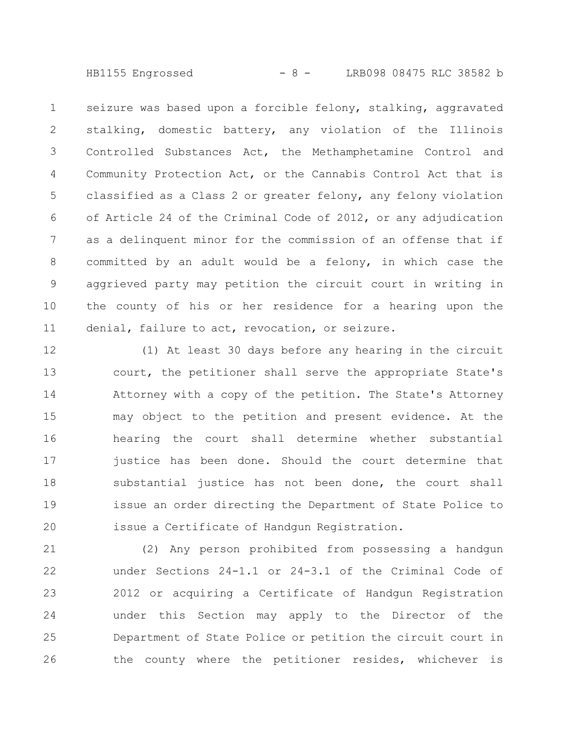seizure was based upon a forcible felony, stalking, aggravated stalking, domestic battery, any violation of the Illinois Controlled Substances Act, the Methamphetamine Control and Community Protection Act, or the Cannabis Control Act that is classified as a Class 2 or greater felony, any felony violation of Article 24 of the Criminal Code of 2012, or any adjudication as a delinquent minor for the commission of an offense that if committed by an adult would be a felony, in which case the aggrieved party may petition the circuit court in writing in the county of his or her residence for a hearing upon the denial, failure to act, revocation, or seizure.

(1) At least 30 days before any hearing in the circuit court, the petitioner shall serve the appropriate State's Attorney with a copy of the petition. The State's Attorney may object to the petition and present evidence. At the hearing the court shall determine whether substantial justice has been done. Should the court determine that substantial justice has not been done, the court shall issue an order directing the Department of State Police to issue a Certificate of Handgun Registration.

(2) Any person prohibited from possessing a handgun under Sections 24-1.1 or 24-3.1 of the Criminal Code of 2012 or acquiring a Certificate of Handgun Registration under this Section may apply to the Director of the Department of State Police or petition the circuit court in the county where the petitioner resides, whichever is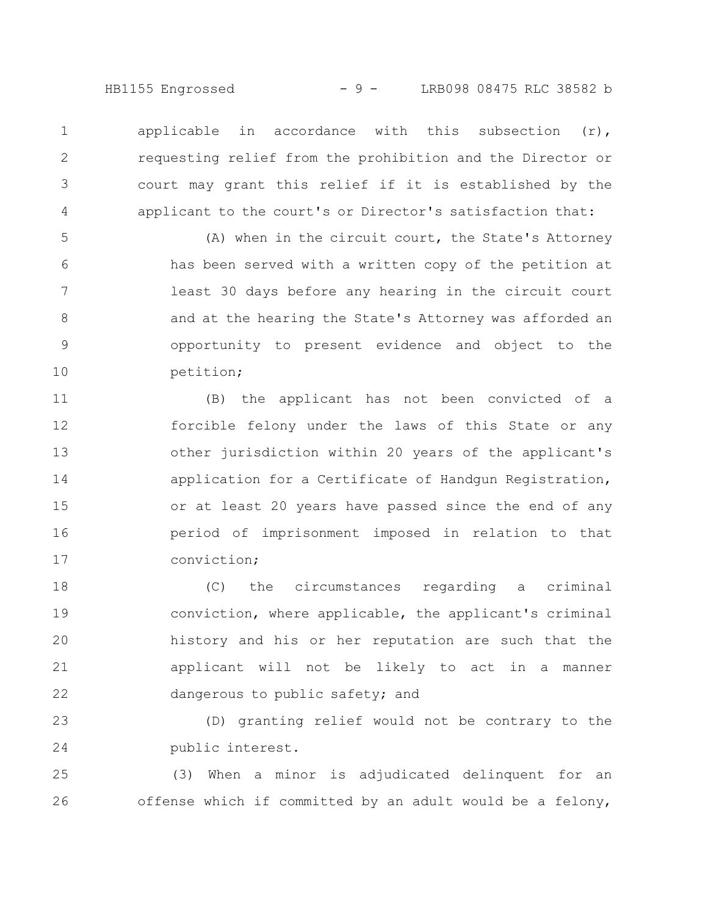applicable in accordance with this subsection (r), requesting relief from the prohibition and the Director or court may grant this relief if it is established by the applicant to the court's or Director's satisfaction that:

(A) when in the circuit court, the State's Attorney has been served with a written copy of the petition at least 30 days before any hearing in the circuit court and at the hearing the State's Attorney was afforded an opportunity to present evidence and object to the petition;

(B) the applicant has not been convicted of a forcible felony under the laws of this State or any other jurisdiction within 20 years of the applicant's application for a Certificate of Handgun Registration, or at least 20 years have passed since the end of any period of imprisonment imposed in relation to that conviction;

(C) the circumstances regarding a criminal conviction, where applicable, the applicant's criminal history and his or her reputation are such that the applicant will not be likely to act in a manner dangerous to public safety; and

(D) granting relief would not be contrary to the public interest.

(3) When a minor is adjudicated delinquent for an offense which if committed by an adult would be a felony,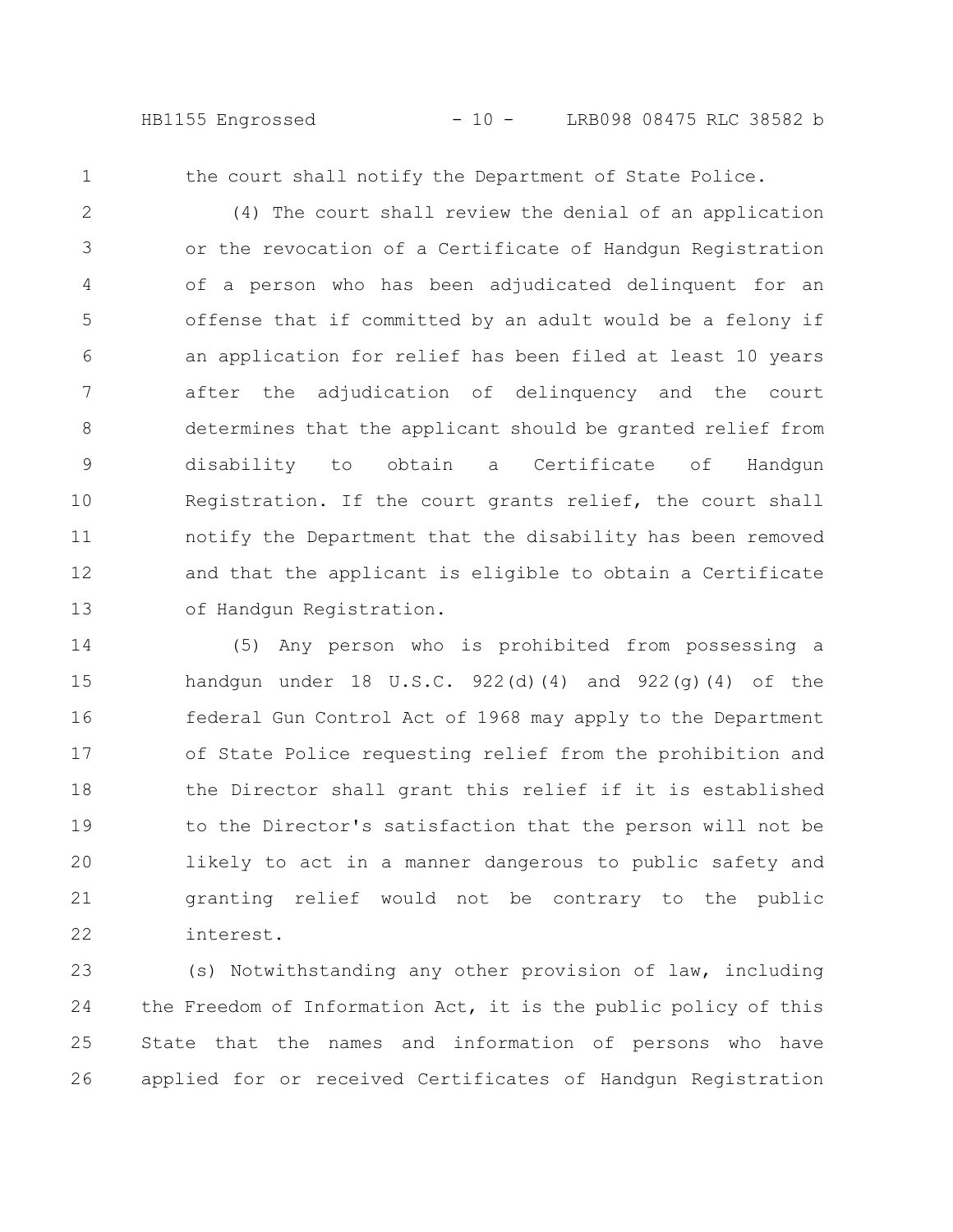the court shall notify the Department of State Police.

(4) The court shall review the denial of an application or the revocation of a Certificate of Handgun Registration of a person who has been adjudicated delinquent for an offense that if committed by an adult would be a felony if an application for relief has been filed at least 10 years after the adjudication of delinquency and the court determines that the applicant should be granted relief from disability to obtain a Certificate of Handgun Registration. If the court grants relief, the court shall notify the Department that the disability has been removed and that the applicant is eligible to obtain a Certificate of Handgun Registration.

(5) Any person who is prohibited from possessing a handgun under 18 U.S.C. 922(d)(4) and 922(g)(4) of the federal Gun Control Act of 1968 may apply to the Department of State Police requesting relief from the prohibition and the Director shall grant this relief if it is established to the Director's satisfaction that the person will not be likely to act in a manner dangerous to public safety and granting relief would not be contrary to the public interest.

(s) Notwithstanding any other provision of law, including the Freedom of Information Act, it is the public policy of this State that the names and information of persons who have applied for or received Certificates of Handgun Registration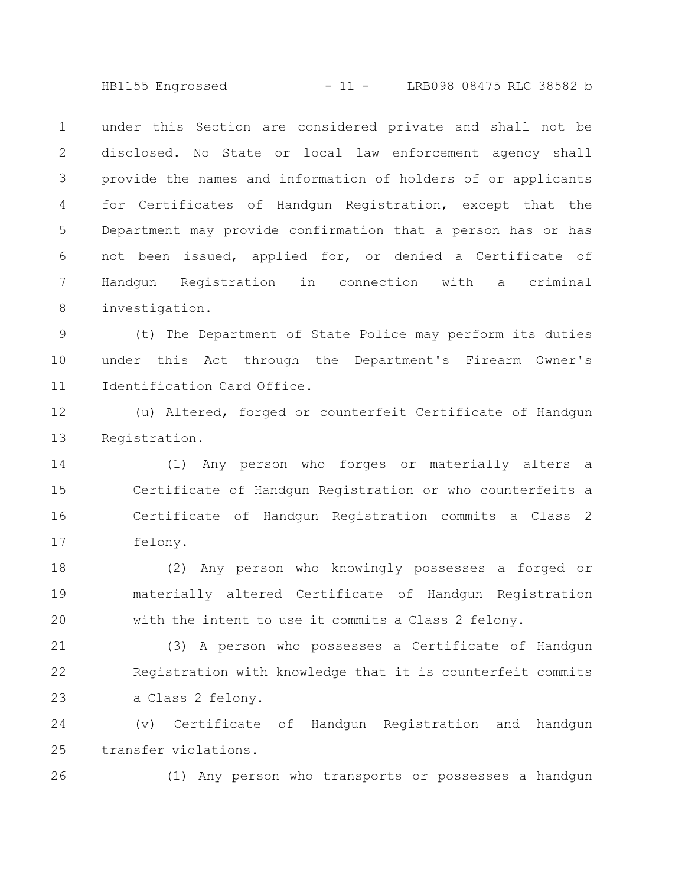under this Section are considered private and shall not be disclosed. No State or local law enforcement agency shall provide the names and information of holders of or applicants for Certificates of Handgun Registration, except that the Department may provide confirmation that a person has or has not been issued, applied for, or denied a Certificate of Handgun Registration in connection with a criminal investigation.

(t) The Department of State Police may perform its duties under this Act through the Department's Firearm Owner's Identification Card Office.

(u) Altered, forged or counterfeit Certificate of Handgun Registration.

(1) Any person who forges or materially alters a Certificate of Handgun Registration or who counterfeits a Certificate of Handgun Registration commits a Class 2 felony.

(2) Any person who knowingly possesses a forged or materially altered Certificate of Handgun Registration with the intent to use it commits a Class 2 felony.

(3) A person who possesses a Certificate of Handgun Registration with knowledge that it is counterfeit commits a Class 2 felony.

(v) Certificate of Handgun Registration and handgun transfer violations.

(1) Any person who transports or possesses a handgun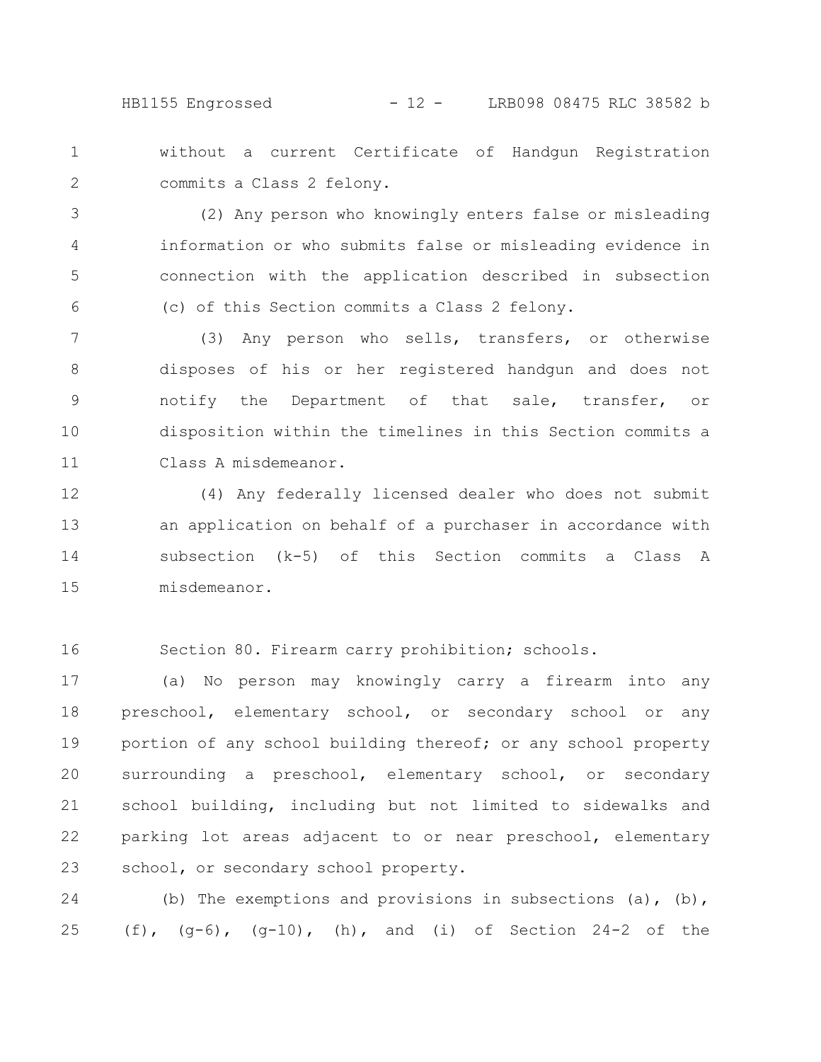without a current Certificate of Handgun Registration commits a Class 2 felony.

(2) Any person who knowingly enters false or misleading information or who submits false or misleading evidence in connection with the application described in subsection (c) of this Section commits a Class 2 felony.

(3) Any person who sells, transfers, or otherwise disposes of his or her registered handgun and does not notify the Department of that sale, transfer, or disposition within the timelines in this Section commits a Class A misdemeanor.

(4) Any federally licensed dealer who does not submit an application on behalf of a purchaser in accordance with subsection (k-5) of this Section commits a Class A misdemeanor.

Section 80. Firearm carry prohibition; schools.

(a) No person may knowingly carry a firearm into any preschool, elementary school, or secondary school or any portion of any school building thereof; or any school property surrounding a preschool, elementary school, or secondary school building, including but not limited to sidewalks and parking lot areas adjacent to or near preschool, elementary school, or secondary school property.

(b) The exemptions and provisions in subsections (a), (b), (f), (g-6), (g-10), (h), and (i) of Section 24-2 of the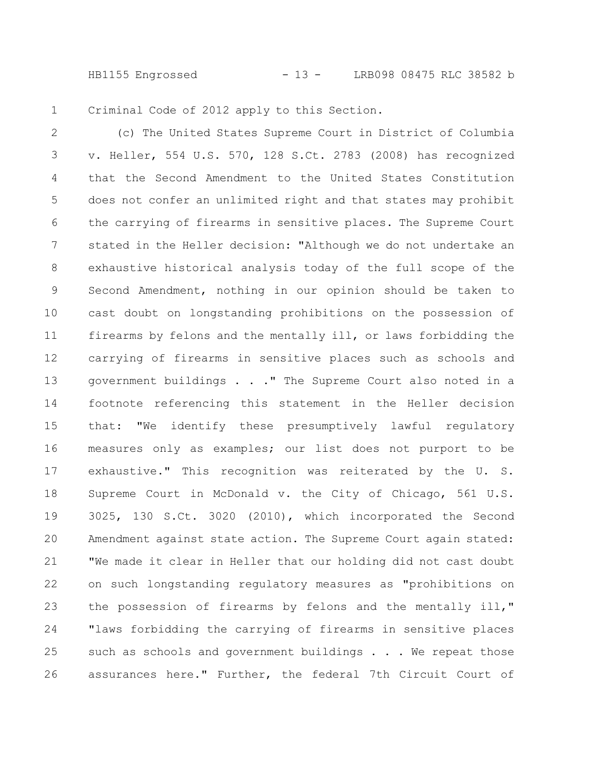Criminal Code of 2012 apply to this Section.

(c) The United States Supreme Court in District of Columbia v. Heller, 554 U.S. 570, 128 S.Ct. 2783 (2008) has recognized that the Second Amendment to the United States Constitution does not confer an unlimited right and that states may prohibit the carrying of firearms in sensitive places. The Supreme Court stated in the Heller decision: "Although we do not undertake an exhaustive historical analysis today of the full scope of the Second Amendment, nothing in our opinion should be taken to cast doubt on longstanding prohibitions on the possession of firearms by felons and the mentally ill, or laws forbidding the carrying of firearms in sensitive places such as schools and government buildings . . ." The Supreme Court also noted in a footnote referencing this statement in the Heller decision that: "We identify these presumptively lawful regulatory measures only as examples; our list does not purport to be exhaustive." This recognition was reiterated by the U. S. Supreme Court in McDonald v. the City of Chicago, 561 U.S. 3025, 130 S.Ct. 3020 (2010), which incorporated the Second Amendment against state action. The Supreme Court again stated: "We made it clear in Heller that our holding did not cast doubt on such longstanding regulatory measures as "prohibitions on the possession of firearms by felons and the mentally ill," "laws forbidding the carrying of firearms in sensitive places such as schools and government buildings . . . We repeat those assurances here." Further, the federal 7th Circuit Court of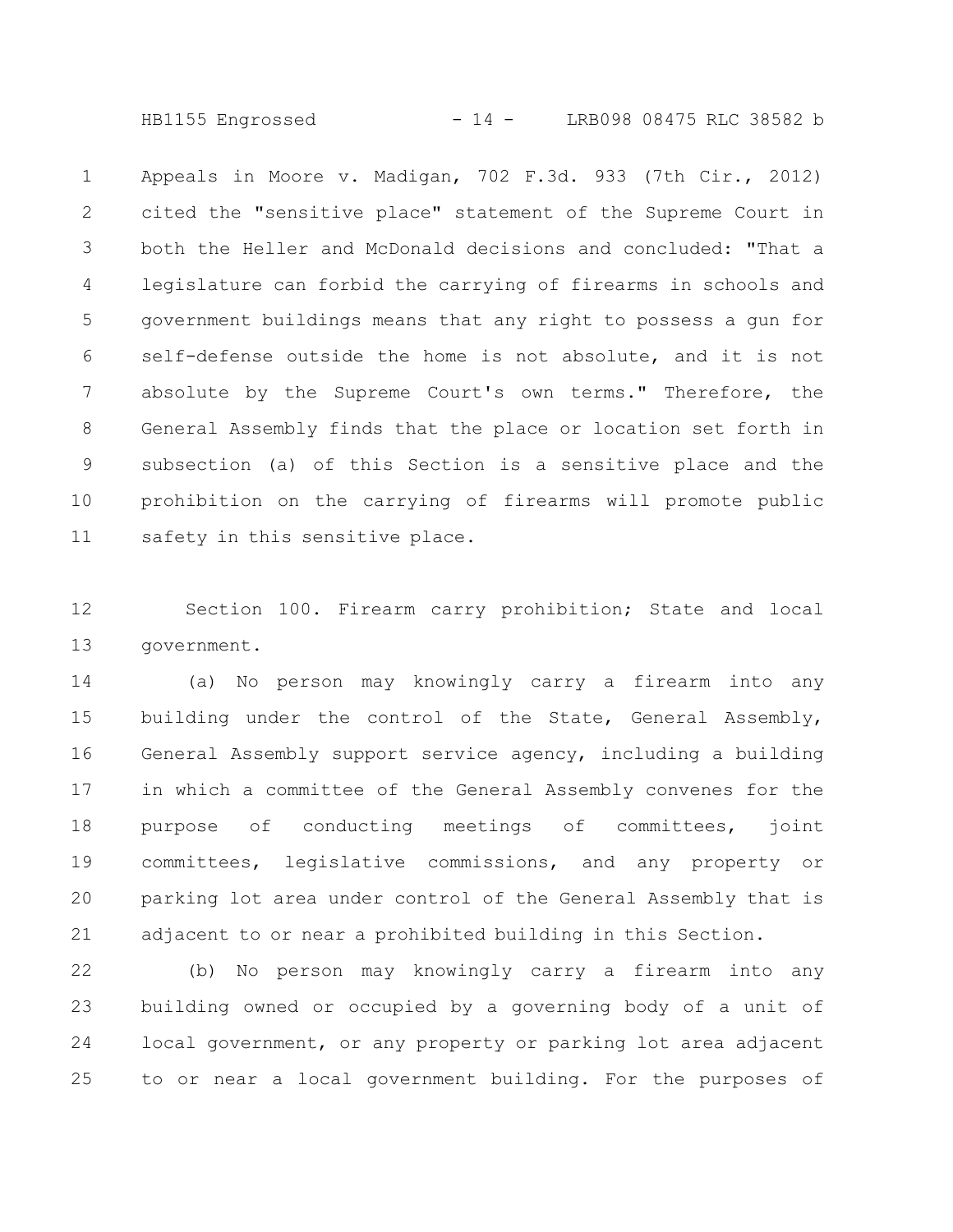Appeals in Moore v. Madigan, 702 F.3d. 933 (7th Cir., 2012) cited the "sensitive place" statement of the Supreme Court in both the Heller and McDonald decisions and concluded: "That a legislature can forbid the carrying of firearms in schools and government buildings means that any right to possess a gun for self-defense outside the home is not absolute, and it is not absolute by the Supreme Court's own terms." Therefore, the General Assembly finds that the place or location set forth in subsection (a) of this Section is a sensitive place and the prohibition on the carrying of firearms will promote public safety in this sensitive place.

Section 100. Firearm carry prohibition; State and local government.

(a) No person may knowingly carry a firearm into any building under the control of the State, General Assembly, General Assembly support service agency, including a building in which a committee of the General Assembly convenes for the purpose of conducting meetings of committees, joint committees, legislative commissions, and any property or parking lot area under control of the General Assembly that is adjacent to or near a prohibited building in this Section.

(b) No person may knowingly carry a firearm into any building owned or occupied by a governing body of a unit of local government, or any property or parking lot area adjacent to or near a local government building. For the purposes of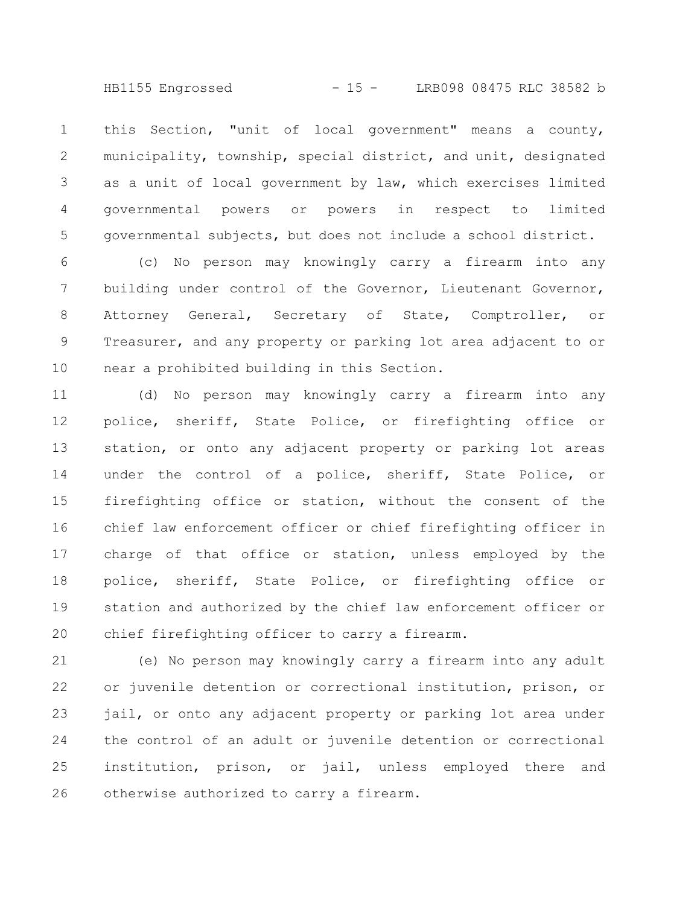this Section, "unit of local government" means a county, municipality, township, special district, and unit, designated as a unit of local government by law, which exercises limited governmental powers or powers in respect to limited governmental subjects, but does not include a school district.

(c) No person may knowingly carry a firearm into any building under control of the Governor, Lieutenant Governor, Attorney General, Secretary of State, Comptroller, or Treasurer, and any property or parking lot area adjacent to or near a prohibited building in this Section.

(d) No person may knowingly carry a firearm into any police, sheriff, State Police, or firefighting office or station, or onto any adjacent property or parking lot areas under the control of a police, sheriff, State Police, or firefighting office or station, without the consent of the chief law enforcement officer or chief firefighting officer in charge of that office or station, unless employed by the police, sheriff, State Police, or firefighting office or station and authorized by the chief law enforcement officer or chief firefighting officer to carry a firearm.

(e) No person may knowingly carry a firearm into any adult or juvenile detention or correctional institution, prison, or jail, or onto any adjacent property or parking lot area under the control of an adult or juvenile detention or correctional institution, prison, or jail, unless employed there and otherwise authorized to carry a firearm.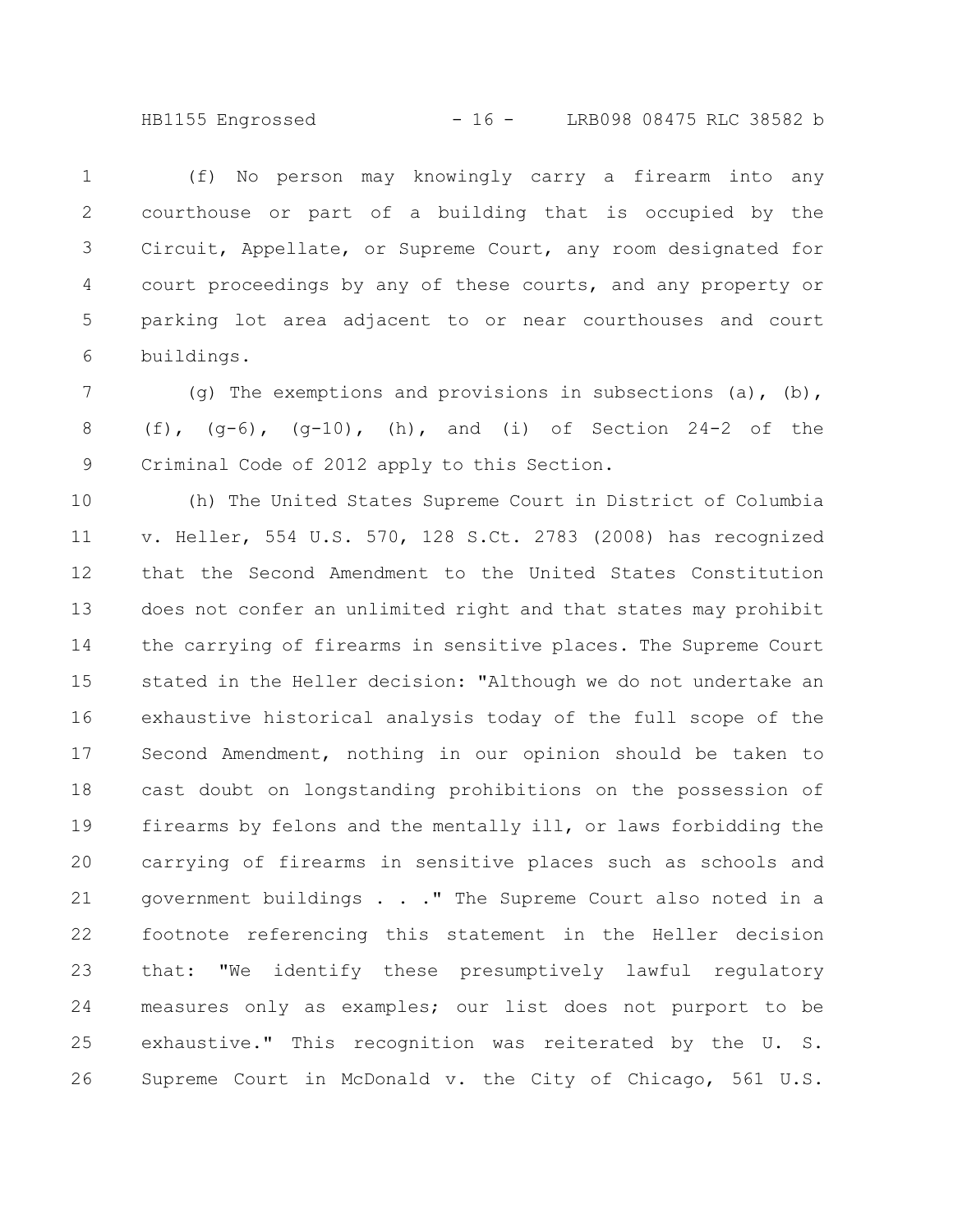(f) No person may knowingly carry a firearm into any courthouse or part of a building that is occupied by the Circuit, Appellate, or Supreme Court, any room designated for court proceedings by any of these courts, and any property or parking lot area adjacent to or near courthouses and court buildings.

(g) The exemptions and provisions in subsections (a), (b), (f), (g-6), (g-10), (h), and (i) of Section 24-2 of the Criminal Code of 2012 apply to this Section.

(h) The United States Supreme Court in District of Columbia v. Heller, 554 U.S. 570, 128 S.Ct. 2783 (2008) has recognized that the Second Amendment to the United States Constitution does not confer an unlimited right and that states may prohibit the carrying of firearms in sensitive places. The Supreme Court stated in the Heller decision: "Although we do not undertake an exhaustive historical analysis today of the full scope of the Second Amendment, nothing in our opinion should be taken to cast doubt on longstanding prohibitions on the possession of firearms by felons and the mentally ill, or laws forbidding the carrying of firearms in sensitive places such as schools and government buildings . . ." The Supreme Court also noted in a footnote referencing this statement in the Heller decision that: "We identify these presumptively lawful regulatory measures only as examples; our list does not purport to be exhaustive." This recognition was reiterated by the U. S. Supreme Court in McDonald v. the City of Chicago, 561 U.S.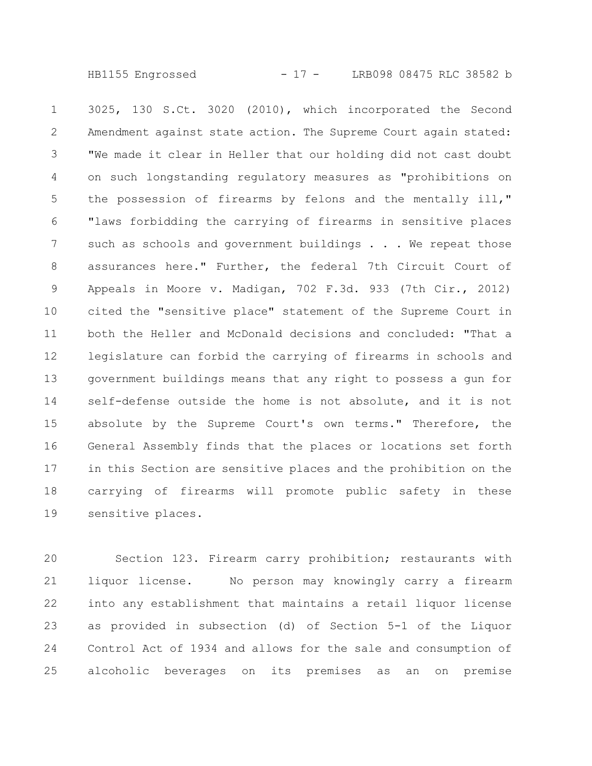3025, 130 S.Ct. 3020 (2010), which incorporated the Second Amendment against state action. The Supreme Court again stated: "We made it clear in Heller that our holding did not cast doubt on such longstanding regulatory measures as "prohibitions on the possession of firearms by felons and the mentally ill," "laws forbidding the carrying of firearms in sensitive places such as schools and government buildings . . . We repeat those assurances here." Further, the federal 7th Circuit Court of Appeals in Moore v. Madigan, 702 F.3d. 933 (7th Cir., 2012) cited the "sensitive place" statement of the Supreme Court in both the Heller and McDonald decisions and concluded: "That a legislature can forbid the carrying of firearms in schools and government buildings means that any right to possess a gun for self-defense outside the home is not absolute, and it is not absolute by the Supreme Court's own terms." Therefore, the General Assembly finds that the places or locations set forth in this Section are sensitive places and the prohibition on the carrying of firearms will promote public safety in these sensitive places.

Section 123. Firearm carry prohibition; restaurants with liquor license. No person may knowingly carry a firearm into any establishment that maintains a retail liquor license as provided in subsection (d) of Section 5-1 of the Liquor Control Act of 1934 and allows for the sale and consumption of alcoholic beverages on its premises as an on premise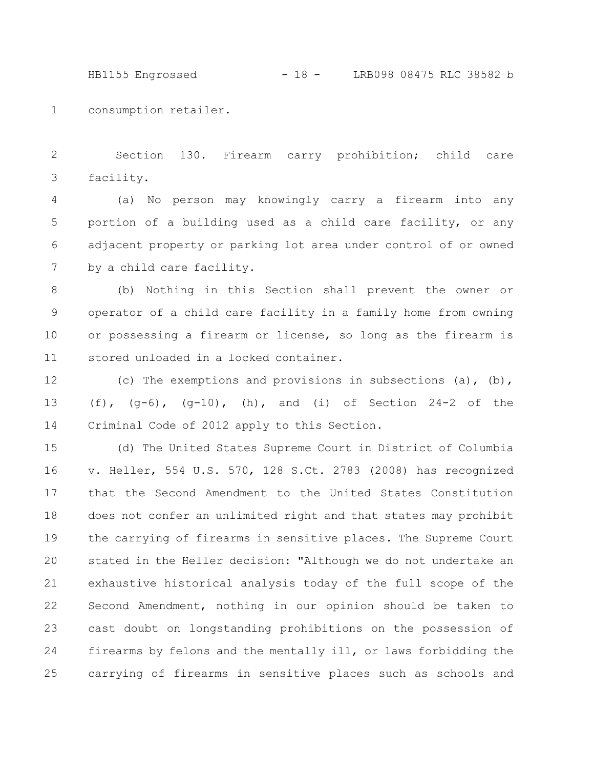consumption retailer.

Section 130. Firearm carry prohibition; child care facility.

(a) No person may knowingly carry a firearm into any portion of a building used as a child care facility, or any adjacent property or parking lot area under control of or owned by a child care facility.

(b) Nothing in this Section shall prevent the owner or operator of a child care facility in a family home from owning or possessing a firearm or license, so long as the firearm is stored unloaded in a locked container.

(c) The exemptions and provisions in subsections (a), (b), (f), (g-6), (g-10), (h), and (i) of Section 24-2 of the Criminal Code of 2012 apply to this Section.

(d) The United States Supreme Court in District of Columbia v. Heller, 554 U.S. 570, 128 S.Ct. 2783 (2008) has recognized that the Second Amendment to the United States Constitution does not confer an unlimited right and that states may prohibit the carrying of firearms in sensitive places. The Supreme Court stated in the Heller decision: "Although we do not undertake an exhaustive historical analysis today of the full scope of the Second Amendment, nothing in our opinion should be taken to cast doubt on longstanding prohibitions on the possession of firearms by felons and the mentally ill, or laws forbidding the carrying of firearms in sensitive places such as schools and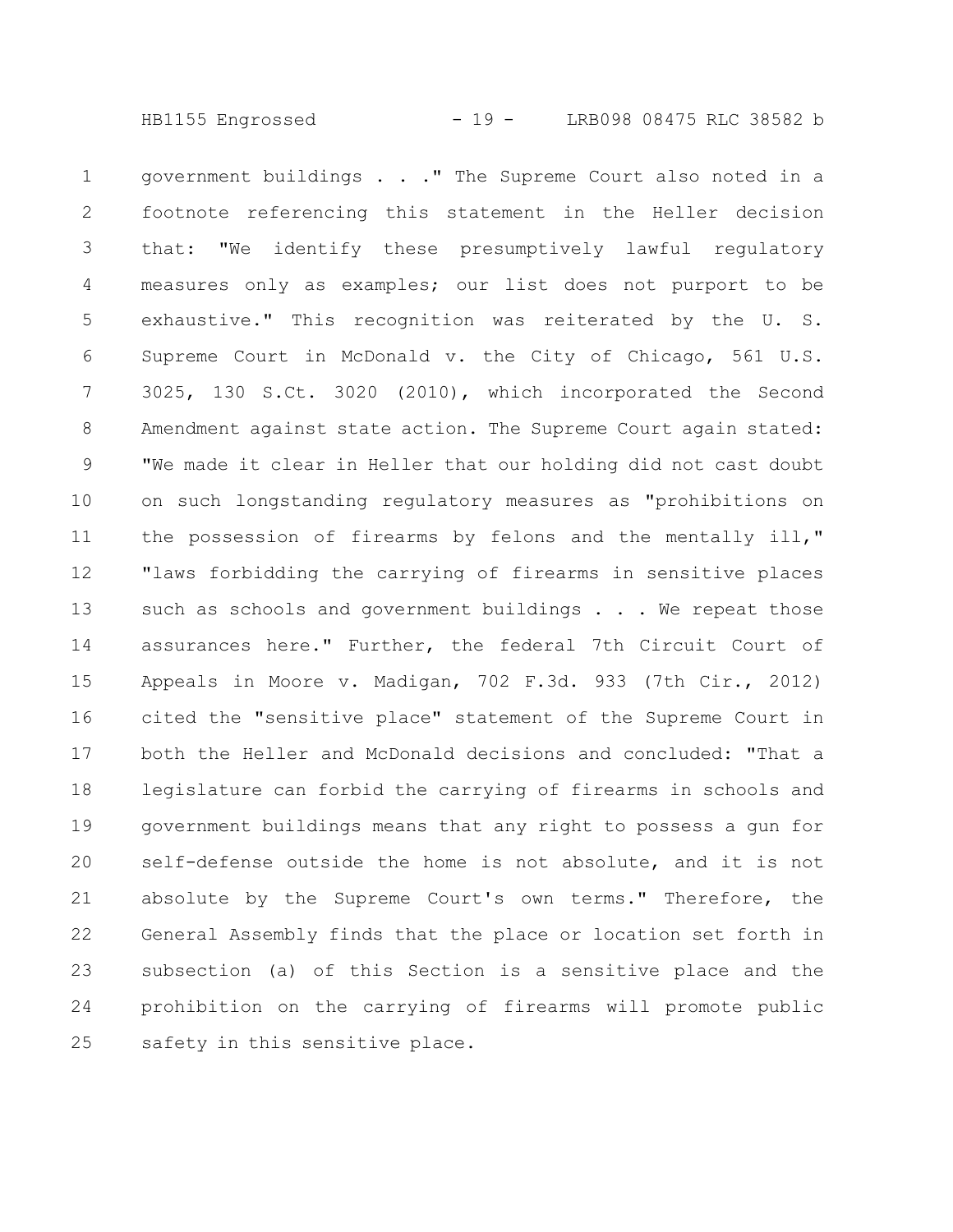government buildings . . ." The Supreme Court also noted in a footnote referencing this statement in the Heller decision that: "We identify these presumptively lawful regulatory measures only as examples; our list does not purport to be exhaustive." This recognition was reiterated by the U. S. Supreme Court in McDonald v. the City of Chicago, 561 U.S. 3025, 130 S.Ct. 3020 (2010), which incorporated the Second Amendment against state action. The Supreme Court again stated: "We made it clear in Heller that our holding did not cast doubt on such longstanding regulatory measures as "prohibitions on the possession of firearms by felons and the mentally ill," "laws forbidding the carrying of firearms in sensitive places such as schools and government buildings . . . We repeat those assurances here." Further, the federal 7th Circuit Court of Appeals in Moore v. Madigan, 702 F.3d. 933 (7th Cir., 2012) cited the "sensitive place" statement of the Supreme Court in both the Heller and McDonald decisions and concluded: "That a legislature can forbid the carrying of firearms in schools and government buildings means that any right to possess a gun for self-defense outside the home is not absolute, and it is not absolute by the Supreme Court's own terms." Therefore, the General Assembly finds that the place or location set forth in subsection (a) of this Section is a sensitive place and the prohibition on the carrying of firearms will promote public safety in this sensitive place.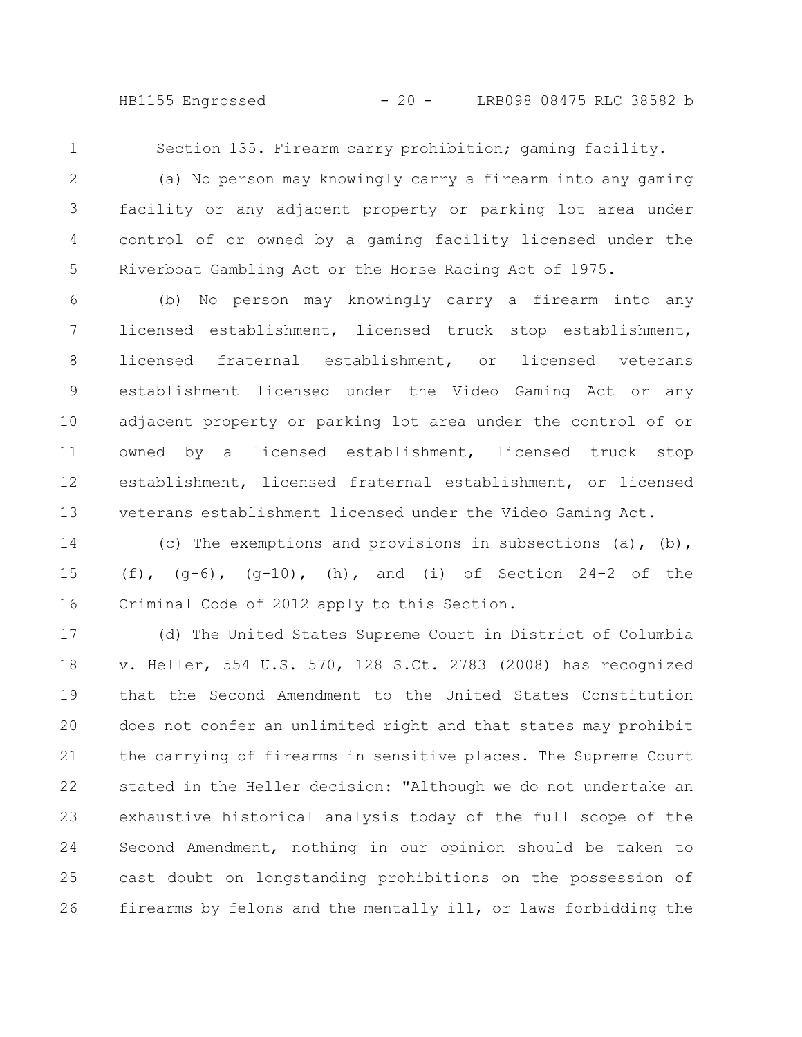Section 135. Firearm carry prohibition; gaming facility.

(a) No person may knowingly carry a firearm into any gaming facility or any adjacent property or parking lot area under control of or owned by a gaming facility licensed under the Riverboat Gambling Act or the Horse Racing Act of 1975.

(b) No person may knowingly carry a firearm into any licensed establishment, licensed truck stop establishment, licensed fraternal establishment, or licensed veterans establishment licensed under the Video Gaming Act or any adjacent property or parking lot area under the control of or owned by a licensed establishment, licensed truck stop establishment, licensed fraternal establishment, or licensed veterans establishment licensed under the Video Gaming Act.

(c) The exemptions and provisions in subsections (a), (b), (f), (g-6), (g-10), (h), and (i) of Section 24-2 of the Criminal Code of 2012 apply to this Section.

(d) The United States Supreme Court in District of Columbia v. Heller, 554 U.S. 570, 128 S.Ct. 2783 (2008) has recognized that the Second Amendment to the United States Constitution does not confer an unlimited right and that states may prohibit the carrying of firearms in sensitive places. The Supreme Court stated in the Heller decision: "Although we do not undertake an exhaustive historical analysis today of the full scope of the Second Amendment, nothing in our opinion should be taken to cast doubt on longstanding prohibitions on the possession of firearms by felons and the mentally ill, or laws forbidding the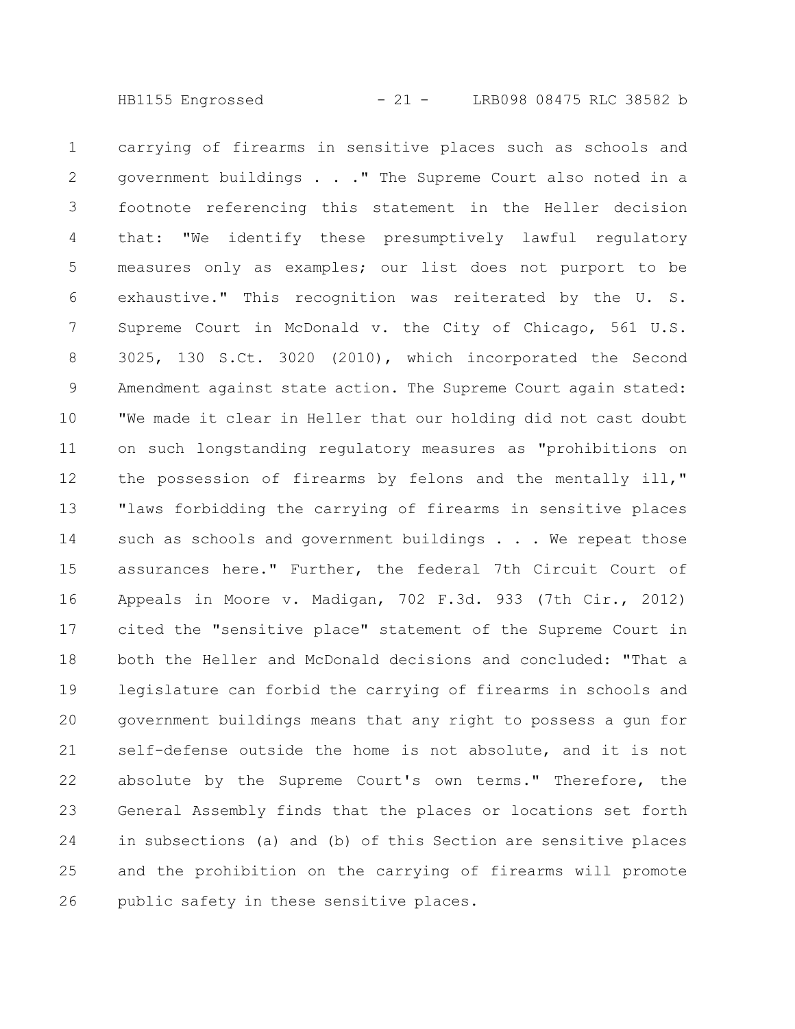carrying of firearms in sensitive places such as schools and government buildings . . ." The Supreme Court also noted in a footnote referencing this statement in the Heller decision that: "We identify these presumptively lawful regulatory measures only as examples; our list does not purport to be exhaustive." This recognition was reiterated by the U. S. Supreme Court in McDonald v. the City of Chicago, 561 U.S. 3025, 130 S.Ct. 3020 (2010), which incorporated the Second Amendment against state action. The Supreme Court again stated: "We made it clear in Heller that our holding did not cast doubt on such longstanding regulatory measures as "prohibitions on the possession of firearms by felons and the mentally ill," "laws forbidding the carrying of firearms in sensitive places such as schools and government buildings . . . We repeat those assurances here." Further, the federal 7th Circuit Court of Appeals in Moore v. Madigan, 702 F.3d. 933 (7th Cir., 2012) cited the "sensitive place" statement of the Supreme Court in both the Heller and McDonald decisions and concluded: "That a legislature can forbid the carrying of firearms in schools and government buildings means that any right to possess a gun for self-defense outside the home is not absolute, and it is not absolute by the Supreme Court's own terms." Therefore, the General Assembly finds that the places or locations set forth in subsections (a) and (b) of this Section are sensitive places and the prohibition on the carrying of firearms will promote public safety in these sensitive places.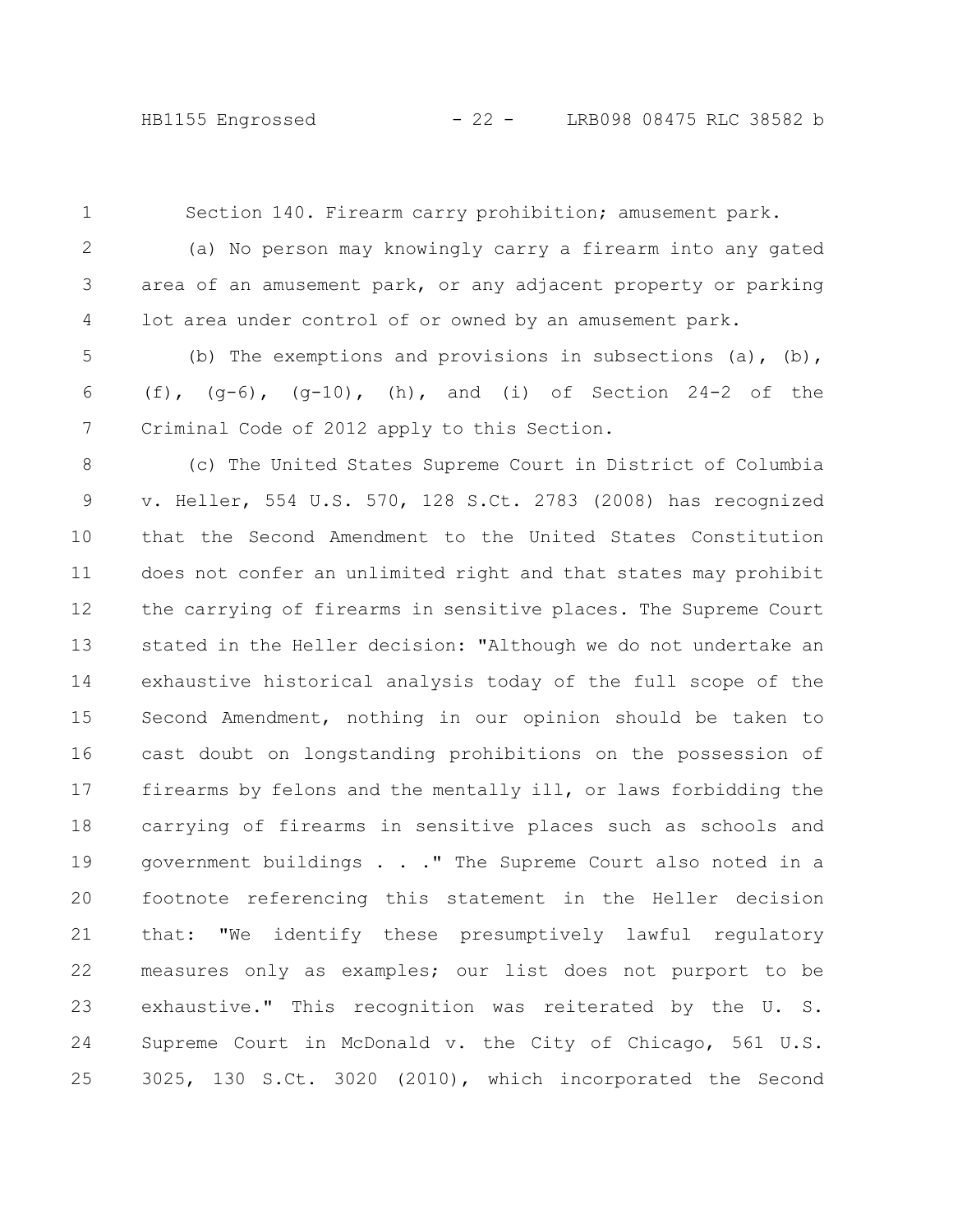Section 140. Firearm carry prohibition; amusement park.

(a) No person may knowingly carry a firearm into any gated area of an amusement park, or any adjacent property or parking lot area under control of or owned by an amusement park.

(b) The exemptions and provisions in subsections (a), (b), (f), (g-6), (g-10), (h), and (i) of Section 24-2 of the Criminal Code of 2012 apply to this Section.

(c) The United States Supreme Court in District of Columbia v. Heller, 554 U.S. 570, 128 S.Ct. 2783 (2008) has recognized that the Second Amendment to the United States Constitution does not confer an unlimited right and that states may prohibit the carrying of firearms in sensitive places. The Supreme Court stated in the Heller decision: "Although we do not undertake an exhaustive historical analysis today of the full scope of the Second Amendment, nothing in our opinion should be taken to cast doubt on longstanding prohibitions on the possession of firearms by felons and the mentally ill, or laws forbidding the carrying of firearms in sensitive places such as schools and government buildings . . ." The Supreme Court also noted in a footnote referencing this statement in the Heller decision that: "We identify these presumptively lawful regulatory measures only as examples; our list does not purport to be exhaustive." This recognition was reiterated by the U. S. Supreme Court in McDonald v. the City of Chicago, 561 U.S. 3025, 130 S.Ct. 3020 (2010), which incorporated the Second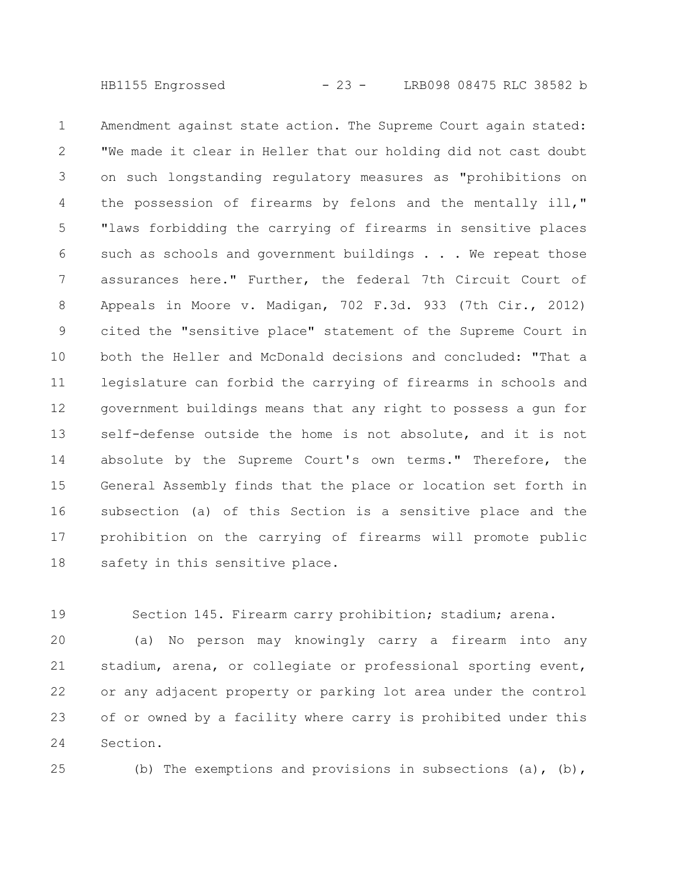Amendment against state action. The Supreme Court again stated: "We made it clear in Heller that our holding did not cast doubt on such longstanding regulatory measures as "prohibitions on the possession of firearms by felons and the mentally ill," "laws forbidding the carrying of firearms in sensitive places such as schools and government buildings . . . We repeat those assurances here." Further, the federal 7th Circuit Court of Appeals in Moore v. Madigan, 702 F.3d. 933 (7th Cir., 2012) cited the "sensitive place" statement of the Supreme Court in both the Heller and McDonald decisions and concluded: "That a legislature can forbid the carrying of firearms in schools and government buildings means that any right to possess a gun for self-defense outside the home is not absolute, and it is not absolute by the Supreme Court's own terms." Therefore, the General Assembly finds that the place or location set forth in subsection (a) of this Section is a sensitive place and the prohibition on the carrying of firearms will promote public safety in this sensitive place.

Section 145. Firearm carry prohibition; stadium; arena.

(a) No person may knowingly carry a firearm into any stadium, arena, or collegiate or professional sporting event, or any adjacent property or parking lot area under the control of or owned by a facility where carry is prohibited under this Section.

(b) The exemptions and provisions in subsections (a), (b),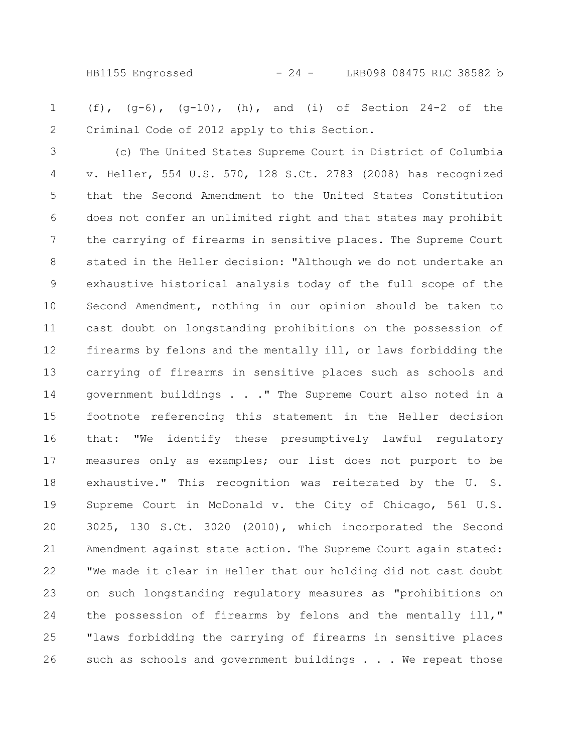(f), (g-6), (g-10), (h), and (i) of Section 24-2 of the Criminal Code of 2012 apply to this Section.

(c) The United States Supreme Court in District of Columbia v. Heller, 554 U.S. 570, 128 S.Ct. 2783 (2008) has recognized that the Second Amendment to the United States Constitution does not confer an unlimited right and that states may prohibit the carrying of firearms in sensitive places. The Supreme Court stated in the Heller decision: "Although we do not undertake an exhaustive historical analysis today of the full scope of the Second Amendment, nothing in our opinion should be taken to cast doubt on longstanding prohibitions on the possession of firearms by felons and the mentally ill, or laws forbidding the carrying of firearms in sensitive places such as schools and government buildings . . ." The Supreme Court also noted in a footnote referencing this statement in the Heller decision that: "We identify these presumptively lawful regulatory measures only as examples; our list does not purport to be exhaustive." This recognition was reiterated by the U. S. Supreme Court in McDonald v. the City of Chicago, 561 U.S. 3025, 130 S.Ct. 3020 (2010), which incorporated the Second Amendment against state action. The Supreme Court again stated: "We made it clear in Heller that our holding did not cast doubt on such longstanding regulatory measures as "prohibitions on the possession of firearms by felons and the mentally ill," "laws forbidding the carrying of firearms in sensitive places such as schools and government buildings . . . We repeat those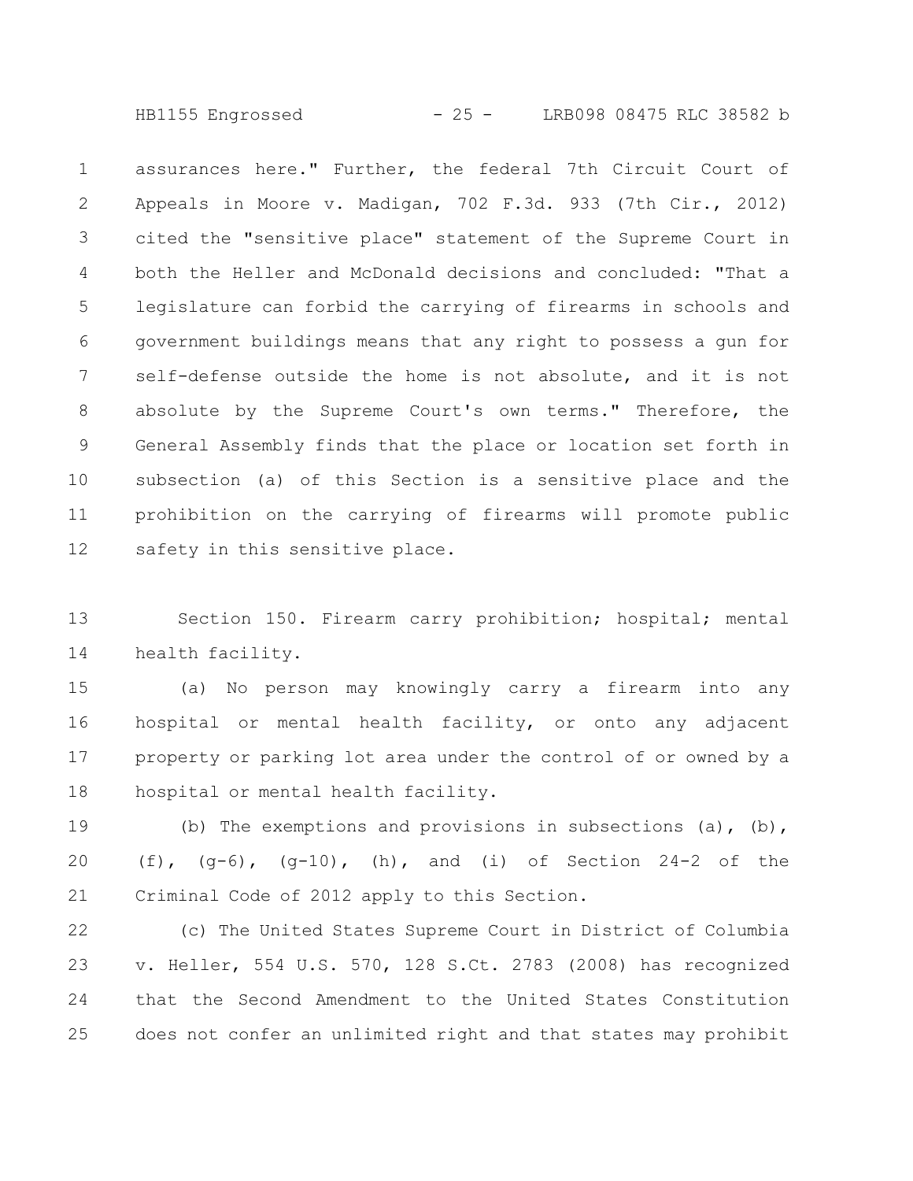assurances here." Further, the federal 7th Circuit Court of Appeals in Moore v. Madigan, 702 F.3d. 933 (7th Cir., 2012) cited the "sensitive place" statement of the Supreme Court in both the Heller and McDonald decisions and concluded: "That a legislature can forbid the carrying of firearms in schools and government buildings means that any right to possess a gun for self-defense outside the home is not absolute, and it is not absolute by the Supreme Court's own terms." Therefore, the General Assembly finds that the place or location set forth in subsection (a) of this Section is a sensitive place and the prohibition on the carrying of firearms will promote public safety in this sensitive place.

Section 150. Firearm carry prohibition; hospital; mental health facility.

(a) No person may knowingly carry a firearm into any hospital or mental health facility, or onto any adjacent property or parking lot area under the control of or owned by a hospital or mental health facility.

(b) The exemptions and provisions in subsections (a), (b), (f), (g-6), (g-10), (h), and (i) of Section 24-2 of the Criminal Code of 2012 apply to this Section.

(c) The United States Supreme Court in District of Columbia v. Heller, 554 U.S. 570, 128 S.Ct. 2783 (2008) has recognized that the Second Amendment to the United States Constitution does not confer an unlimited right and that states may prohibit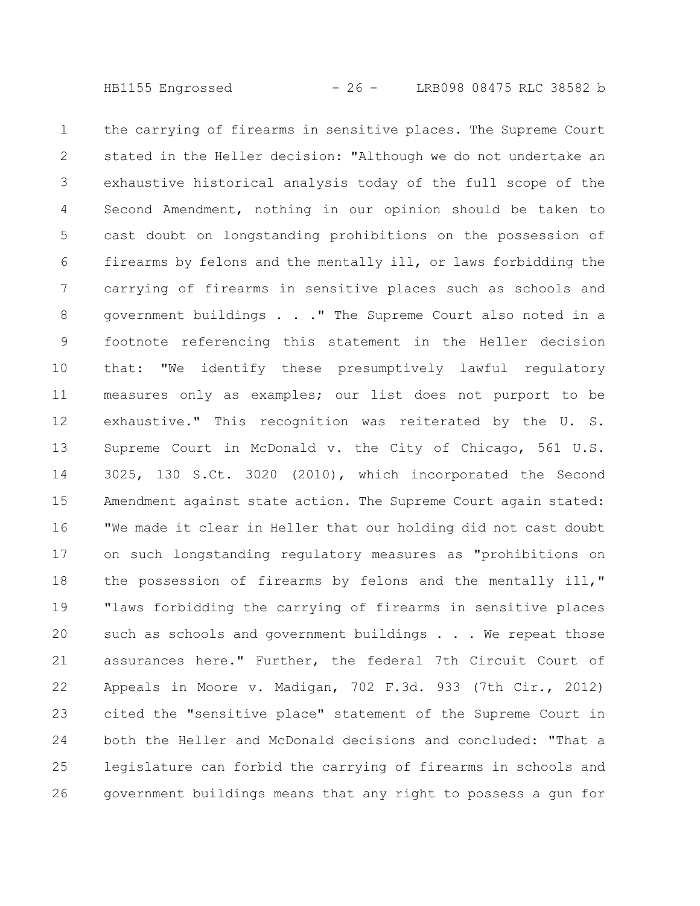the carrying of firearms in sensitive places. The Supreme Court stated in the Heller decision: "Although we do not undertake an exhaustive historical analysis today of the full scope of the Second Amendment, nothing in our opinion should be taken to cast doubt on longstanding prohibitions on the possession of firearms by felons and the mentally ill, or laws forbidding the carrying of firearms in sensitive places such as schools and government buildings . . ." The Supreme Court also noted in a footnote referencing this statement in the Heller decision that: "We identify these presumptively lawful regulatory measures only as examples; our list does not purport to be exhaustive." This recognition was reiterated by the U. S. Supreme Court in McDonald v. the City of Chicago, 561 U.S. 3025, 130 S.Ct. 3020 (2010), which incorporated the Second Amendment against state action. The Supreme Court again stated: "We made it clear in Heller that our holding did not cast doubt on such longstanding regulatory measures as "prohibitions on the possession of firearms by felons and the mentally ill," "laws forbidding the carrying of firearms in sensitive places such as schools and government buildings . . . We repeat those assurances here." Further, the federal 7th Circuit Court of Appeals in Moore v. Madigan, 702 F.3d. 933 (7th Cir., 2012) cited the "sensitive place" statement of the Supreme Court in both the Heller and McDonald decisions and concluded: "That a legislature can forbid the carrying of firearms in schools and government buildings means that any right to possess a gun for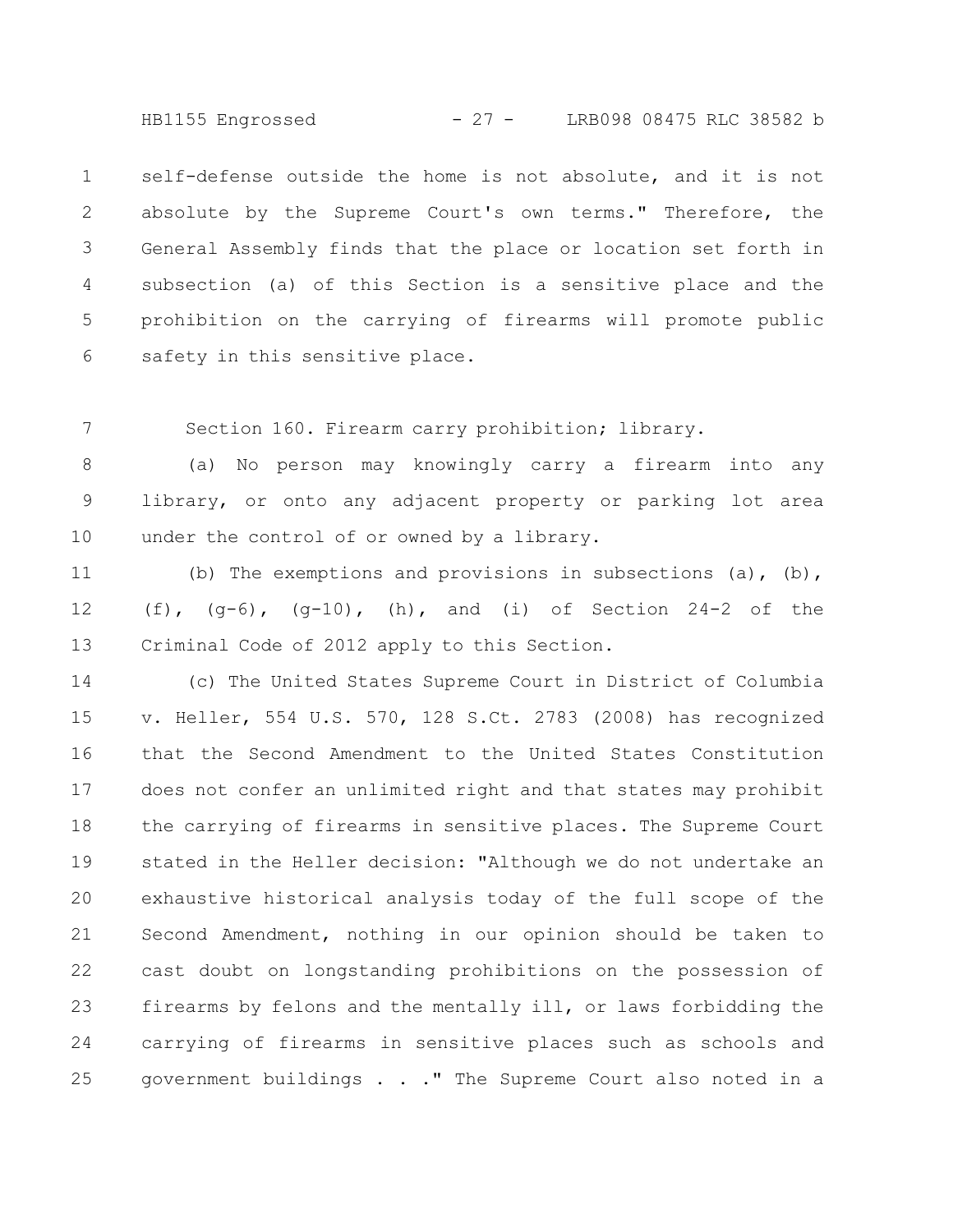self-defense outside the home is not absolute, and it is not absolute by the Supreme Court's own terms." Therefore, the General Assembly finds that the place or location set forth in subsection (a) of this Section is a sensitive place and the prohibition on the carrying of firearms will promote public safety in this sensitive place.

Section 160. Firearm carry prohibition; library.

(a) No person may knowingly carry a firearm into any library, or onto any adjacent property or parking lot area under the control of or owned by a library.

(b) The exemptions and provisions in subsections (a), (b), (f), (g-6), (g-10), (h), and (i) of Section 24-2 of the Criminal Code of 2012 apply to this Section.

(c) The United States Supreme Court in District of Columbia v. Heller, 554 U.S. 570, 128 S.Ct. 2783 (2008) has recognized that the Second Amendment to the United States Constitution does not confer an unlimited right and that states may prohibit the carrying of firearms in sensitive places. The Supreme Court stated in the Heller decision: "Although we do not undertake an exhaustive historical analysis today of the full scope of the Second Amendment, nothing in our opinion should be taken to cast doubt on longstanding prohibitions on the possession of firearms by felons and the mentally ill, or laws forbidding the carrying of firearms in sensitive places such as schools and government buildings . . ." The Supreme Court also noted in a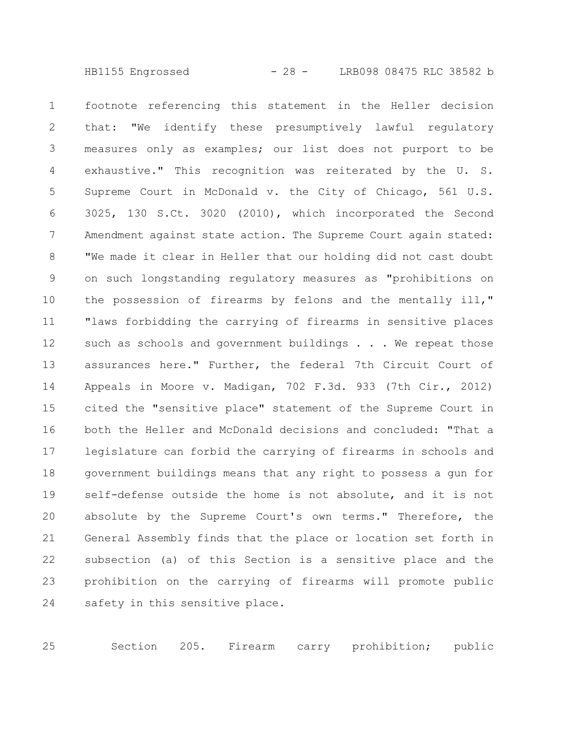footnote referencing this statement in the Heller decision that: "We identify these presumptively lawful regulatory measures only as examples; our list does not purport to be exhaustive." This recognition was reiterated by the U. S. Supreme Court in McDonald v. the City of Chicago, 561 U.S. 3025, 130 S.Ct. 3020 (2010), which incorporated the Second Amendment against state action. The Supreme Court again stated: "We made it clear in Heller that our holding did not cast doubt on such longstanding regulatory measures as "prohibitions on the possession of firearms by felons and the mentally ill," "laws forbidding the carrying of firearms in sensitive places such as schools and government buildings . . . We repeat those assurances here." Further, the federal 7th Circuit Court of Appeals in Moore v. Madigan, 702 F.3d. 933 (7th Cir., 2012) cited the "sensitive place" statement of the Supreme Court in both the Heller and McDonald decisions and concluded: "That a legislature can forbid the carrying of firearms in schools and government buildings means that any right to possess a gun for self-defense outside the home is not absolute, and it is not absolute by the Supreme Court's own terms." Therefore, the General Assembly finds that the place or location set forth in subsection (a) of this Section is a sensitive place and the prohibition on the carrying of firearms will promote public safety in this sensitive place.

Section 205. Firearm carry prohibition; public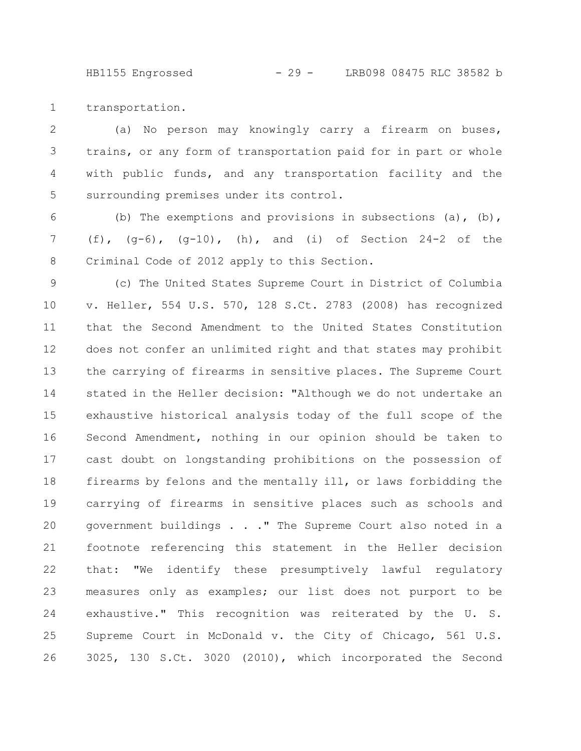transportation.

(a) No person may knowingly carry a firearm on buses, trains, or any form of transportation paid for in part or whole with public funds, and any transportation facility and the surrounding premises under its control.

(b) The exemptions and provisions in subsections (a), (b), (f), (g-6), (g-10), (h), and (i) of Section 24-2 of the Criminal Code of 2012 apply to this Section.

(c) The United States Supreme Court in District of Columbia v. Heller, 554 U.S. 570, 128 S.Ct. 2783 (2008) has recognized that the Second Amendment to the United States Constitution does not confer an unlimited right and that states may prohibit the carrying of firearms in sensitive places. The Supreme Court stated in the Heller decision: "Although we do not undertake an exhaustive historical analysis today of the full scope of the Second Amendment, nothing in our opinion should be taken to cast doubt on longstanding prohibitions on the possession of firearms by felons and the mentally ill, or laws forbidding the carrying of firearms in sensitive places such as schools and government buildings . . ." The Supreme Court also noted in a footnote referencing this statement in the Heller decision that: "We identify these presumptively lawful regulatory measures only as examples; our list does not purport to be exhaustive." This recognition was reiterated by the U. S. Supreme Court in McDonald v. the City of Chicago, 561 U.S. 3025, 130 S.Ct. 3020 (2010), which incorporated the Second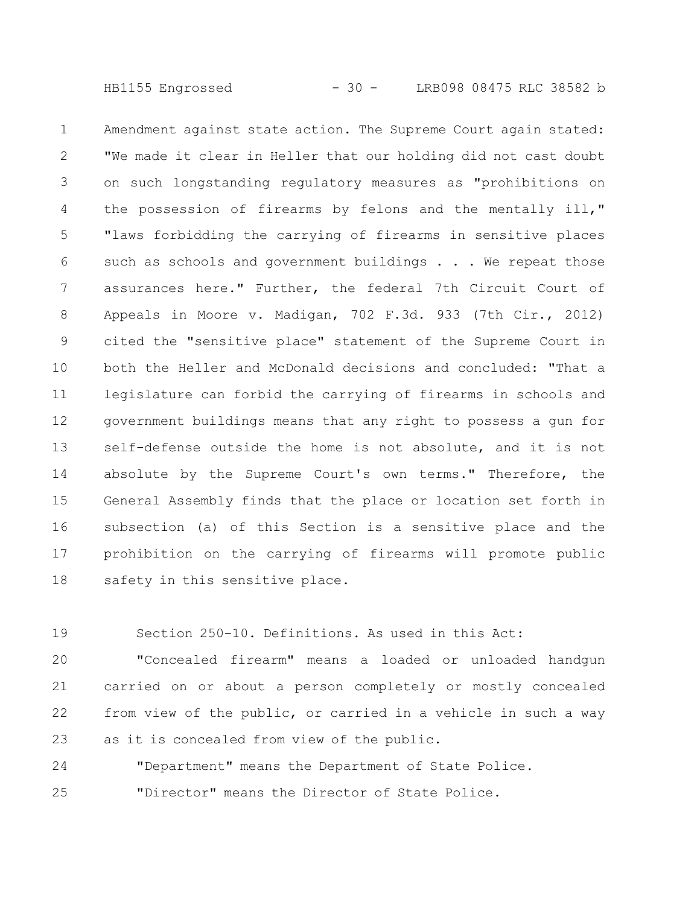Amendment against state action. The Supreme Court again stated: "We made it clear in Heller that our holding did not cast doubt on such longstanding regulatory measures as "prohibitions on the possession of firearms by felons and the mentally ill," "laws forbidding the carrying of firearms in sensitive places such as schools and government buildings . . . We repeat those assurances here." Further, the federal 7th Circuit Court of Appeals in Moore v. Madigan, 702 F.3d. 933 (7th Cir., 2012) cited the "sensitive place" statement of the Supreme Court in both the Heller and McDonald decisions and concluded: "That a legislature can forbid the carrying of firearms in schools and government buildings means that any right to possess a gun for self-defense outside the home is not absolute, and it is not absolute by the Supreme Court's own terms." Therefore, the General Assembly finds that the place or location set forth in subsection (a) of this Section is a sensitive place and the prohibition on the carrying of firearms will promote public safety in this sensitive place.

Section 250-10. Definitions. As used in this Act:

"Concealed firearm" means a loaded or unloaded handgun carried on or about a person completely or mostly concealed from view of the public, or carried in a vehicle in such a way as it is concealed from view of the public.

"Department" means the Department of State Police.

"Director" means the Director of State Police.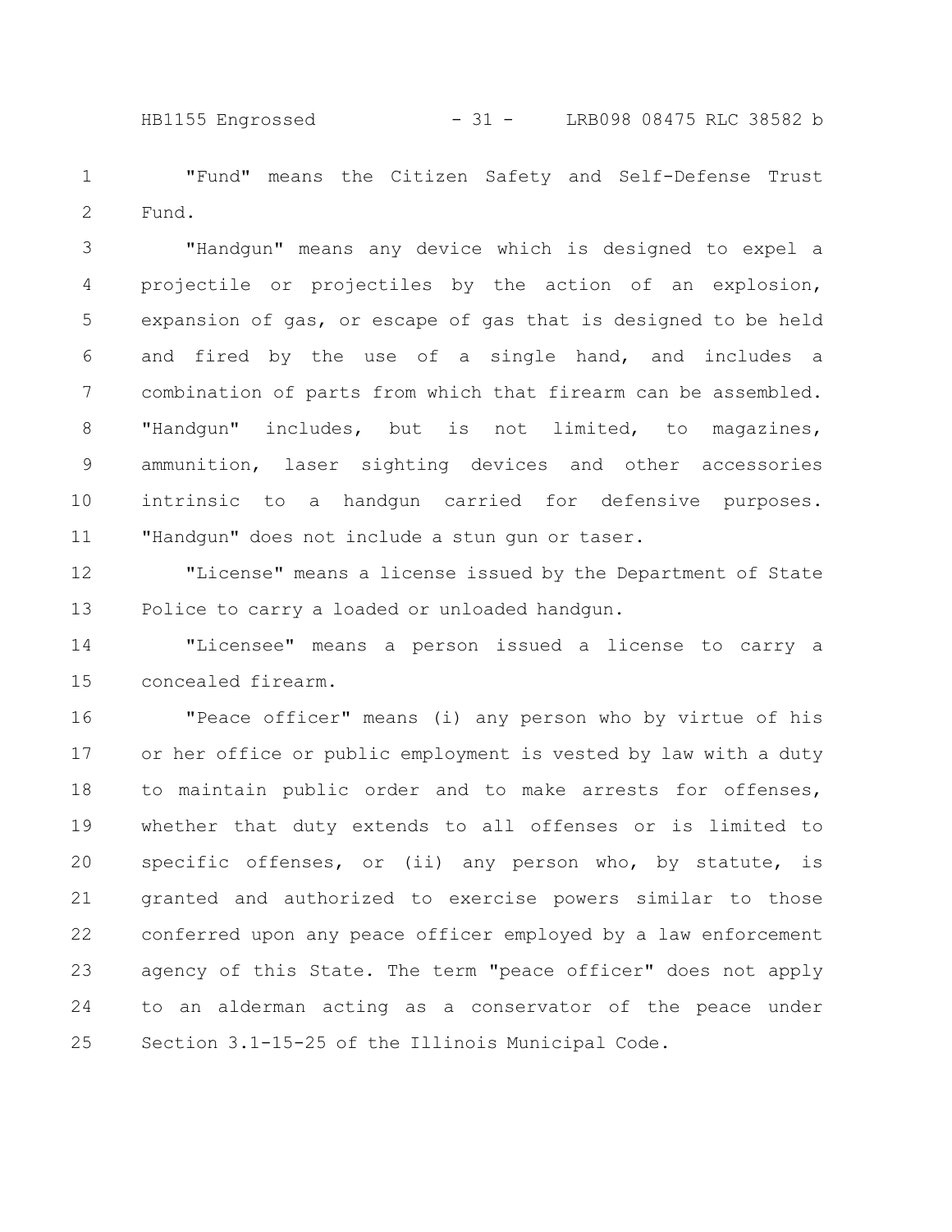"Fund" means the Citizen Safety and Self-Defense Trust Fund.

"Handgun" means any device which is designed to expel a projectile or projectiles by the action of an explosion, expansion of gas, or escape of gas that is designed to be held and fired by the use of a single hand, and includes a combination of parts from which that firearm can be assembled. "Handgun" includes, but is not limited, to magazines, ammunition, laser sighting devices and other accessories intrinsic to a handgun carried for defensive purposes. "Handgun" does not include a stun gun or taser.

"License" means a license issued by the Department of State Police to carry a loaded or unloaded handgun.

"Licensee" means a person issued a license to carry a concealed firearm.

"Peace officer" means (i) any person who by virtue of his or her office or public employment is vested by law with a duty to maintain public order and to make arrests for offenses, whether that duty extends to all offenses or is limited to specific offenses, or (ii) any person who, by statute, is granted and authorized to exercise powers similar to those conferred upon any peace officer employed by a law enforcement agency of this State. The term "peace officer" does not apply to an alderman acting as a conservator of the peace under Section 3.1-15-25 of the Illinois Municipal Code.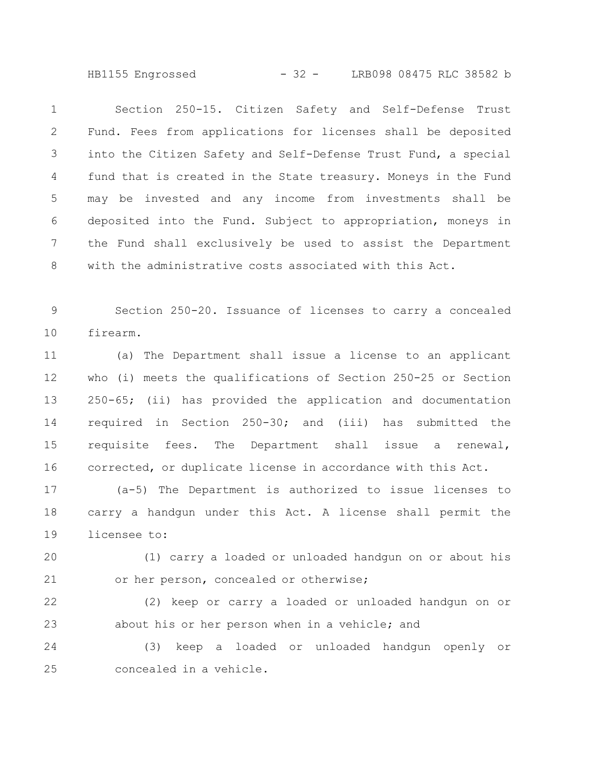Section 250-15. Citizen Safety and Self-Defense Trust Fund. Fees from applications for licenses shall be deposited into the Citizen Safety and Self-Defense Trust Fund, a special fund that is created in the State treasury. Moneys in the Fund may be invested and any income from investments shall be deposited into the Fund. Subject to appropriation, moneys in the Fund shall exclusively be used to assist the Department with the administrative costs associated with this Act.

Section 250-20. Issuance of licenses to carry a concealed firearm.

(a) The Department shall issue a license to an applicant who (i) meets the qualifications of Section 250-25 or Section 250-65; (ii) has provided the application and documentation required in Section 250-30; and (iii) has submitted the requisite fees. The Department shall issue a renewal, corrected, or duplicate license in accordance with this Act.

(a-5) The Department is authorized to issue licenses to carry a handgun under this Act. A license shall permit the licensee to:

(1) carry a loaded or unloaded handgun on or about his or her person, concealed or otherwise;

(2) keep or carry a loaded or unloaded handgun on or about his or her person when in a vehicle; and

(3) keep a loaded or unloaded handgun openly or concealed in a vehicle.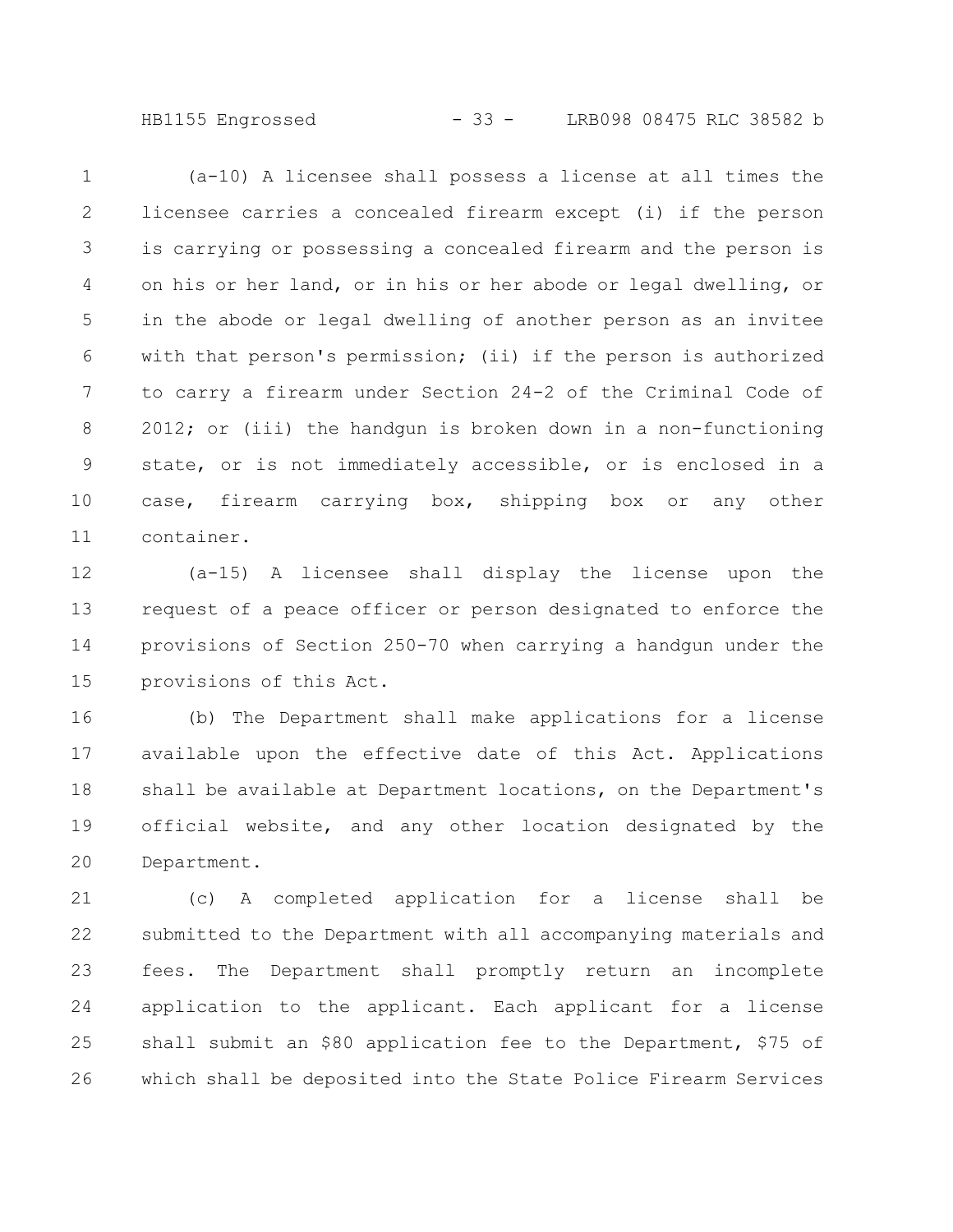(a-10) A licensee shall possess a license at all times the licensee carries a concealed firearm except (i) if the person is carrying or possessing a concealed firearm and the person is on his or her land, or in his or her abode or legal dwelling, or in the abode or legal dwelling of another person as an invitee with that person's permission; (ii) if the person is authorized to carry a firearm under Section 24-2 of the Criminal Code of 2012; or (iii) the handgun is broken down in a non-functioning state, or is not immediately accessible, or is enclosed in a case, firearm carrying box, shipping box or any other container.

(a-15) A licensee shall display the license upon the request of a peace officer or person designated to enforce the provisions of Section 250-70 when carrying a handgun under the provisions of this Act.

(b) The Department shall make applications for a license available upon the effective date of this Act. Applications shall be available at Department locations, on the Department's official website, and any other location designated by the Department.

(c) A completed application for a license shall be submitted to the Department with all accompanying materials and fees. The Department shall promptly return an incomplete application to the applicant. Each applicant for a license shall submit an $80 application fee to the Department, $75 of which shall be deposited into the State Police Firearm Services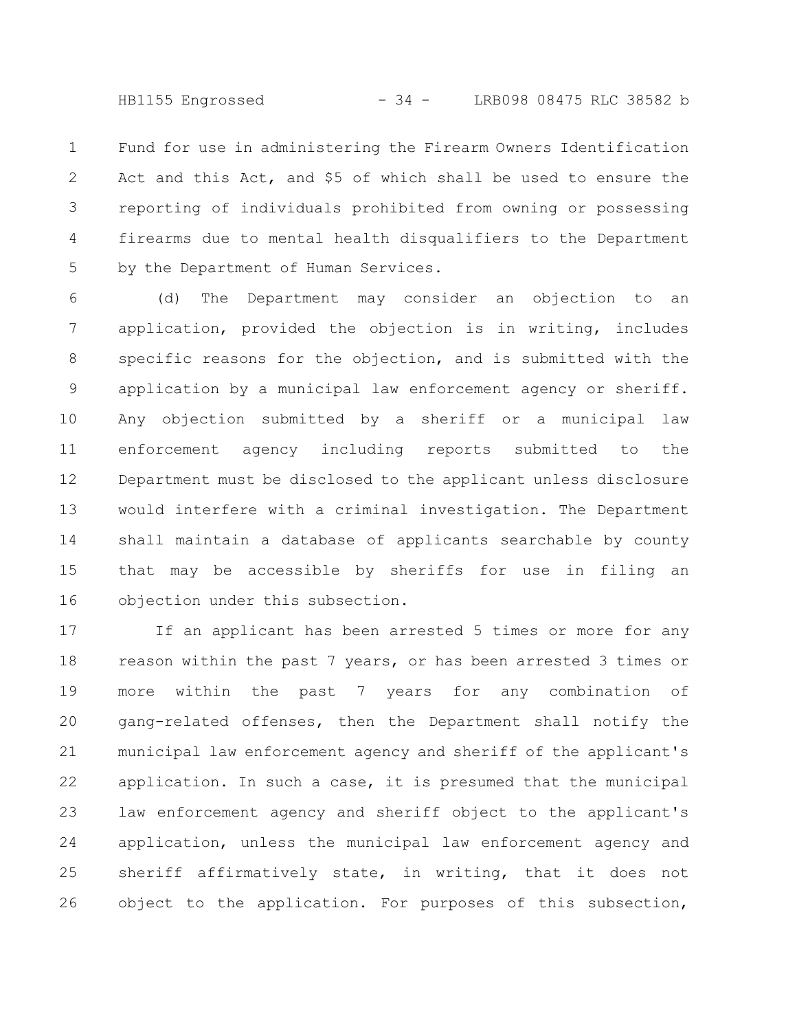Fund for use in administering the Firearm Owners Identification Act and this Act, and $5 of which shall be used to ensure the reporting of individuals prohibited from owning or possessing firearms due to mental health disqualifiers to the Department by the Department of Human Services.

(d) The Department may consider an objection to an application, provided the objection is in writing, includes specific reasons for the objection, and is submitted with the application by a municipal law enforcement agency or sheriff. Any objection submitted by a sheriff or a municipal law enforcement agency including reports submitted to the Department must be disclosed to the applicant unless disclosure would interfere with a criminal investigation. The Department shall maintain a database of applicants searchable by county that may be accessible by sheriffs for use in filing an objection under this subsection.

If an applicant has been arrested 5 times or more for any reason within the past 7 years, or has been arrested 3 times or more within the past 7 years for any combination of gang-related offenses, then the Department shall notify the municipal law enforcement agency and sheriff of the applicant's application. In such a case, it is presumed that the municipal law enforcement agency and sheriff object to the applicant's application, unless the municipal law enforcement agency and sheriff affirmatively state, in writing, that it does not object to the application. For purposes of this subsection,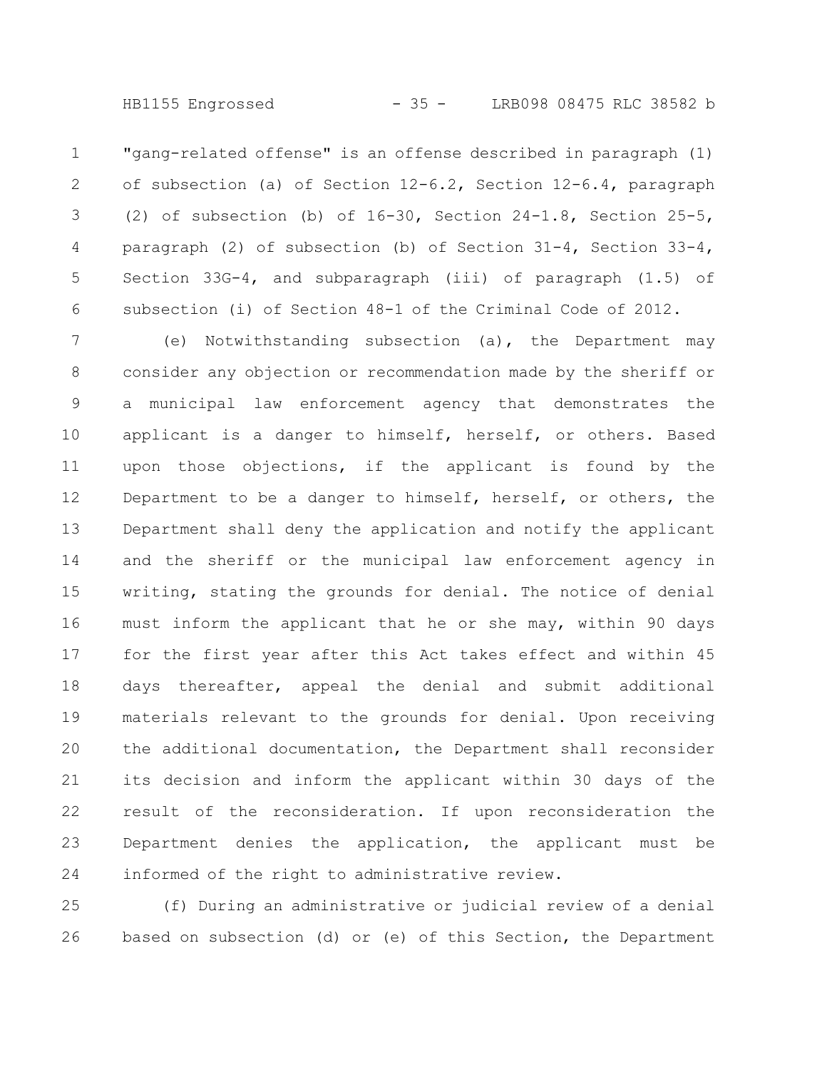"gang-related offense" is an offense described in paragraph (1) of subsection (a) of Section 12-6.2, Section 12-6.4, paragraph (2) of subsection (b) of 16-30, Section 24-1.8, Section 25-5, paragraph (2) of subsection (b) of Section 31-4, Section 33-4, Section 33G-4, and subparagraph (iii) of paragraph (1.5) of subsection (i) of Section 48-1 of the Criminal Code of 2012.

(e) Notwithstanding subsection (a), the Department may consider any objection or recommendation made by the sheriff or a municipal law enforcement agency that demonstrates the applicant is a danger to himself, herself, or others. Based upon those objections, if the applicant is found by the Department to be a danger to himself, herself, or others, the Department shall deny the application and notify the applicant and the sheriff or the municipal law enforcement agency in writing, stating the grounds for denial. The notice of denial must inform the applicant that he or she may, within 90 days for the first year after this Act takes effect and within 45 days thereafter, appeal the denial and submit additional materials relevant to the grounds for denial. Upon receiving the additional documentation, the Department shall reconsider its decision and inform the applicant within 30 days of the result of the reconsideration. If upon reconsideration the Department denies the application, the applicant must be informed of the right to administrative review.

(f) During an administrative or judicial review of a denial based on subsection (d) or (e) of this Section, the Department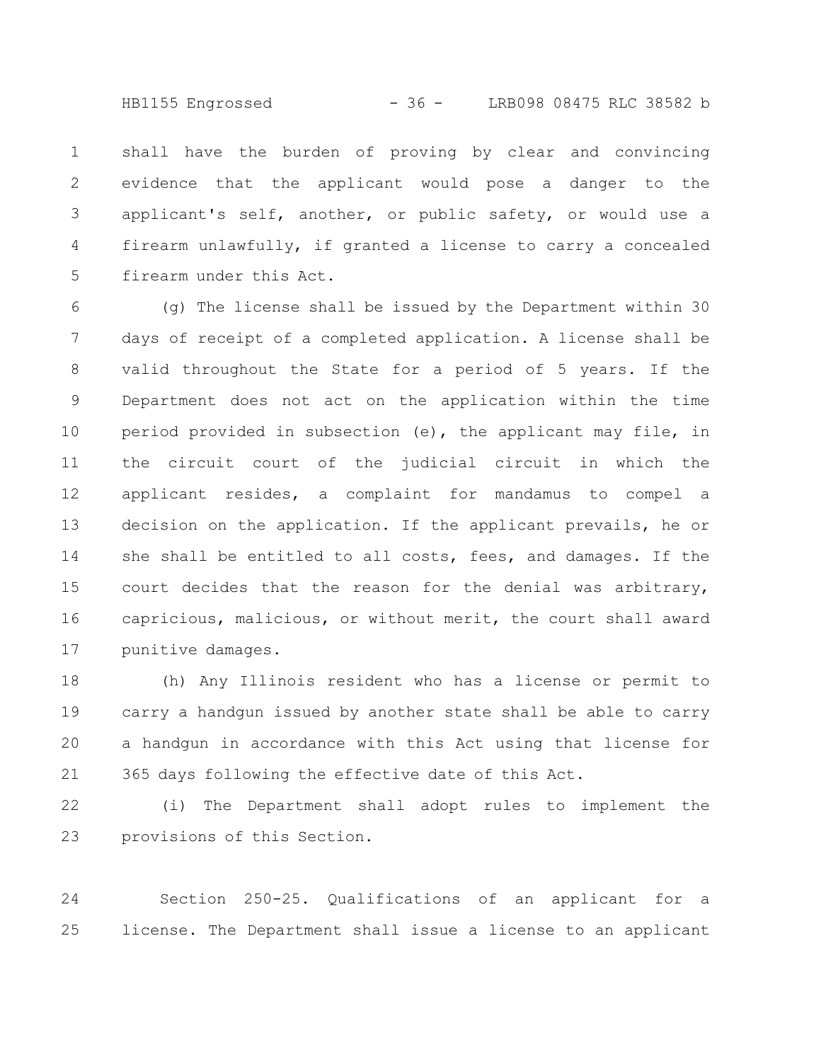shall have the burden of proving by clear and convincing evidence that the applicant would pose a danger to the applicant's self, another, or public safety, or would use a firearm unlawfully, if granted a license to carry a concealed firearm under this Act.

(g) The license shall be issued by the Department within 30 days of receipt of a completed application. A license shall be valid throughout the State for a period of 5 years. If the Department does not act on the application within the time period provided in subsection (e), the applicant may file, in the circuit court of the judicial circuit in which the applicant resides, a complaint for mandamus to compel a decision on the application. If the applicant prevails, he or she shall be entitled to all costs, fees, and damages. If the court decides that the reason for the denial was arbitrary, capricious, malicious, or without merit, the court shall award punitive damages.

(h) Any Illinois resident who has a license or permit to carry a handgun issued by another state shall be able to carry a handgun in accordance with this Act using that license for 365 days following the effective date of this Act.

(i) The Department shall adopt rules to implement the provisions of this Section.

Section 250-25. Qualifications of an applicant for a license. The Department shall issue a license to an applicant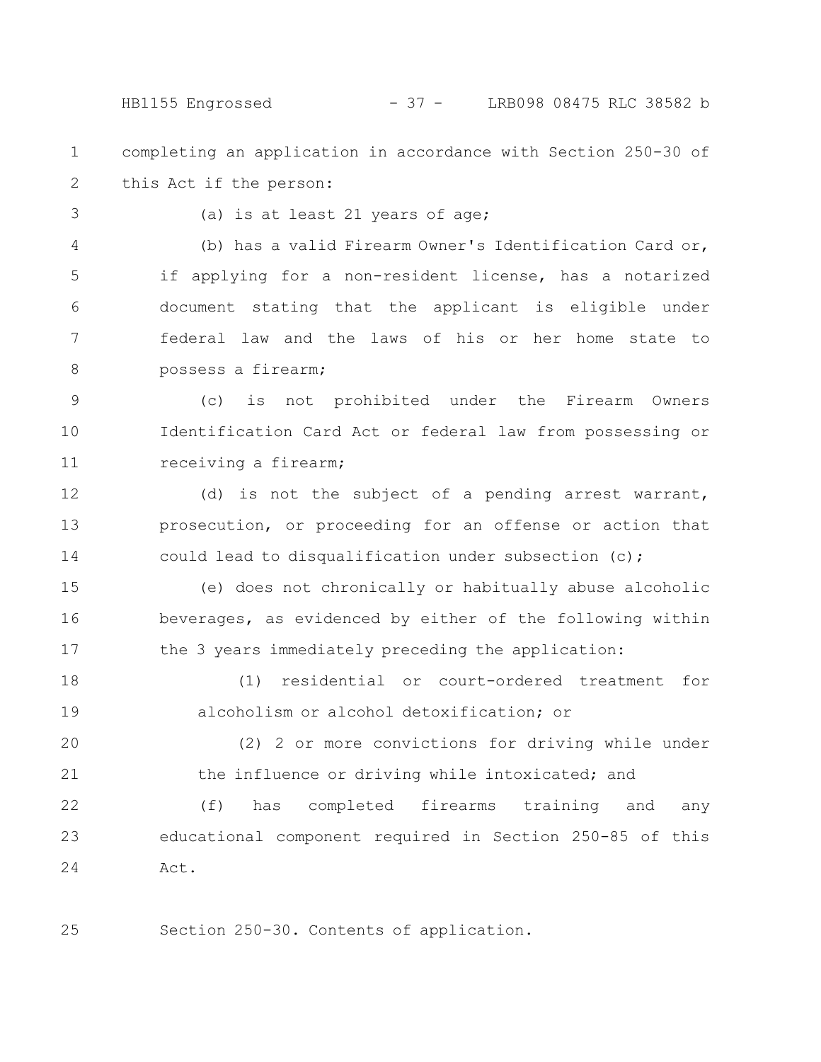completing an application in accordance with Section 250-30 of this Act if the person:

(a) is at least 21 years of age;

(b) has a valid Firearm Owner's Identification Card or, if applying for a non-resident license, has a notarized document stating that the applicant is eligible under federal law and the laws of his or her home state to possess a firearm;

(c) is not prohibited under the Firearm Owners Identification Card Act or federal law from possessing or receiving a firearm;

(d) is not the subject of a pending arrest warrant, prosecution, or proceeding for an offense or action that could lead to disqualification under subsection (c);

(e) does not chronically or habitually abuse alcoholic beverages, as evidenced by either of the following within the 3 years immediately preceding the application:

(1) residential or court-ordered treatment for alcoholism or alcohol detoxification; or

(2) 2 or more convictions for driving while under the influence or driving while intoxicated; and

(f) has completed firearms training and any educational component required in Section 250-85 of this Act.

Section 250-30. Contents of application.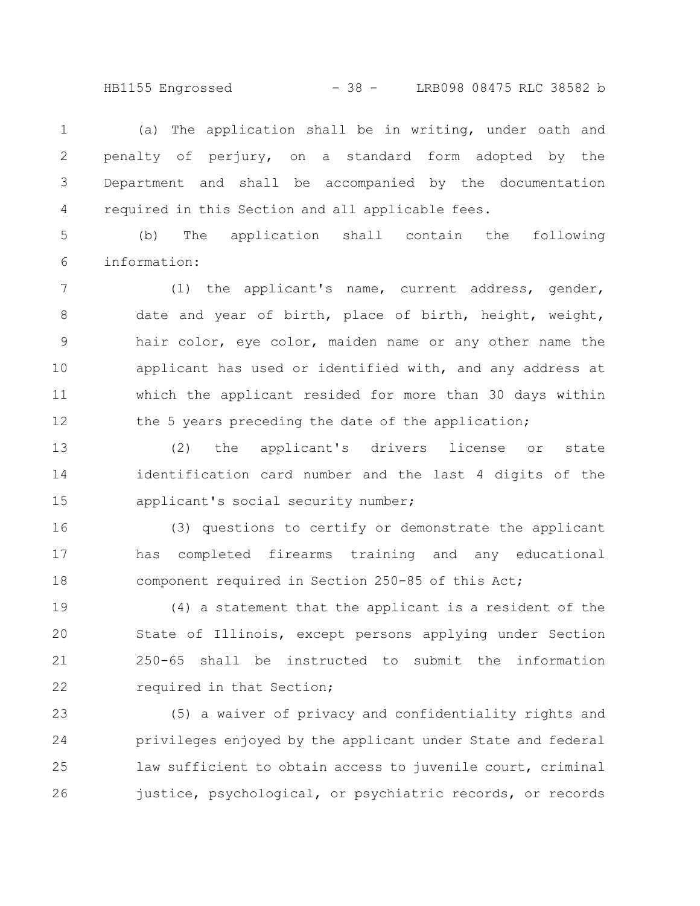(a) The application shall be in writing, under oath and penalty of perjury, on a standard form adopted by the Department and shall be accompanied by the documentation required in this Section and all applicable fees.

(b) The application shall contain the following information:

(1) the applicant's name, current address, gender, date and year of birth, place of birth, height, weight, hair color, eye color, maiden name or any other name the applicant has used or identified with, and any address at which the applicant resided for more than 30 days within the 5 years preceding the date of the application;

(2) the applicant's drivers license or state identification card number and the last 4 digits of the applicant's social security number;

(3) questions to certify or demonstrate the applicant has completed firearms training and any educational component required in Section 250-85 of this Act;

(4) a statement that the applicant is a resident of the State of Illinois, except persons applying under Section 250-65 shall be instructed to submit the information required in that Section;

(5) a waiver of privacy and confidentiality rights and privileges enjoyed by the applicant under State and federal law sufficient to obtain access to juvenile court, criminal justice, psychological, or psychiatric records, or records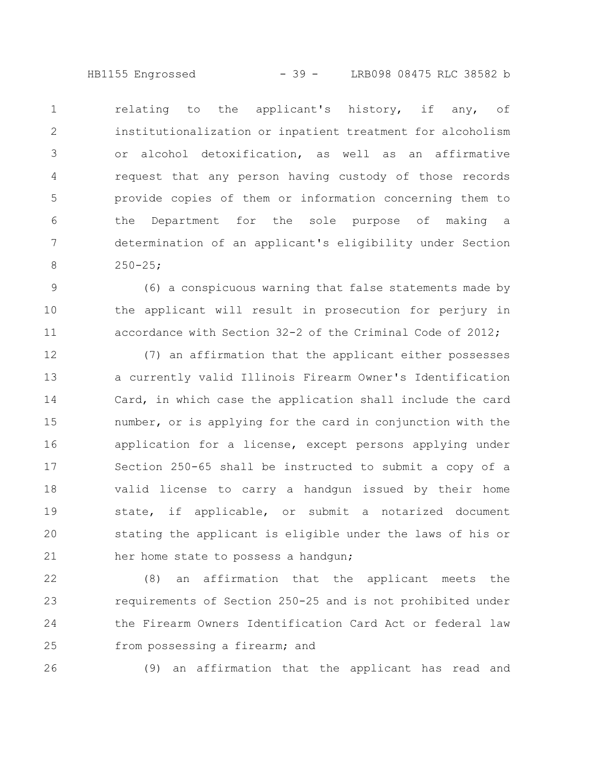relating to the applicant's history, if any, of institutionalization or inpatient treatment for alcoholism or alcohol detoxification, as well as an affirmative request that any person having custody of those records provide copies of them or information concerning them to the Department for the sole purpose of making a determination of an applicant's eligibility under Section 250-25;

(6) a conspicuous warning that false statements made by the applicant will result in prosecution for perjury in accordance with Section 32-2 of the Criminal Code of 2012;

(7) an affirmation that the applicant either possesses a currently valid Illinois Firearm Owner's Identification Card, in which case the application shall include the card number, or is applying for the card in conjunction with the application for a license, except persons applying under Section 250-65 shall be instructed to submit a copy of a valid license to carry a handgun issued by their home state, if applicable, or submit a notarized document stating the applicant is eligible under the laws of his or her home state to possess a handgun;

(8) an affirmation that the applicant meets the requirements of Section 250-25 and is not prohibited under the Firearm Owners Identification Card Act or federal law from possessing a firearm; and

(9) an affirmation that the applicant has read and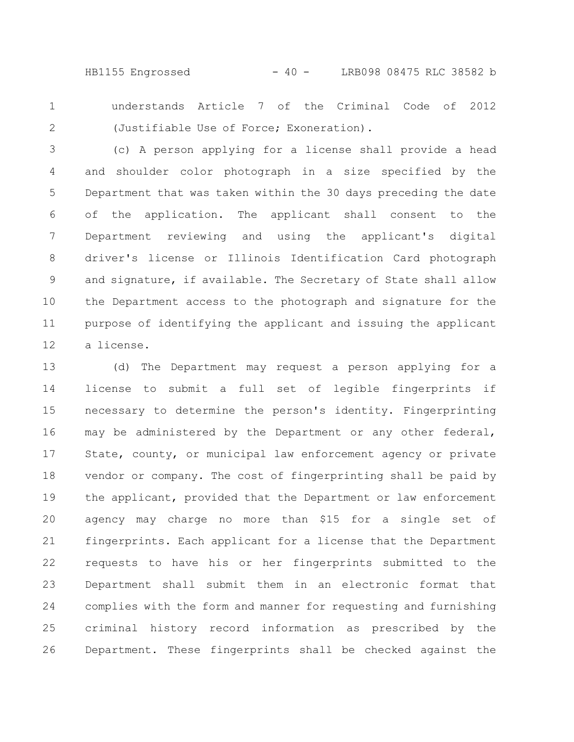understands Article 7 of the Criminal Code of 2012 (Justifiable Use of Force; Exoneration).

(c) A person applying for a license shall provide a head and shoulder color photograph in a size specified by the Department that was taken within the 30 days preceding the date of the application. The applicant shall consent to the Department reviewing and using the applicant's digital driver's license or Illinois Identification Card photograph and signature, if available. The Secretary of State shall allow the Department access to the photograph and signature for the purpose of identifying the applicant and issuing the applicant a license.

(d) The Department may request a person applying for a license to submit a full set of legible fingerprints if necessary to determine the person's identity. Fingerprinting may be administered by the Department or any other federal, State, county, or municipal law enforcement agency or private vendor or company. The cost of fingerprinting shall be paid by the applicant, provided that the Department or law enforcement agency may charge no more than $15 for a single set of fingerprints. Each applicant for a license that the Department requests to have his or her fingerprints submitted to the Department shall submit them in an electronic format that complies with the form and manner for requesting and furnishing criminal history record information as prescribed by the Department. These fingerprints shall be checked against the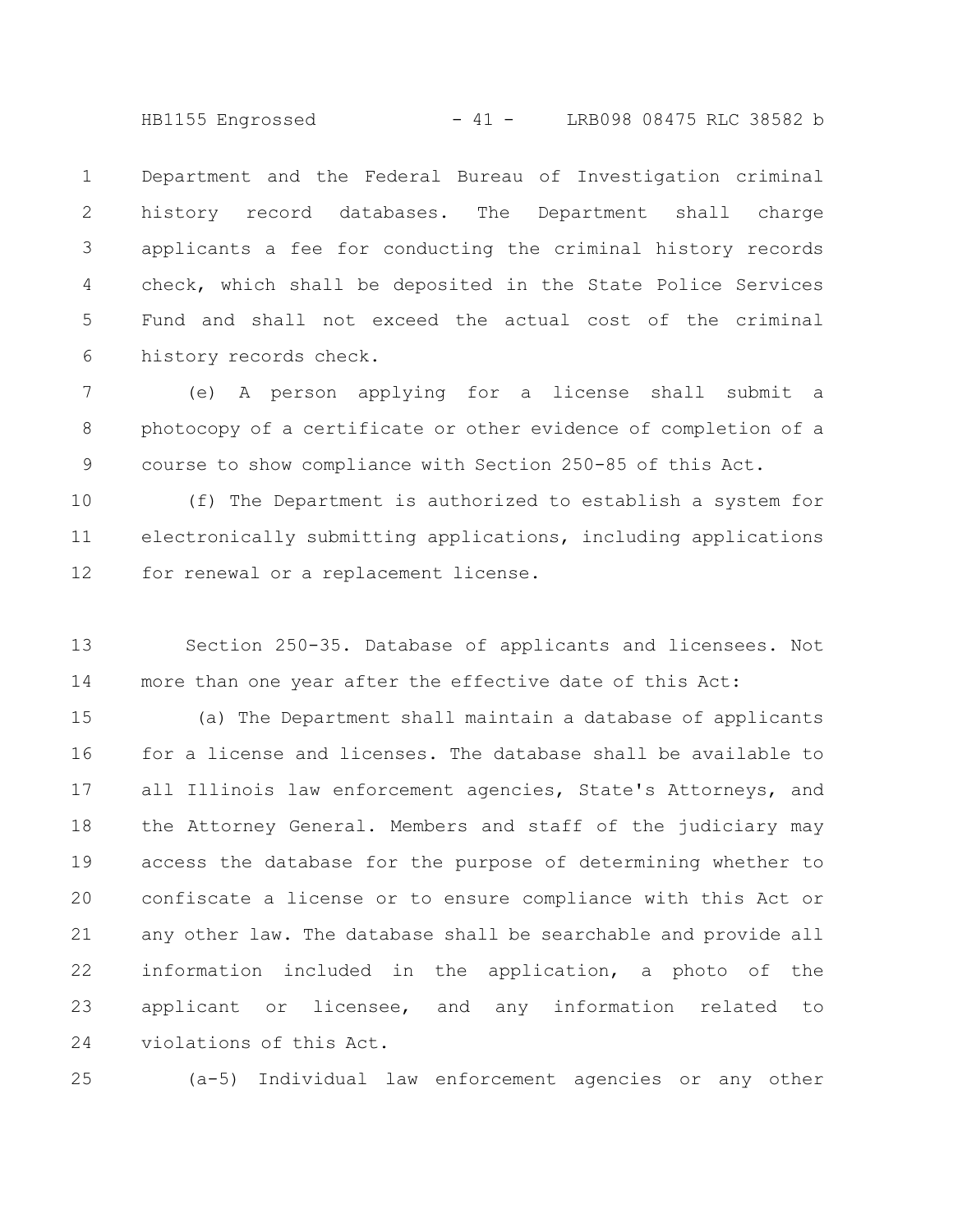Department and the Federal Bureau of Investigation criminal history record databases. The Department shall charge applicants a fee for conducting the criminal history records check, which shall be deposited in the State Police Services Fund and shall not exceed the actual cost of the criminal history records check.

(e) A person applying for a license shall submit a photocopy of a certificate or other evidence of completion of a course to show compliance with Section 250-85 of this Act.

(f) The Department is authorized to establish a system for electronically submitting applications, including applications for renewal or a replacement license.

Section 250-35. Database of applicants and licensees. Not more than one year after the effective date of this Act:

(a) The Department shall maintain a database of applicants for a license and licenses. The database shall be available to all Illinois law enforcement agencies, State's Attorneys, and the Attorney General. Members and staff of the judiciary may access the database for the purpose of determining whether to confiscate a license or to ensure compliance with this Act or any other law. The database shall be searchable and provide all information included in the application, a photo of the applicant or licensee, and any information related to violations of this Act.

(a-5) Individual law enforcement agencies or any other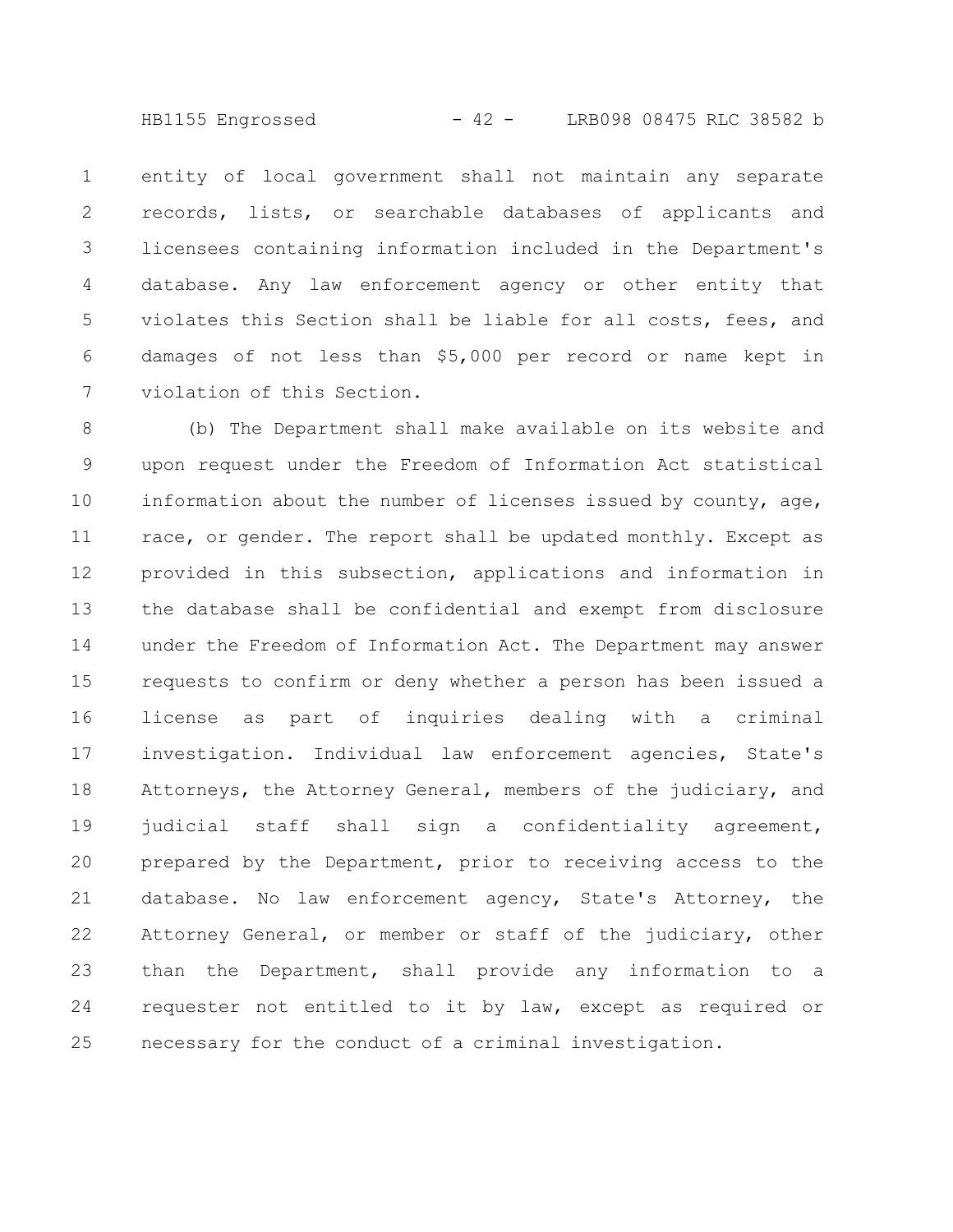entity of local government shall not maintain any separate records, lists, or searchable databases of applicants and licensees containing information included in the Department's database. Any law enforcement agency or other entity that violates this Section shall be liable for all costs, fees, and damages of not less than $5,000 per record or name kept in violation of this Section.

(b) The Department shall make available on its website and upon request under the Freedom of Information Act statistical information about the number of licenses issued by county, age, race, or gender. The report shall be updated monthly. Except as provided in this subsection, applications and information in the database shall be confidential and exempt from disclosure under the Freedom of Information Act. The Department may answer requests to confirm or deny whether a person has been issued a license as part of inquiries dealing with a criminal investigation. Individual law enforcement agencies, State's Attorneys, the Attorney General, members of the judiciary, and judicial staff shall sign a confidentiality agreement, prepared by the Department, prior to receiving access to the database. No law enforcement agency, State's Attorney, the Attorney General, or member or staff of the judiciary, other than the Department, shall provide any information to a requester not entitled to it by law, except as required or necessary for the conduct of a criminal investigation.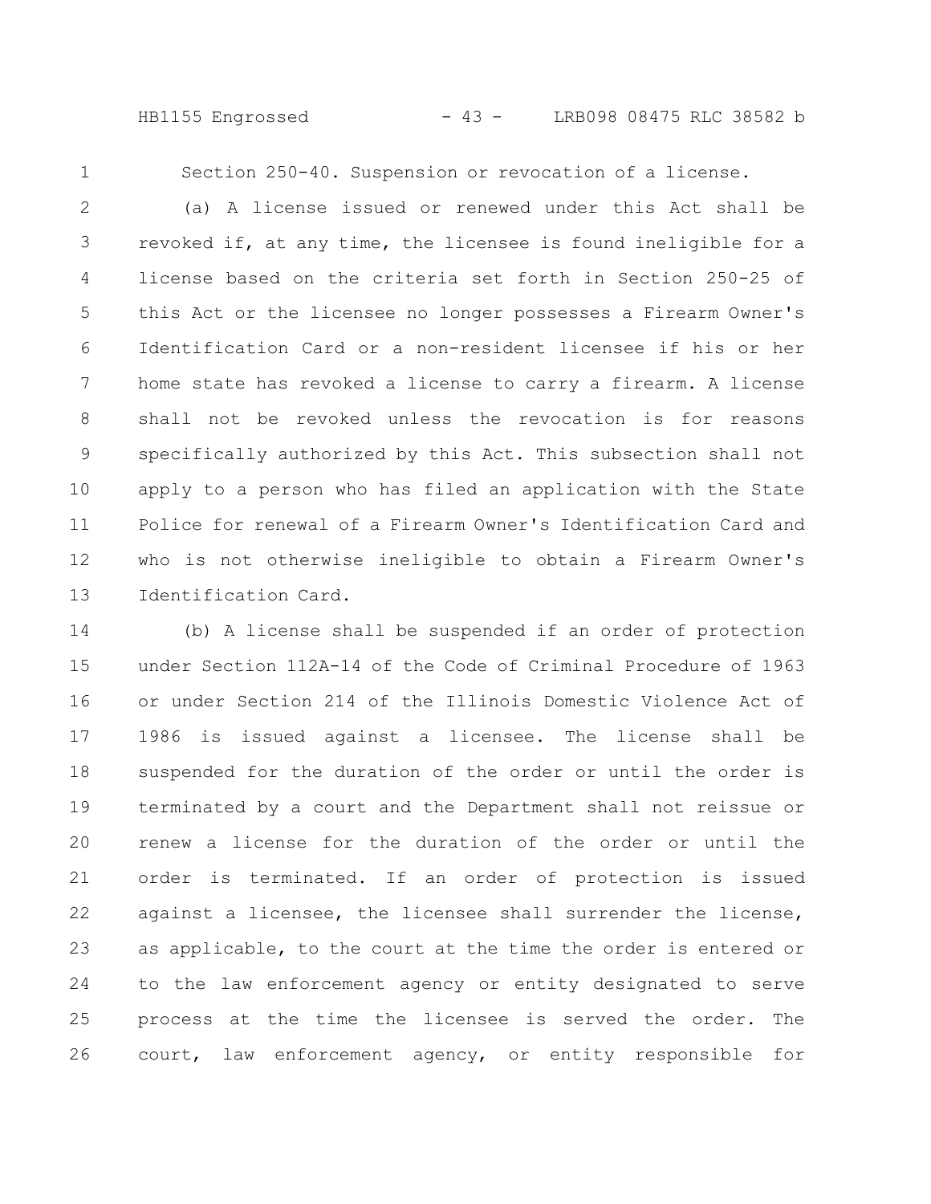Section 250-40. Suspension or revocation of a license.

(a) A license issued or renewed under this Act shall be revoked if, at any time, the licensee is found ineligible for a license based on the criteria set forth in Section 250-25 of this Act or the licensee no longer possesses a Firearm Owner's Identification Card or a non-resident licensee if his or her home state has revoked a license to carry a firearm. A license shall not be revoked unless the revocation is for reasons specifically authorized by this Act. This subsection shall not apply to a person who has filed an application with the State Police for renewal of a Firearm Owner's Identification Card and who is not otherwise ineligible to obtain a Firearm Owner's Identification Card.

(b) A license shall be suspended if an order of protection under Section 112A-14 of the Code of Criminal Procedure of 1963 or under Section 214 of the Illinois Domestic Violence Act of 1986 is issued against a licensee. The license shall be suspended for the duration of the order or until the order is terminated by a court and the Department shall not reissue or renew a license for the duration of the order or until the order is terminated. If an order of protection is issued against a licensee, the licensee shall surrender the license, as applicable, to the court at the time the order is entered or to the law enforcement agency or entity designated to serve process at the time the licensee is served the order. The court, law enforcement agency, or entity responsible for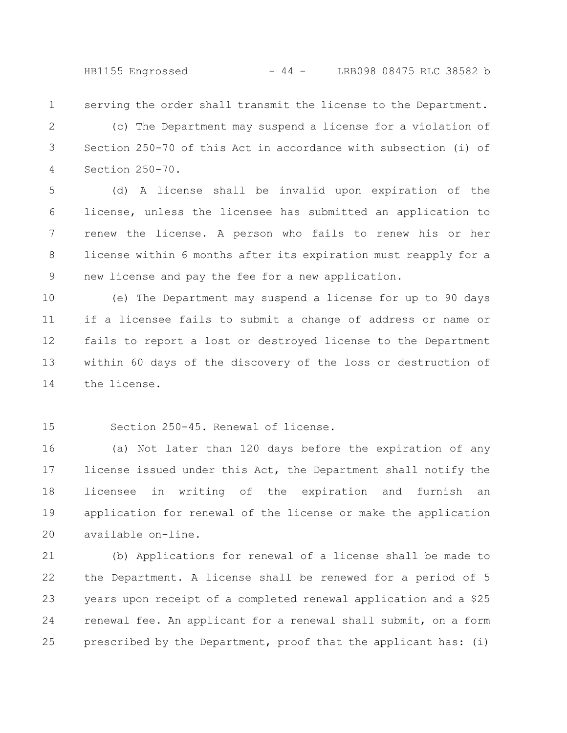serving the order shall transmit the license to the Department.

(c) The Department may suspend a license for a violation of Section 250-70 of this Act in accordance with subsection (i) of Section 250-70.

(d) A license shall be invalid upon expiration of the license, unless the licensee has submitted an application to renew the license. A person who fails to renew his or her license within 6 months after its expiration must reapply for a new license and pay the fee for a new application.

(e) The Department may suspend a license for up to 90 days if a licensee fails to submit a change of address or name or fails to report a lost or destroyed license to the Department within 60 days of the discovery of the loss or destruction of the license.

Section 250-45. Renewal of license.

(a) Not later than 120 days before the expiration of any license issued under this Act, the Department shall notify the licensee in writing of the expiration and furnish an application for renewal of the license or make the application available on-line.

(b) Applications for renewal of a license shall be made to the Department. A license shall be renewed for a period of 5 years upon receipt of a completed renewal application and a $25 renewal fee. An applicant for a renewal shall submit, on a form prescribed by the Department, proof that the applicant has: (i)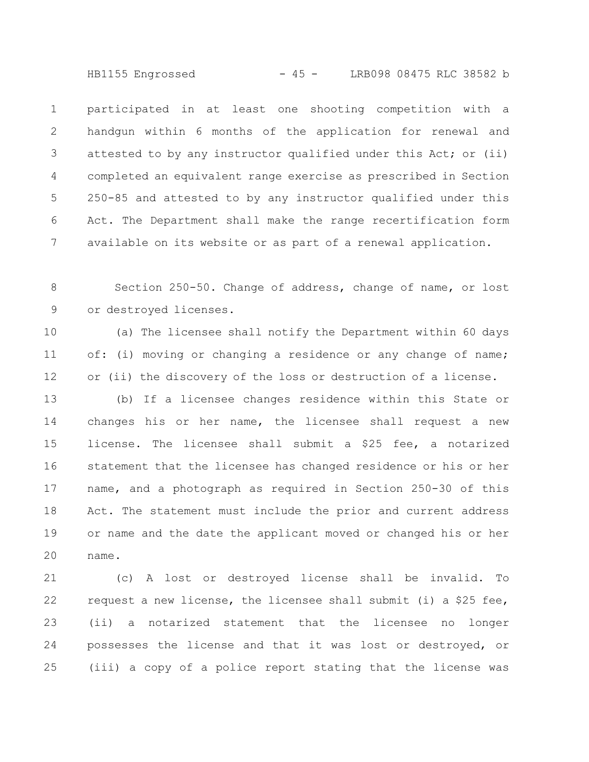participated in at least one shooting competition with a handgun within 6 months of the application for renewal and attested to by any instructor qualified under this Act; or (ii) completed an equivalent range exercise as prescribed in Section 250-85 and attested to by any instructor qualified under this Act. The Department shall make the range recertification form available on its website or as part of a renewal application.

Section 250-50. Change of address, change of name, or lost or destroyed licenses.

(a) The licensee shall notify the Department within 60 days of: (i) moving or changing a residence or any change of name; or (ii) the discovery of the loss or destruction of a license.

(b) If a licensee changes residence within this State or changes his or her name, the licensee shall request a new license. The licensee shall submit a $25 fee, a notarized statement that the licensee has changed residence or his or her name, and a photograph as required in Section 250-30 of this Act. The statement must include the prior and current address or name and the date the applicant moved or changed his or her name.

(c) A lost or destroyed license shall be invalid. To request a new license, the licensee shall submit (i) a $25 fee, (ii) a notarized statement that the licensee no longer possesses the license and that it was lost or destroyed, or (iii) a copy of a police report stating that the license was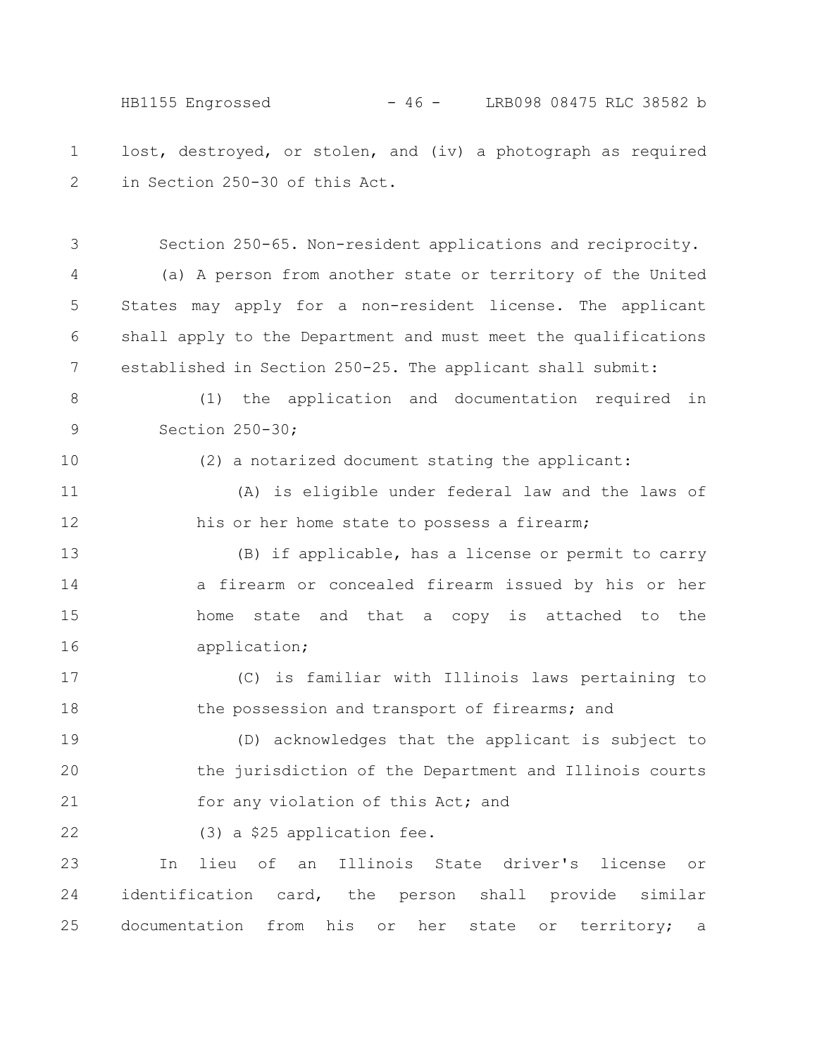lost, destroyed, or stolen, and (iv) a photograph as required in Section 250-30 of this Act.

Section 250-65. Non-resident applications and reciprocity.

(a) A person from another state or territory of the United States may apply for a non-resident license. The applicant shall apply to the Department and must meet the qualifications established in Section 250-25. The applicant shall submit:

(1) the application and documentation required in Section 250-30;

(2) a notarized document stating the applicant:

(A) is eligible under federal law and the laws of his or her home state to possess a firearm;

(B) if applicable, has a license or permit to carry a firearm or concealed firearm issued by his or her home state and that a copy is attached to the application;

(C) is familiar with Illinois laws pertaining to the possession and transport of firearms; and

(D) acknowledges that the applicant is subject to the jurisdiction of the Department and Illinois courts for any violation of this Act; and

(3) a $25 application fee.

In lieu of an Illinois State driver's license or identification card, the person shall provide similar documentation from his or her state or territory; a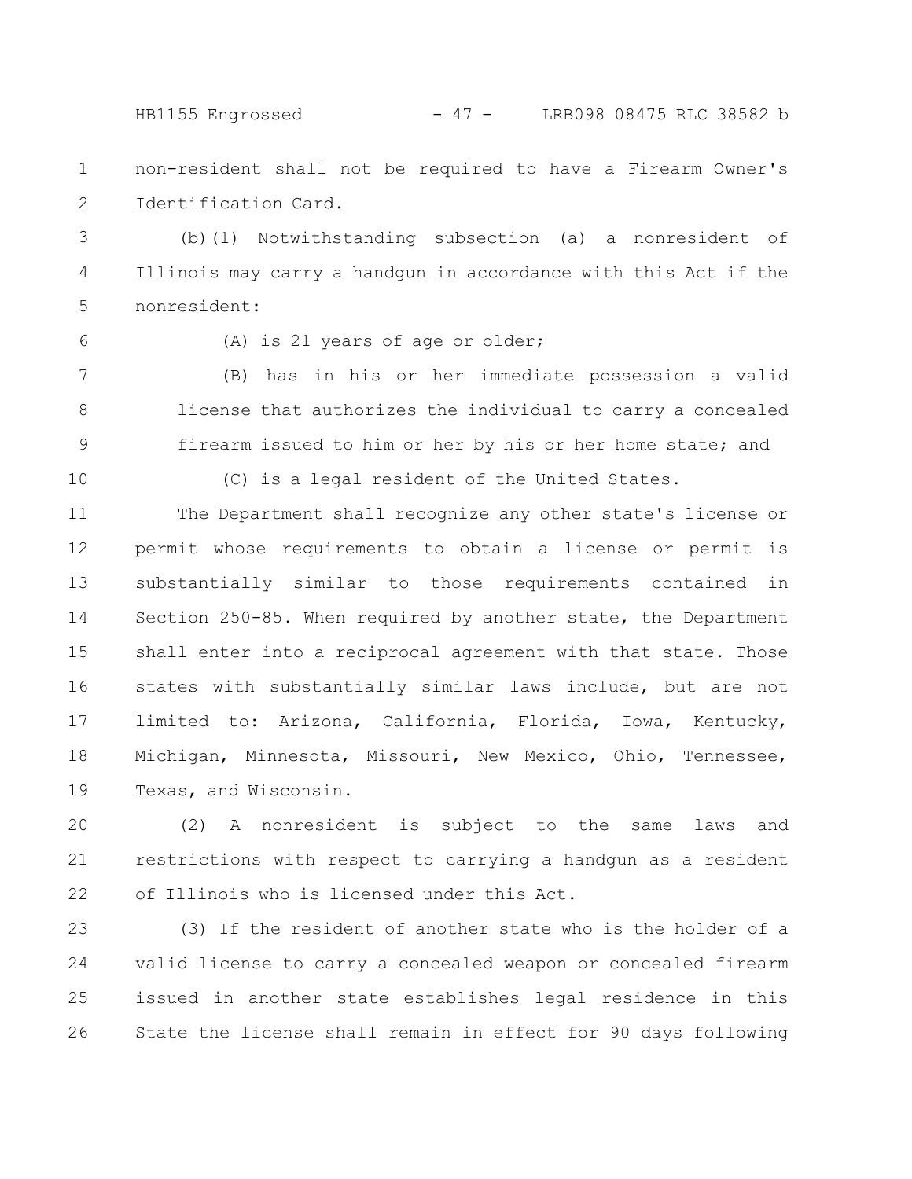non-resident shall not be required to have a Firearm Owner's Identification Card.

(b)(1) Notwithstanding subsection (a) a nonresident of Illinois may carry a handgun in accordance with this Act if the nonresident:

(A) is 21 years of age or older;

(B) has in his or her immediate possession a valid license that authorizes the individual to carry a concealed firearm issued to him or her by his or her home state; and

(C) is a legal resident of the United States.

The Department shall recognize any other state's license or permit whose requirements to obtain a license or permit is substantially similar to those requirements contained in Section 250-85. When required by another state, the Department shall enter into a reciprocal agreement with that state. Those states with substantially similar laws include, but are not limited to: Arizona, California, Florida, Iowa, Kentucky, Michigan, Minnesota, Missouri, New Mexico, Ohio, Tennessee, Texas, and Wisconsin.

(2) A nonresident is subject to the same laws and restrictions with respect to carrying a handgun as a resident of Illinois who is licensed under this Act.

(3) If the resident of another state who is the holder of a valid license to carry a concealed weapon or concealed firearm issued in another state establishes legal residence in this State the license shall remain in effect for 90 days following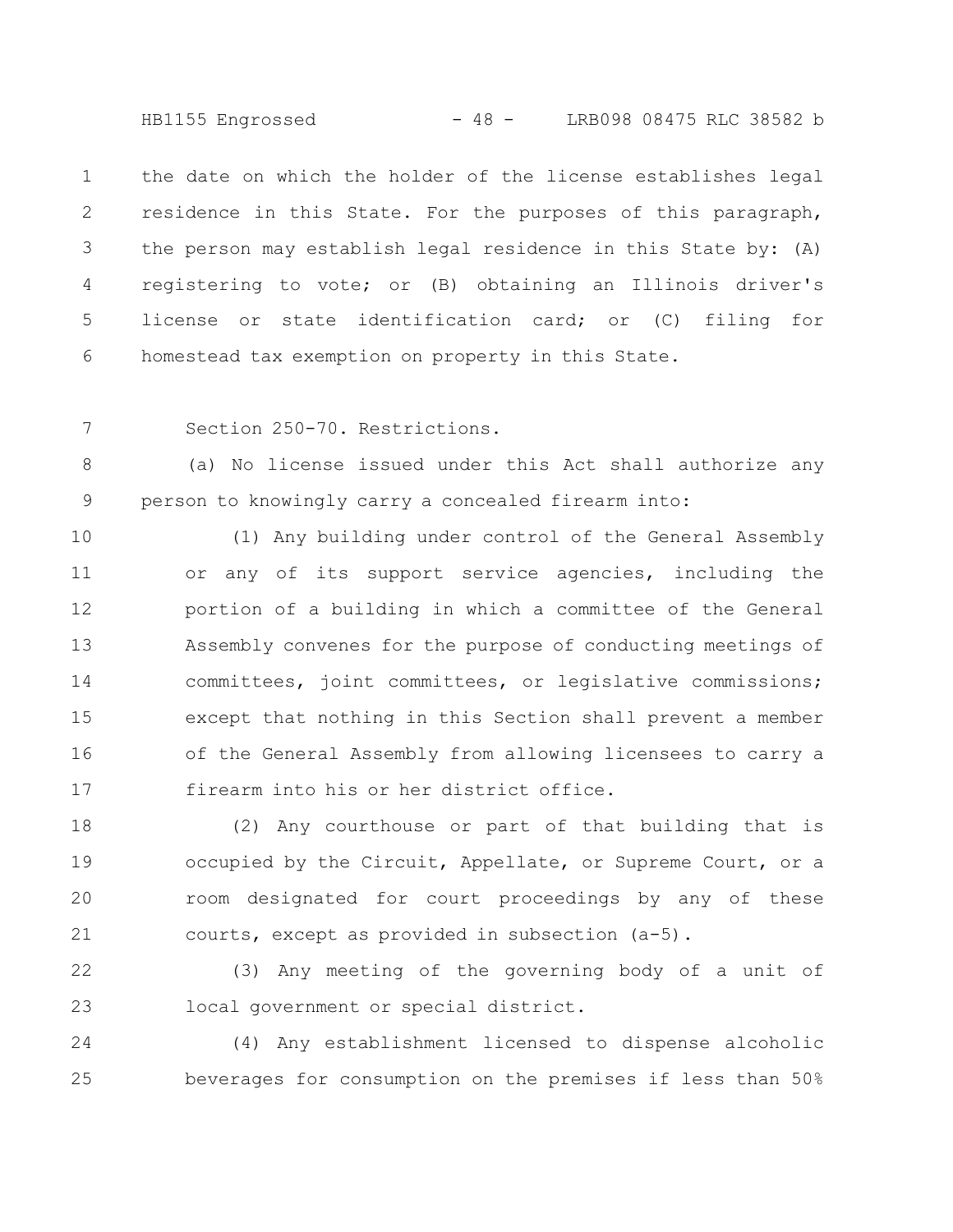the date on which the holder of the license establishes legal residence in this State. For the purposes of this paragraph, the person may establish legal residence in this State by: (A) registering to vote; or (B) obtaining an Illinois driver's license or state identification card; or (C) filing for homestead tax exemption on property in this State.

Section 250-70. Restrictions.

(a) No license issued under this Act shall authorize any person to knowingly carry a concealed firearm into:

(1) Any building under control of the General Assembly or any of its support service agencies, including the portion of a building in which a committee of the General Assembly convenes for the purpose of conducting meetings of committees, joint committees, or legislative commissions; except that nothing in this Section shall prevent a member of the General Assembly from allowing licensees to carry a firearm into his or her district office.

(2) Any courthouse or part of that building that is occupied by the Circuit, Appellate, or Supreme Court, or a room designated for court proceedings by any of these courts, except as provided in subsection (a-5).

(3) Any meeting of the governing body of a unit of local government or special district.

(4) Any establishment licensed to dispense alcoholic beverages for consumption on the premises if less than 50%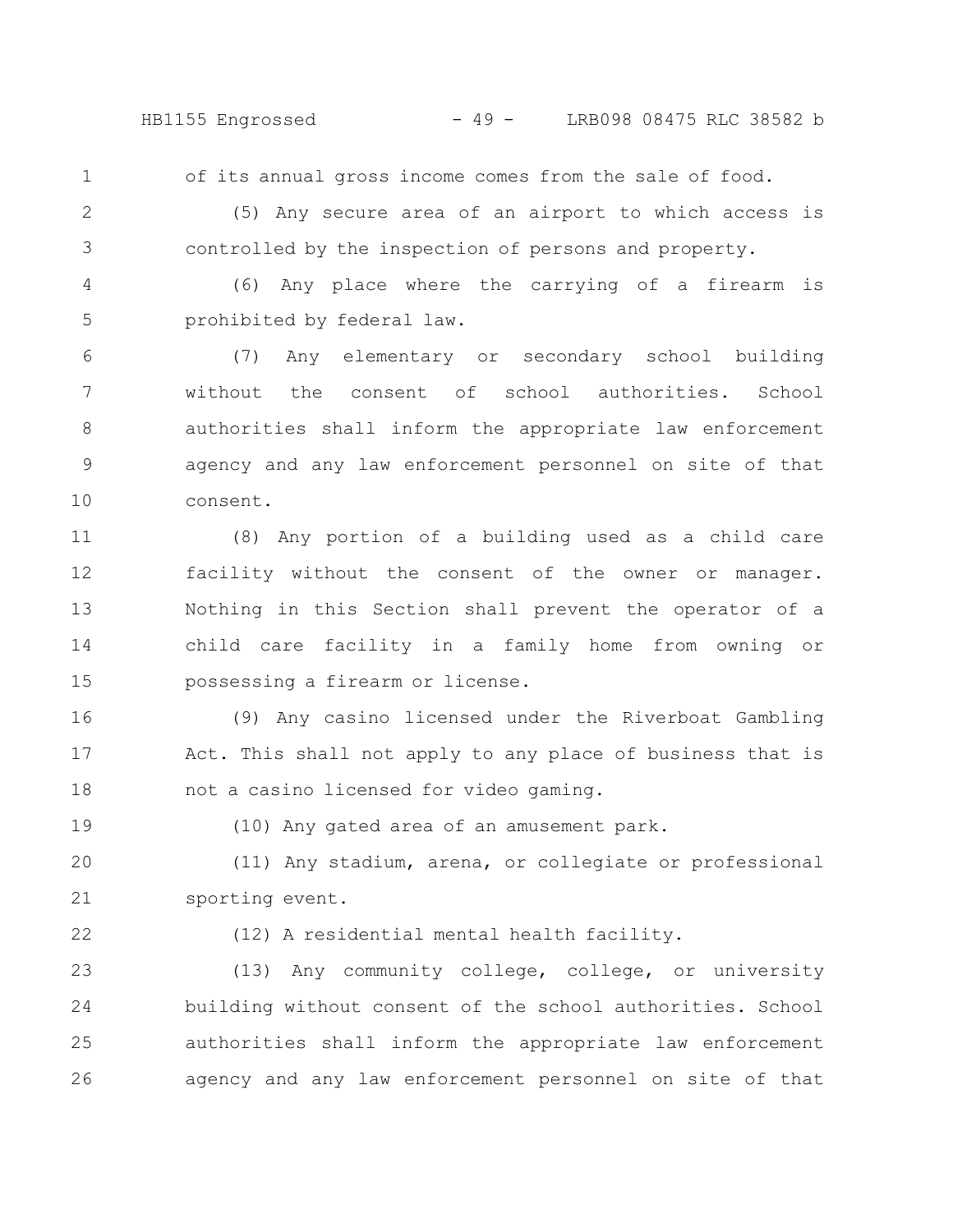of its annual gross income comes from the sale of food.

(5) Any secure area of an airport to which access is controlled by the inspection of persons and property.

(6) Any place where the carrying of a firearm is prohibited by federal law.

(7) Any elementary or secondary school building without the consent of school authorities. School authorities shall inform the appropriate law enforcement agency and any law enforcement personnel on site of that consent.

(8) Any portion of a building used as a child care facility without the consent of the owner or manager. Nothing in this Section shall prevent the operator of a child care facility in a family home from owning or possessing a firearm or license.

(9) Any casino licensed under the Riverboat Gambling Act. This shall not apply to any place of business that is not a casino licensed for video gaming.

(10) Any gated area of an amusement park.

(11) Any stadium, arena, or collegiate or professional sporting event.

(12) A residential mental health facility.

(13) Any community college, college, or university building without consent of the school authorities. School authorities shall inform the appropriate law enforcement agency and any law enforcement personnel on site of that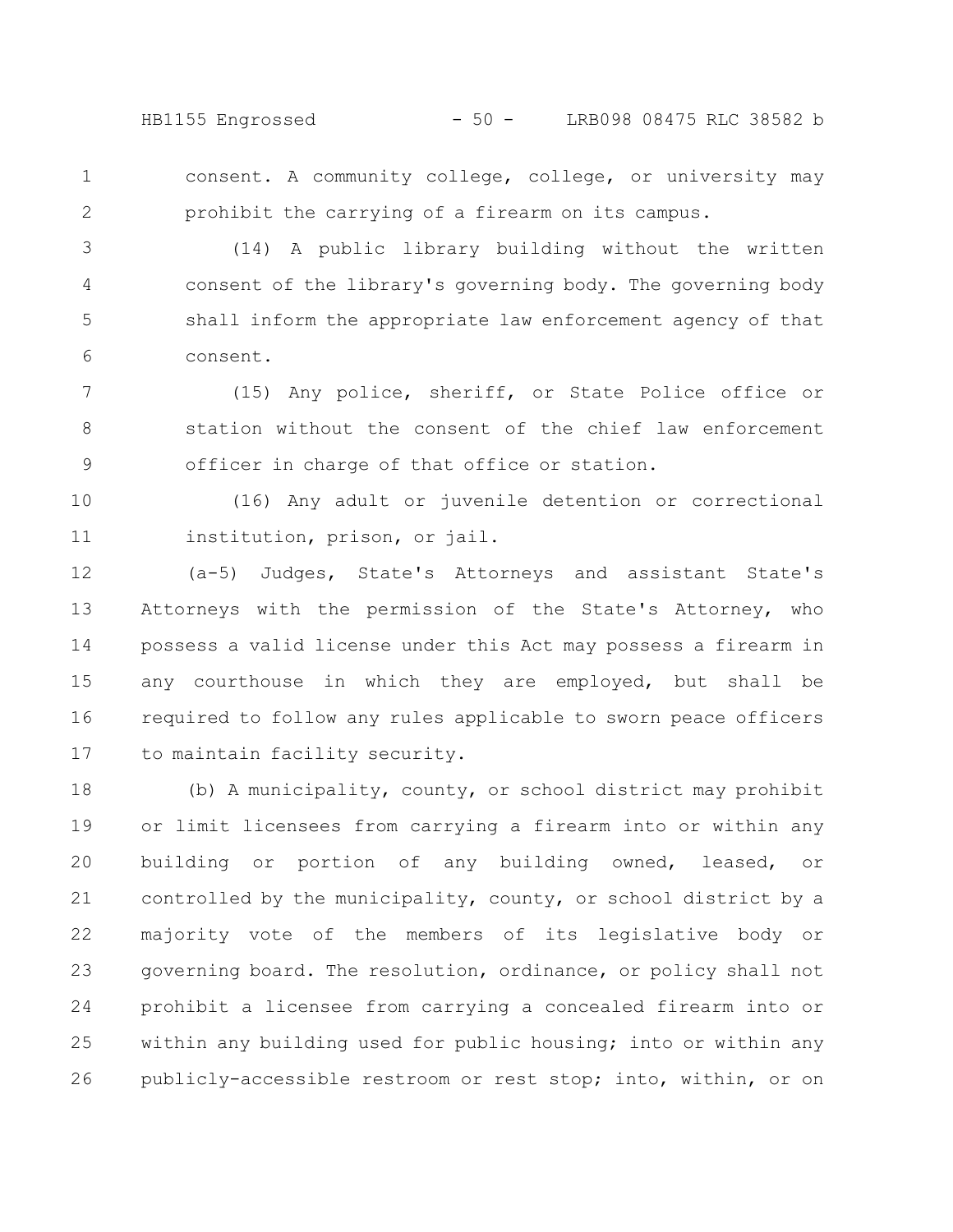consent. A community college, college, or university may prohibit the carrying of a firearm on its campus.

(14) A public library building without the written consent of the library's governing body. The governing body shall inform the appropriate law enforcement agency of that consent.

(15) Any police, sheriff, or State Police office or station without the consent of the chief law enforcement officer in charge of that office or station.

(16) Any adult or juvenile detention or correctional institution, prison, or jail.

(a-5) Judges, State's Attorneys and assistant State's Attorneys with the permission of the State's Attorney, who possess a valid license under this Act may possess a firearm in any courthouse in which they are employed, but shall be required to follow any rules applicable to sworn peace officers to maintain facility security.

(b) A municipality, county, or school district may prohibit or limit licensees from carrying a firearm into or within any building or portion of any building owned, leased, or controlled by the municipality, county, or school district by a majority vote of the members of its legislative body or governing board. The resolution, ordinance, or policy shall not prohibit a licensee from carrying a concealed firearm into or within any building used for public housing; into or within any publicly-accessible restroom or rest stop; into, within, or on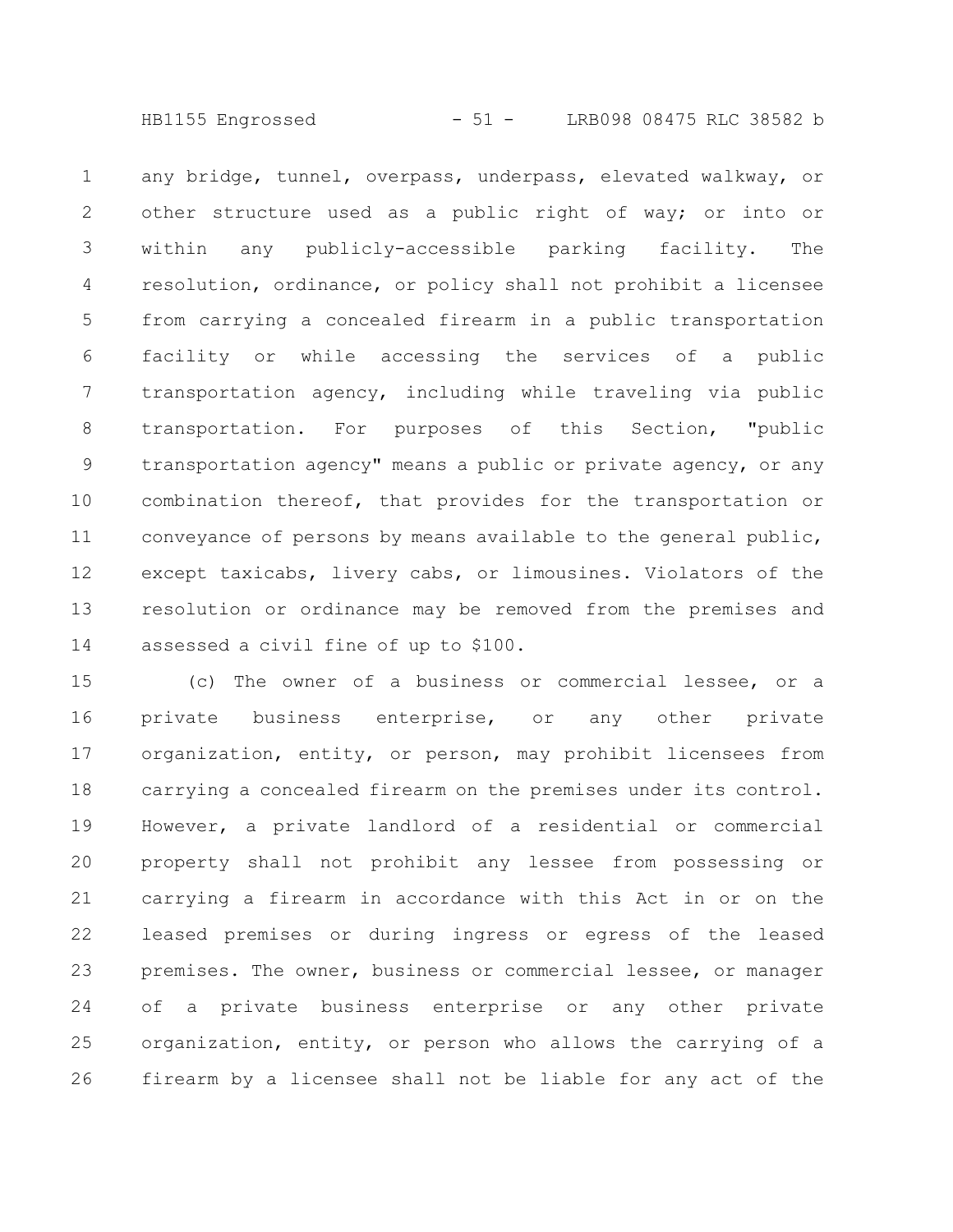any bridge, tunnel, overpass, underpass, elevated walkway, or other structure used as a public right of way; or into or within any publicly-accessible parking facility. The resolution, ordinance, or policy shall not prohibit a licensee from carrying a concealed firearm in a public transportation facility or while accessing the services of a public transportation agency, including while traveling via public transportation. For purposes of this Section, "public transportation agency" means a public or private agency, or any combination thereof, that provides for the transportation or conveyance of persons by means available to the general public, except taxicabs, livery cabs, or limousines. Violators of the resolution or ordinance may be removed from the premises and assessed a civil fine of up to $100.

(c) The owner of a business or commercial lessee, or a private business enterprise, or any other private organization, entity, or person, may prohibit licensees from carrying a concealed firearm on the premises under its control. However, a private landlord of a residential or commercial property shall not prohibit any lessee from possessing or carrying a firearm in accordance with this Act in or on the leased premises or during ingress or egress of the leased premises. The owner, business or commercial lessee, or manager of a private business enterprise or any other private organization, entity, or person who allows the carrying of a firearm by a licensee shall not be liable for any act of the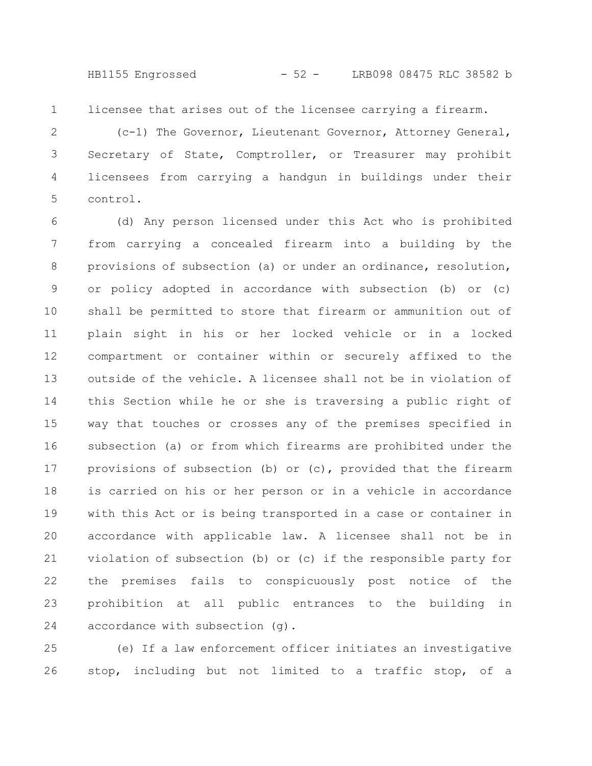licensee that arises out of the licensee carrying a firearm.

(c-1) The Governor, Lieutenant Governor, Attorney General, Secretary of State, Comptroller, or Treasurer may prohibit licensees from carrying a handgun in buildings under their control.

(d) Any person licensed under this Act who is prohibited from carrying a concealed firearm into a building by the provisions of subsection (a) or under an ordinance, resolution, or policy adopted in accordance with subsection (b) or (c) shall be permitted to store that firearm or ammunition out of plain sight in his or her locked vehicle or in a locked compartment or container within or securely affixed to the outside of the vehicle. A licensee shall not be in violation of this Section while he or she is traversing a public right of way that touches or crosses any of the premises specified in subsection (a) or from which firearms are prohibited under the provisions of subsection (b) or (c), provided that the firearm is carried on his or her person or in a vehicle in accordance with this Act or is being transported in a case or container in accordance with applicable law. A licensee shall not be in violation of subsection (b) or (c) if the responsible party for the premises fails to conspicuously post notice of the prohibition at all public entrances to the building in accordance with subsection (g).

(e) If a law enforcement officer initiates an investigative stop, including but not limited to a traffic stop, of a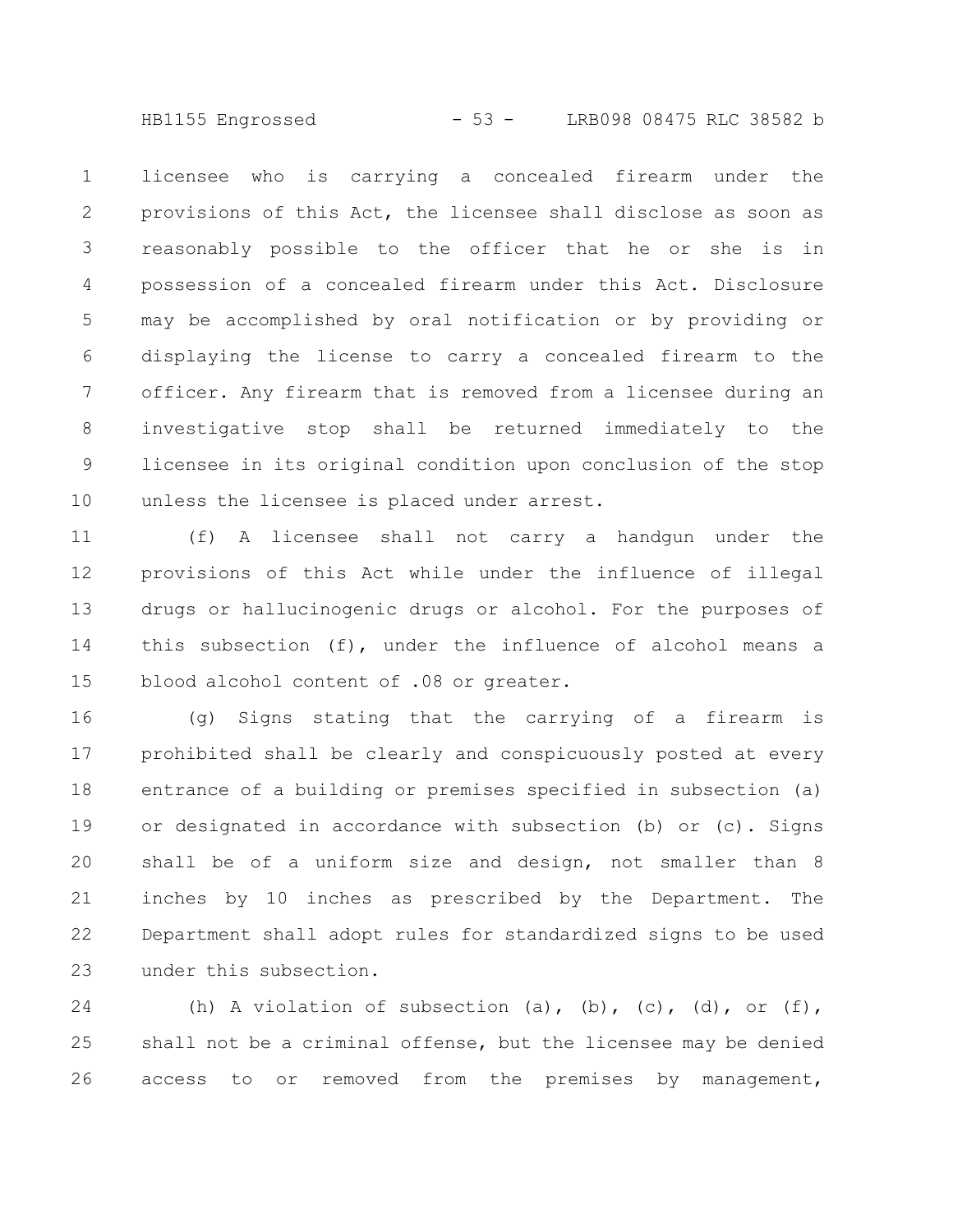licensee who is carrying a concealed firearm under the provisions of this Act, the licensee shall disclose as soon as reasonably possible to the officer that he or she is in possession of a concealed firearm under this Act. Disclosure may be accomplished by oral notification or by providing or displaying the license to carry a concealed firearm to the officer. Any firearm that is removed from a licensee during an investigative stop shall be returned immediately to the licensee in its original condition upon conclusion of the stop unless the licensee is placed under arrest.

(f) A licensee shall not carry a handgun under the provisions of this Act while under the influence of illegal drugs or hallucinogenic drugs or alcohol. For the purposes of this subsection (f), under the influence of alcohol means a blood alcohol content of .08 or greater.

(g) Signs stating that the carrying of a firearm is prohibited shall be clearly and conspicuously posted at every entrance of a building or premises specified in subsection (a) or designated in accordance with subsection (b) or (c). Signs shall be of a uniform size and design, not smaller than 8 inches by 10 inches as prescribed by the Department. The Department shall adopt rules for standardized signs to be used under this subsection.

(h) A violation of subsection (a), (b), (c), (d), or (f), shall not be a criminal offense, but the licensee may be denied access to or removed from the premises by management,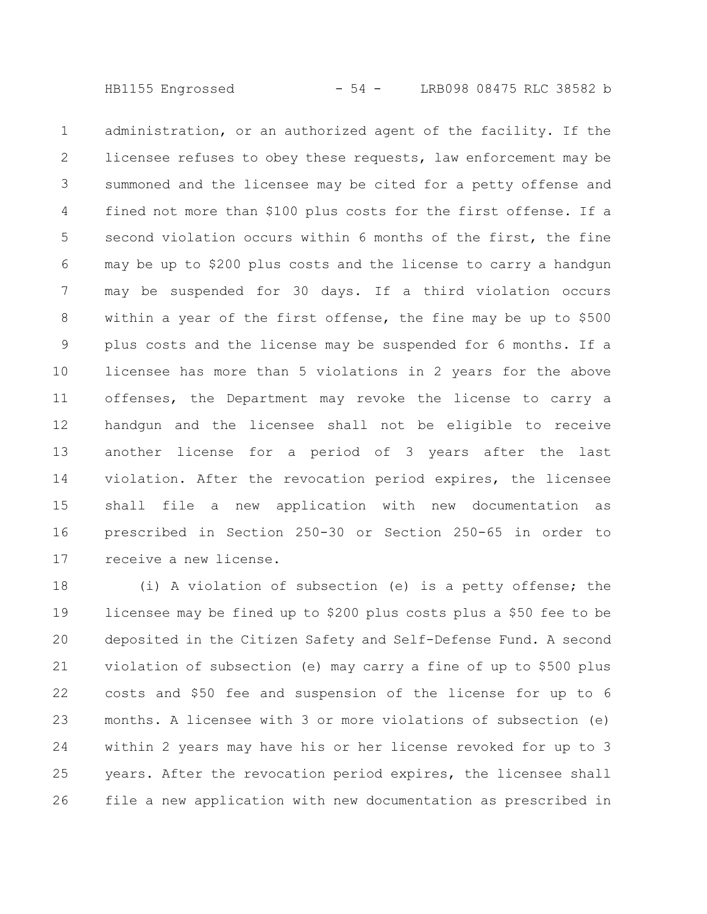administration, or an authorized agent of the facility. If the licensee refuses to obey these requests, law enforcement may be summoned and the licensee may be cited for a petty offense and fined not more than $100 plus costs for the first offense. If a second violation occurs within 6 months of the first, the fine may be up to $200 plus costs and the license to carry a handgun may be suspended for 30 days. If a third violation occurs within a year of the first offense, the fine may be up to $500 plus costs and the license may be suspended for 6 months. If a licensee has more than 5 violations in 2 years for the above offenses, the Department may revoke the license to carry a handgun and the licensee shall not be eligible to receive another license for a period of 3 years after the last violation. After the revocation period expires, the licensee shall file a new application with new documentation as prescribed in Section 250-30 or Section 250-65 in order to receive a new license.

(i) A violation of subsection (e) is a petty offense; the licensee may be fined up to $200 plus costs plus a $50 fee to be deposited in the Citizen Safety and Self-Defense Fund. A second violation of subsection (e) may carry a fine of up to $500 plus costs and $50 fee and suspension of the license for up to 6 months. A licensee with 3 or more violations of subsection (e) within 2 years may have his or her license revoked for up to 3 years. After the revocation period expires, the licensee shall file a new application with new documentation as prescribed in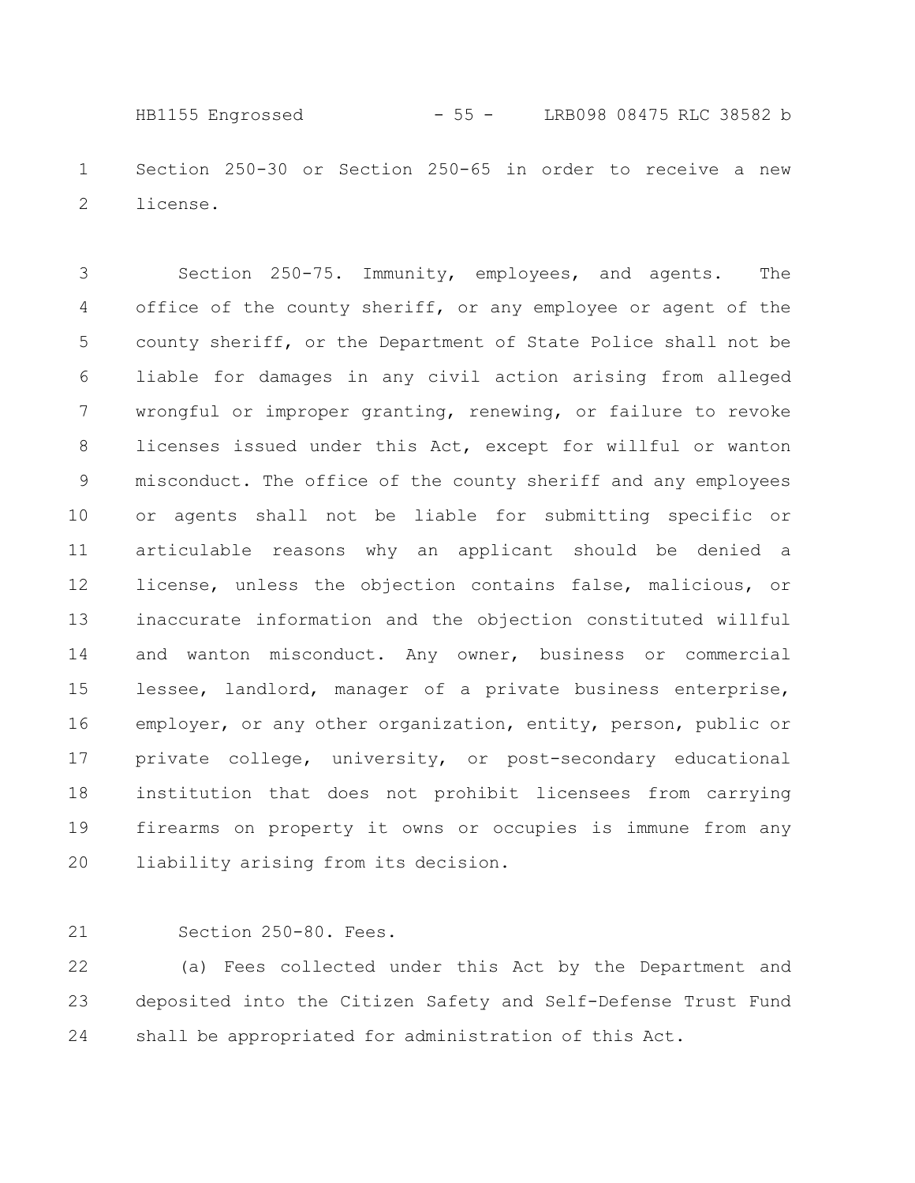Section 250-30 or Section 250-65 in order to receive a new license.

Section 250-75. Immunity, employees, and agents. The office of the county sheriff, or any employee or agent of the county sheriff, or the Department of State Police shall not be liable for damages in any civil action arising from alleged wrongful or improper granting, renewing, or failure to revoke licenses issued under this Act, except for willful or wanton misconduct. The office of the county sheriff and any employees or agents shall not be liable for submitting specific or articulable reasons why an applicant should be denied a license, unless the objection contains false, malicious, or inaccurate information and the objection constituted willful and wanton misconduct. Any owner, business or commercial lessee, landlord, manager of a private business enterprise, employer, or any other organization, entity, person, public or private college, university, or post-secondary educational institution that does not prohibit licensees from carrying firearms on property it owns or occupies is immune from any liability arising from its decision.

Section 250-80. Fees.

(a) Fees collected under this Act by the Department and deposited into the Citizen Safety and Self-Defense Trust Fund shall be appropriated for administration of this Act.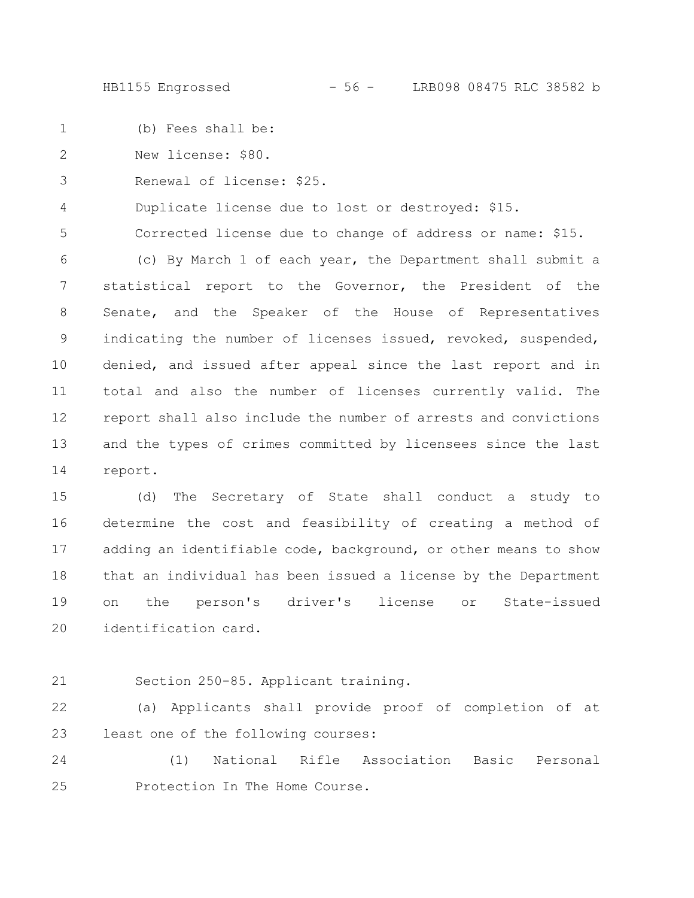(b) Fees shall be:

New license: $80.

Renewal of license: $25.

Duplicate license due to lost or destroyed: $15.

Corrected license due to change of address or name: $15.

(c) By March 1 of each year, the Department shall submit a statistical report to the Governor, the President of the Senate, and the Speaker of the House of Representatives indicating the number of licenses issued, revoked, suspended, denied, and issued after appeal since the last report and in total and also the number of licenses currently valid. The report shall also include the number of arrests and convictions and the types of crimes committed by licensees since the last report.

(d) The Secretary of State shall conduct a study to determine the cost and feasibility of creating a method of adding an identifiable code, background, or other means to show that an individual has been issued a license by the Department on the person's driver's license or State-issued identification card.

Section 250-85. Applicant training.

(a) Applicants shall provide proof of completion of at least one of the following courses:

(1) National Rifle Association Basic Personal Protection In The Home Course.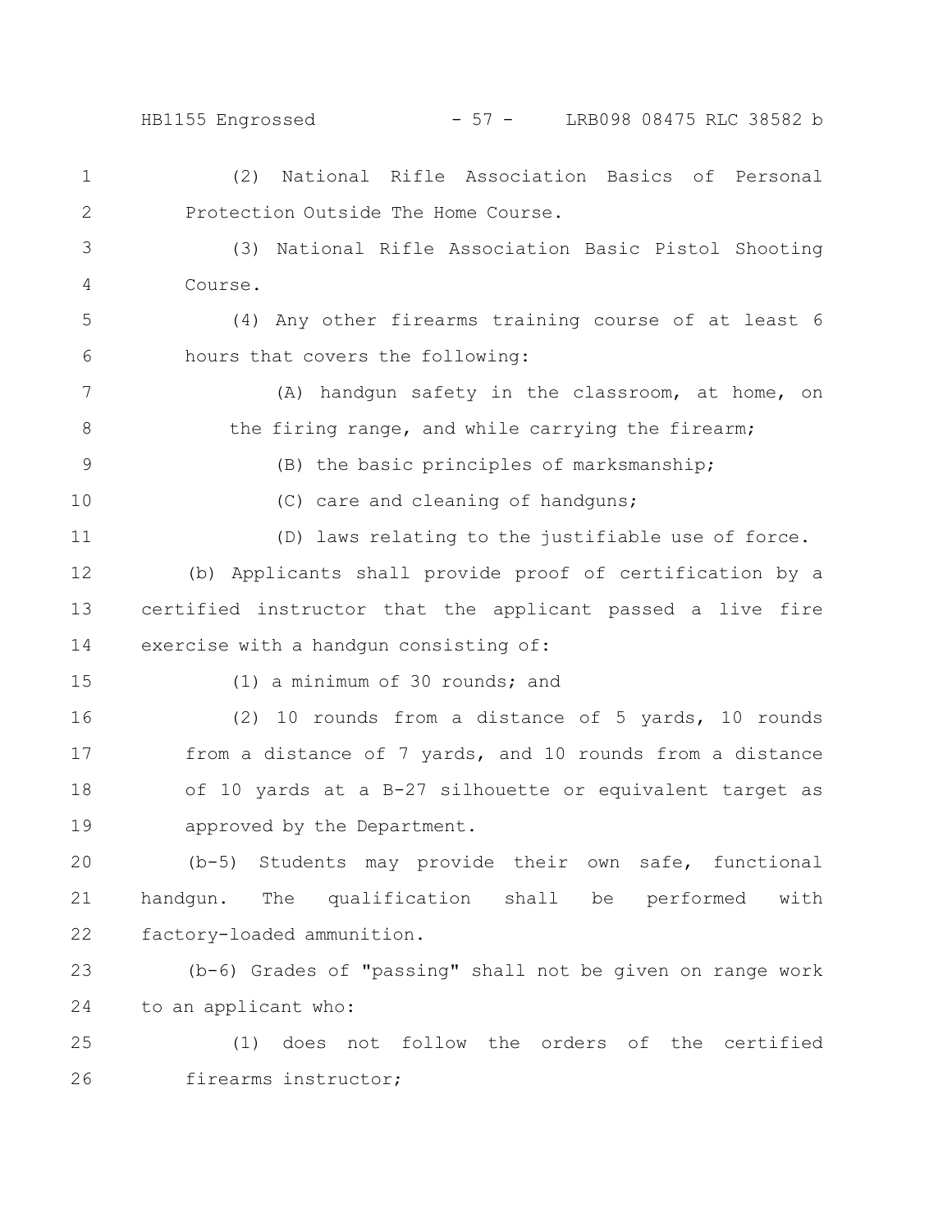(2) National Rifle Association Basics of Personal Protection Outside The Home Course.

(3) National Rifle Association Basic Pistol Shooting Course.

(4) Any other firearms training course of at least 6 hours that covers the following:

(A) handgun safety in the classroom, at home, on the firing range, and while carrying the firearm;

(B) the basic principles of marksmanship;

(C) care and cleaning of handguns;

(D) laws relating to the justifiable use of force.

(b) Applicants shall provide proof of certification by a certified instructor that the applicant passed a live fire exercise with a handgun consisting of:

(1) a minimum of 30 rounds; and

(2) 10 rounds from a distance of 5 yards, 10 rounds from a distance of 7 yards, and 10 rounds from a distance of 10 yards at a B-27 silhouette or equivalent target as approved by the Department.

(b-5) Students may provide their own safe, functional handgun. The qualification shall be performed with factory-loaded ammunition.

(b-6) Grades of "passing" shall not be given on range work to an applicant who:

(1) does not follow the orders of the certified firearms instructor;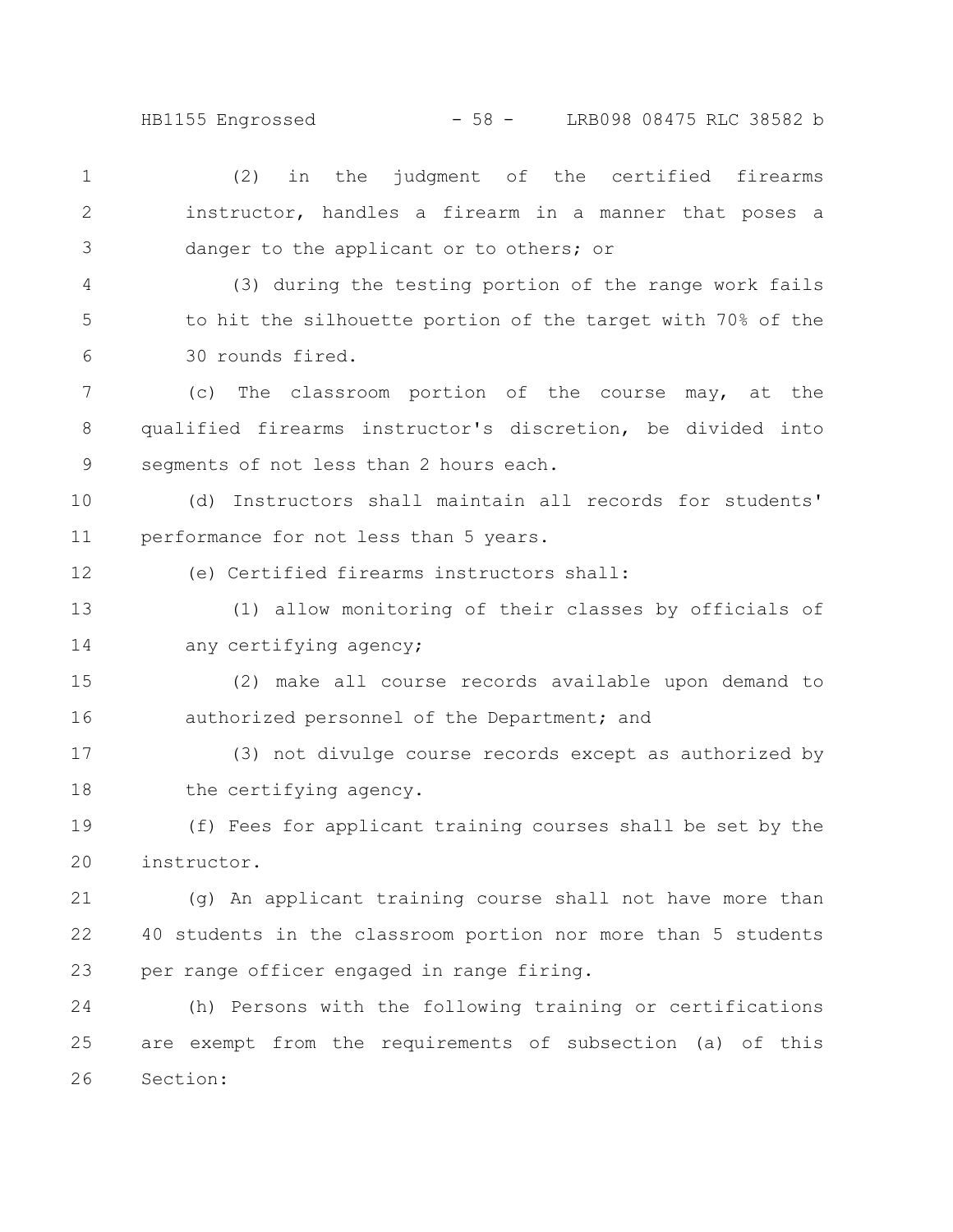(2) in the judgment of the certified firearms instructor, handles a firearm in a manner that poses a danger to the applicant or to others; or

(3) during the testing portion of the range work fails to hit the silhouette portion of the target with 70% of the 30 rounds fired.

(c) The classroom portion of the course may, at the qualified firearms instructor's discretion, be divided into segments of not less than 2 hours each.

(d) Instructors shall maintain all records for students' performance for not less than 5 years.

(e) Certified firearms instructors shall:

(1) allow monitoring of their classes by officials of any certifying agency;

(2) make all course records available upon demand to authorized personnel of the Department; and

(3) not divulge course records except as authorized by the certifying agency.

(f) Fees for applicant training courses shall be set by the instructor.

(g) An applicant training course shall not have more than 40 students in the classroom portion nor more than 5 students per range officer engaged in range firing.

(h) Persons with the following training or certifications are exempt from the requirements of subsection (a) of this Section: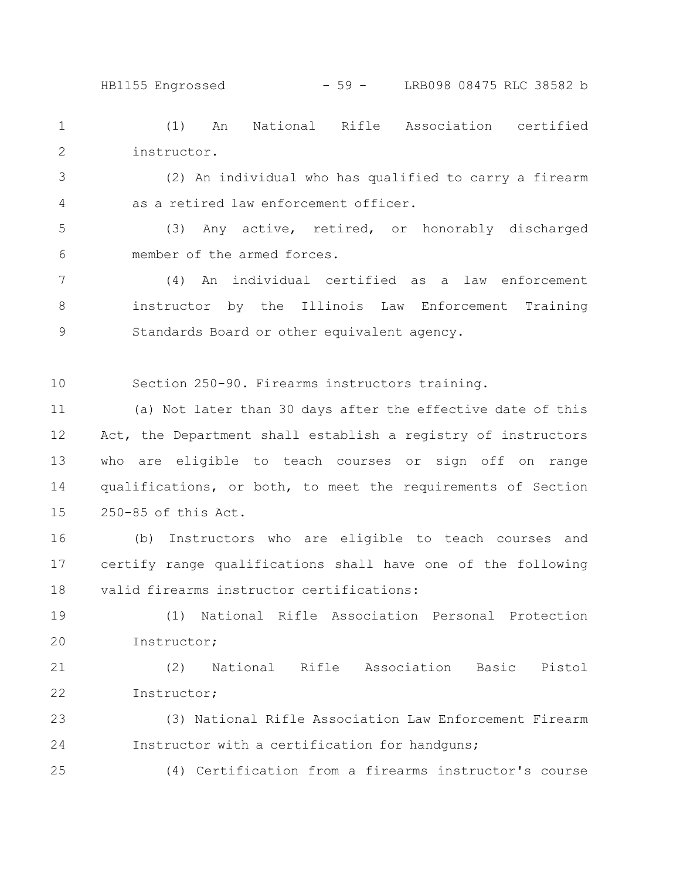(1) An National Rifle Association certified instructor.

(2) An individual who has qualified to carry a firearm as a retired law enforcement officer.

(3) Any active, retired, or honorably discharged member of the armed forces.

(4) An individual certified as a law enforcement instructor by the Illinois Law Enforcement Training Standards Board or other equivalent agency.

Section 250-90. Firearms instructors training.

(a) Not later than 30 days after the effective date of this Act, the Department shall establish a registry of instructors who are eligible to teach courses or sign off on range qualifications, or both, to meet the requirements of Section 250-85 of this Act.

(b) Instructors who are eligible to teach courses and certify range qualifications shall have one of the following valid firearms instructor certifications:

(1) National Rifle Association Personal Protection Instructor;

(2) National Rifle Association Basic Pistol Instructor;

(3) National Rifle Association Law Enforcement Firearm Instructor with a certification for handguns;

(4) Certification from a firearms instructor's course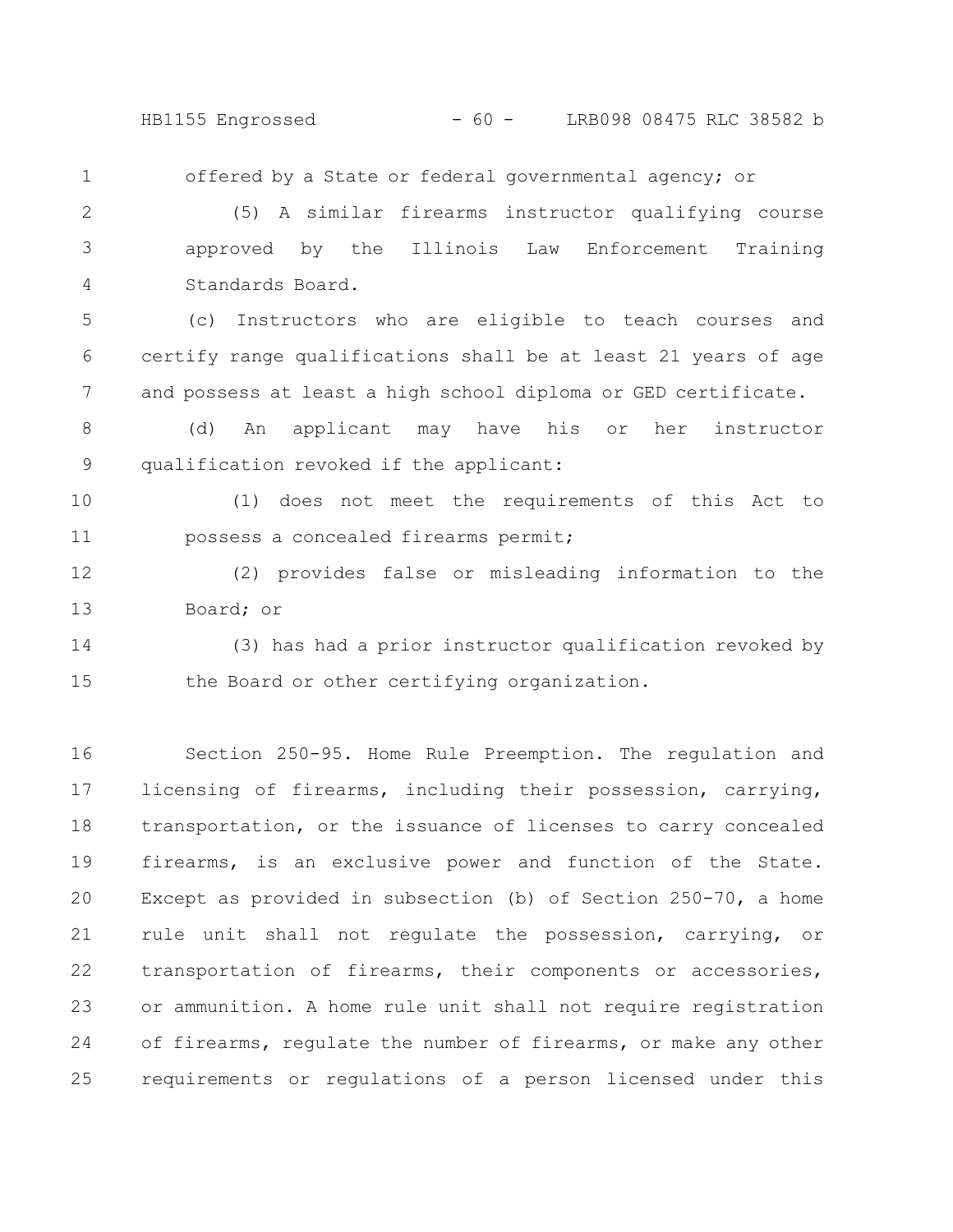offered by a State or federal governmental agency; or

(5) A similar firearms instructor qualifying course approved by the Illinois Law Enforcement Training Standards Board.

(c) Instructors who are eligible to teach courses and certify range qualifications shall be at least 21 years of age and possess at least a high school diploma or GED certificate.

(d) An applicant may have his or her instructor qualification revoked if the applicant:

(1) does not meet the requirements of this Act to possess a concealed firearms permit;

(2) provides false or misleading information to the Board; or

(3) has had a prior instructor qualification revoked by the Board or other certifying organization.

Section 250-95. Home Rule Preemption. The regulation and licensing of firearms, including their possession, carrying, transportation, or the issuance of licenses to carry concealed firearms, is an exclusive power and function of the State. Except as provided in subsection (b) of Section 250-70, a home rule unit shall not regulate the possession, carrying, or transportation of firearms, their components or accessories, or ammunition. A home rule unit shall not require registration of firearms, regulate the number of firearms, or make any other requirements or regulations of a person licensed under this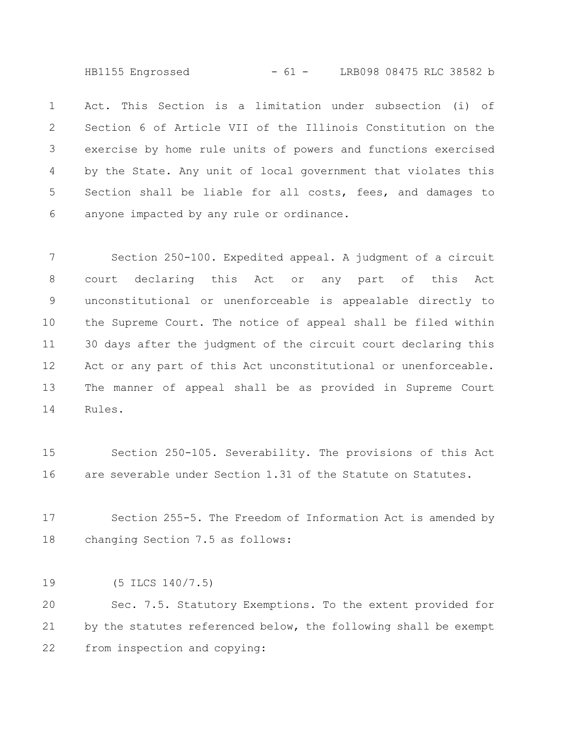Act. This Section is a limitation under subsection (i) of Section 6 of Article VII of the Illinois Constitution on the exercise by home rule units of powers and functions exercised by the State. Any unit of local government that violates this Section shall be liable for all costs, fees, and damages to anyone impacted by any rule or ordinance.

Section 250-100. Expedited appeal. A judgment of a circuit court declaring this Act or any part of this Act unconstitutional or unenforceable is appealable directly to the Supreme Court. The notice of appeal shall be filed within 30 days after the judgment of the circuit court declaring this Act or any part of this Act unconstitutional or unenforceable. The manner of appeal shall be as provided in Supreme Court Rules.

Section 250-105. Severability. The provisions of this Act are severable under Section 1.31 of the Statute on Statutes.

Section 255-5. The Freedom of Information Act is amended by changing Section 7.5 as follows:

(5 ILCS 140/7.5)

Sec. 7.5. Statutory Exemptions. To the extent provided for by the statutes referenced below, the following shall be exempt from inspection and copying: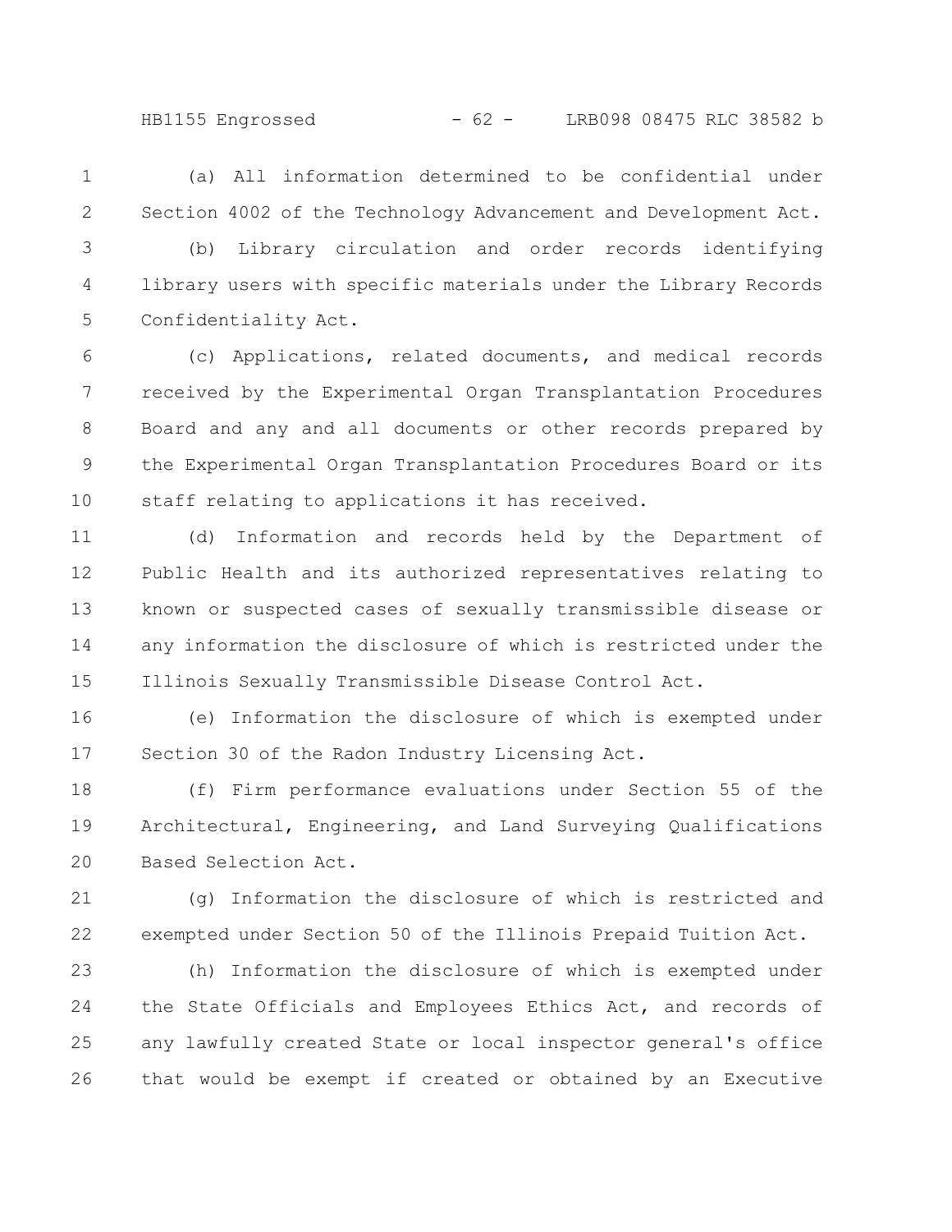(a) All information determined to be confidential under Section 4002 of the Technology Advancement and Development Act.

(b) Library circulation and order records identifying library users with specific materials under the Library Records Confidentiality Act.

(c) Applications, related documents, and medical records received by the Experimental Organ Transplantation Procedures Board and any and all documents or other records prepared by the Experimental Organ Transplantation Procedures Board or its staff relating to applications it has received.

(d) Information and records held by the Department of Public Health and its authorized representatives relating to known or suspected cases of sexually transmissible disease or any information the disclosure of which is restricted under the Illinois Sexually Transmissible Disease Control Act.

(e) Information the disclosure of which is exempted under Section 30 of the Radon Industry Licensing Act.

(f) Firm performance evaluations under Section 55 of the Architectural, Engineering, and Land Surveying Qualifications Based Selection Act.

(g) Information the disclosure of which is restricted and exempted under Section 50 of the Illinois Prepaid Tuition Act.

(h) Information the disclosure of which is exempted under the State Officials and Employees Ethics Act, and records of any lawfully created State or local inspector general's office that would be exempt if created or obtained by an Executive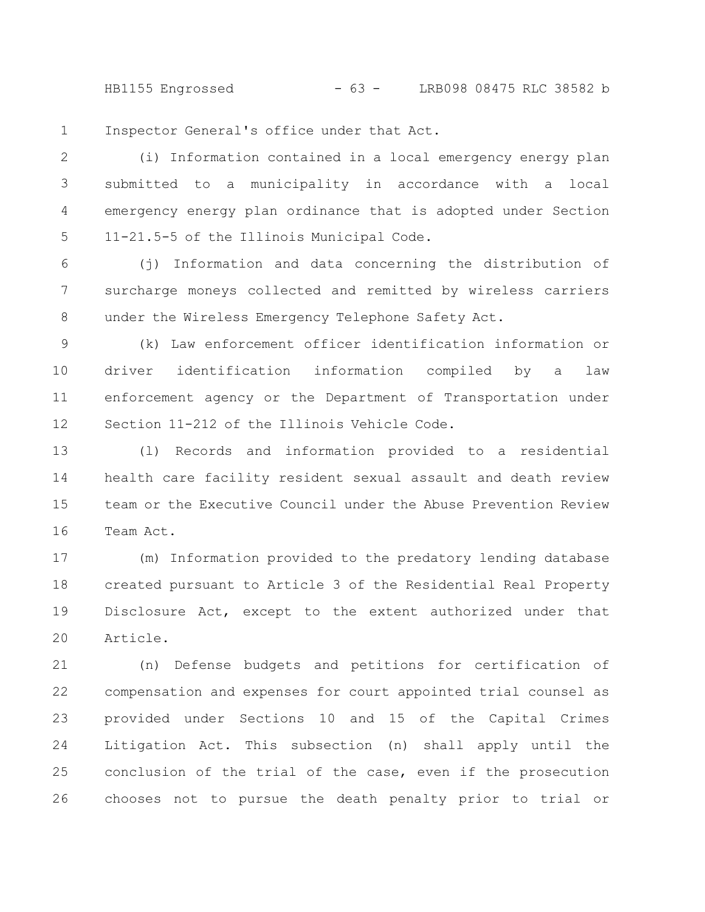Inspector General's office under that Act.

(i) Information contained in a local emergency energy plan submitted to a municipality in accordance with a local emergency energy plan ordinance that is adopted under Section 11-21.5-5 of the Illinois Municipal Code.

(j) Information and data concerning the distribution of surcharge moneys collected and remitted by wireless carriers under the Wireless Emergency Telephone Safety Act.

(k) Law enforcement officer identification information or driver identification information compiled by a law enforcement agency or the Department of Transportation under Section 11-212 of the Illinois Vehicle Code.

(l) Records and information provided to a residential health care facility resident sexual assault and death review team or the Executive Council under the Abuse Prevention Review Team Act.

(m) Information provided to the predatory lending database created pursuant to Article 3 of the Residential Real Property Disclosure Act, except to the extent authorized under that Article.

(n) Defense budgets and petitions for certification of compensation and expenses for court appointed trial counsel as provided under Sections 10 and 15 of the Capital Crimes Litigation Act. This subsection (n) shall apply until the conclusion of the trial of the case, even if the prosecution chooses not to pursue the death penalty prior to trial or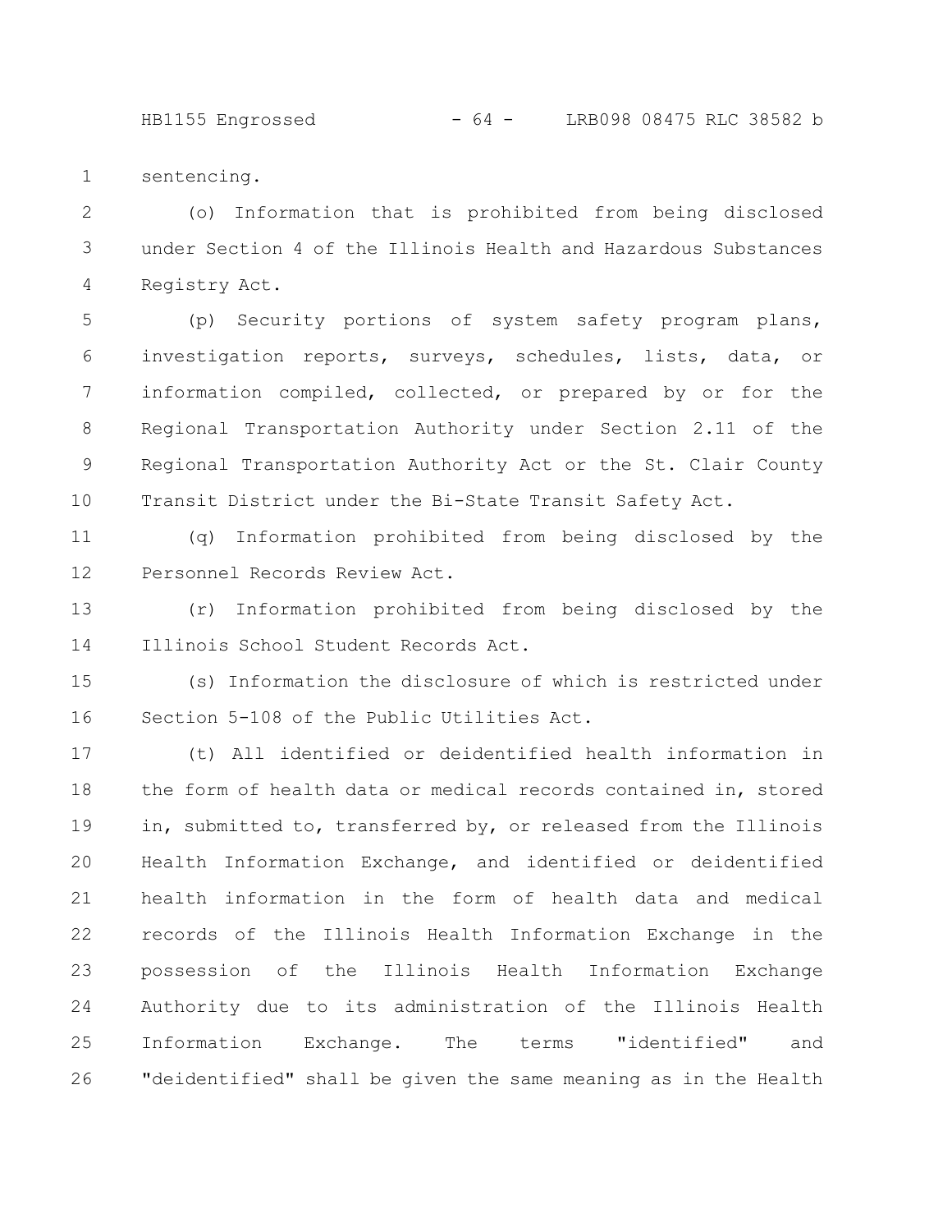sentencing.

(o) Information that is prohibited from being disclosed under Section 4 of the Illinois Health and Hazardous Substances Registry Act.

(p) Security portions of system safety program plans, investigation reports, surveys, schedules, lists, data, or information compiled, collected, or prepared by or for the Regional Transportation Authority under Section 2.11 of the Regional Transportation Authority Act or the St. Clair County Transit District under the Bi-State Transit Safety Act.

(q) Information prohibited from being disclosed by the Personnel Records Review Act.

(r) Information prohibited from being disclosed by the Illinois School Student Records Act.

(s) Information the disclosure of which is restricted under Section 5-108 of the Public Utilities Act.

(t) All identified or deidentified health information in the form of health data or medical records contained in, stored in, submitted to, transferred by, or released from the Illinois Health Information Exchange, and identified or deidentified health information in the form of health data and medical records of the Illinois Health Information Exchange in the possession of the Illinois Health Information Exchange Authority due to its administration of the Illinois Health Information Exchange. The terms "identified" and "deidentified" shall be given the same meaning as in the Health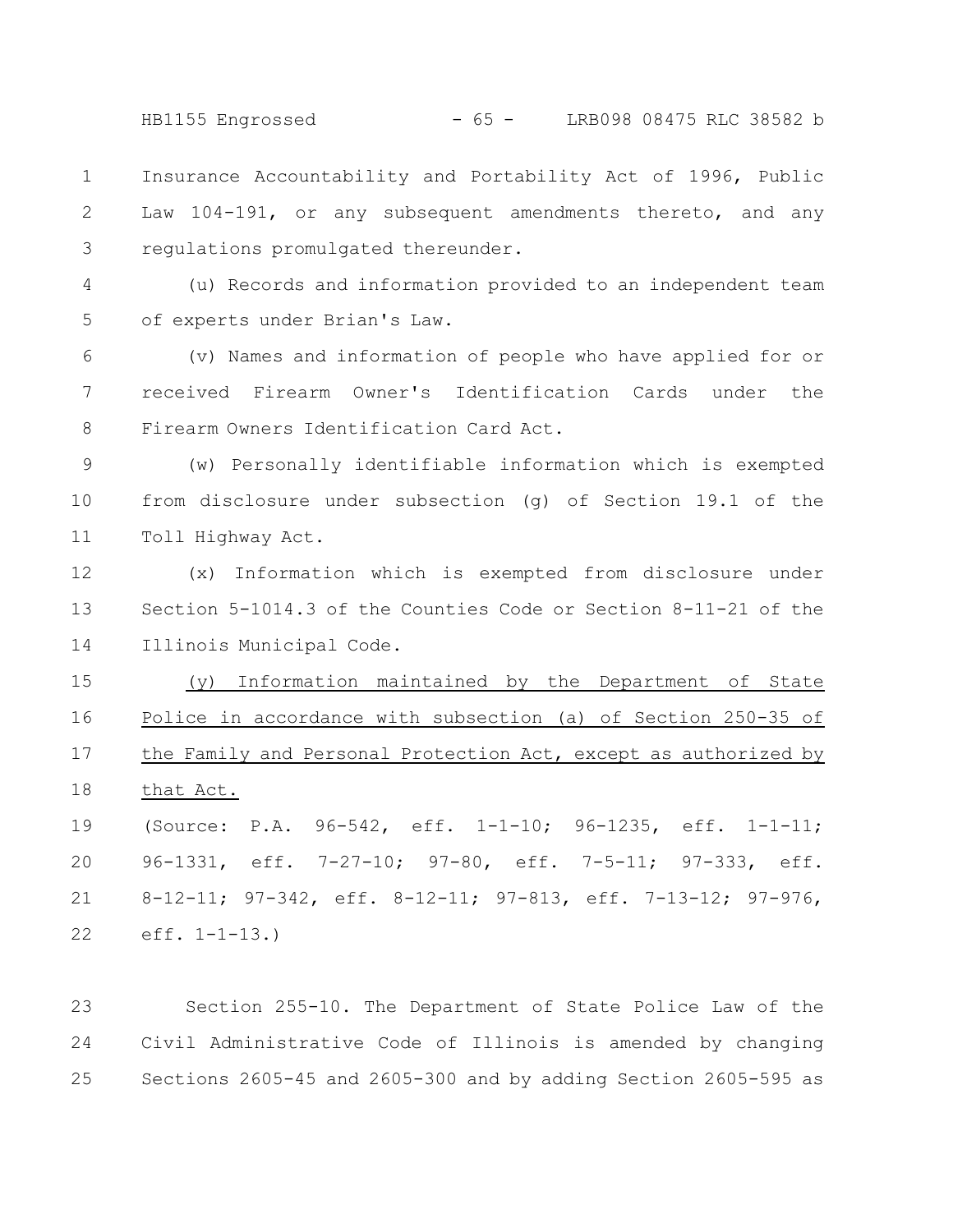Insurance Accountability and Portability Act of 1996, Public Law 104-191, or any subsequent amendments thereto, and any regulations promulgated thereunder.

(u) Records and information provided to an independent team of experts under Brian's Law.

(v) Names and information of people who have applied for or received Firearm Owner's Identification Cards under the Firearm Owners Identification Card Act.

(w) Personally identifiable information which is exempted from disclosure under subsection (g) of Section 19.1 of the Toll Highway Act.

(x) Information which is exempted from disclosure under Section 5-1014.3 of the Counties Code or Section 8-11-21 of the Illinois Municipal Code.

<u>(y) Information maintained by the Department of State Police in accordance with subsection (a) of Section 250-35 of the Family and Personal Protection Act, except as authorized by that Act.</u>

(Source: P.A. 96-542, eff. 1-1-10; 96-1235, eff. 1-1-11; 96-1331, eff. 7-27-10; 97-80, eff. 7-5-11; 97-333, eff. 8-12-11; 97-342, eff. 8-12-11; 97-813, eff. 7-13-12; 97-976, eff. 1-1-13.)

Section 255-10. The Department of State Police Law of the Civil Administrative Code of Illinois is amended by changing Sections 2605-45 and 2605-300 and by adding Section 2605-595 as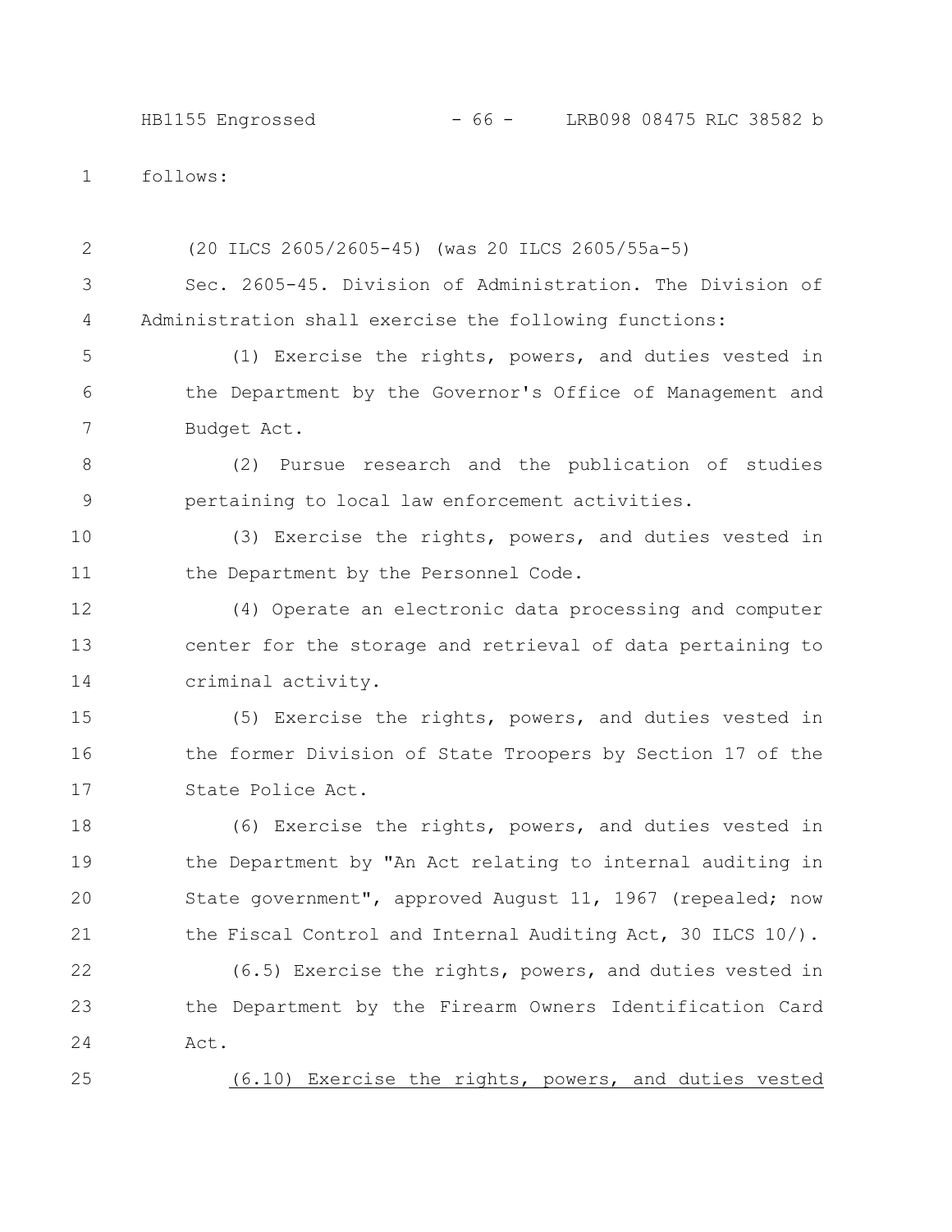follows:

(20 ILCS 2605/2605-45) (was 20 ILCS 2605/55a-5)

Sec. 2605-45. Division of Administration. The Division of Administration shall exercise the following functions:

(1) Exercise the rights, powers, and duties vested in the Department by the Governor's Office of Management and Budget Act.

(2) Pursue research and the publication of studies pertaining to local law enforcement activities.

(3) Exercise the rights, powers, and duties vested in the Department by the Personnel Code.

(4) Operate an electronic data processing and computer center for the storage and retrieval of data pertaining to criminal activity.

(5) Exercise the rights, powers, and duties vested in the former Division of State Troopers by Section 17 of the State Police Act.

(6) Exercise the rights, powers, and duties vested in the Department by "An Act relating to internal auditing in State government", approved August 11, 1967 (repealed; now the Fiscal Control and Internal Auditing Act, 30 ILCS 10/).

(6.5) Exercise the rights, powers, and duties vested in the Department by the Firearm Owners Identification Card Act.

<u>(6.10) Exercise the rights, powers, and duties vested</u>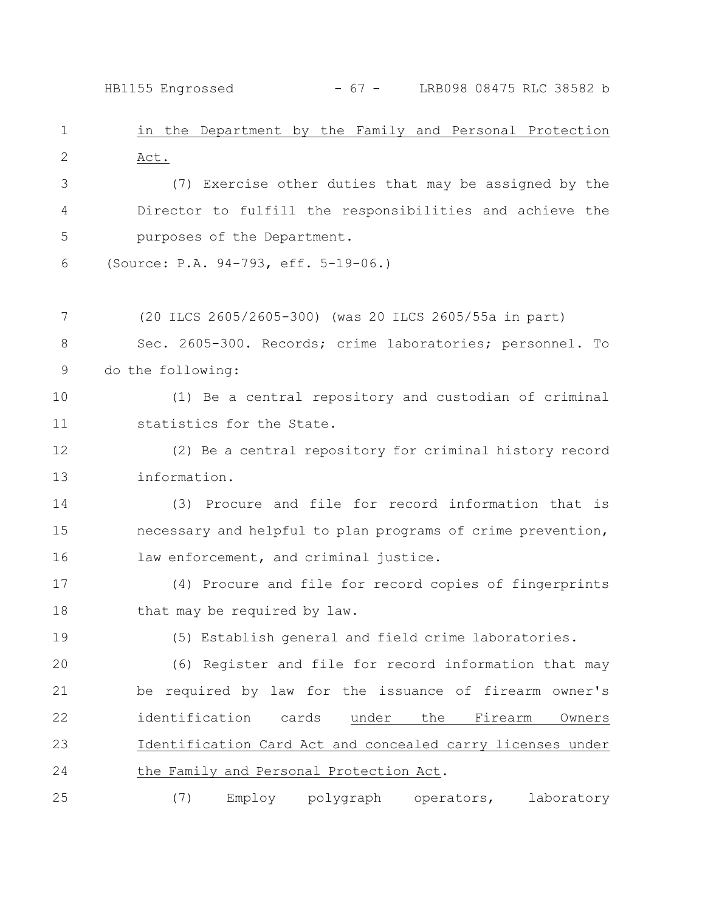in the Department by the Family and Personal Protection Act.

(7) Exercise other duties that may be assigned by the Director to fulfill the responsibilities and achieve the purposes of the Department.

(Source: P.A. 94-793, eff. 5-19-06.)

(20 ILCS 2605/2605-300) (was 20 ILCS 2605/55a in part)

Sec. 2605-300. Records; crime laboratories; personnel. To do the following:

(1) Be a central repository and custodian of criminal statistics for the State.

(2) Be a central repository for criminal history record information.

(3) Procure and file for record information that is necessary and helpful to plan programs of crime prevention, law enforcement, and criminal justice.

(4) Procure and file for record copies of fingerprints that may be required by law.

(5) Establish general and field crime laboratories.

(6) Register and file for record information that may be required by law for the issuance of firearm owner's identification cards under the Firearm Owners Identification Card Act and concealed carry licenses under the Family and Personal Protection Act.

(7) Employ polygraph operators, laboratory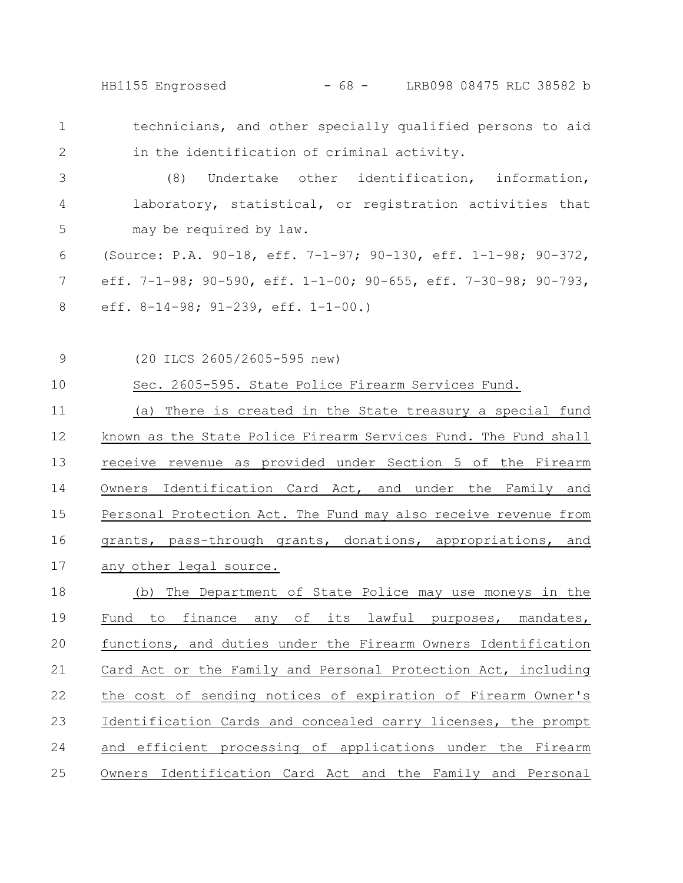technicians, and other specially qualified persons to aid in the identification of criminal activity.

(8) Undertake other identification, information, laboratory, statistical, or registration activities that may be required by law.

(Source: P.A. 90-18, eff. 7-1-97; 90-130, eff. 1-1-98; 90-372, eff. 7-1-98; 90-590, eff. 1-1-00; 90-655, eff. 7-30-98; 90-793, eff. 8-14-98; 91-239, eff. 1-1-00.)

(20 ILCS 2605/2605-595 new)

Sec. 2605-595. State Police Firearm Services Fund.

(a) There is created in the State treasury a special fund known as the State Police Firearm Services Fund. The Fund shall receive revenue as provided under Section 5 of the Firearm Owners Identification Card Act, and under the Family and Personal Protection Act. The Fund may also receive revenue from grants, pass-through grants, donations, appropriations, and any other legal source.

(b) The Department of State Police may use moneys in the Fund to finance any of its lawful purposes, mandates, functions, and duties under the Firearm Owners Identification Card Act or the Family and Personal Protection Act, including the cost of sending notices of expiration of Firearm Owner's Identification Cards and concealed carry licenses, the prompt and efficient processing of applications under the Firearm Owners Identification Card Act and the Family and Personal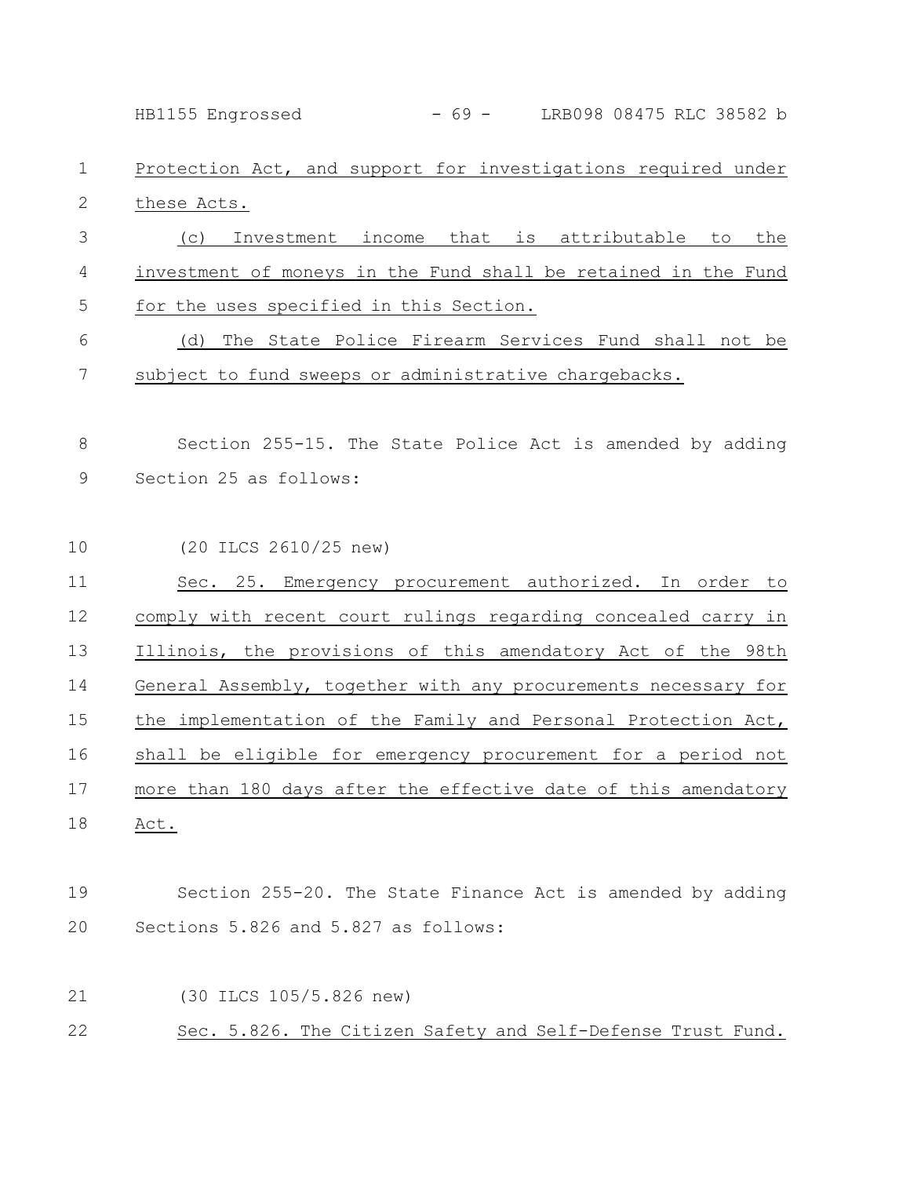Protection Act, and support for investigations required under these Acts.

(c) Investment income that is attributable to the investment of moneys in the Fund shall be retained in the Fund for the uses specified in this Section.

(d) The State Police Firearm Services Fund shall not be subject to fund sweeps or administrative chargebacks.

Section 255-15. The State Police Act is amended by adding Section 25 as follows:

(20 ILCS 2610/25 new)

Sec. 25. Emergency procurement authorized. In order to comply with recent court rulings regarding concealed carry in Illinois, the provisions of this amendatory Act of the 98th General Assembly, together with any procurements necessary for the implementation of the Family and Personal Protection Act, shall be eligible for emergency procurement for a period not more than 180 days after the effective date of this amendatory Act.

Section 255-20. The State Finance Act is amended by adding Sections 5.826 and 5.827 as follows:

(30 ILCS 105/5.826 new)

Sec. 5.826. The Citizen Safety and Self-Defense Trust Fund.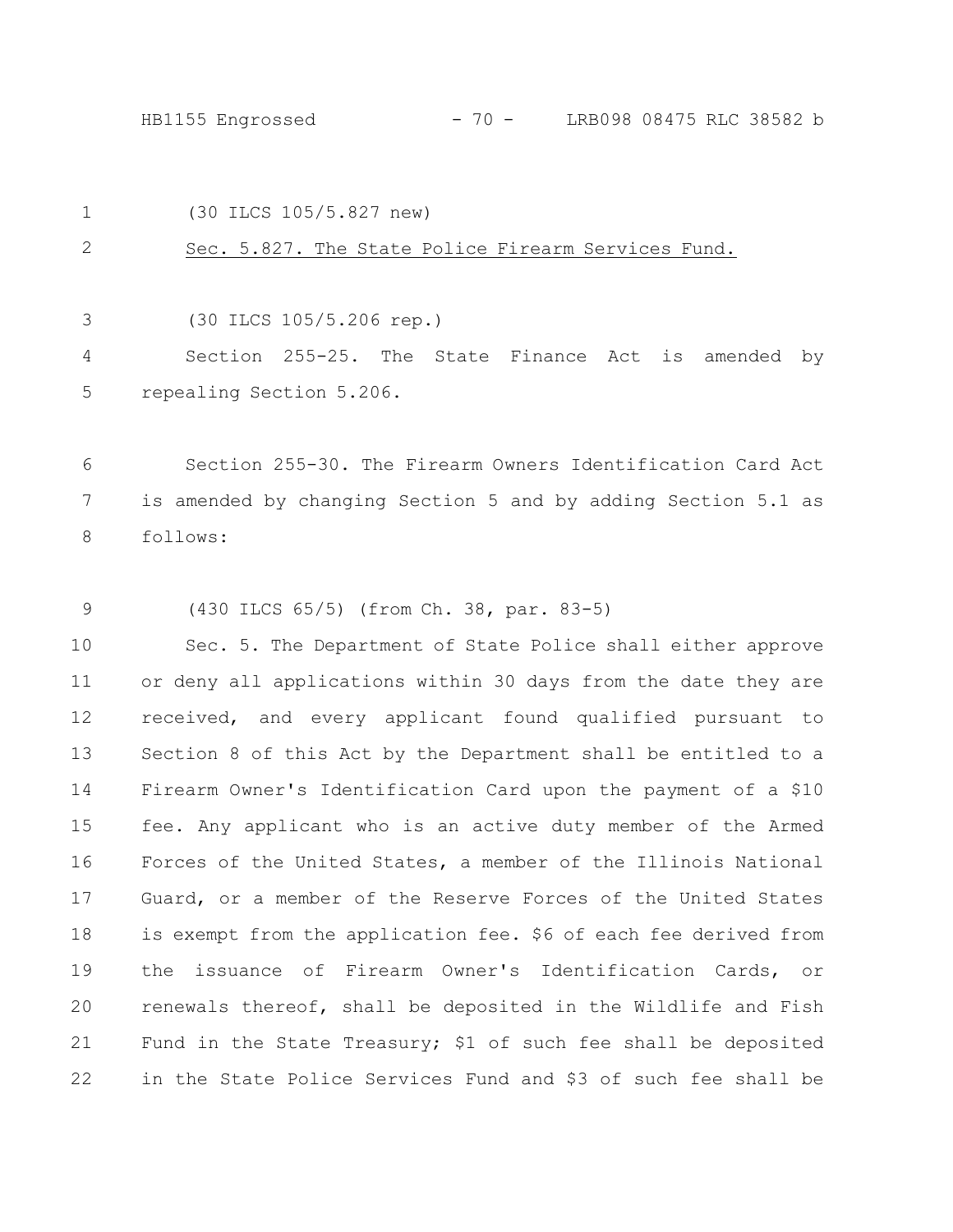(30 ILCS 105/5.827 new)

<u>Sec. 5.827. The State Police Firearm Services Fund.</u>

(30 ILCS 105/5.206 rep.)

Section 255-25. The State Finance Act is amended by repealing Section 5.206.

Section 255-30. The Firearm Owners Identification Card Act is amended by changing Section 5 and by adding Section 5.1 as follows:

(430 ILCS 65/5) (from Ch. 38, par. 83-5)

Sec. 5. The Department of State Police shall either approve or deny all applications within 30 days from the date they are received, and every applicant found qualified pursuant to Section 8 of this Act by the Department shall be entitled to a Firearm Owner's Identification Card upon the payment of a $10 fee. Any applicant who is an active duty member of the Armed Forces of the United States, a member of the Illinois National Guard, or a member of the Reserve Forces of the United States is exempt from the application fee. $6 of each fee derived from the issuance of Firearm Owner's Identification Cards, or renewals thereof, shall be deposited in the Wildlife and Fish Fund in the State Treasury; $1 of such fee shall be deposited in the State Police Services Fund and $3 of such fee shall be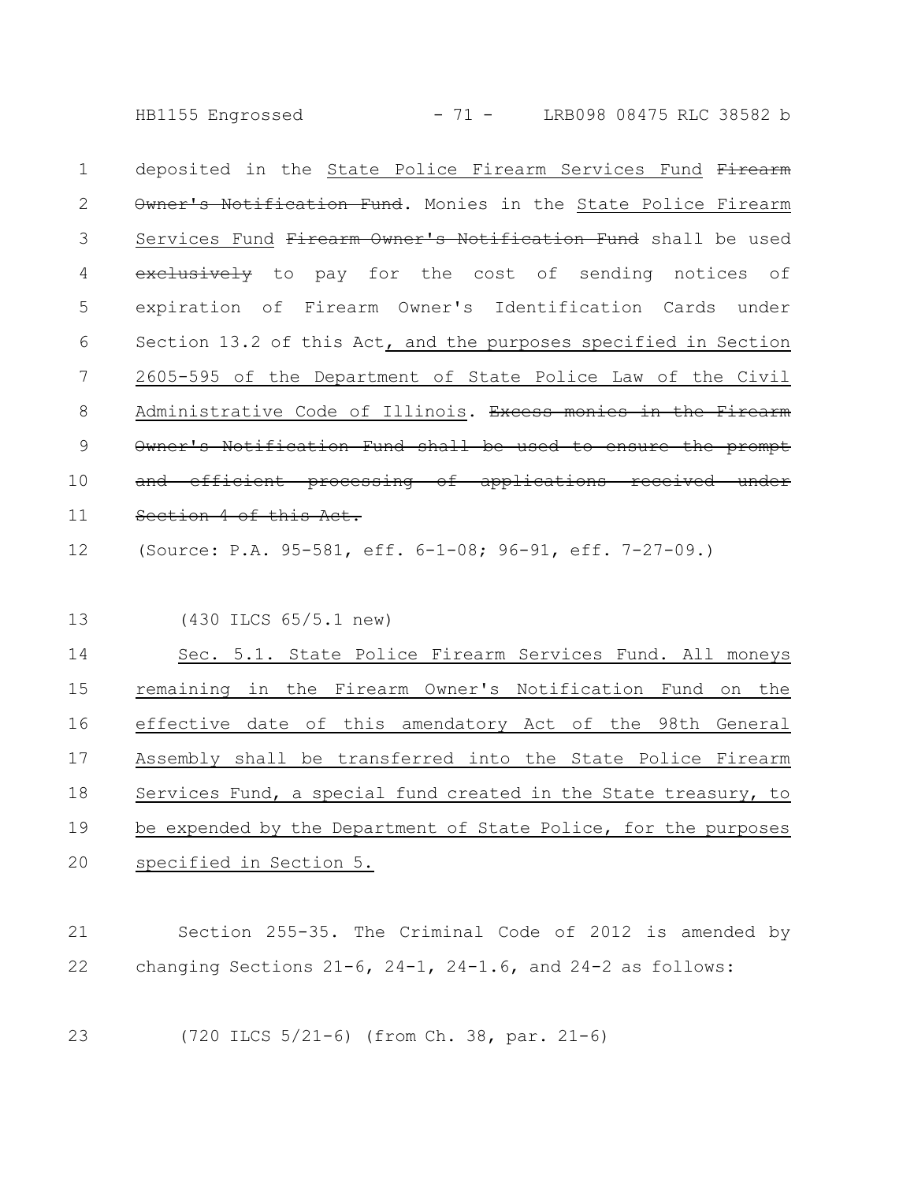deposited in the State Police Firearm Services Fund ~~Firearm Owner's Notification Fund~~. Monies in the State Police Firearm Services Fund ~~Firearm Owner's Notification Fund~~ shall be used ~~exclusively~~ to pay for the cost of sending notices of expiration of Firearm Owner's Identification Cards under Section 13.2 of this Act, and the purposes specified in Section 2605-595 of the Department of State Police Law of the Civil Administrative Code of Illinois. ~~Excess monies in the Firearm Owner's Notification Fund shall be used to ensure the prompt and efficient processing of applications received under Section 4 of this Act.~~

(Source: P.A. 95-581, eff. 6-1-08; 96-91, eff. 7-27-09.)

(430 ILCS 65/5.1 new)

Sec. 5.1. State Police Firearm Services Fund. All moneys remaining in the Firearm Owner's Notification Fund on the effective date of this amendatory Act of the 98th General Assembly shall be transferred into the State Police Firearm Services Fund, a special fund created in the State treasury, to be expended by the Department of State Police, for the purposes specified in Section 5.

Section 255-35. The Criminal Code of 2012 is amended by changing Sections 21-6, 24-1, 24-1.6, and 24-2 as follows:

(720 ILCS 5/21-6) (from Ch. 38, par. 21-6)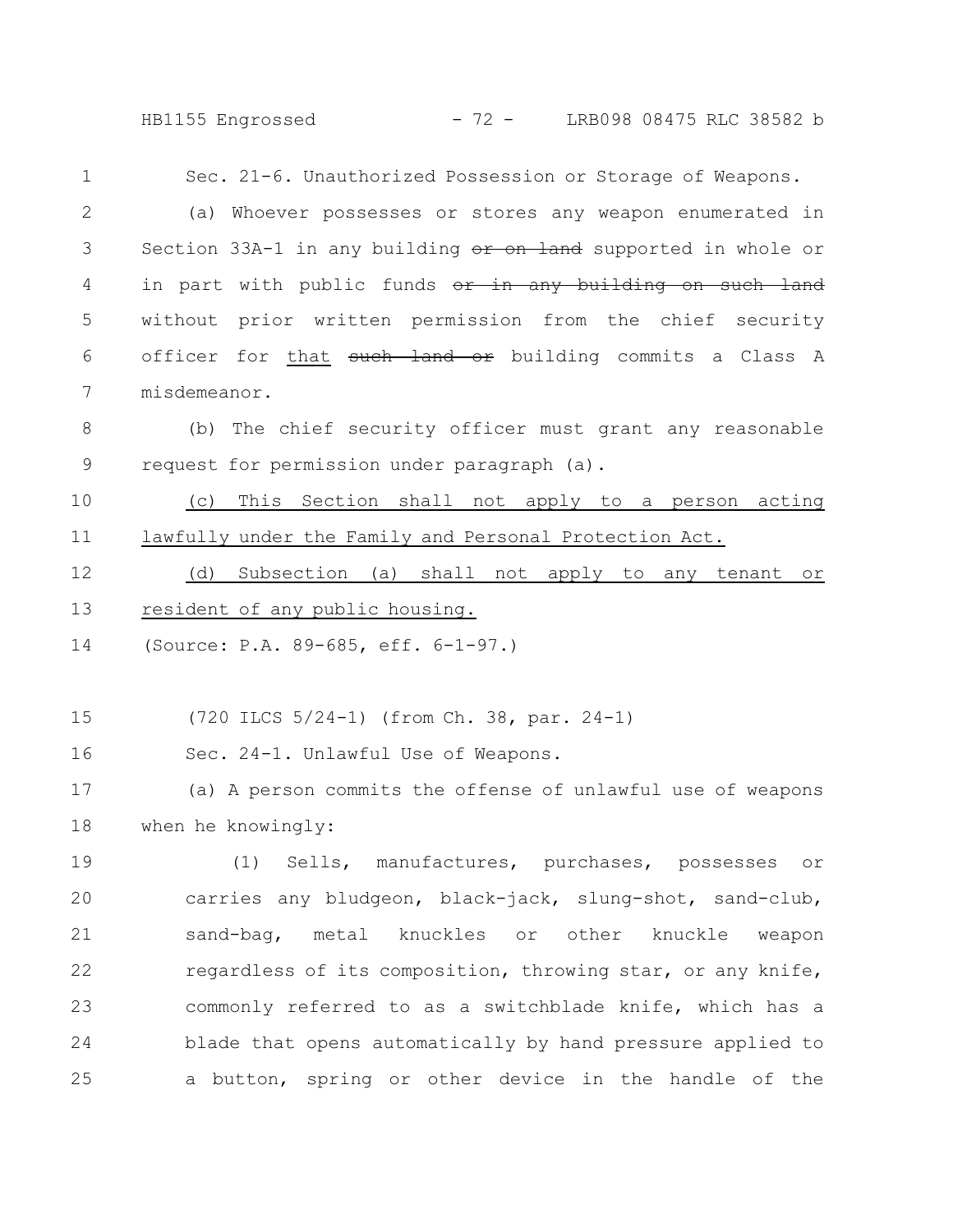Sec. 21-6. Unauthorized Possession or Storage of Weapons.

(a) Whoever possesses or stores any weapon enumerated in Section 33A-1 in any building ~~or on land~~ supported in whole or in part with public funds ~~or in any building on such land~~ without prior written permission from the chief security officer for <u>that</u> ~~such land or~~ building commits a Class A misdemeanor.

(b) The chief security officer must grant any reasonable request for permission under paragraph (a).

<u>(c) This Section shall not apply to a person acting lawfully under the Family and Personal Protection Act.</u>

<u>(d) Subsection (a) shall not apply to any tenant or resident of any public housing.</u>

(Source: P.A. 89-685, eff. 6-1-97.)

(720 ILCS 5/24-1) (from Ch. 38, par. 24-1)

Sec. 24-1. Unlawful Use of Weapons.

(a) A person commits the offense of unlawful use of weapons when he knowingly:

(1) Sells, manufactures, purchases, possesses or carries any bludgeon, black-jack, slung-shot, sand-club, sand-bag, metal knuckles or other knuckle weapon regardless of its composition, throwing star, or any knife, commonly referred to as a switchblade knife, which has a blade that opens automatically by hand pressure applied to a button, spring or other device in the handle of the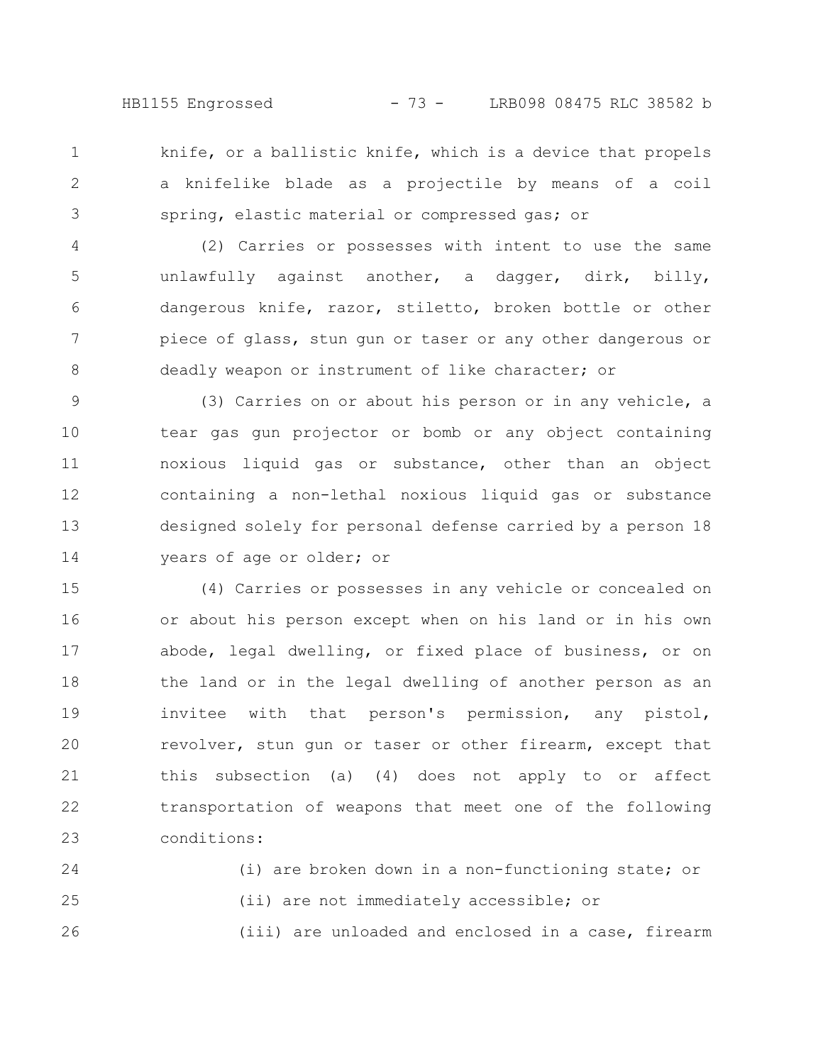knife, or a ballistic knife, which is a device that propels a knifelike blade as a projectile by means of a coil spring, elastic material or compressed gas; or

(2) Carries or possesses with intent to use the same unlawfully against another, a dagger, dirk, billy, dangerous knife, razor, stiletto, broken bottle or other piece of glass, stun gun or taser or any other dangerous or deadly weapon or instrument of like character; or

(3) Carries on or about his person or in any vehicle, a tear gas gun projector or bomb or any object containing noxious liquid gas or substance, other than an object containing a non-lethal noxious liquid gas or substance designed solely for personal defense carried by a person 18 years of age or older; or

(4) Carries or possesses in any vehicle or concealed on or about his person except when on his land or in his own abode, legal dwelling, or fixed place of business, or on the land or in the legal dwelling of another person as an invitee with that person's permission, any pistol, revolver, stun gun or taser or other firearm, except that this subsection (a) (4) does not apply to or affect transportation of weapons that meet one of the following conditions:

(i) are broken down in a non-functioning state; or

(ii) are not immediately accessible; or

(iii) are unloaded and enclosed in a case, firearm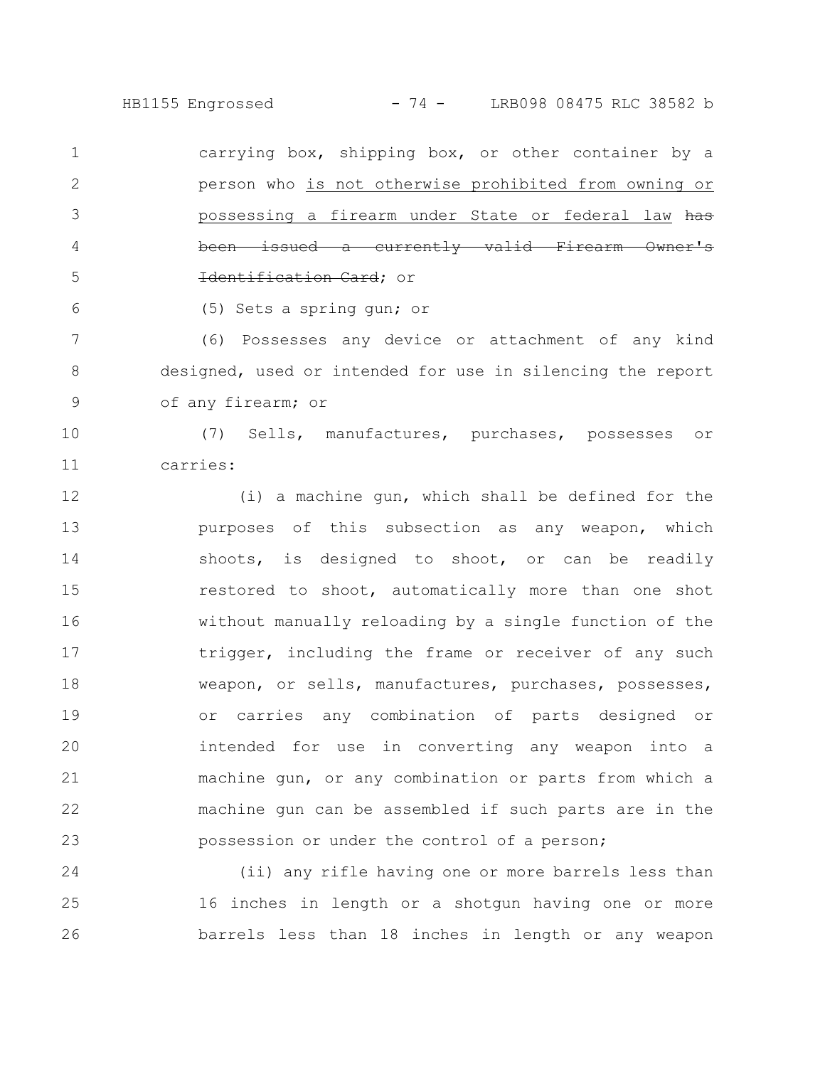carrying box, shipping box, or other container by a person who is not otherwise prohibited from owning or possessing a firearm under State or federal law ~~has been issued a currently valid Firearm Owner's Identification Card~~; or

(5) Sets a spring gun; or

(6) Possesses any device or attachment of any kind designed, used or intended for use in silencing the report of any firearm; or

(7) Sells, manufactures, purchases, possesses or carries:

(i) a machine gun, which shall be defined for the purposes of this subsection as any weapon, which shoots, is designed to shoot, or can be readily restored to shoot, automatically more than one shot without manually reloading by a single function of the trigger, including the frame or receiver of any such weapon, or sells, manufactures, purchases, possesses, or carries any combination of parts designed or intended for use in converting any weapon into a machine gun, or any combination or parts from which a machine gun can be assembled if such parts are in the possession or under the control of a person;

(ii) any rifle having one or more barrels less than 16 inches in length or a shotgun having one or more barrels less than 18 inches in length or any weapon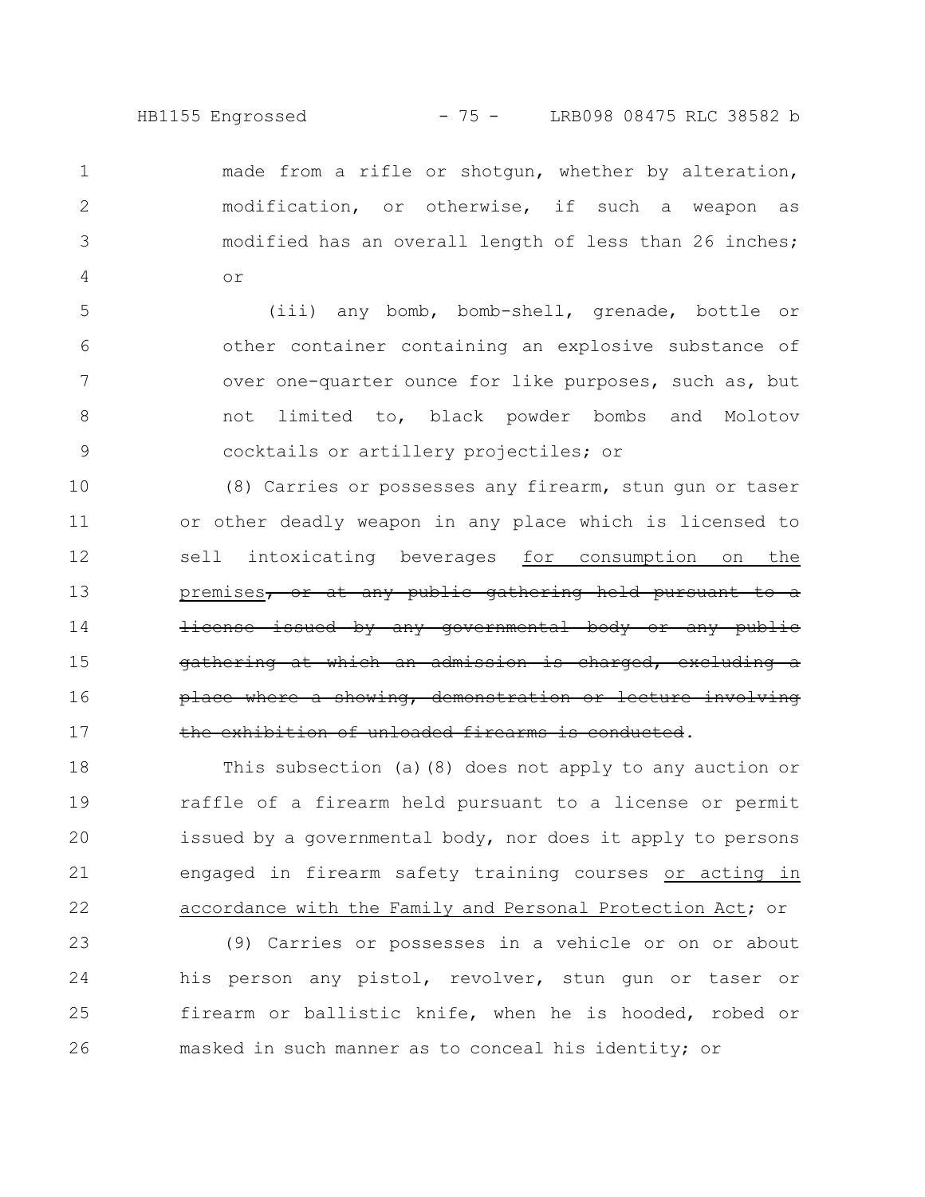made from a rifle or shotgun, whether by alteration, modification, or otherwise, if such a weapon as modified has an overall length of less than 26 inches; or

(iii) any bomb, bomb-shell, grenade, bottle or other container containing an explosive substance of over one-quarter ounce for like purposes, such as, but not limited to, black powder bombs and Molotov cocktails or artillery projectiles; or

(8) Carries or possesses any firearm, stun gun or taser or other deadly weapon in any place which is licensed to sell intoxicating beverages <u>for consumption on the premises</u>~~, or at any public gathering held pursuant to a license issued by any governmental body or any public gathering at which an admission is charged, excluding a place where a showing, demonstration or lecture involving the exhibition of unloaded firearms is conducted~~.

This subsection (a)(8) does not apply to any auction or raffle of a firearm held pursuant to a license or permit issued by a governmental body, nor does it apply to persons engaged in firearm safety training courses <u>or acting in accordance with the Family and Personal Protection Act</u>; or

(9) Carries or possesses in a vehicle or on or about his person any pistol, revolver, stun gun or taser or firearm or ballistic knife, when he is hooded, robed or masked in such manner as to conceal his identity; or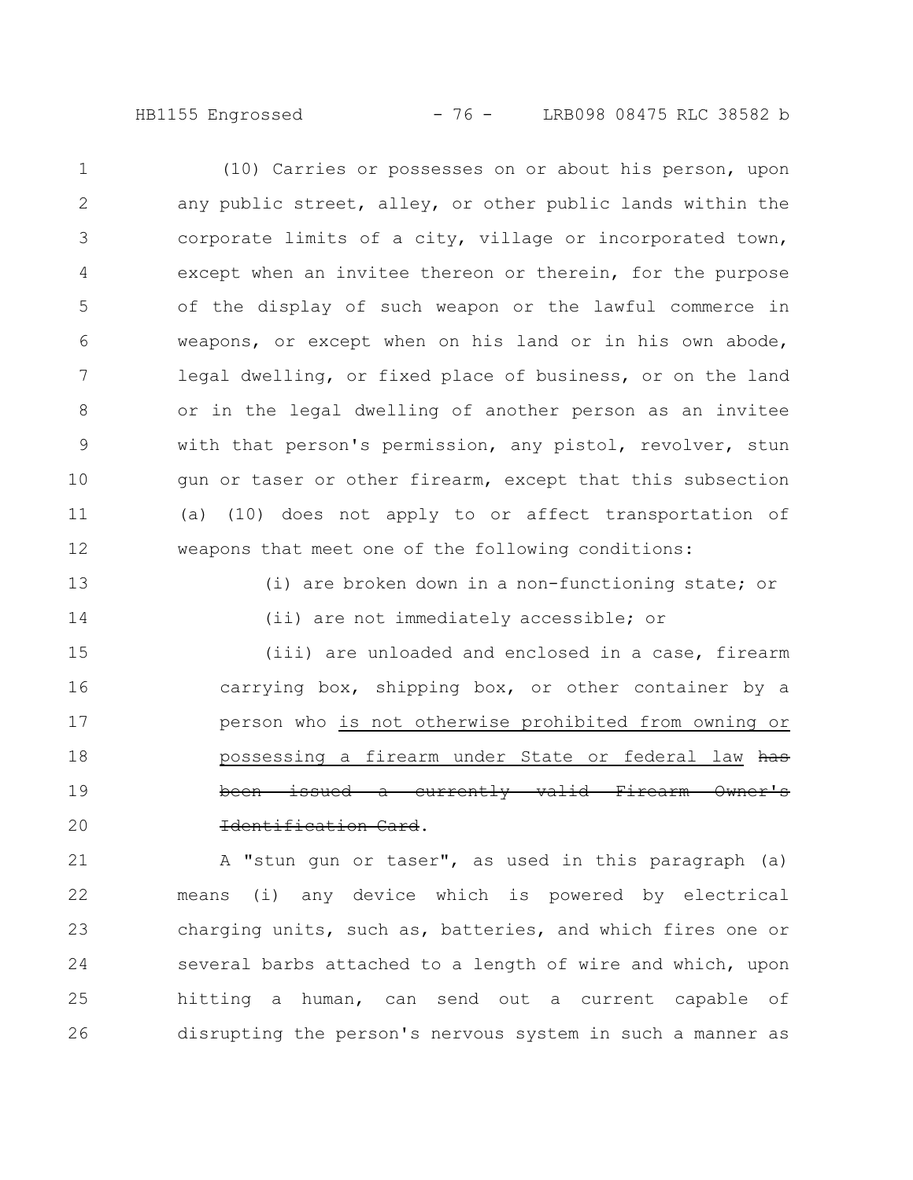(10) Carries or possesses on or about his person, upon any public street, alley, or other public lands within the corporate limits of a city, village or incorporated town, except when an invitee thereon or therein, for the purpose of the display of such weapon or the lawful commerce in weapons, or except when on his land or in his own abode, legal dwelling, or fixed place of business, or on the land or in the legal dwelling of another person as an invitee with that person's permission, any pistol, revolver, stun gun or taser or other firearm, except that this subsection (a) (10) does not apply to or affect transportation of weapons that meet one of the following conditions:

(i) are broken down in a non-functioning state; or

(ii) are not immediately accessible; or

(iii) are unloaded and enclosed in a case, firearm carrying box, shipping box, or other container by a person who <u>is not otherwise prohibited from owning or possessing a firearm under State or federal law</u> ~~has been issued a currently valid Firearm Owner's Identification Card~~.

A "stun gun or taser", as used in this paragraph (a) means (i) any device which is powered by electrical charging units, such as, batteries, and which fires one or several barbs attached to a length of wire and which, upon hitting a human, can send out a current capable of disrupting the person's nervous system in such a manner as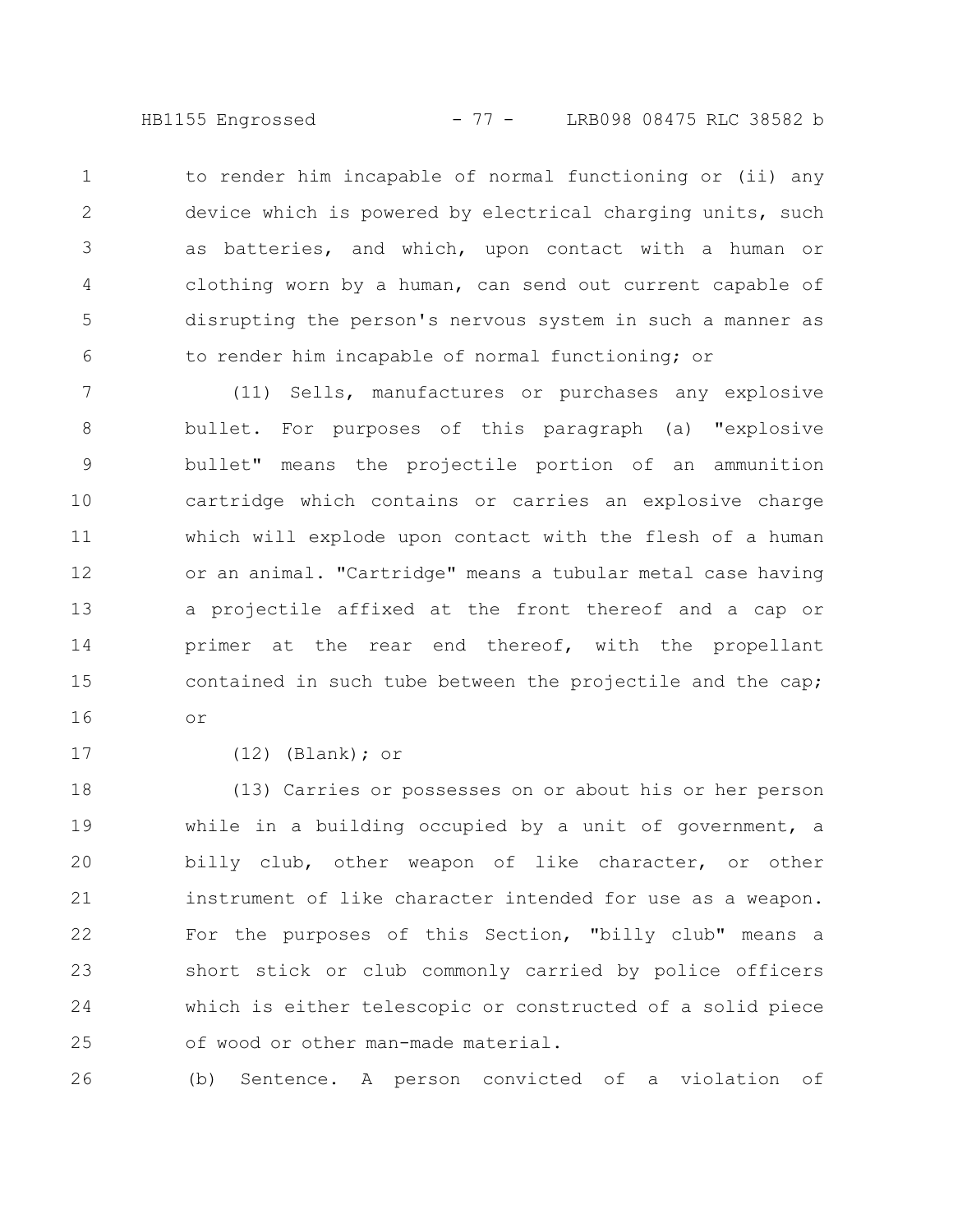to render him incapable of normal functioning or (ii) any device which is powered by electrical charging units, such as batteries, and which, upon contact with a human or clothing worn by a human, can send out current capable of disrupting the person's nervous system in such a manner as to render him incapable of normal functioning; or

(11) Sells, manufactures or purchases any explosive bullet. For purposes of this paragraph (a) "explosive bullet" means the projectile portion of an ammunition cartridge which contains or carries an explosive charge which will explode upon contact with the flesh of a human or an animal. "Cartridge" means a tubular metal case having a projectile affixed at the front thereof and a cap or primer at the rear end thereof, with the propellant contained in such tube between the projectile and the cap; or

(12) (Blank); or

(13) Carries or possesses on or about his or her person while in a building occupied by a unit of government, a billy club, other weapon of like character, or other instrument of like character intended for use as a weapon. For the purposes of this Section, "billy club" means a short stick or club commonly carried by police officers which is either telescopic or constructed of a solid piece of wood or other man-made material.

(b) Sentence. A person convicted of a violation of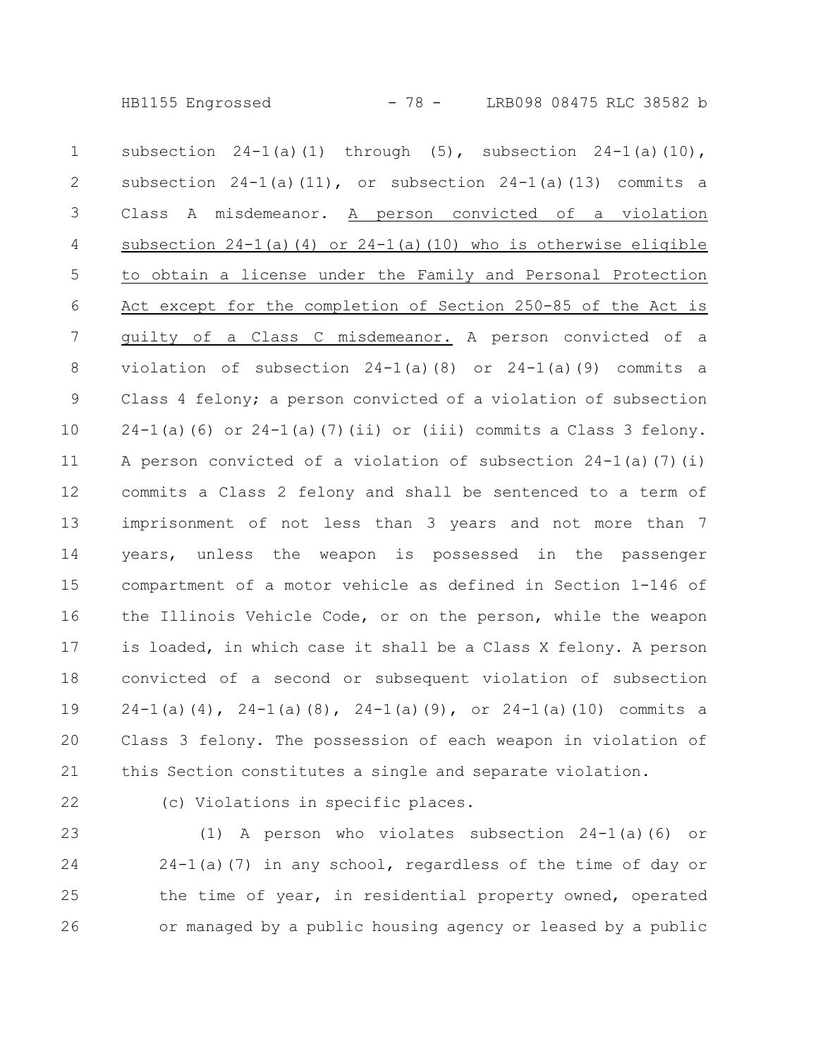subsection 24-1(a)(1) through (5), subsection 24-1(a)(10), subsection 24-1(a)(11), or subsection 24-1(a)(13) commits a Class A misdemeanor. <u>A person convicted of a violation subsection 24-1(a)(4) or 24-1(a)(10) who is otherwise eligible to obtain a license under the Family and Personal Protection Act except for the completion of Section 250-85 of the Act is guilty of a Class C misdemeanor.</u> A person convicted of a violation of subsection 24-1(a)(8) or 24-1(a)(9) commits a Class 4 felony; a person convicted of a violation of subsection 24-1(a)(6) or 24-1(a)(7)(ii) or (iii) commits a Class 3 felony. A person convicted of a violation of subsection 24-1(a)(7)(i) commits a Class 2 felony and shall be sentenced to a term of imprisonment of not less than 3 years and not more than 7 years, unless the weapon is possessed in the passenger compartment of a motor vehicle as defined in Section 1-146 of the Illinois Vehicle Code, or on the person, while the weapon is loaded, in which case it shall be a Class X felony. A person convicted of a second or subsequent violation of subsection 24-1(a)(4), 24-1(a)(8), 24-1(a)(9), or 24-1(a)(10) commits a Class 3 felony. The possession of each weapon in violation of this Section constitutes a single and separate violation.

(c) Violations in specific places.

(1) A person who violates subsection 24-1(a)(6) or 24-1(a)(7) in any school, regardless of the time of day or the time of year, in residential property owned, operated or managed by a public housing agency or leased by a public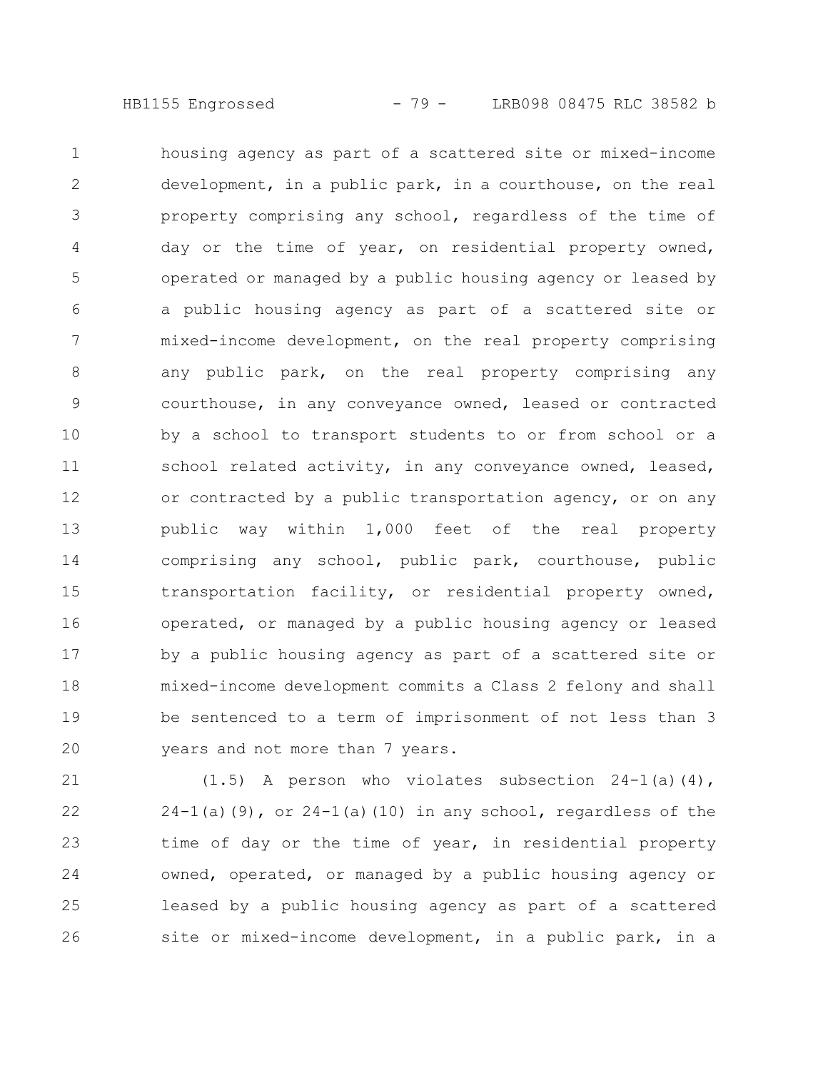housing agency as part of a scattered site or mixed-income development, in a public park, in a courthouse, on the real property comprising any school, regardless of the time of day or the time of year, on residential property owned, operated or managed by a public housing agency or leased by a public housing agency as part of a scattered site or mixed-income development, on the real property comprising any public park, on the real property comprising any courthouse, in any conveyance owned, leased or contracted by a school to transport students to or from school or a school related activity, in any conveyance owned, leased, or contracted by a public transportation agency, or on any public way within 1,000 feet of the real property comprising any school, public park, courthouse, public transportation facility, or residential property owned, operated, or managed by a public housing agency or leased by a public housing agency as part of a scattered site or mixed-income development commits a Class 2 felony and shall be sentenced to a term of imprisonment of not less than 3 years and not more than 7 years.

(1.5) A person who violates subsection 24-1(a)(4), 24-1(a)(9), or 24-1(a)(10) in any school, regardless of the time of day or the time of year, in residential property owned, operated, or managed by a public housing agency or leased by a public housing agency as part of a scattered site or mixed-income development, in a public park, in a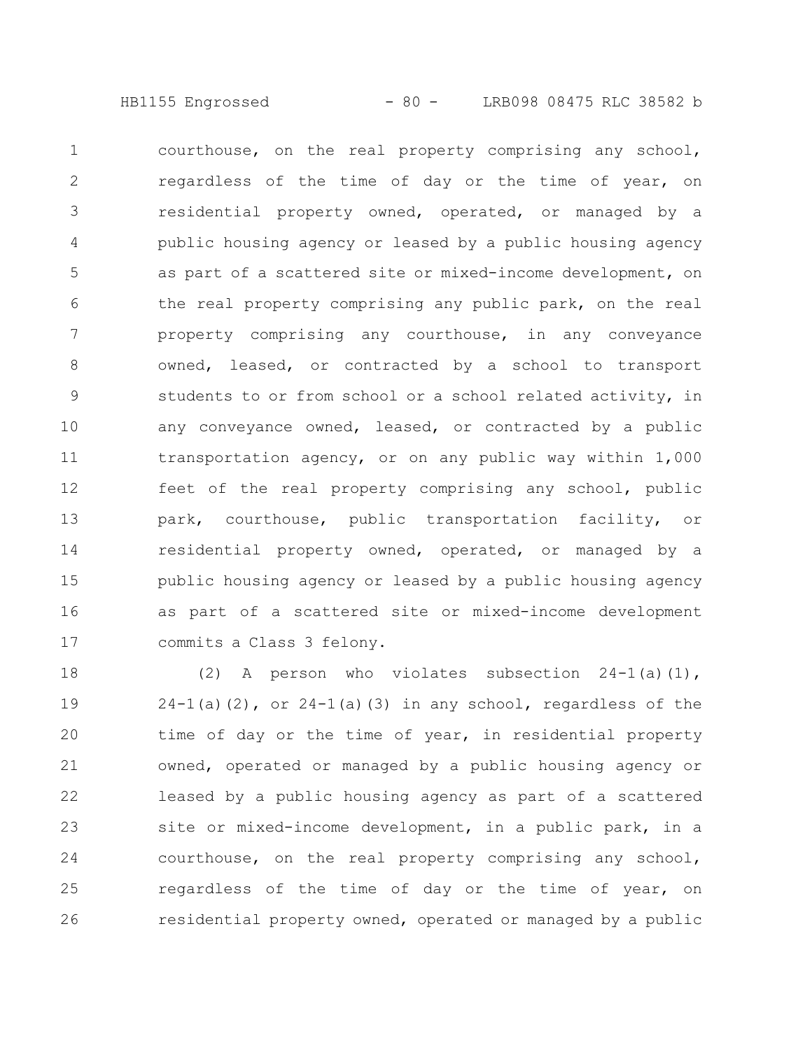courthouse, on the real property comprising any school, regardless of the time of day or the time of year, on residential property owned, operated, or managed by a public housing agency or leased by a public housing agency as part of a scattered site or mixed-income development, on the real property comprising any public park, on the real property comprising any courthouse, in any conveyance owned, leased, or contracted by a school to transport students to or from school or a school related activity, in any conveyance owned, leased, or contracted by a public transportation agency, or on any public way within 1,000 feet of the real property comprising any school, public park, courthouse, public transportation facility, or residential property owned, operated, or managed by a public housing agency or leased by a public housing agency as part of a scattered site or mixed-income development commits a Class 3 felony.

(2) A person who violates subsection 24-1(a)(1), 24-1(a)(2), or 24-1(a)(3) in any school, regardless of the time of day or the time of year, in residential property owned, operated or managed by a public housing agency or leased by a public housing agency as part of a scattered site or mixed-income development, in a public park, in a courthouse, on the real property comprising any school, regardless of the time of day or the time of year, on residential property owned, operated or managed by a public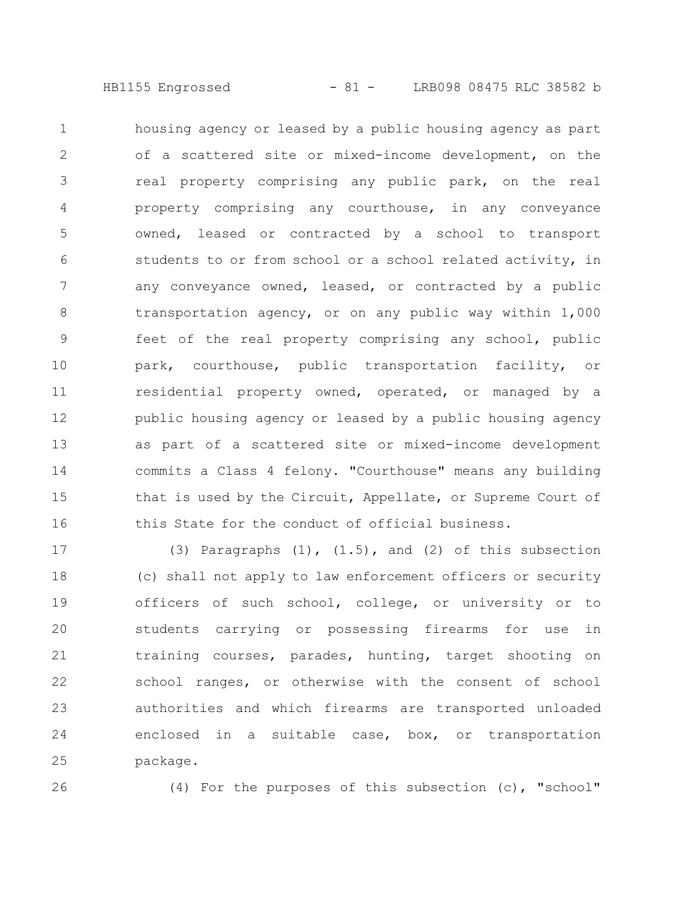housing agency or leased by a public housing agency as part of a scattered site or mixed-income development, on the real property comprising any public park, on the real property comprising any courthouse, in any conveyance owned, leased or contracted by a school to transport students to or from school or a school related activity, in any conveyance owned, leased, or contracted by a public transportation agency, or on any public way within 1,000 feet of the real property comprising any school, public park, courthouse, public transportation facility, or residential property owned, operated, or managed by a public housing agency or leased by a public housing agency as part of a scattered site or mixed-income development commits a Class 4 felony. "Courthouse" means any building that is used by the Circuit, Appellate, or Supreme Court of this State for the conduct of official business.

(3) Paragraphs (1), (1.5), and (2) of this subsection (c) shall not apply to law enforcement officers or security officers of such school, college, or university or to students carrying or possessing firearms for use in training courses, parades, hunting, target shooting on school ranges, or otherwise with the consent of school authorities and which firearms are transported unloaded enclosed in a suitable case, box, or transportation package.

(4) For the purposes of this subsection (c), "school"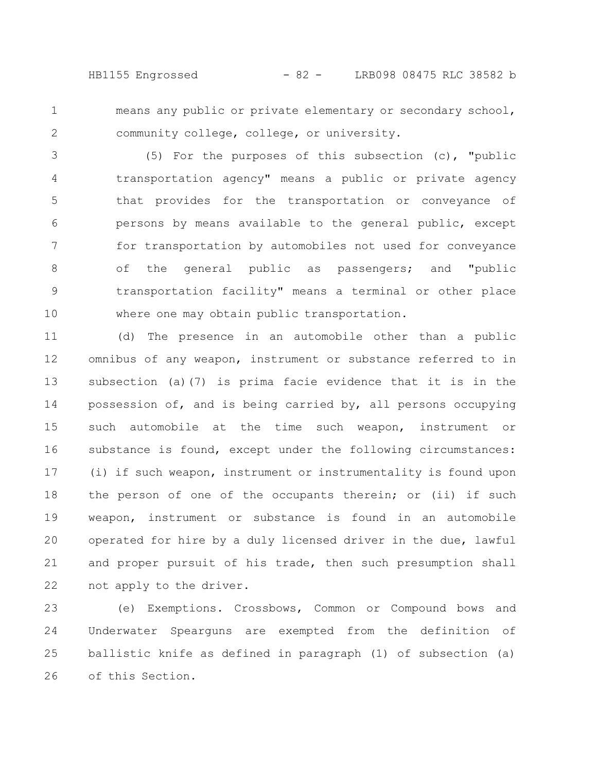means any public or private elementary or secondary school, community college, college, or university.

(5) For the purposes of this subsection (c), "public transportation agency" means a public or private agency that provides for the transportation or conveyance of persons by means available to the general public, except for transportation by automobiles not used for conveyance of the general public as passengers; and "public transportation facility" means a terminal or other place where one may obtain public transportation.

(d) The presence in an automobile other than a public omnibus of any weapon, instrument or substance referred to in subsection (a)(7) is prima facie evidence that it is in the possession of, and is being carried by, all persons occupying such automobile at the time such weapon, instrument or substance is found, except under the following circumstances: (i) if such weapon, instrument or instrumentality is found upon the person of one of the occupants therein; or (ii) if such weapon, instrument or substance is found in an automobile operated for hire by a duly licensed driver in the due, lawful and proper pursuit of his trade, then such presumption shall not apply to the driver.

(e) Exemptions. Crossbows, Common or Compound bows and Underwater Spearguns are exempted from the definition of ballistic knife as defined in paragraph (1) of subsection (a) of this Section.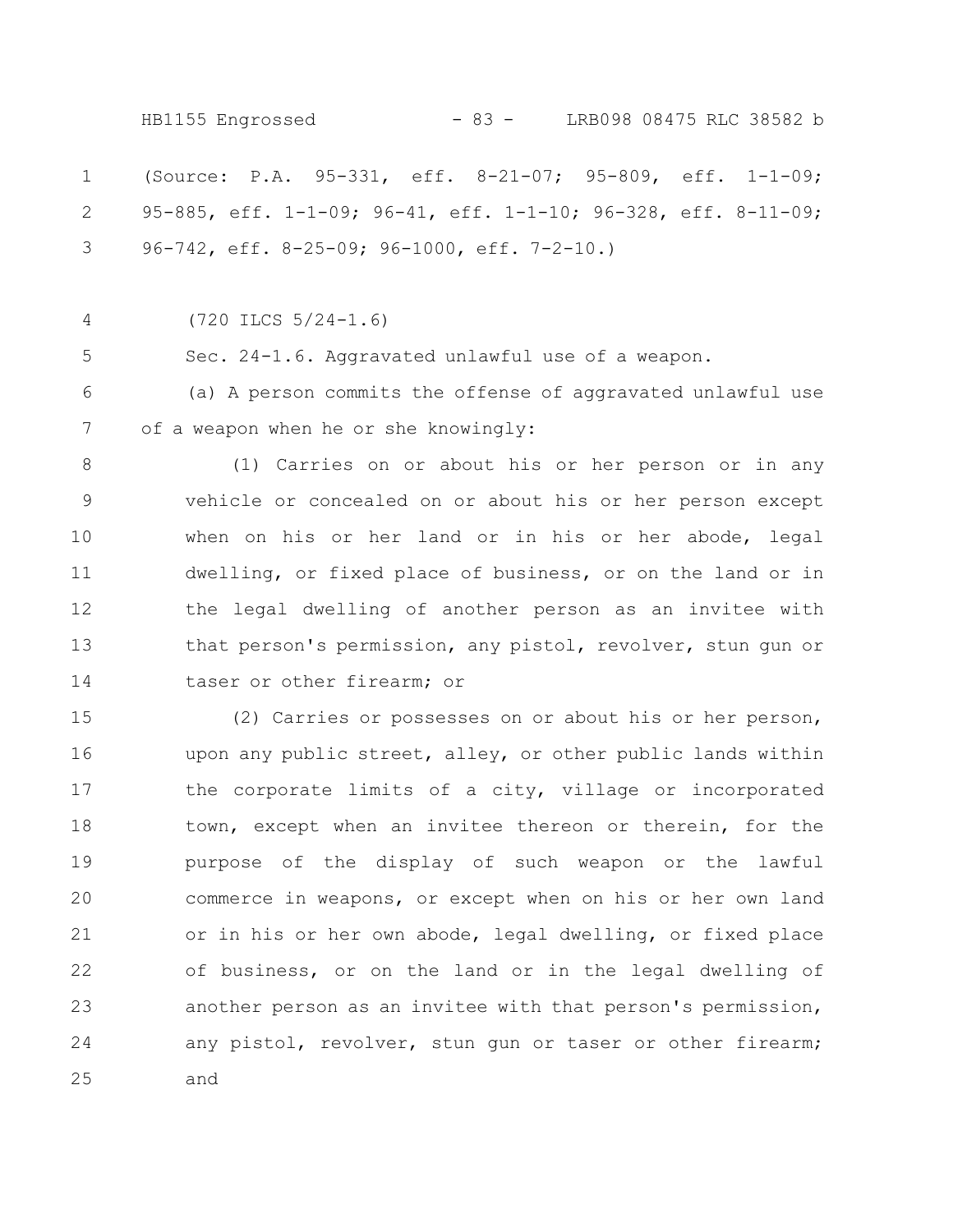(Source: P.A. 95-331, eff. 8-21-07; 95-809, eff. 1-1-09; 95-885, eff. 1-1-09; 96-41, eff. 1-1-10; 96-328, eff. 8-11-09; 96-742, eff. 8-25-09; 96-1000, eff. 7-2-10.)

(720 ILCS 5/24-1.6)

Sec. 24-1.6. Aggravated unlawful use of a weapon.

(a) A person commits the offense of aggravated unlawful use of a weapon when he or she knowingly:

(1) Carries on or about his or her person or in any vehicle or concealed on or about his or her person except when on his or her land or in his or her abode, legal dwelling, or fixed place of business, or on the land or in the legal dwelling of another person as an invitee with that person's permission, any pistol, revolver, stun gun or taser or other firearm; or

(2) Carries or possesses on or about his or her person, upon any public street, alley, or other public lands within the corporate limits of a city, village or incorporated town, except when an invitee thereon or therein, for the purpose of the display of such weapon or the lawful commerce in weapons, or except when on his or her own land or in his or her own abode, legal dwelling, or fixed place of business, or on the land or in the legal dwelling of another person as an invitee with that person's permission, any pistol, revolver, stun gun or taser or other firearm; and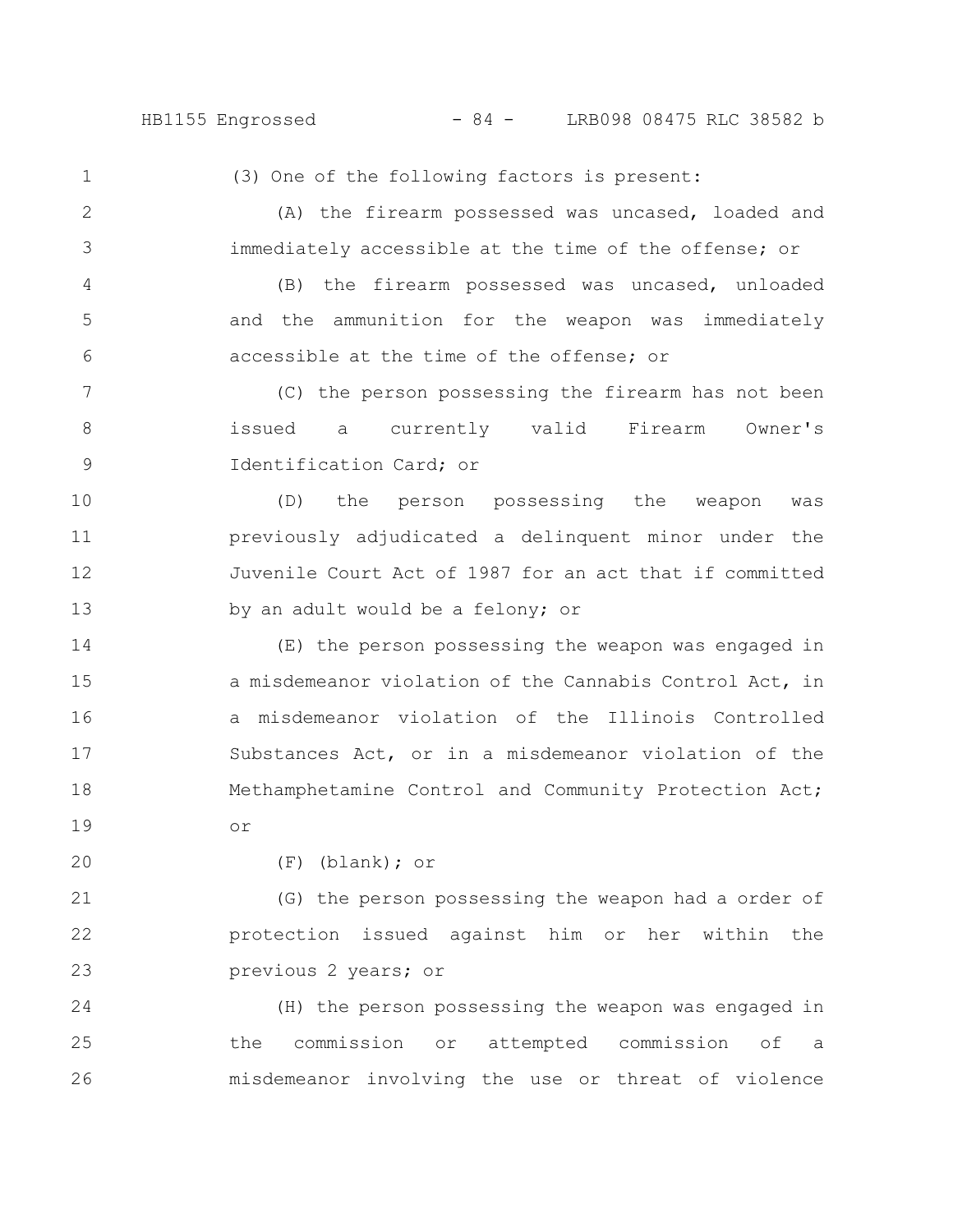(3) One of the following factors is present:

(A) the firearm possessed was uncased, loaded and immediately accessible at the time of the offense; or

(B) the firearm possessed was uncased, unloaded and the ammunition for the weapon was immediately accessible at the time of the offense; or

(C) the person possessing the firearm has not been issued a currently valid Firearm Owner's Identification Card; or

(D) the person possessing the weapon was previously adjudicated a delinquent minor under the Juvenile Court Act of 1987 for an act that if committed by an adult would be a felony; or

(E) the person possessing the weapon was engaged in a misdemeanor violation of the Cannabis Control Act, in a misdemeanor violation of the Illinois Controlled Substances Act, or in a misdemeanor violation of the Methamphetamine Control and Community Protection Act; or

(F) (blank); or

(G) the person possessing the weapon had a order of protection issued against him or her within the previous 2 years; or

(H) the person possessing the weapon was engaged in the commission or attempted commission of a misdemeanor involving the use or threat of violence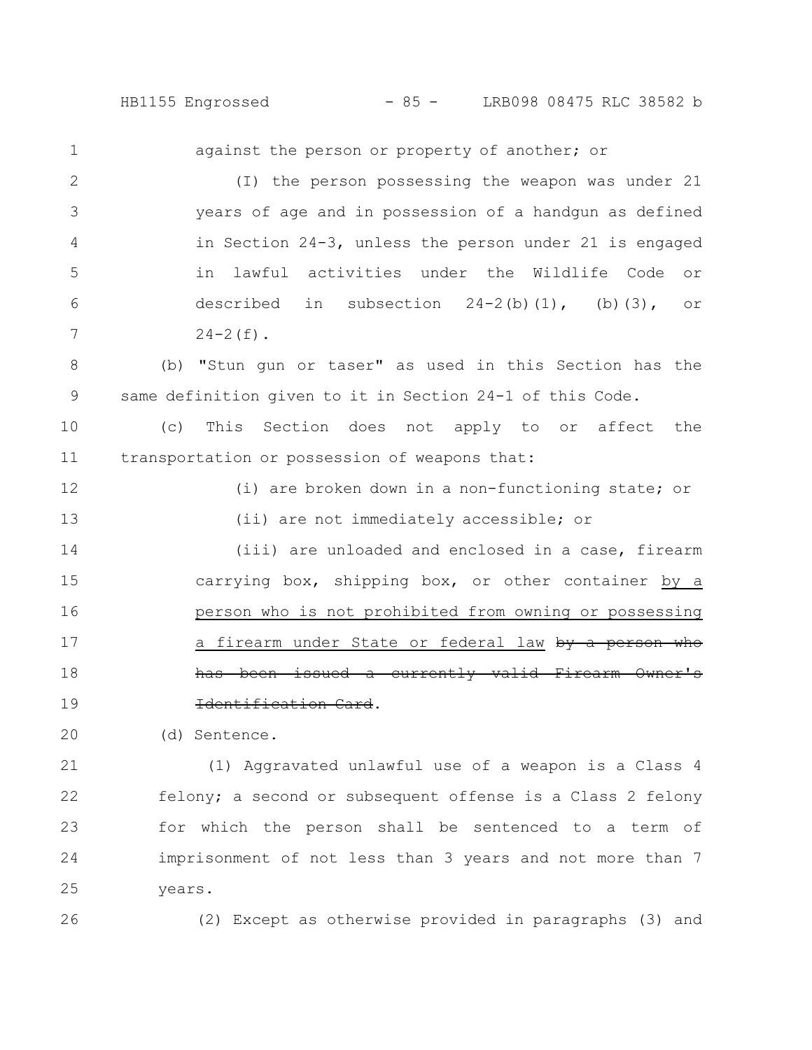against the person or property of another; or

(I) the person possessing the weapon was under 21 years of age and in possession of a handgun as defined in Section 24-3, unless the person under 21 is engaged in lawful activities under the Wildlife Code or described in subsection 24-2(b)(1), (b)(3), or 24-2(f).

(b) "Stun gun or taser" as used in this Section has the same definition given to it in Section 24-1 of this Code.

(c) This Section does not apply to or affect the transportation or possession of weapons that:

(i) are broken down in a non-functioning state; or

(ii) are not immediately accessible; or

(iii) are unloaded and enclosed in a case, firearm carrying box, shipping box, or other container <u>by a person who is not prohibited from owning or possessing a firearm under State or federal law</u> ~~by a person who has been issued a currently valid Firearm Owner's Identification Card~~.

(d) Sentence.

(1) Aggravated unlawful use of a weapon is a Class 4 felony; a second or subsequent offense is a Class 2 felony for which the person shall be sentenced to a term of imprisonment of not less than 3 years and not more than 7 years.

(2) Except as otherwise provided in paragraphs (3) and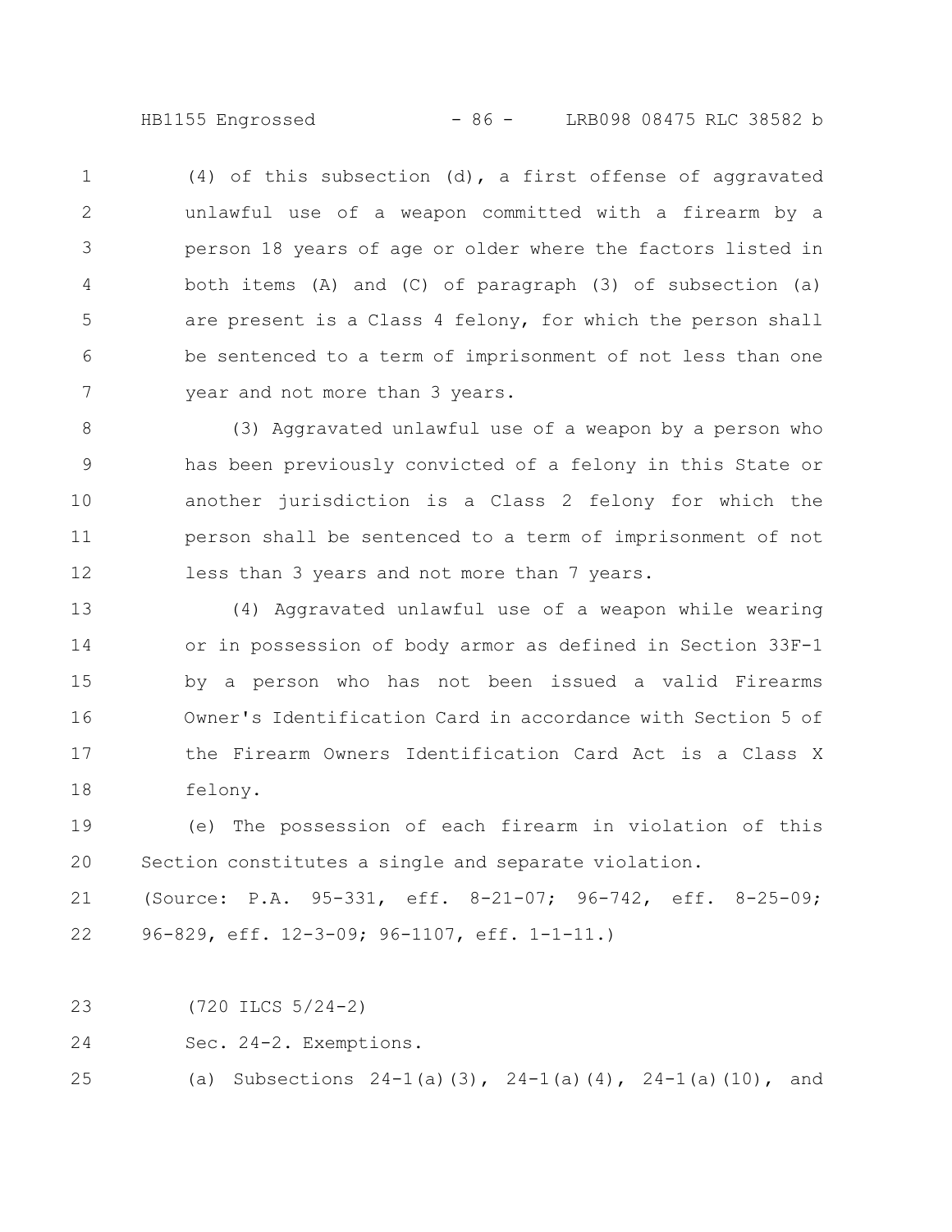(4) of this subsection (d), a first offense of aggravated unlawful use of a weapon committed with a firearm by a person 18 years of age or older where the factors listed in both items (A) and (C) of paragraph (3) of subsection (a) are present is a Class 4 felony, for which the person shall be sentenced to a term of imprisonment of not less than one year and not more than 3 years.

(3) Aggravated unlawful use of a weapon by a person who has been previously convicted of a felony in this State or another jurisdiction is a Class 2 felony for which the person shall be sentenced to a term of imprisonment of not less than 3 years and not more than 7 years.

(4) Aggravated unlawful use of a weapon while wearing or in possession of body armor as defined in Section 33F-1 by a person who has not been issued a valid Firearms Owner's Identification Card in accordance with Section 5 of the Firearm Owners Identification Card Act is a Class X felony.

(e) The possession of each firearm in violation of this Section constitutes a single and separate violation.

(Source: P.A. 95-331, eff. 8-21-07; 96-742, eff. 8-25-09; 96-829, eff. 12-3-09; 96-1107, eff. 1-1-11.)

(720 ILCS 5/24-2)

Sec. 24-2. Exemptions.

(a) Subsections 24-1(a)(3), 24-1(a)(4), 24-1(a)(10), and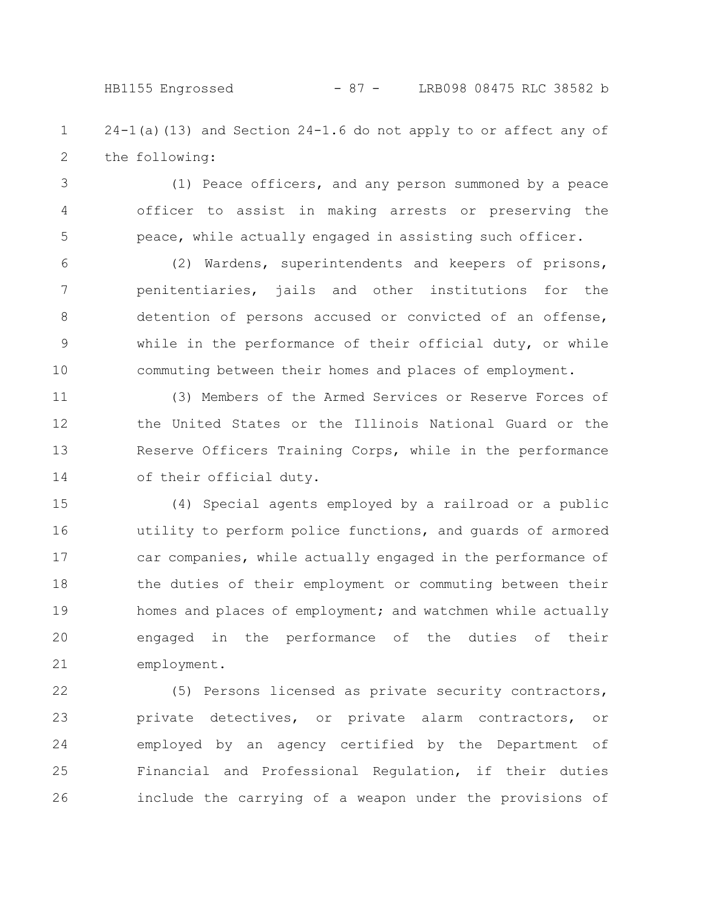24-1(a)(13) and Section 24-1.6 do not apply to or affect any of the following:

(1) Peace officers, and any person summoned by a peace officer to assist in making arrests or preserving the peace, while actually engaged in assisting such officer.

(2) Wardens, superintendents and keepers of prisons, penitentiaries, jails and other institutions for the detention of persons accused or convicted of an offense, while in the performance of their official duty, or while commuting between their homes and places of employment.

(3) Members of the Armed Services or Reserve Forces of the United States or the Illinois National Guard or the Reserve Officers Training Corps, while in the performance of their official duty.

(4) Special agents employed by a railroad or a public utility to perform police functions, and guards of armored car companies, while actually engaged in the performance of the duties of their employment or commuting between their homes and places of employment; and watchmen while actually engaged in the performance of the duties of their employment.

(5) Persons licensed as private security contractors, private detectives, or private alarm contractors, or employed by an agency certified by the Department of Financial and Professional Regulation, if their duties include the carrying of a weapon under the provisions of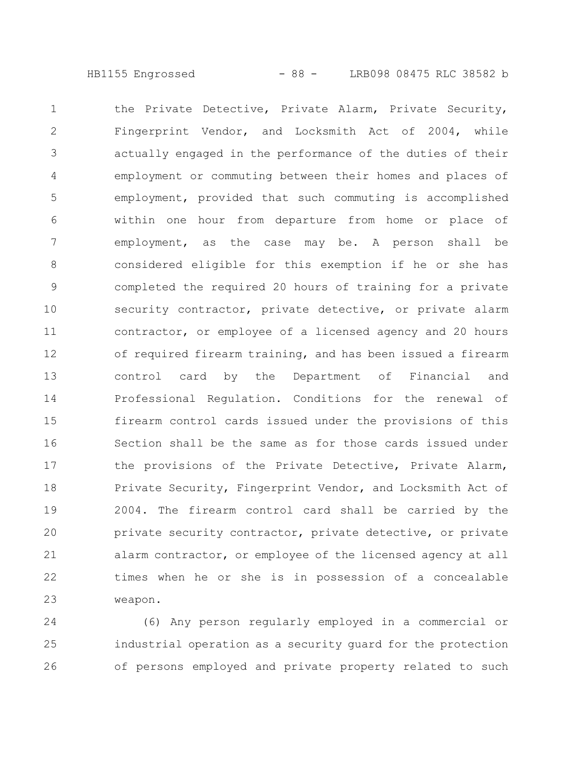the Private Detective, Private Alarm, Private Security, Fingerprint Vendor, and Locksmith Act of 2004, while actually engaged in the performance of the duties of their employment or commuting between their homes and places of employment, provided that such commuting is accomplished within one hour from departure from home or place of employment, as the case may be. A person shall be considered eligible for this exemption if he or she has completed the required 20 hours of training for a private security contractor, private detective, or private alarm contractor, or employee of a licensed agency and 20 hours of required firearm training, and has been issued a firearm control card by the Department of Financial and Professional Regulation. Conditions for the renewal of firearm control cards issued under the provisions of this Section shall be the same as for those cards issued under the provisions of the Private Detective, Private Alarm, Private Security, Fingerprint Vendor, and Locksmith Act of 2004. The firearm control card shall be carried by the private security contractor, private detective, or private alarm contractor, or employee of the licensed agency at all times when he or she is in possession of a concealable weapon.

(6) Any person regularly employed in a commercial or industrial operation as a security guard for the protection of persons employed and private property related to such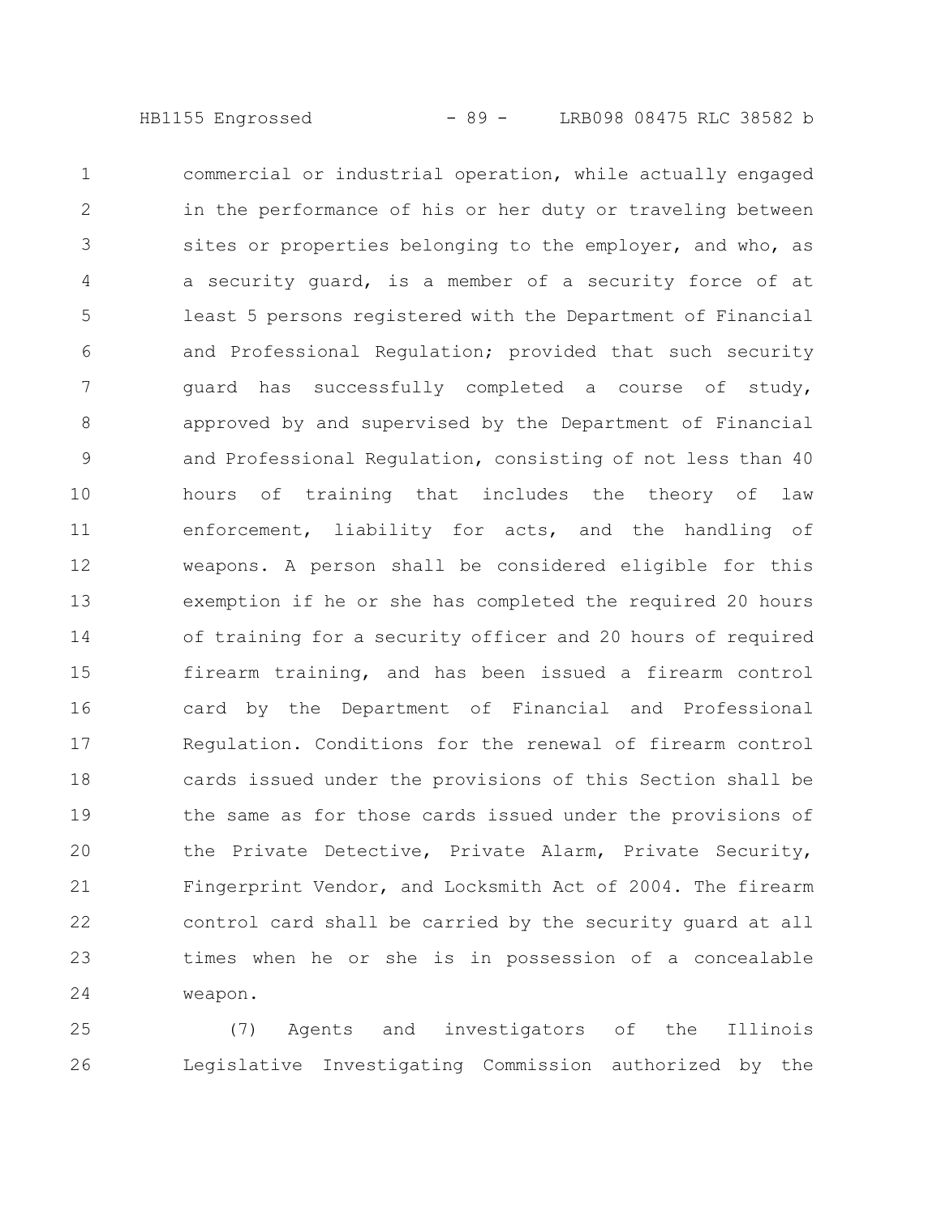commercial or industrial operation, while actually engaged in the performance of his or her duty or traveling between sites or properties belonging to the employer, and who, as a security guard, is a member of a security force of at least 5 persons registered with the Department of Financial and Professional Regulation; provided that such security guard has successfully completed a course of study, approved by and supervised by the Department of Financial and Professional Regulation, consisting of not less than 40 hours of training that includes the theory of law enforcement, liability for acts, and the handling of weapons. A person shall be considered eligible for this exemption if he or she has completed the required 20 hours of training for a security officer and 20 hours of required firearm training, and has been issued a firearm control card by the Department of Financial and Professional Regulation. Conditions for the renewal of firearm control cards issued under the provisions of this Section shall be the same as for those cards issued under the provisions of the Private Detective, Private Alarm, Private Security, Fingerprint Vendor, and Locksmith Act of 2004. The firearm control card shall be carried by the security guard at all times when he or she is in possession of a concealable weapon.

(7) Agents and investigators of the Illinois Legislative Investigating Commission authorized by the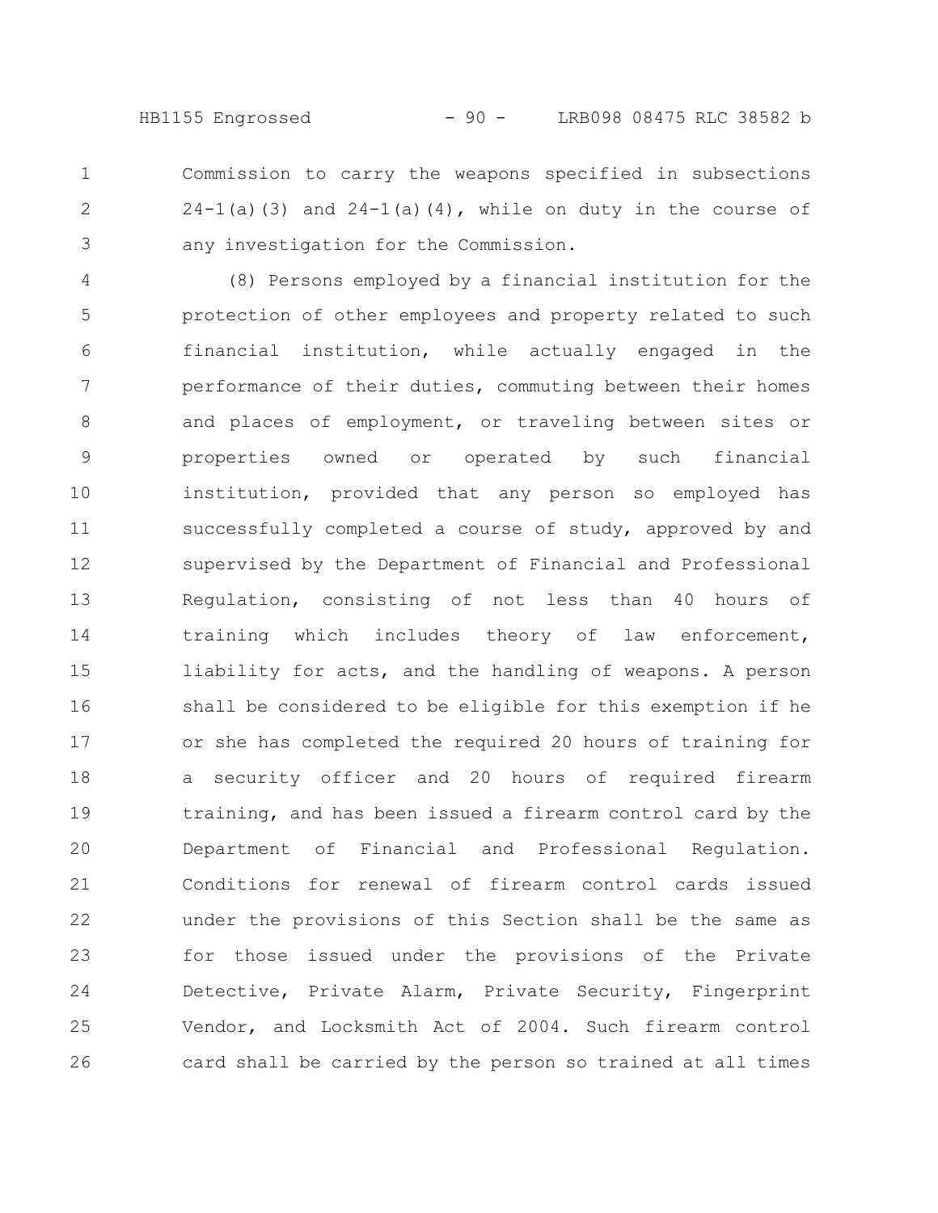Commission to carry the weapons specified in subsections 24-1(a)(3) and 24-1(a)(4), while on duty in the course of any investigation for the Commission.

(8) Persons employed by a financial institution for the protection of other employees and property related to such financial institution, while actually engaged in the performance of their duties, commuting between their homes and places of employment, or traveling between sites or properties owned or operated by such financial institution, provided that any person so employed has successfully completed a course of study, approved by and supervised by the Department of Financial and Professional Regulation, consisting of not less than 40 hours of training which includes theory of law enforcement, liability for acts, and the handling of weapons. A person shall be considered to be eligible for this exemption if he or she has completed the required 20 hours of training for a security officer and 20 hours of required firearm training, and has been issued a firearm control card by the Department of Financial and Professional Regulation. Conditions for renewal of firearm control cards issued under the provisions of this Section shall be the same as for those issued under the provisions of the Private Detective, Private Alarm, Private Security, Fingerprint Vendor, and Locksmith Act of 2004. Such firearm control card shall be carried by the person so trained at all times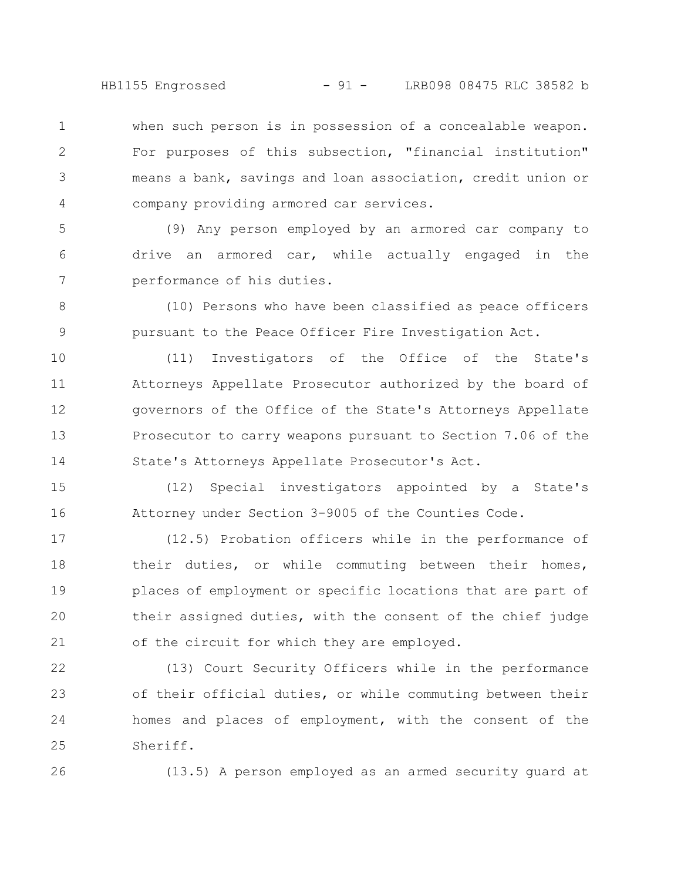when such person is in possession of a concealable weapon. For purposes of this subsection, "financial institution" means a bank, savings and loan association, credit union or company providing armored car services.

(9) Any person employed by an armored car company to drive an armored car, while actually engaged in the performance of his duties.

(10) Persons who have been classified as peace officers pursuant to the Peace Officer Fire Investigation Act.

(11) Investigators of the Office of the State's Attorneys Appellate Prosecutor authorized by the board of governors of the Office of the State's Attorneys Appellate Prosecutor to carry weapons pursuant to Section 7.06 of the State's Attorneys Appellate Prosecutor's Act.

(12) Special investigators appointed by a State's Attorney under Section 3-9005 of the Counties Code.

(12.5) Probation officers while in the performance of their duties, or while commuting between their homes, places of employment or specific locations that are part of their assigned duties, with the consent of the chief judge of the circuit for which they are employed.

(13) Court Security Officers while in the performance of their official duties, or while commuting between their homes and places of employment, with the consent of the Sheriff.

(13.5) A person employed as an armed security guard at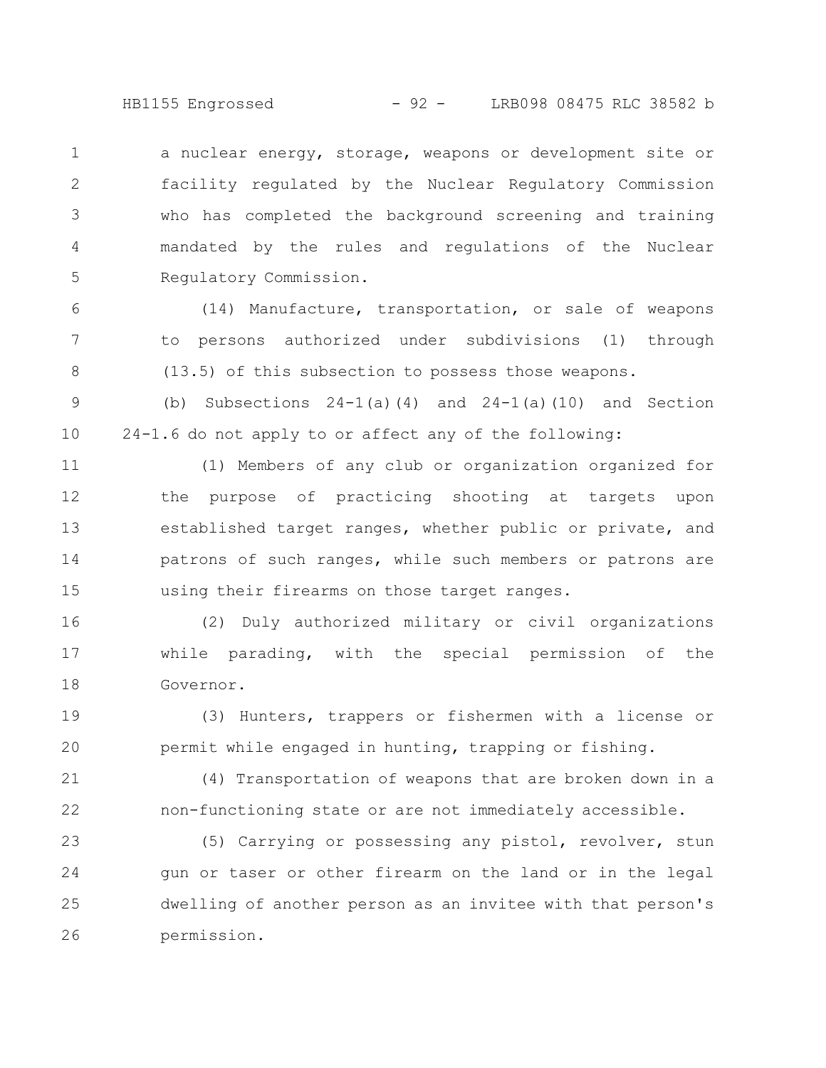a nuclear energy, storage, weapons or development site or facility regulated by the Nuclear Regulatory Commission who has completed the background screening and training mandated by the rules and regulations of the Nuclear Regulatory Commission.

(14) Manufacture, transportation, or sale of weapons to persons authorized under subdivisions (1) through (13.5) of this subsection to possess those weapons.

(b) Subsections 24-1(a)(4) and 24-1(a)(10) and Section 24-1.6 do not apply to or affect any of the following:

(1) Members of any club or organization organized for the purpose of practicing shooting at targets upon established target ranges, whether public or private, and patrons of such ranges, while such members or patrons are using their firearms on those target ranges.

(2) Duly authorized military or civil organizations while parading, with the special permission of the Governor.

(3) Hunters, trappers or fishermen with a license or permit while engaged in hunting, trapping or fishing.

(4) Transportation of weapons that are broken down in a non-functioning state or are not immediately accessible.

(5) Carrying or possessing any pistol, revolver, stun gun or taser or other firearm on the land or in the legal dwelling of another person as an invitee with that person's permission.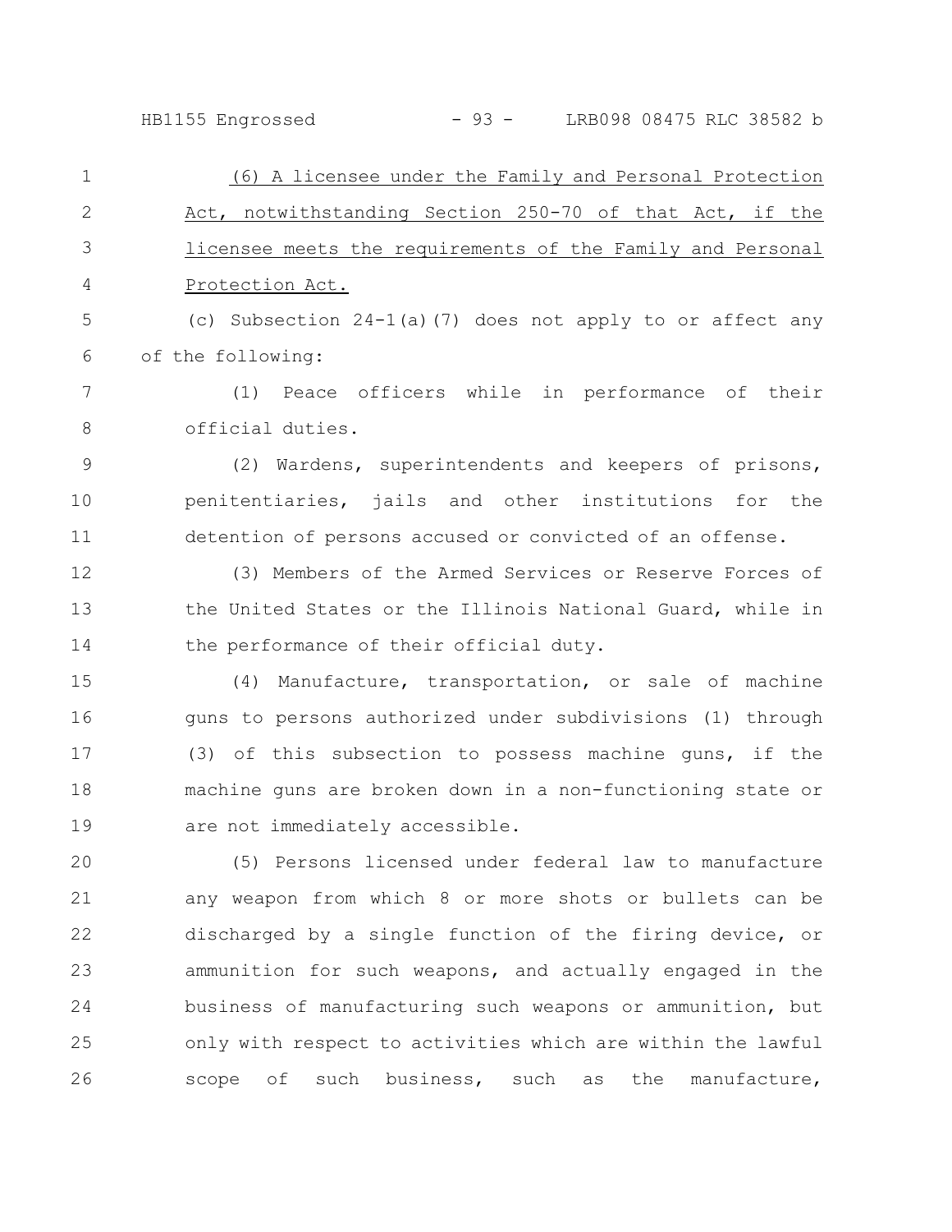(6) A licensee under the Family and Personal Protection Act, notwithstanding Section 250-70 of that Act, if the licensee meets the requirements of the Family and Personal Protection Act.

(c) Subsection 24-1(a)(7) does not apply to or affect any of the following:

(1) Peace officers while in performance of their official duties.

(2) Wardens, superintendents and keepers of prisons, penitentiaries, jails and other institutions for the detention of persons accused or convicted of an offense.

(3) Members of the Armed Services or Reserve Forces of the United States or the Illinois National Guard, while in the performance of their official duty.

(4) Manufacture, transportation, or sale of machine guns to persons authorized under subdivisions (1) through (3) of this subsection to possess machine guns, if the machine guns are broken down in a non-functioning state or are not immediately accessible.

(5) Persons licensed under federal law to manufacture any weapon from which 8 or more shots or bullets can be discharged by a single function of the firing device, or ammunition for such weapons, and actually engaged in the business of manufacturing such weapons or ammunition, but only with respect to activities which are within the lawful scope of such business, such as the manufacture,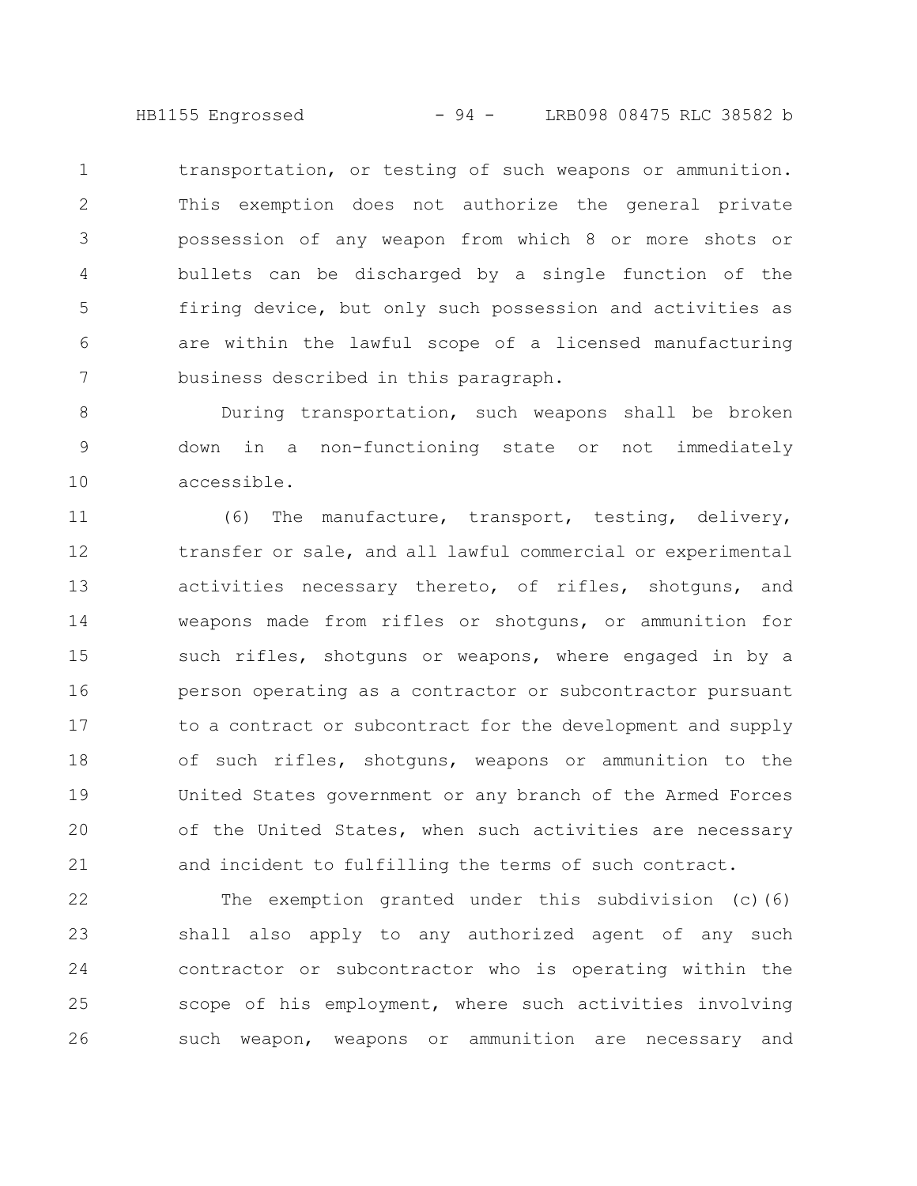transportation, or testing of such weapons or ammunition. This exemption does not authorize the general private possession of any weapon from which 8 or more shots or bullets can be discharged by a single function of the firing device, but only such possession and activities as are within the lawful scope of a licensed manufacturing business described in this paragraph.

During transportation, such weapons shall be broken down in a non-functioning state or not immediately accessible.

(6) The manufacture, transport, testing, delivery, transfer or sale, and all lawful commercial or experimental activities necessary thereto, of rifles, shotguns, and weapons made from rifles or shotguns, or ammunition for such rifles, shotguns or weapons, where engaged in by a person operating as a contractor or subcontractor pursuant to a contract or subcontract for the development and supply of such rifles, shotguns, weapons or ammunition to the United States government or any branch of the Armed Forces of the United States, when such activities are necessary and incident to fulfilling the terms of such contract.

The exemption granted under this subdivision (c)(6) shall also apply to any authorized agent of any such contractor or subcontractor who is operating within the scope of his employment, where such activities involving such weapon, weapons or ammunition are necessary and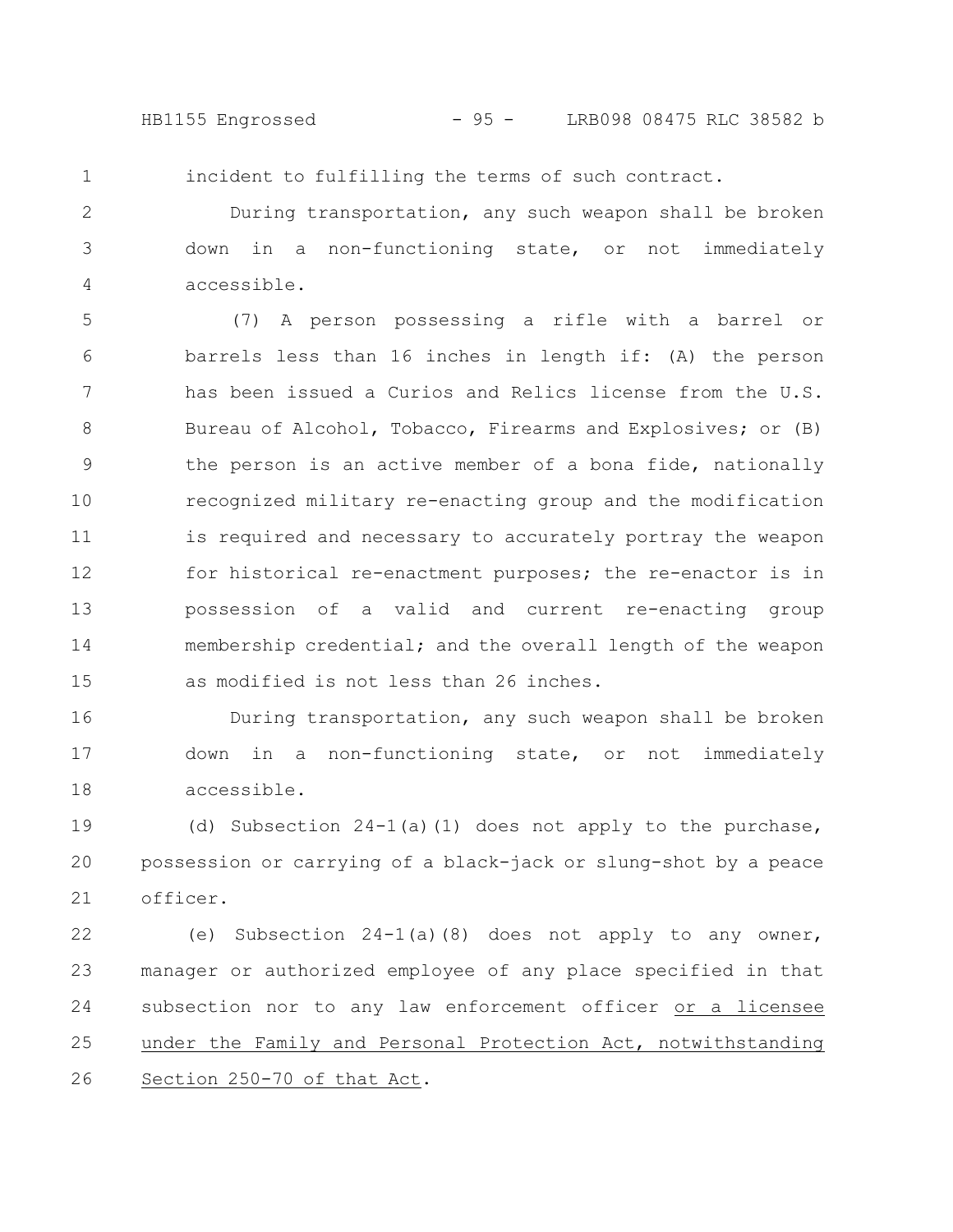incident to fulfilling the terms of such contract.

During transportation, any such weapon shall be broken down in a non-functioning state, or not immediately accessible.

(7) A person possessing a rifle with a barrel or barrels less than 16 inches in length if: (A) the person has been issued a Curios and Relics license from the U.S. Bureau of Alcohol, Tobacco, Firearms and Explosives; or (B) the person is an active member of a bona fide, nationally recognized military re-enacting group and the modification is required and necessary to accurately portray the weapon for historical re-enactment purposes; the re-enactor is in possession of a valid and current re-enacting group membership credential; and the overall length of the weapon as modified is not less than 26 inches.

During transportation, any such weapon shall be broken down in a non-functioning state, or not immediately accessible.

(d) Subsection 24-1(a)(1) does not apply to the purchase, possession or carrying of a black-jack or slung-shot by a peace officer.

(e) Subsection 24-1(a)(8) does not apply to any owner, manager or authorized employee of any place specified in that subsection nor to any law enforcement officer or a licensee under the Family and Personal Protection Act, notwithstanding Section 250-70 of that Act.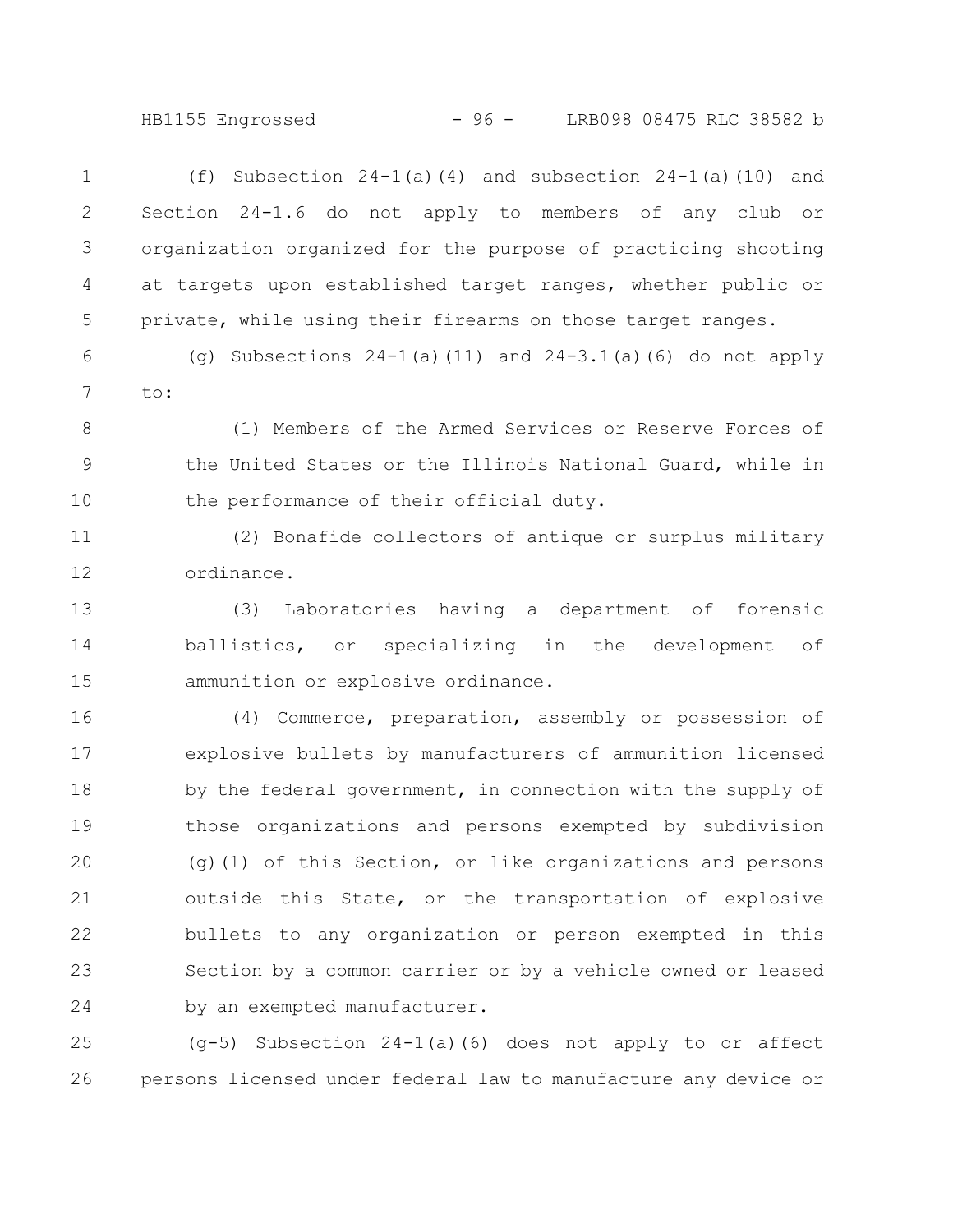(f) Subsection 24-1(a)(4) and subsection 24-1(a)(10) and Section 24-1.6 do not apply to members of any club or organization organized for the purpose of practicing shooting at targets upon established target ranges, whether public or private, while using their firearms on those target ranges.

(g) Subsections 24-1(a)(11) and 24-3.1(a)(6) do not apply to:

(1) Members of the Armed Services or Reserve Forces of the United States or the Illinois National Guard, while in the performance of their official duty.

(2) Bonafide collectors of antique or surplus military ordinance.

(3) Laboratories having a department of forensic ballistics, or specializing in the development of ammunition or explosive ordinance.

(4) Commerce, preparation, assembly or possession of explosive bullets by manufacturers of ammunition licensed by the federal government, in connection with the supply of those organizations and persons exempted by subdivision (g)(1) of this Section, or like organizations and persons outside this State, or the transportation of explosive bullets to any organization or person exempted in this Section by a common carrier or by a vehicle owned or leased by an exempted manufacturer.

(g-5) Subsection 24-1(a)(6) does not apply to or affect persons licensed under federal law to manufacture any device or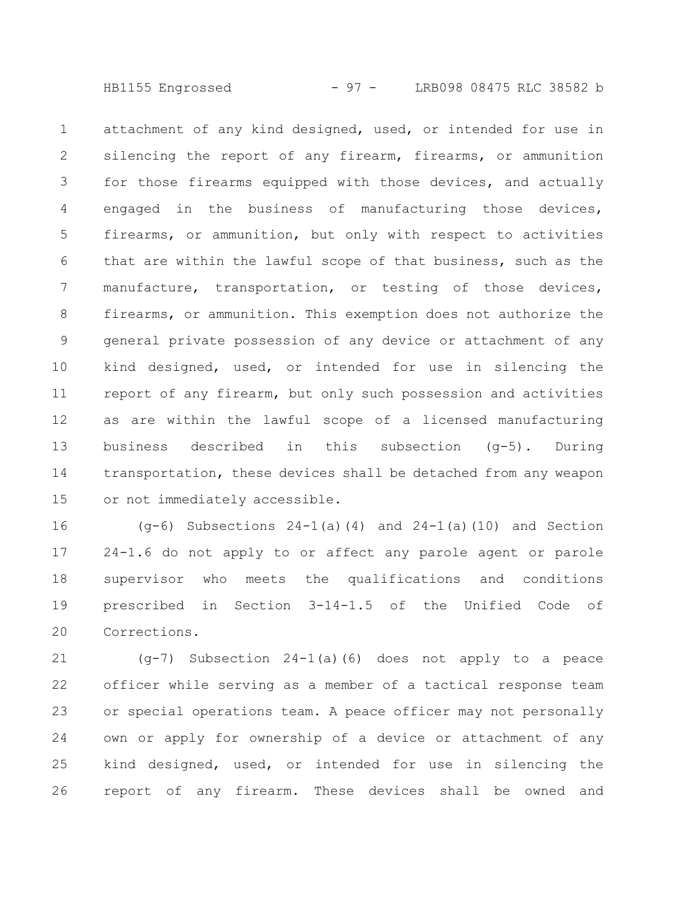attachment of any kind designed, used, or intended for use in silencing the report of any firearm, firearms, or ammunition for those firearms equipped with those devices, and actually engaged in the business of manufacturing those devices, firearms, or ammunition, but only with respect to activities that are within the lawful scope of that business, such as the manufacture, transportation, or testing of those devices, firearms, or ammunition. This exemption does not authorize the general private possession of any device or attachment of any kind designed, used, or intended for use in silencing the report of any firearm, but only such possession and activities as are within the lawful scope of a licensed manufacturing business described in this subsection (g-5). During transportation, these devices shall be detached from any weapon or not immediately accessible.

(g-6) Subsections 24-1(a)(4) and 24-1(a)(10) and Section 24-1.6 do not apply to or affect any parole agent or parole supervisor who meets the qualifications and conditions prescribed in Section 3-14-1.5 of the Unified Code of Corrections.

(g-7) Subsection 24-1(a)(6) does not apply to a peace officer while serving as a member of a tactical response team or special operations team. A peace officer may not personally own or apply for ownership of a device or attachment of any kind designed, used, or intended for use in silencing the report of any firearm. These devices shall be owned and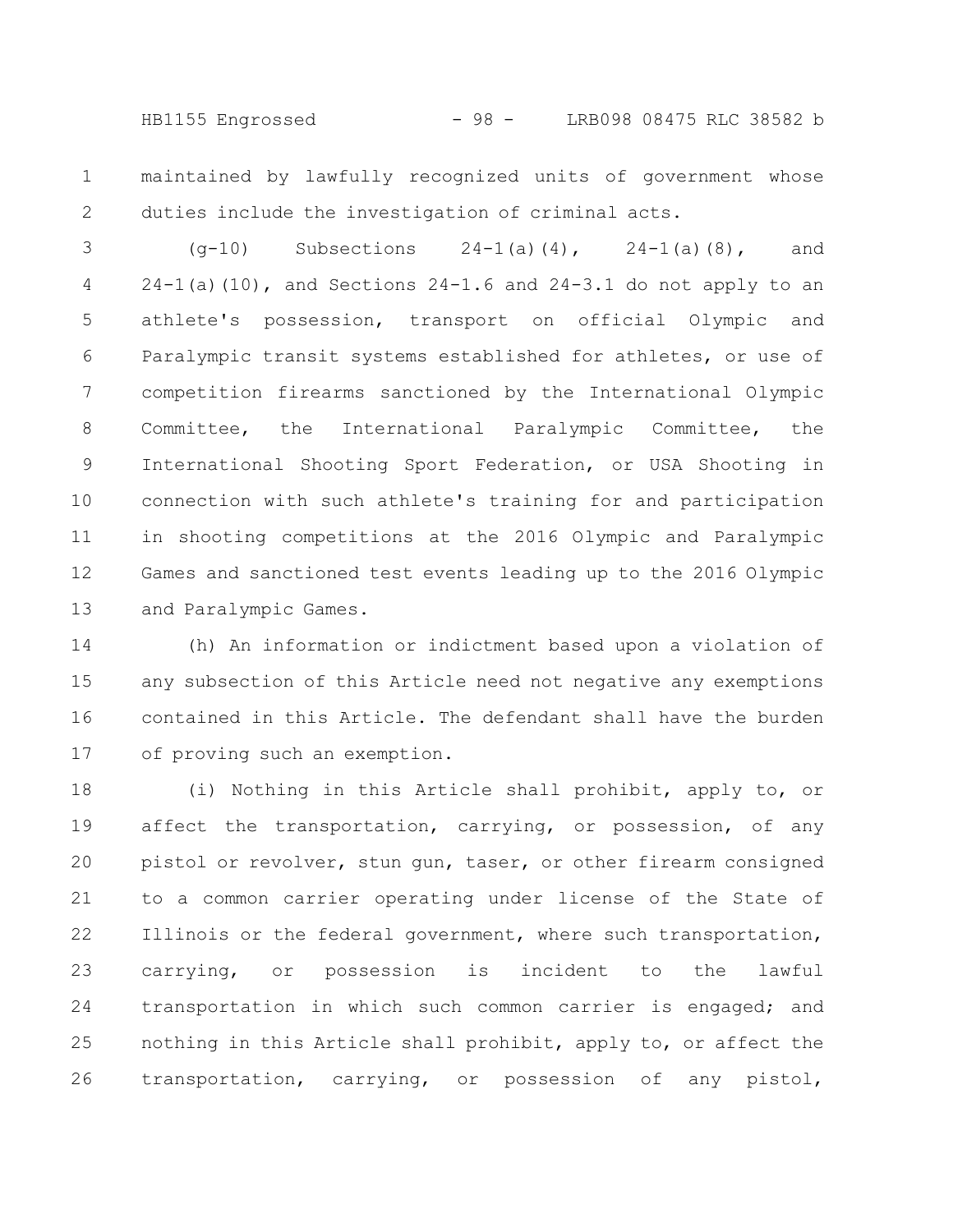maintained by lawfully recognized units of government whose duties include the investigation of criminal acts.

(g-10) Subsections 24-1(a)(4), 24-1(a)(8), and 24-1(a)(10), and Sections 24-1.6 and 24-3.1 do not apply to an athlete's possession, transport on official Olympic and Paralympic transit systems established for athletes, or use of competition firearms sanctioned by the International Olympic Committee, the International Paralympic Committee, the International Shooting Sport Federation, or USA Shooting in connection with such athlete's training for and participation in shooting competitions at the 2016 Olympic and Paralympic Games and sanctioned test events leading up to the 2016 Olympic and Paralympic Games.

(h) An information or indictment based upon a violation of any subsection of this Article need not negative any exemptions contained in this Article. The defendant shall have the burden of proving such an exemption.

(i) Nothing in this Article shall prohibit, apply to, or affect the transportation, carrying, or possession, of any pistol or revolver, stun gun, taser, or other firearm consigned to a common carrier operating under license of the State of Illinois or the federal government, where such transportation, carrying, or possession is incident to the lawful transportation in which such common carrier is engaged; and nothing in this Article shall prohibit, apply to, or affect the transportation, carrying, or possession of any pistol,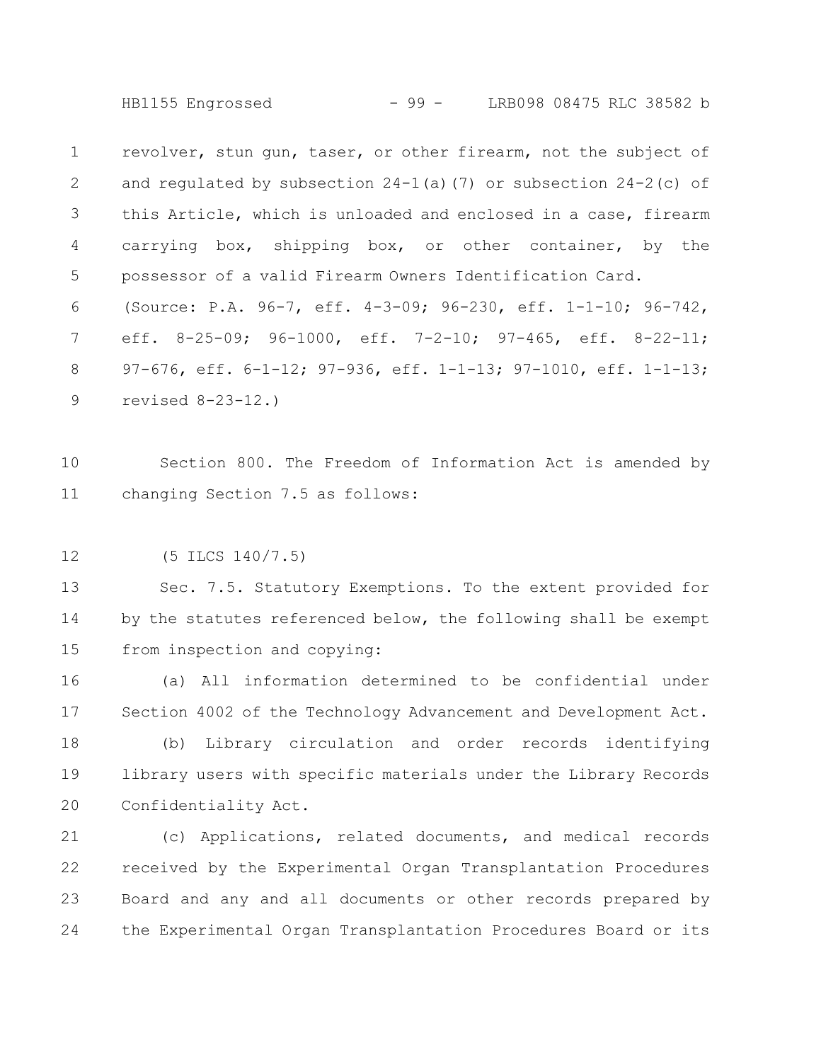revolver, stun gun, taser, or other firearm, not the subject of and regulated by subsection 24-1(a)(7) or subsection 24-2(c) of this Article, which is unloaded and enclosed in a case, firearm carrying box, shipping box, or other container, by the possessor of a valid Firearm Owners Identification Card.

(Source: P.A. 96-7, eff. 4-3-09; 96-230, eff. 1-1-10; 96-742, eff. 8-25-09; 96-1000, eff. 7-2-10; 97-465, eff. 8-22-11; 97-676, eff. 6-1-12; 97-936, eff. 1-1-13; 97-1010, eff. 1-1-13; revised 8-23-12.)

Section 800. The Freedom of Information Act is amended by changing Section 7.5 as follows:

(5 ILCS 140/7.5)

Sec. 7.5. Statutory Exemptions. To the extent provided for by the statutes referenced below, the following shall be exempt from inspection and copying:

(a) All information determined to be confidential under Section 4002 of the Technology Advancement and Development Act.

(b) Library circulation and order records identifying library users with specific materials under the Library Records Confidentiality Act.

(c) Applications, related documents, and medical records received by the Experimental Organ Transplantation Procedures Board and any and all documents or other records prepared by the Experimental Organ Transplantation Procedures Board or its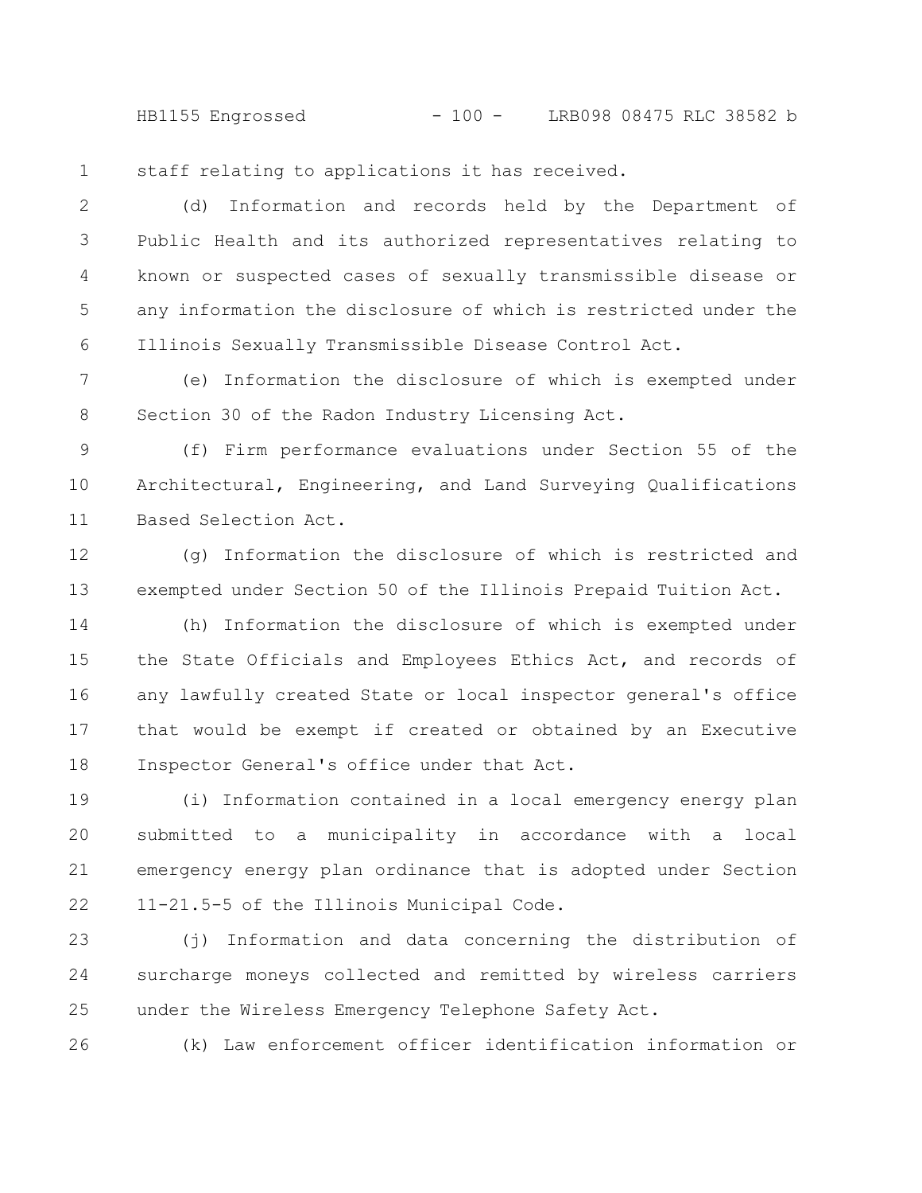staff relating to applications it has received.

(d) Information and records held by the Department of Public Health and its authorized representatives relating to known or suspected cases of sexually transmissible disease or any information the disclosure of which is restricted under the Illinois Sexually Transmissible Disease Control Act.

(e) Information the disclosure of which is exempted under Section 30 of the Radon Industry Licensing Act.

(f) Firm performance evaluations under Section 55 of the Architectural, Engineering, and Land Surveying Qualifications Based Selection Act.

(g) Information the disclosure of which is restricted and exempted under Section 50 of the Illinois Prepaid Tuition Act.

(h) Information the disclosure of which is exempted under the State Officials and Employees Ethics Act, and records of any lawfully created State or local inspector general's office that would be exempt if created or obtained by an Executive Inspector General's office under that Act.

(i) Information contained in a local emergency energy plan submitted to a municipality in accordance with a local emergency energy plan ordinance that is adopted under Section 11-21.5-5 of the Illinois Municipal Code.

(j) Information and data concerning the distribution of surcharge moneys collected and remitted by wireless carriers under the Wireless Emergency Telephone Safety Act.

(k) Law enforcement officer identification information or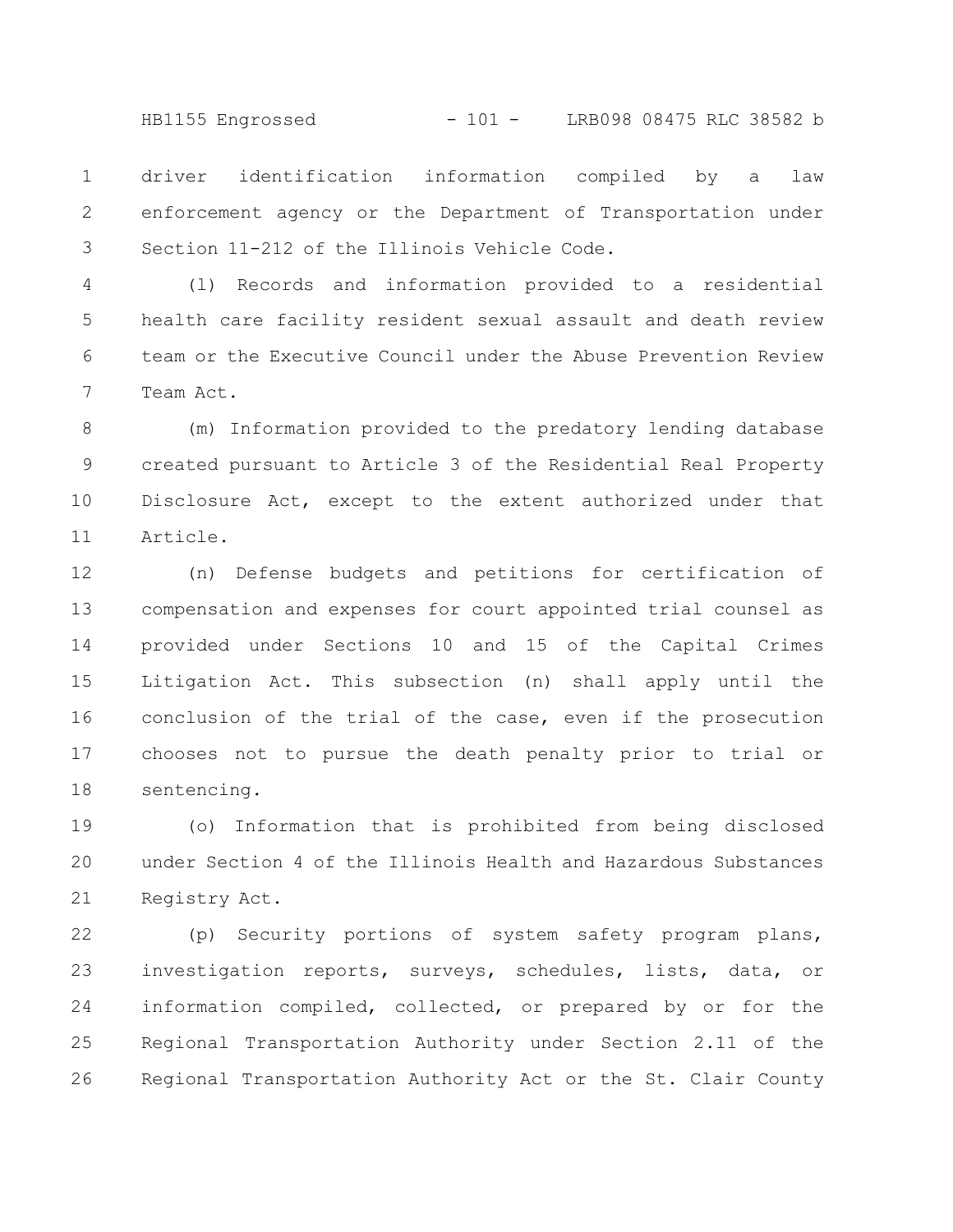driver identification information compiled by a law enforcement agency or the Department of Transportation under Section 11-212 of the Illinois Vehicle Code.

(l) Records and information provided to a residential health care facility resident sexual assault and death review team or the Executive Council under the Abuse Prevention Review Team Act.

(m) Information provided to the predatory lending database created pursuant to Article 3 of the Residential Real Property Disclosure Act, except to the extent authorized under that Article.

(n) Defense budgets and petitions for certification of compensation and expenses for court appointed trial counsel as provided under Sections 10 and 15 of the Capital Crimes Litigation Act. This subsection (n) shall apply until the conclusion of the trial of the case, even if the prosecution chooses not to pursue the death penalty prior to trial or sentencing.

(o) Information that is prohibited from being disclosed under Section 4 of the Illinois Health and Hazardous Substances Registry Act.

(p) Security portions of system safety program plans, investigation reports, surveys, schedules, lists, data, or information compiled, collected, or prepared by or for the Regional Transportation Authority under Section 2.11 of the Regional Transportation Authority Act or the St. Clair County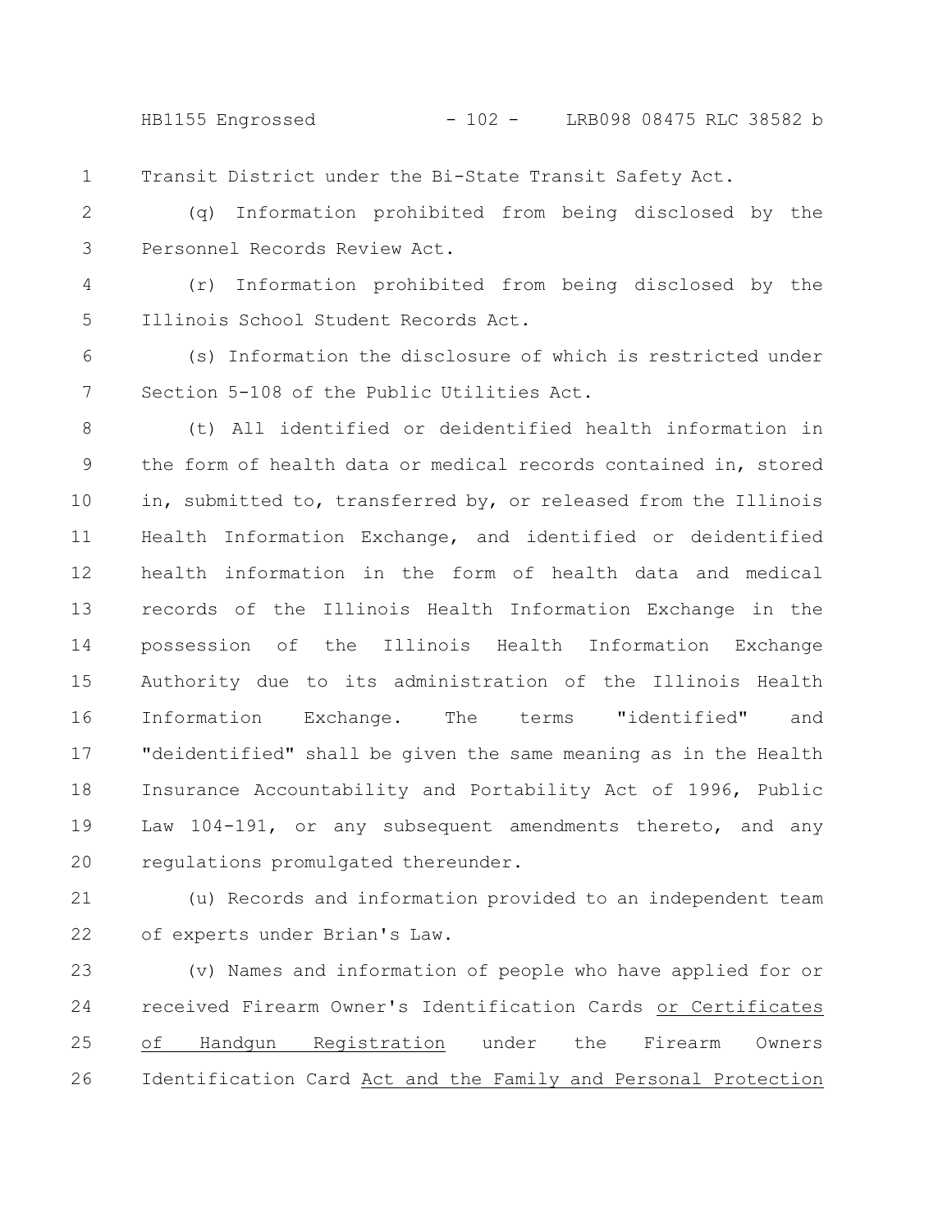Transit District under the Bi-State Transit Safety Act.

(q) Information prohibited from being disclosed by the Personnel Records Review Act.

(r) Information prohibited from being disclosed by the Illinois School Student Records Act.

(s) Information the disclosure of which is restricted under Section 5-108 of the Public Utilities Act.

(t) All identified or deidentified health information in the form of health data or medical records contained in, stored in, submitted to, transferred by, or released from the Illinois Health Information Exchange, and identified or deidentified health information in the form of health data and medical records of the Illinois Health Information Exchange in the possession of the Illinois Health Information Exchange Authority due to its administration of the Illinois Health Information Exchange. The terms "identified" and "deidentified" shall be given the same meaning as in the Health Insurance Accountability and Portability Act of 1996, Public Law 104-191, or any subsequent amendments thereto, and any regulations promulgated thereunder.

(u) Records and information provided to an independent team of experts under Brian's Law.

(v) Names and information of people who have applied for or received Firearm Owner's Identification Cards <u>or Certificates of Handgun Registration</u> under the Firearm Owners Identification Card <u>Act and the Family and Personal Protection</u>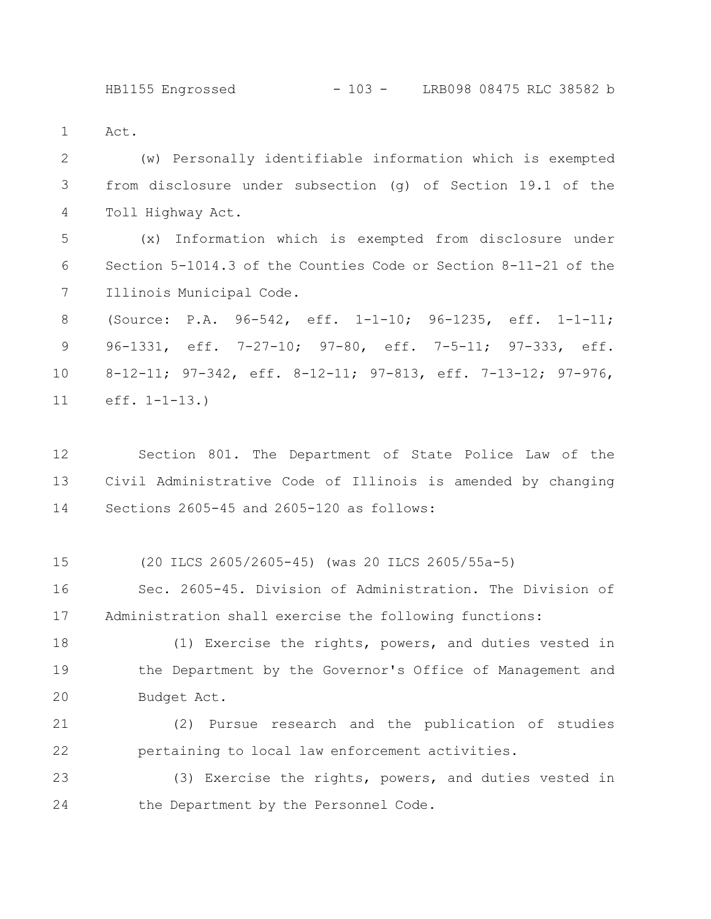Act.

(w) Personally identifiable information which is exempted from disclosure under subsection (g) of Section 19.1 of the Toll Highway Act.

(x) Information which is exempted from disclosure under Section 5-1014.3 of the Counties Code or Section 8-11-21 of the Illinois Municipal Code.

(Source: P.A. 96-542, eff. 1-1-10; 96-1235, eff. 1-1-11; 96-1331, eff. 7-27-10; 97-80, eff. 7-5-11; 97-333, eff. 8-12-11; 97-342, eff. 8-12-11; 97-813, eff. 7-13-12; 97-976, eff. 1-1-13.)

Section 801. The Department of State Police Law of the Civil Administrative Code of Illinois is amended by changing Sections 2605-45 and 2605-120 as follows:

(20 ILCS 2605/2605-45) (was 20 ILCS 2605/55a-5)

Sec. 2605-45. Division of Administration. The Division of Administration shall exercise the following functions:

(1) Exercise the rights, powers, and duties vested in the Department by the Governor's Office of Management and Budget Act.

(2) Pursue research and the publication of studies pertaining to local law enforcement activities.

(3) Exercise the rights, powers, and duties vested in the Department by the Personnel Code.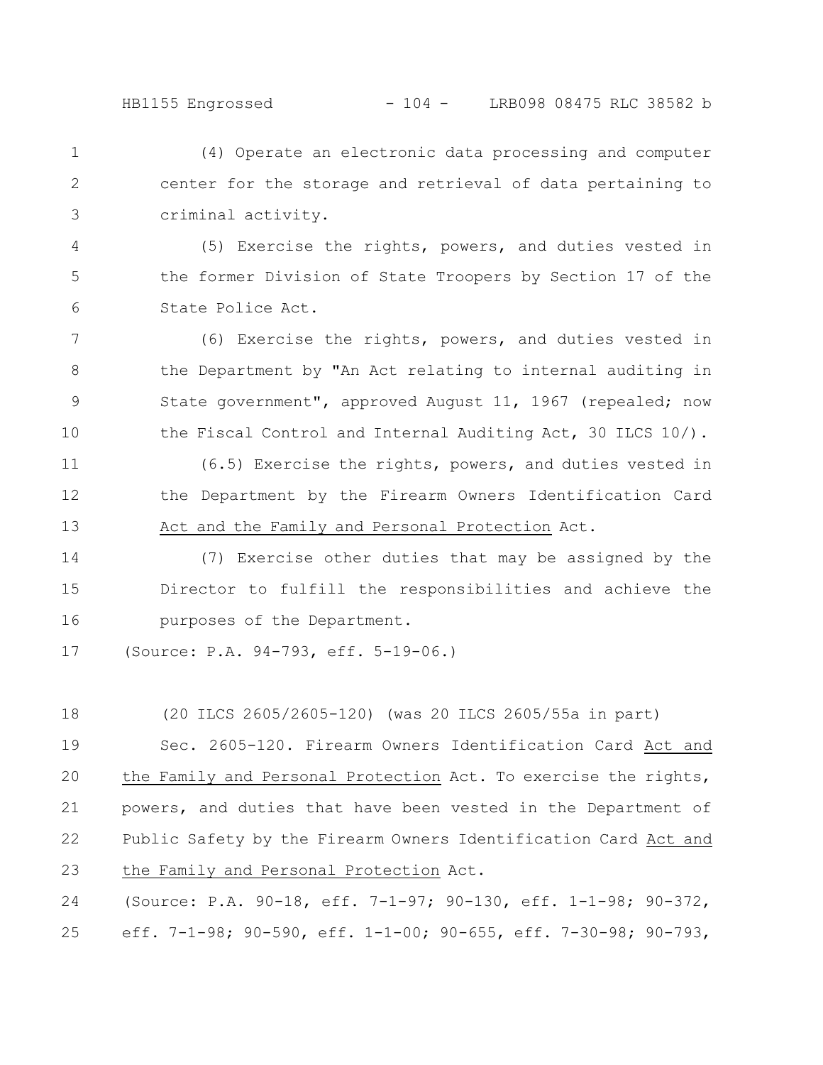(4) Operate an electronic data processing and computer center for the storage and retrieval of data pertaining to criminal activity.

(5) Exercise the rights, powers, and duties vested in the former Division of State Troopers by Section 17 of the State Police Act.

(6) Exercise the rights, powers, and duties vested in the Department by "An Act relating to internal auditing in State government", approved August 11, 1967 (repealed; now the Fiscal Control and Internal Auditing Act, 30 ILCS 10/).

(6.5) Exercise the rights, powers, and duties vested in the Department by the Firearm Owners Identification Card Act and the Family and Personal Protection Act.

(7) Exercise other duties that may be assigned by the Director to fulfill the responsibilities and achieve the purposes of the Department.

(Source: P.A. 94-793, eff. 5-19-06.)

(20 ILCS 2605/2605-120) (was 20 ILCS 2605/55a in part)

Sec. 2605-120. Firearm Owners Identification Card Act and the Family and Personal Protection Act. To exercise the rights, powers, and duties that have been vested in the Department of Public Safety by the Firearm Owners Identification Card Act and the Family and Personal Protection Act.

(Source: P.A. 90-18, eff. 7-1-97; 90-130, eff. 1-1-98; 90-372, eff. 7-1-98; 90-590, eff. 1-1-00; 90-655, eff. 7-30-98; 90-793,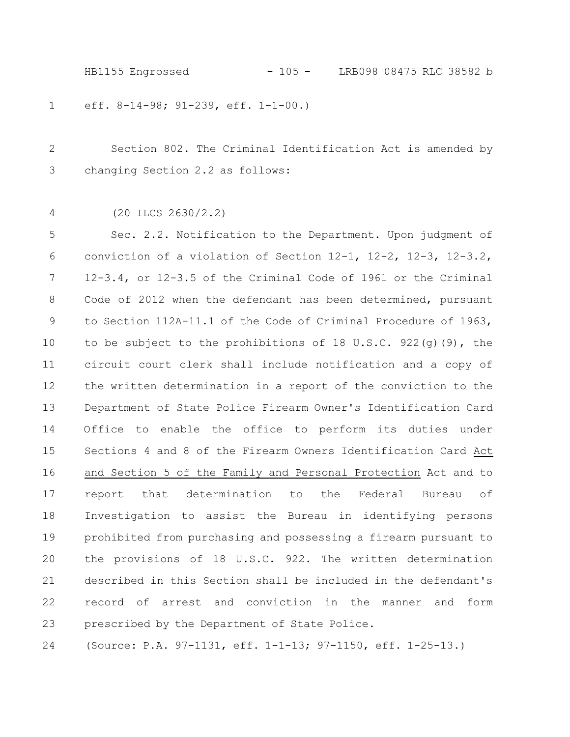eff. 8-14-98; 91-239, eff. 1-1-00.)

Section 802. The Criminal Identification Act is amended by changing Section 2.2 as follows:

(20 ILCS 2630/2.2)

Sec. 2.2. Notification to the Department. Upon judgment of conviction of a violation of Section 12-1, 12-2, 12-3, 12-3.2, 12-3.4, or 12-3.5 of the Criminal Code of 1961 or the Criminal Code of 2012 when the defendant has been determined, pursuant to Section 112A-11.1 of the Code of Criminal Procedure of 1963, to be subject to the prohibitions of 18 U.S.C. 922(g)(9), the circuit court clerk shall include notification and a copy of the written determination in a report of the conviction to the Department of State Police Firearm Owner's Identification Card Office to enable the office to perform its duties under Sections 4 and 8 of the Firearm Owners Identification Card Act and Section 5 of the Family and Personal Protection Act and to report that determination to the Federal Bureau of Investigation to assist the Bureau in identifying persons prohibited from purchasing and possessing a firearm pursuant to the provisions of 18 U.S.C. 922. The written determination described in this Section shall be included in the defendant's record of arrest and conviction in the manner and form prescribed by the Department of State Police.

(Source: P.A. 97-1131, eff. 1-1-13; 97-1150, eff. 1-25-13.)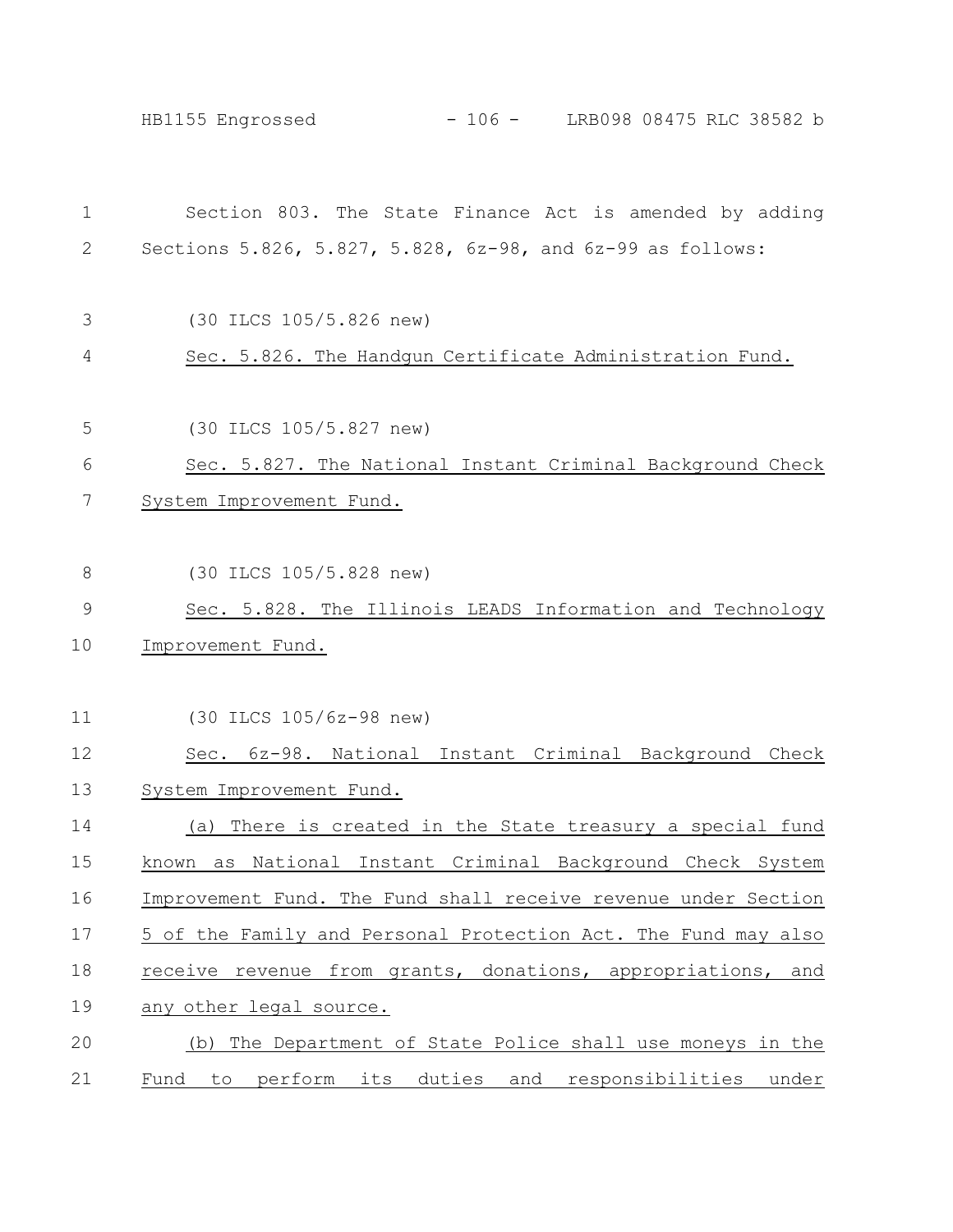Section 803. The State Finance Act is amended by adding Sections 5.826, 5.827, 5.828, 6z-98, and 6z-99 as follows:

(30 ILCS 105/5.826 new)

Sec. 5.826. The Handgun Certificate Administration Fund.

(30 ILCS 105/5.827 new)

Sec. 5.827. The National Instant Criminal Background Check System Improvement Fund.

(30 ILCS 105/5.828 new)

Sec. 5.828. The Illinois LEADS Information and Technology Improvement Fund.

(30 ILCS 105/6z-98 new)

Sec. 6z-98. National Instant Criminal Background Check System Improvement Fund.

(a) There is created in the State treasury a special fund known as National Instant Criminal Background Check System Improvement Fund. The Fund shall receive revenue under Section 5 of the Family and Personal Protection Act. The Fund may also receive revenue from grants, donations, appropriations, and any other legal source.

(b) The Department of State Police shall use moneys in the Fund to perform its duties and responsibilities under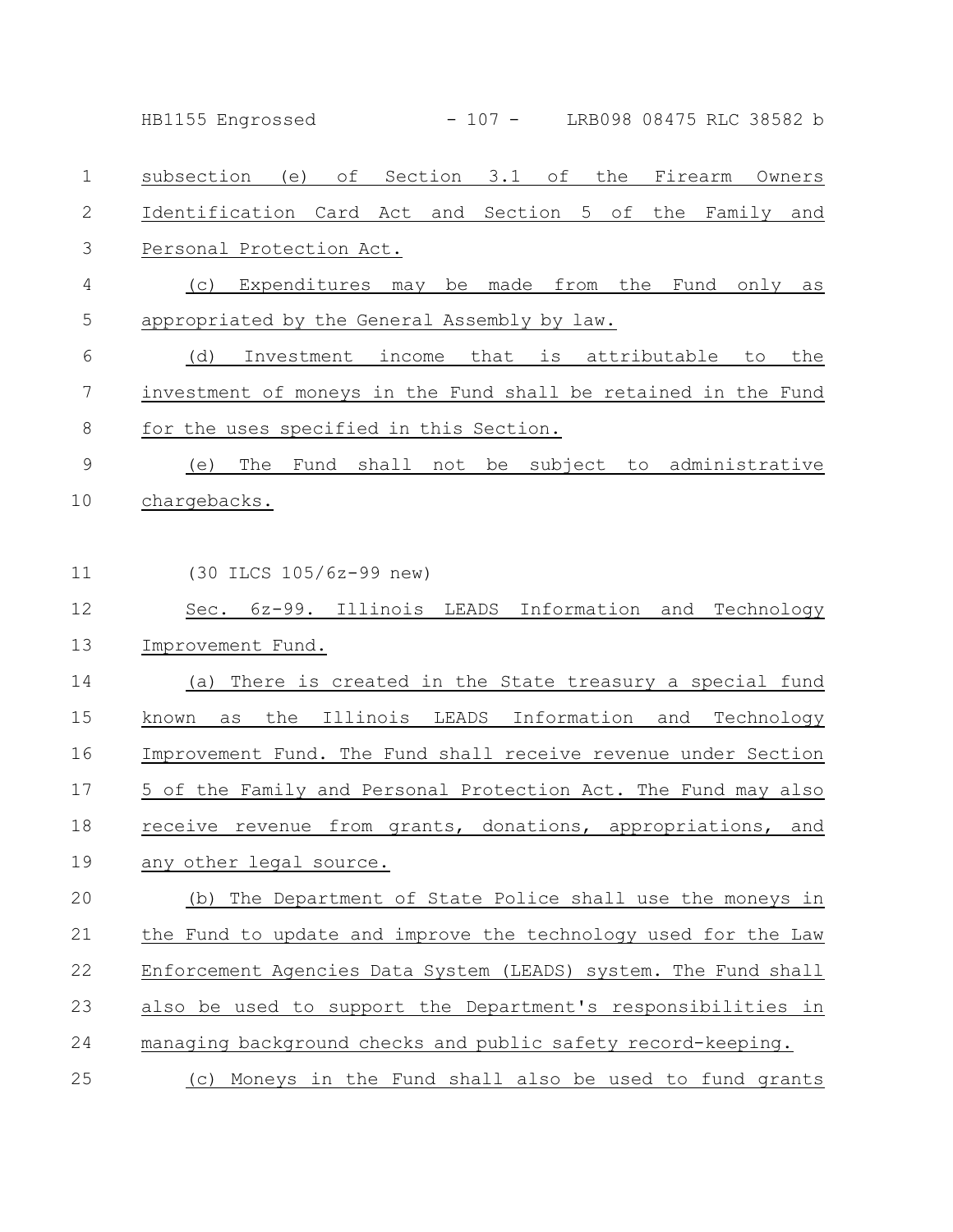subsection (e) of Section 3.1 of the Firearm Owners Identification Card Act and Section 5 of the Family and Personal Protection Act.

(c) Expenditures may be made from the Fund only as appropriated by the General Assembly by law.

(d) Investment income that is attributable to the investment of moneys in the Fund shall be retained in the Fund for the uses specified in this Section.

(e) The Fund shall not be subject to administrative chargebacks.

(30 ILCS 105/6z-99 new)

Sec. 6z-99. Illinois LEADS Information and Technology Improvement Fund.

(a) There is created in the State treasury a special fund known as the Illinois LEADS Information and Technology Improvement Fund. The Fund shall receive revenue under Section 5 of the Family and Personal Protection Act. The Fund may also receive revenue from grants, donations, appropriations, and any other legal source.

(b) The Department of State Police shall use the moneys in the Fund to update and improve the technology used for the Law Enforcement Agencies Data System (LEADS) system. The Fund shall also be used to support the Department's responsibilities in managing background checks and public safety record-keeping.

(c) Moneys in the Fund shall also be used to fund grants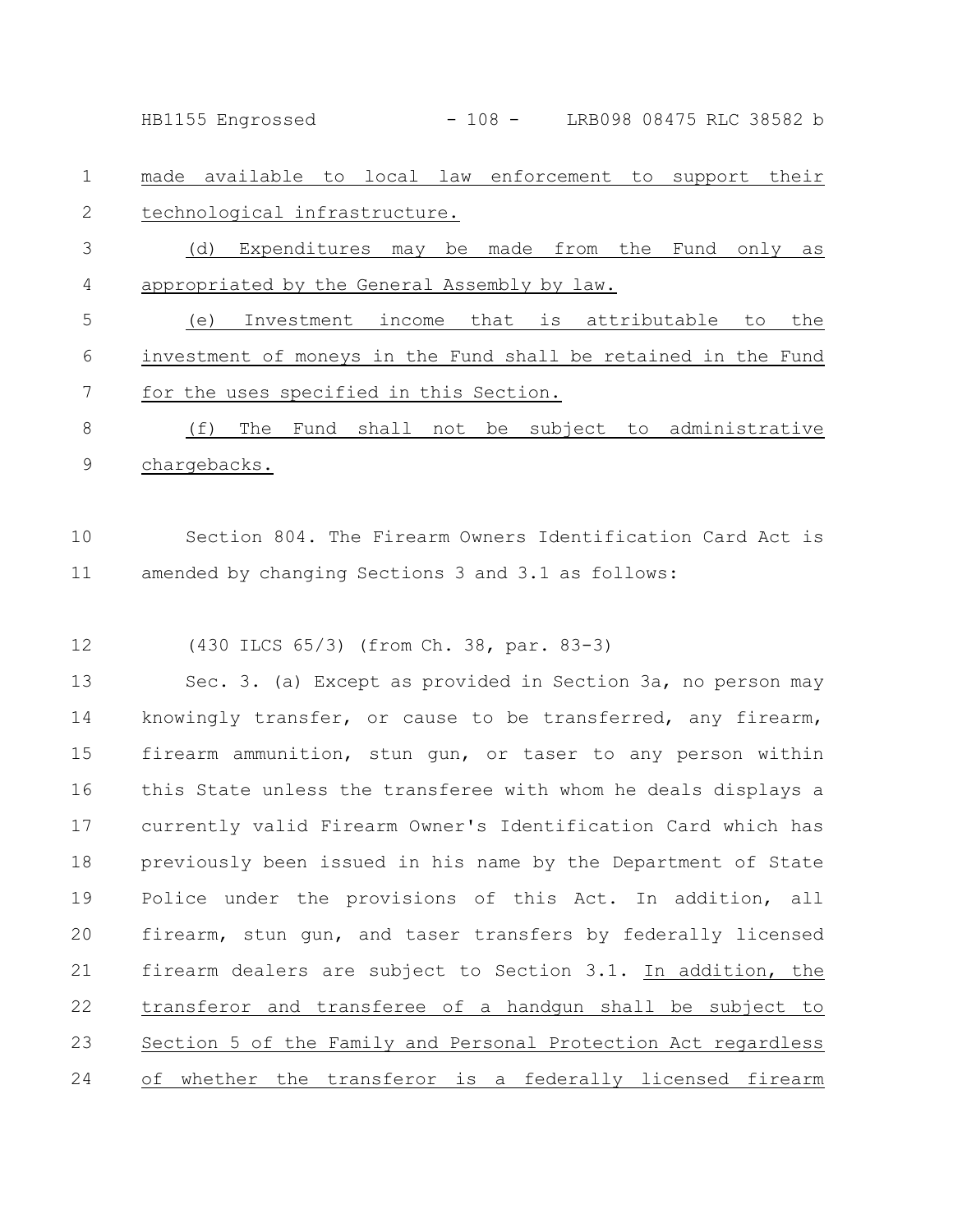made available to local law enforcement to support their technological infrastructure.

(d) Expenditures may be made from the Fund only as appropriated by the General Assembly by law.

(e) Investment income that is attributable to the investment of moneys in the Fund shall be retained in the Fund for the uses specified in this Section.

(f) The Fund shall not be subject to administrative chargebacks.

Section 804. The Firearm Owners Identification Card Act is amended by changing Sections 3 and 3.1 as follows:

(430 ILCS 65/3) (from Ch. 38, par. 83-3)

Sec. 3. (a) Except as provided in Section 3a, no person may knowingly transfer, or cause to be transferred, any firearm, firearm ammunition, stun gun, or taser to any person within this State unless the transferee with whom he deals displays a currently valid Firearm Owner's Identification Card which has previously been issued in his name by the Department of State Police under the provisions of this Act. In addition, all firearm, stun gun, and taser transfers by federally licensed firearm dealers are subject to Section 3.1. In addition, the transferor and transferee of a handgun shall be subject to Section 5 of the Family and Personal Protection Act regardless of whether the transferor is a federally licensed firearm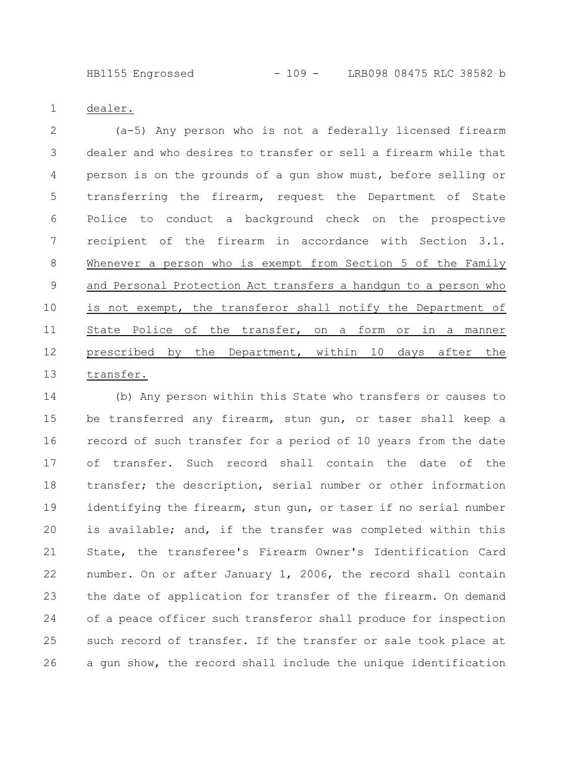dealer.

(a-5) Any person who is not a federally licensed firearm dealer and who desires to transfer or sell a firearm while that person is on the grounds of a gun show must, before selling or transferring the firearm, request the Department of State Police to conduct a background check on the prospective recipient of the firearm in accordance with Section 3.1. Whenever a person who is exempt from Section 5 of the Family and Personal Protection Act transfers a handgun to a person who is not exempt, the transferor shall notify the Department of State Police of the transfer, on a form or in a manner prescribed by the Department, within 10 days after the transfer.

(b) Any person within this State who transfers or causes to be transferred any firearm, stun gun, or taser shall keep a record of such transfer for a period of 10 years from the date of transfer. Such record shall contain the date of the transfer; the description, serial number or other information identifying the firearm, stun gun, or taser if no serial number is available; and, if the transfer was completed within this State, the transferee's Firearm Owner's Identification Card number. On or after January 1, 2006, the record shall contain the date of application for transfer of the firearm. On demand of a peace officer such transferor shall produce for inspection such record of transfer. If the transfer or sale took place at a gun show, the record shall include the unique identification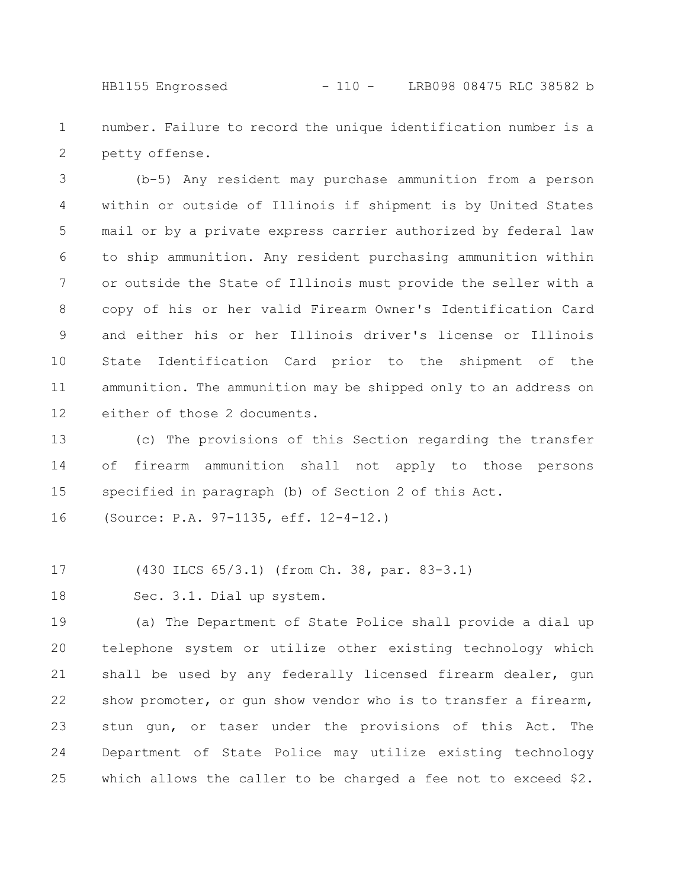number. Failure to record the unique identification number is a petty offense.

(b-5) Any resident may purchase ammunition from a person within or outside of Illinois if shipment is by United States mail or by a private express carrier authorized by federal law to ship ammunition. Any resident purchasing ammunition within or outside the State of Illinois must provide the seller with a copy of his or her valid Firearm Owner's Identification Card and either his or her Illinois driver's license or Illinois State Identification Card prior to the shipment of the ammunition. The ammunition may be shipped only to an address on either of those 2 documents.

(c) The provisions of this Section regarding the transfer of firearm ammunition shall not apply to those persons specified in paragraph (b) of Section 2 of this Act.

(Source: P.A. 97-1135, eff. 12-4-12.)

(430 ILCS 65/3.1) (from Ch. 38, par. 83-3.1)

Sec. 3.1. Dial up system.

(a) The Department of State Police shall provide a dial up telephone system or utilize other existing technology which shall be used by any federally licensed firearm dealer, gun show promoter, or gun show vendor who is to transfer a firearm, stun gun, or taser under the provisions of this Act. The Department of State Police may utilize existing technology which allows the caller to be charged a fee not to exceed $2.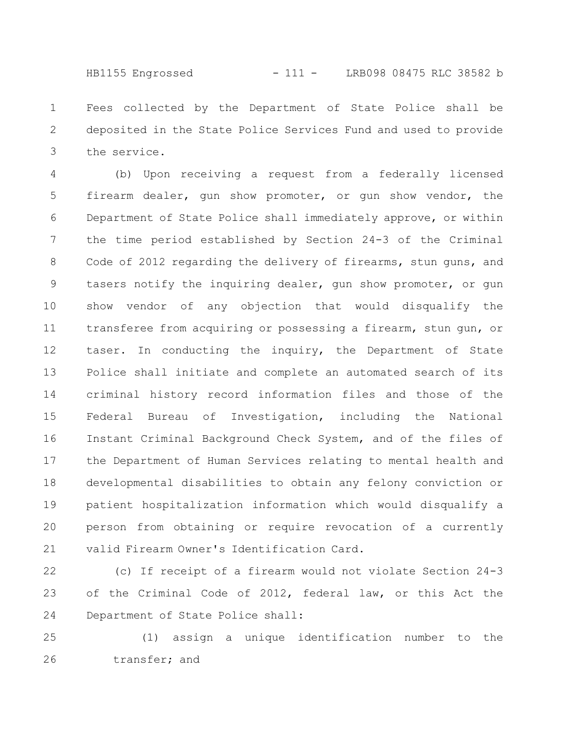Fees collected by the Department of State Police shall be deposited in the State Police Services Fund and used to provide the service.

(b) Upon receiving a request from a federally licensed firearm dealer, gun show promoter, or gun show vendor, the Department of State Police shall immediately approve, or within the time period established by Section 24-3 of the Criminal Code of 2012 regarding the delivery of firearms, stun guns, and tasers notify the inquiring dealer, gun show promoter, or gun show vendor of any objection that would disqualify the transferee from acquiring or possessing a firearm, stun gun, or taser. In conducting the inquiry, the Department of State Police shall initiate and complete an automated search of its criminal history record information files and those of the Federal Bureau of Investigation, including the National Instant Criminal Background Check System, and of the files of the Department of Human Services relating to mental health and developmental disabilities to obtain any felony conviction or patient hospitalization information which would disqualify a person from obtaining or require revocation of a currently valid Firearm Owner's Identification Card.

(c) If receipt of a firearm would not violate Section 24-3 of the Criminal Code of 2012, federal law, or this Act the Department of State Police shall:

(1) assign a unique identification number to the transfer; and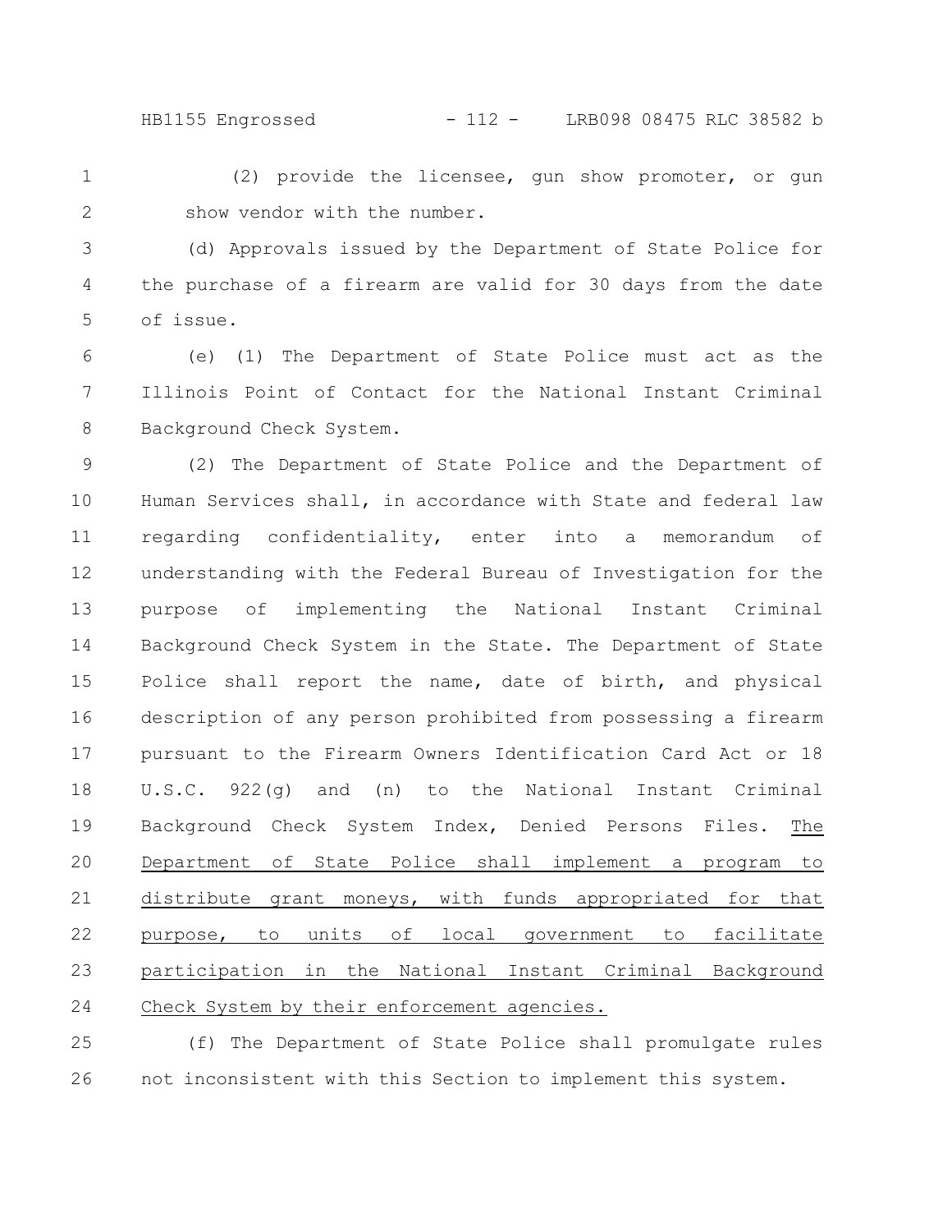(2) provide the licensee, gun show promoter, or gun show vendor with the number.

(d) Approvals issued by the Department of State Police for the purchase of a firearm are valid for 30 days from the date of issue.

(e) (1) The Department of State Police must act as the Illinois Point of Contact for the National Instant Criminal Background Check System.

(2) The Department of State Police and the Department of Human Services shall, in accordance with State and federal law regarding confidentiality, enter into a memorandum of understanding with the Federal Bureau of Investigation for the purpose of implementing the National Instant Criminal Background Check System in the State. The Department of State Police shall report the name, date of birth, and physical description of any person prohibited from possessing a firearm pursuant to the Firearm Owners Identification Card Act or 18 U.S.C. 922(g) and (n) to the National Instant Criminal Background Check System Index, Denied Persons Files. <u>The Department of State Police shall implement a program to distribute grant moneys, with funds appropriated for that purpose, to units of local government to facilitate participation in the National Instant Criminal Background Check System by their enforcement agencies.</u>

(f) The Department of State Police shall promulgate rules not inconsistent with this Section to implement this system.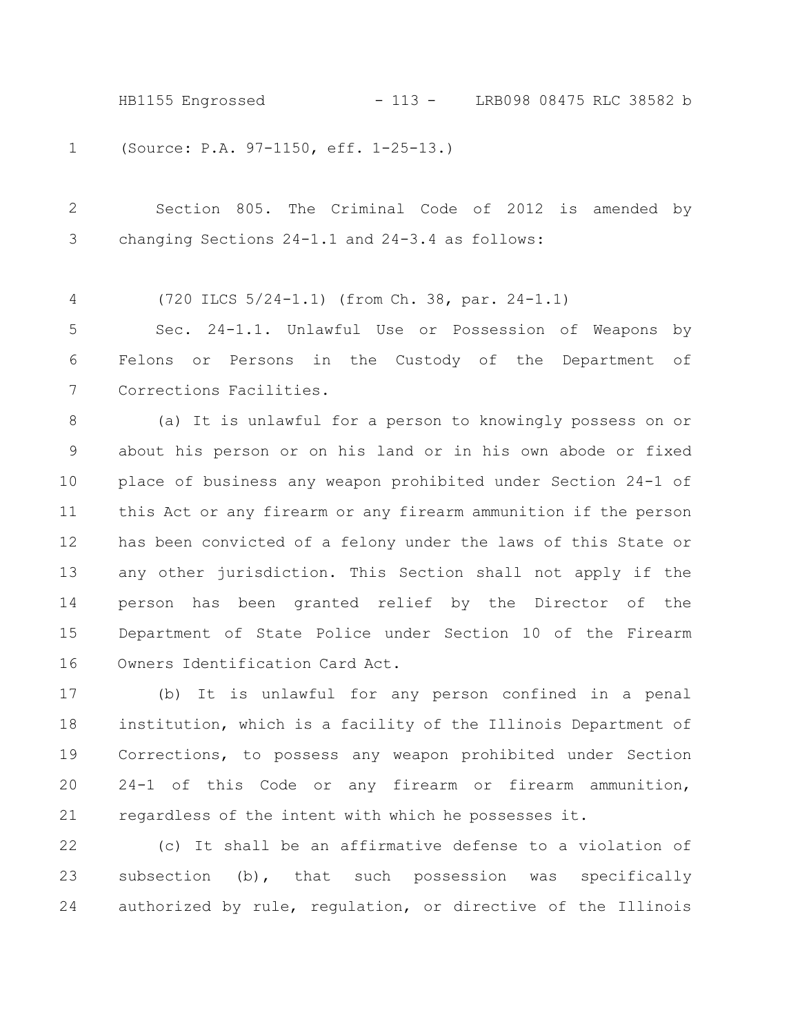(Source: P.A. 97-1150, eff. 1-25-13.)

Section 805. The Criminal Code of 2012 is amended by changing Sections 24-1.1 and 24-3.4 as follows:

(720 ILCS 5/24-1.1) (from Ch. 38, par. 24-1.1)

Sec. 24-1.1. Unlawful Use or Possession of Weapons by Felons or Persons in the Custody of the Department of Corrections Facilities.

(a) It is unlawful for a person to knowingly possess on or about his person or on his land or in his own abode or fixed place of business any weapon prohibited under Section 24-1 of this Act or any firearm or any firearm ammunition if the person has been convicted of a felony under the laws of this State or any other jurisdiction. This Section shall not apply if the person has been granted relief by the Director of the Department of State Police under Section 10 of the Firearm Owners Identification Card Act.

(b) It is unlawful for any person confined in a penal institution, which is a facility of the Illinois Department of Corrections, to possess any weapon prohibited under Section 24-1 of this Code or any firearm or firearm ammunition, regardless of the intent with which he possesses it.

(c) It shall be an affirmative defense to a violation of subsection (b), that such possession was specifically authorized by rule, regulation, or directive of the Illinois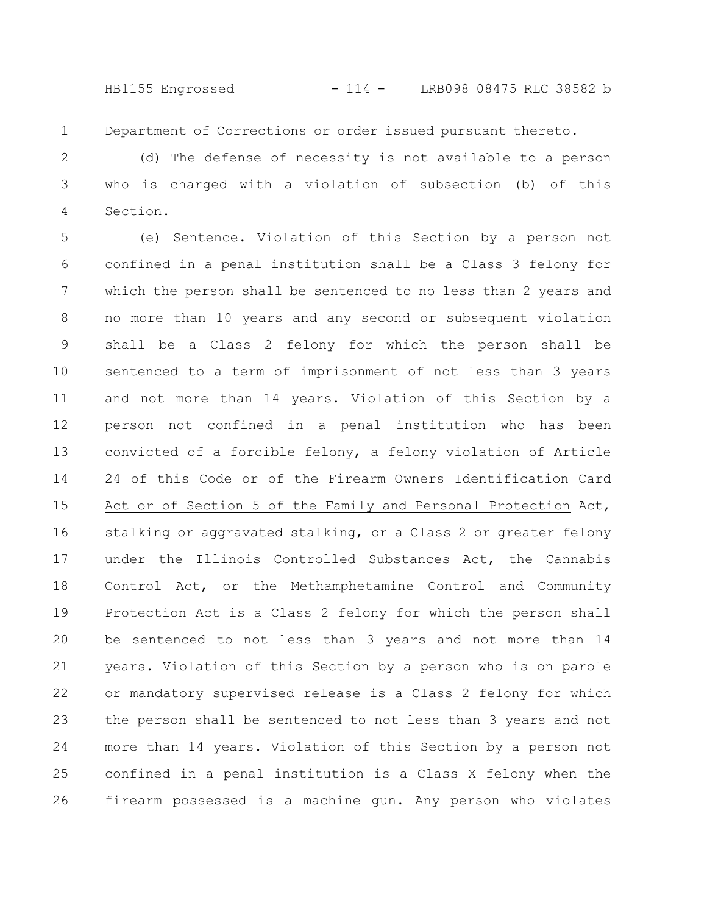Department of Corrections or order issued pursuant thereto.

(d) The defense of necessity is not available to a person who is charged with a violation of subsection (b) of this Section.

(e) Sentence. Violation of this Section by a person not confined in a penal institution shall be a Class 3 felony for which the person shall be sentenced to no less than 2 years and no more than 10 years and any second or subsequent violation shall be a Class 2 felony for which the person shall be sentenced to a term of imprisonment of not less than 3 years and not more than 14 years. Violation of this Section by a person not confined in a penal institution who has been convicted of a forcible felony, a felony violation of Article 24 of this Code or of the Firearm Owners Identification Card Act or of Section 5 of the Family and Personal Protection Act, stalking or aggravated stalking, or a Class 2 or greater felony under the Illinois Controlled Substances Act, the Cannabis Control Act, or the Methamphetamine Control and Community Protection Act is a Class 2 felony for which the person shall be sentenced to not less than 3 years and not more than 14 years. Violation of this Section by a person who is on parole or mandatory supervised release is a Class 2 felony for which the person shall be sentenced to not less than 3 years and not more than 14 years. Violation of this Section by a person not confined in a penal institution is a Class X felony when the firearm possessed is a machine gun. Any person who violates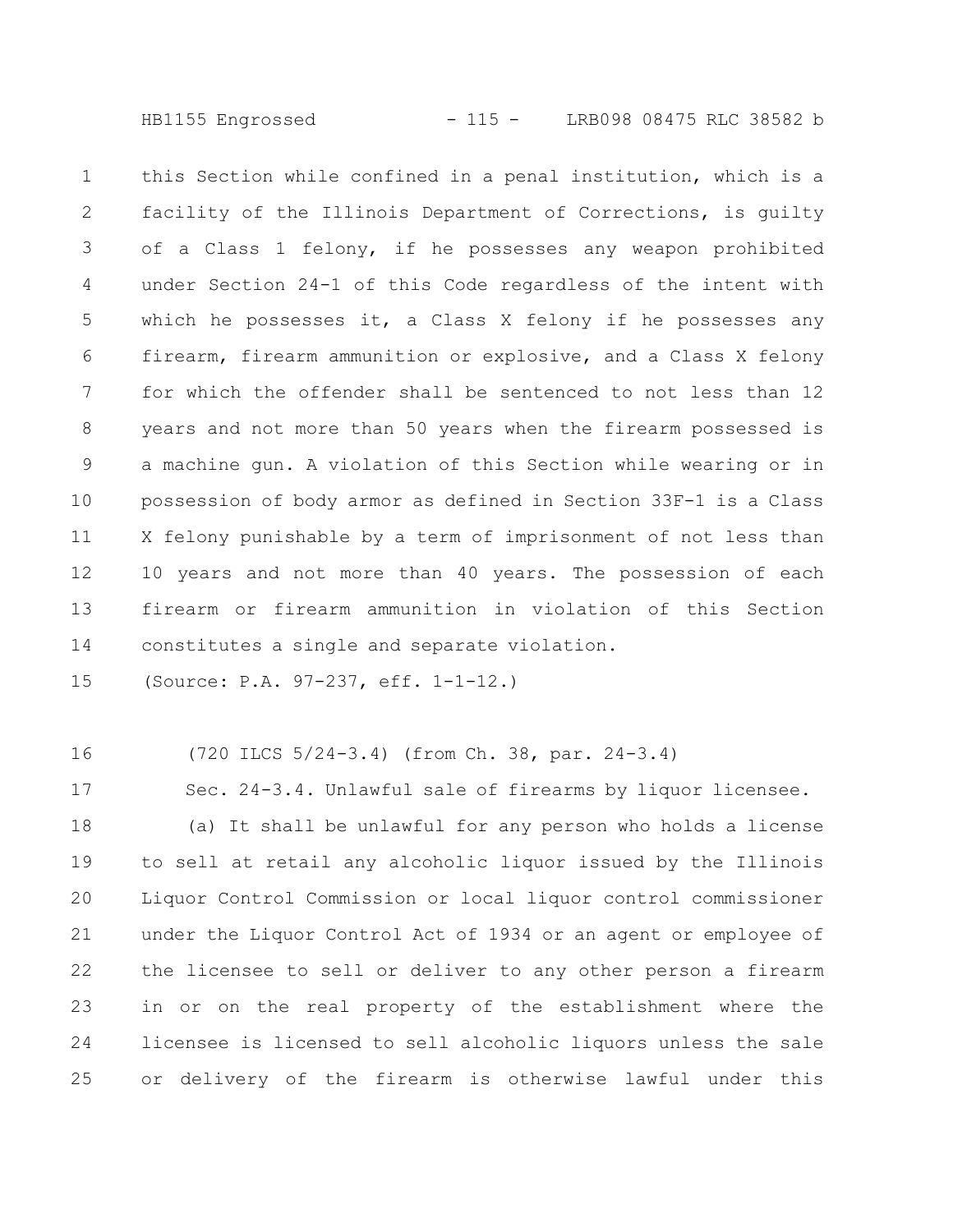this Section while confined in a penal institution, which is a facility of the Illinois Department of Corrections, is guilty of a Class 1 felony, if he possesses any weapon prohibited under Section 24-1 of this Code regardless of the intent with which he possesses it, a Class X felony if he possesses any firearm, firearm ammunition or explosive, and a Class X felony for which the offender shall be sentenced to not less than 12 years and not more than 50 years when the firearm possessed is a machine gun. A violation of this Section while wearing or in possession of body armor as defined in Section 33F-1 is a Class X felony punishable by a term of imprisonment of not less than 10 years and not more than 40 years. The possession of each firearm or firearm ammunition in violation of this Section constitutes a single and separate violation.

(Source: P.A. 97-237, eff. 1-1-12.)

(720 ILCS 5/24-3.4) (from Ch. 38, par. 24-3.4)

Sec. 24-3.4. Unlawful sale of firearms by liquor licensee.

(a) It shall be unlawful for any person who holds a license to sell at retail any alcoholic liquor issued by the Illinois Liquor Control Commission or local liquor control commissioner under the Liquor Control Act of 1934 or an agent or employee of the licensee to sell or deliver to any other person a firearm in or on the real property of the establishment where the licensee is licensed to sell alcoholic liquors unless the sale or delivery of the firearm is otherwise lawful under this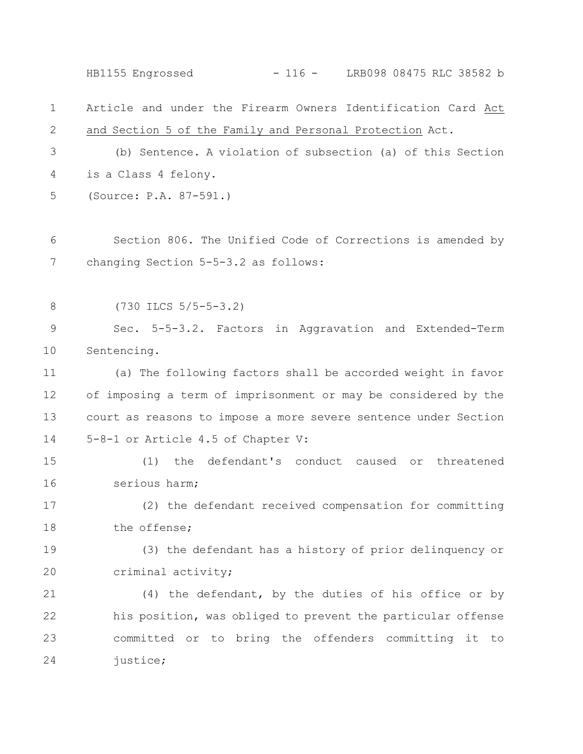Article and under the Firearm Owners Identification Card Act and Section 5 of the Family and Personal Protection Act.

(b) Sentence. A violation of subsection (a) of this Section is a Class 4 felony.

(Source: P.A. 87-591.)

Section 806. The Unified Code of Corrections is amended by changing Section 5-5-3.2 as follows:

(730 ILCS 5/5-5-3.2)

Sec. 5-5-3.2. Factors in Aggravation and Extended-Term Sentencing.

(a) The following factors shall be accorded weight in favor of imposing a term of imprisonment or may be considered by the court as reasons to impose a more severe sentence under Section 5-8-1 or Article 4.5 of Chapter V:

(1) the defendant's conduct caused or threatened serious harm;

(2) the defendant received compensation for committing the offense;

(3) the defendant has a history of prior delinquency or criminal activity;

(4) the defendant, by the duties of his office or by his position, was obliged to prevent the particular offense committed or to bring the offenders committing it to justice;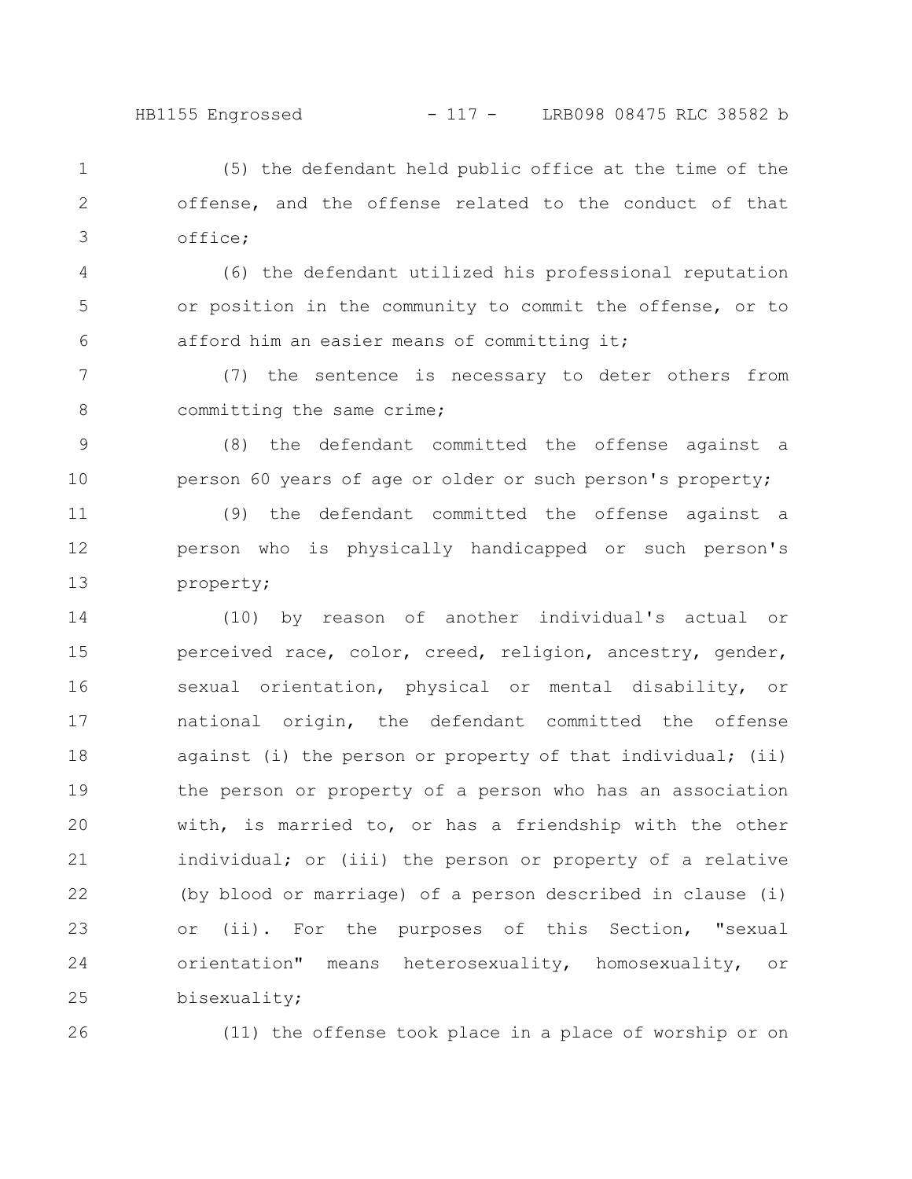(5) the defendant held public office at the time of the offense, and the offense related to the conduct of that office;

(6) the defendant utilized his professional reputation or position in the community to commit the offense, or to afford him an easier means of committing it;

(7) the sentence is necessary to deter others from committing the same crime;

(8) the defendant committed the offense against a person 60 years of age or older or such person's property;

(9) the defendant committed the offense against a person who is physically handicapped or such person's property;

(10) by reason of another individual's actual or perceived race, color, creed, religion, ancestry, gender, sexual orientation, physical or mental disability, or national origin, the defendant committed the offense against (i) the person or property of that individual; (ii) the person or property of a person who has an association with, is married to, or has a friendship with the other individual; or (iii) the person or property of a relative (by blood or marriage) of a person described in clause (i) or (ii). For the purposes of this Section, "sexual orientation" means heterosexuality, homosexuality, or bisexuality;

(11) the offense took place in a place of worship or on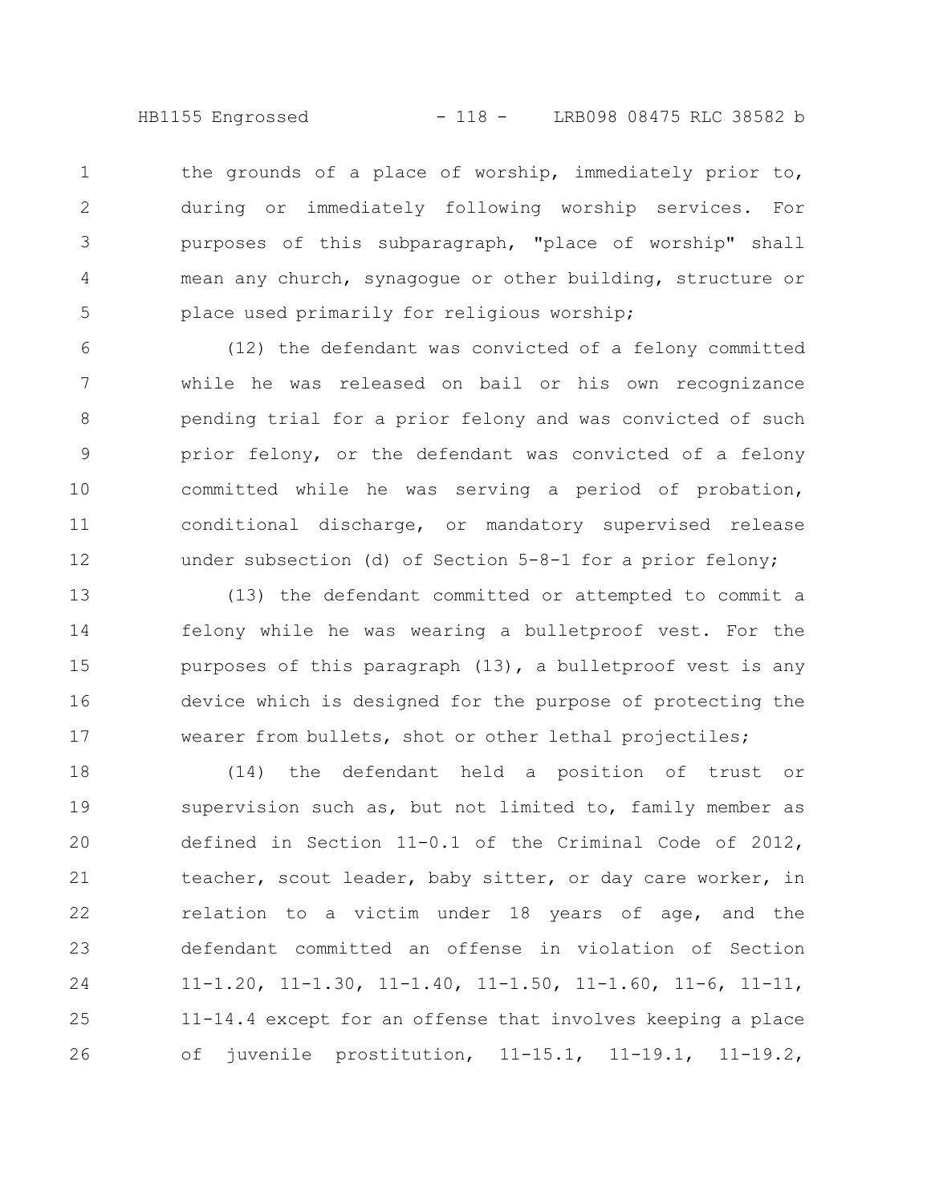the grounds of a place of worship, immediately prior to, during or immediately following worship services. For purposes of this subparagraph, "place of worship" shall mean any church, synagogue or other building, structure or place used primarily for religious worship;

(12) the defendant was convicted of a felony committed while he was released on bail or his own recognizance pending trial for a prior felony and was convicted of such prior felony, or the defendant was convicted of a felony committed while he was serving a period of probation, conditional discharge, or mandatory supervised release under subsection (d) of Section 5-8-1 for a prior felony;

(13) the defendant committed or attempted to commit a felony while he was wearing a bulletproof vest. For the purposes of this paragraph (13), a bulletproof vest is any device which is designed for the purpose of protecting the wearer from bullets, shot or other lethal projectiles;

(14) the defendant held a position of trust or supervision such as, but not limited to, family member as defined in Section 11-0.1 of the Criminal Code of 2012, teacher, scout leader, baby sitter, or day care worker, in relation to a victim under 18 years of age, and the defendant committed an offense in violation of Section 11-1.20, 11-1.30, 11-1.40, 11-1.50, 11-1.60, 11-6, 11-11, 11-14.4 except for an offense that involves keeping a place of juvenile prostitution, 11-15.1, 11-19.1, 11-19.2,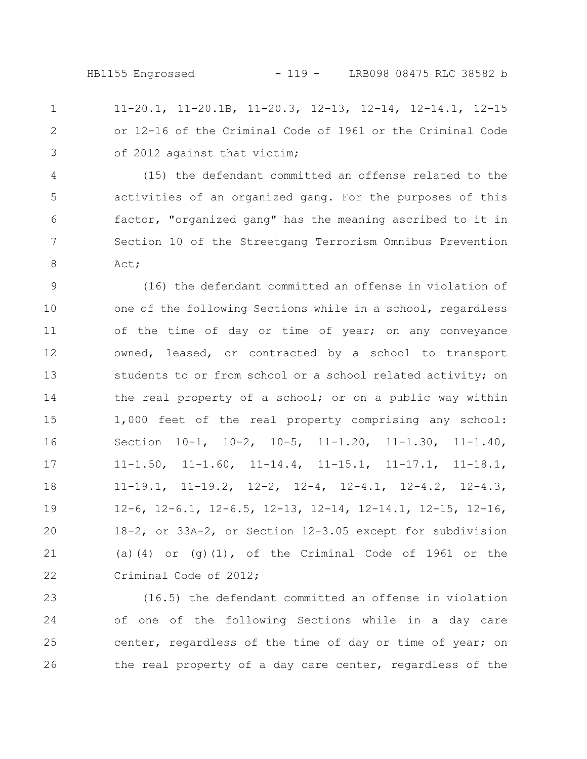11-20.1, 11-20.1B, 11-20.3, 12-13, 12-14, 12-14.1, 12-15 or 12-16 of the Criminal Code of 1961 or the Criminal Code of 2012 against that victim;

(15) the defendant committed an offense related to the activities of an organized gang. For the purposes of this factor, "organized gang" has the meaning ascribed to it in Section 10 of the Streetgang Terrorism Omnibus Prevention Act;

(16) the defendant committed an offense in violation of one of the following Sections while in a school, regardless of the time of day or time of year; on any conveyance owned, leased, or contracted by a school to transport students to or from school or a school related activity; on the real property of a school; or on a public way within 1,000 feet of the real property comprising any school: Section 10-1, 10-2, 10-5, 11-1.20, 11-1.30, 11-1.40, 11-1.50, 11-1.60, 11-14.4, 11-15.1, 11-17.1, 11-18.1, 11-19.1, 11-19.2, 12-2, 12-4, 12-4.1, 12-4.2, 12-4.3, 12-6, 12-6.1, 12-6.5, 12-13, 12-14, 12-14.1, 12-15, 12-16, 18-2, or 33A-2, or Section 12-3.05 except for subdivision (a)(4) or (g)(1), of the Criminal Code of 1961 or the Criminal Code of 2012;

(16.5) the defendant committed an offense in violation of one of the following Sections while in a day care center, regardless of the time of day or time of year; on the real property of a day care center, regardless of the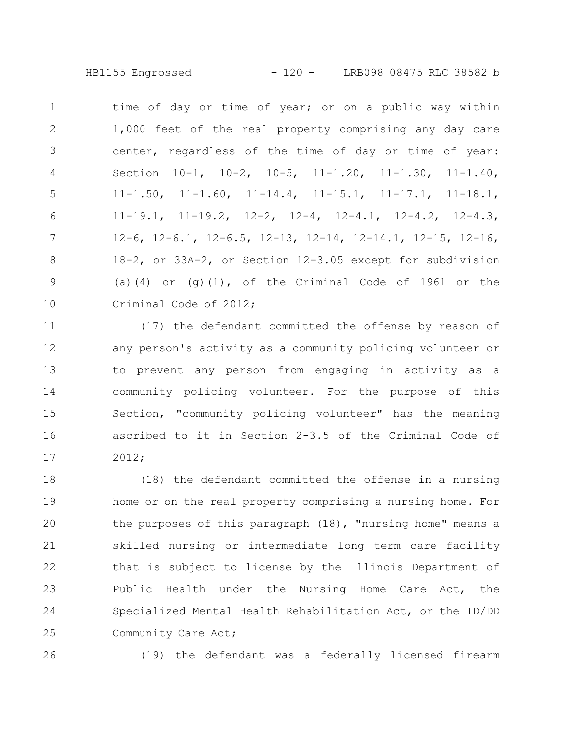time of day or time of year; or on a public way within 1,000 feet of the real property comprising any day care center, regardless of the time of day or time of year: Section 10-1, 10-2, 10-5, 11-1.20, 11-1.30, 11-1.40, 11-1.50, 11-1.60, 11-14.4, 11-15.1, 11-17.1, 11-18.1, 11-19.1, 11-19.2, 12-2, 12-4, 12-4.1, 12-4.2, 12-4.3, 12-6, 12-6.1, 12-6.5, 12-13, 12-14, 12-14.1, 12-15, 12-16, 18-2, or 33A-2, or Section 12-3.05 except for subdivision (a)(4) or (g)(1), of the Criminal Code of 1961 or the Criminal Code of 2012;

(17) the defendant committed the offense by reason of any person's activity as a community policing volunteer or to prevent any person from engaging in activity as a community policing volunteer. For the purpose of this Section, "community policing volunteer" has the meaning ascribed to it in Section 2-3.5 of the Criminal Code of 2012;

(18) the defendant committed the offense in a nursing home or on the real property comprising a nursing home. For the purposes of this paragraph (18), "nursing home" means a skilled nursing or intermediate long term care facility that is subject to license by the Illinois Department of Public Health under the Nursing Home Care Act, the Specialized Mental Health Rehabilitation Act, or the ID/DD Community Care Act;

(19) the defendant was a federally licensed firearm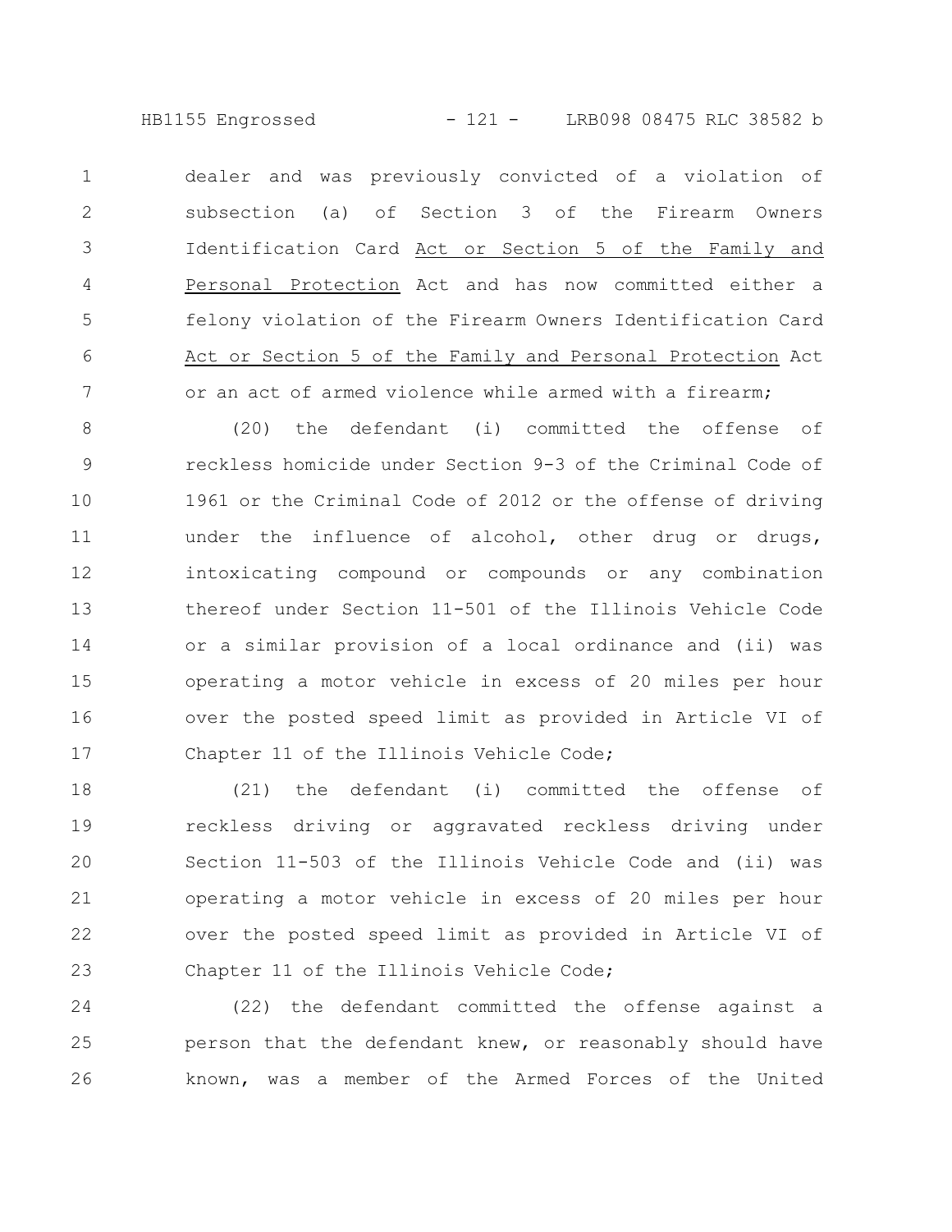dealer and was previously convicted of a violation of subsection (a) of Section 3 of the Firearm Owners Identification Card Act or Section 5 of the Family and Personal Protection Act and has now committed either a felony violation of the Firearm Owners Identification Card Act or Section 5 of the Family and Personal Protection Act or an act of armed violence while armed with a firearm;

(20) the defendant (i) committed the offense of reckless homicide under Section 9-3 of the Criminal Code of 1961 or the Criminal Code of 2012 or the offense of driving under the influence of alcohol, other drug or drugs, intoxicating compound or compounds or any combination thereof under Section 11-501 of the Illinois Vehicle Code or a similar provision of a local ordinance and (ii) was operating a motor vehicle in excess of 20 miles per hour over the posted speed limit as provided in Article VI of Chapter 11 of the Illinois Vehicle Code;

(21) the defendant (i) committed the offense of reckless driving or aggravated reckless driving under Section 11-503 of the Illinois Vehicle Code and (ii) was operating a motor vehicle in excess of 20 miles per hour over the posted speed limit as provided in Article VI of Chapter 11 of the Illinois Vehicle Code;

(22) the defendant committed the offense against a person that the defendant knew, or reasonably should have known, was a member of the Armed Forces of the United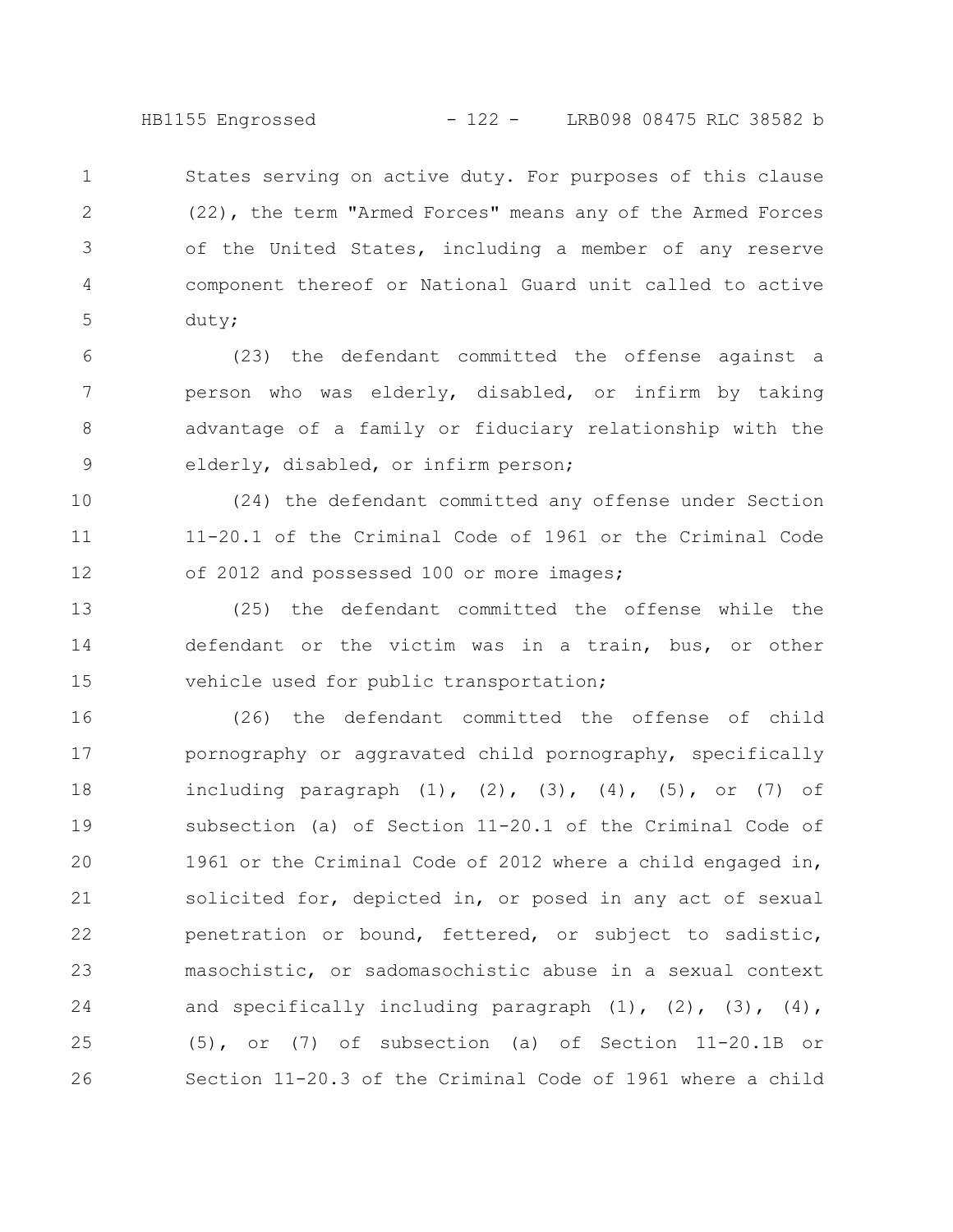States serving on active duty. For purposes of this clause (22), the term "Armed Forces" means any of the Armed Forces of the United States, including a member of any reserve component thereof or National Guard unit called to active duty;

(23) the defendant committed the offense against a person who was elderly, disabled, or infirm by taking advantage of a family or fiduciary relationship with the elderly, disabled, or infirm person;

(24) the defendant committed any offense under Section 11-20.1 of the Criminal Code of 1961 or the Criminal Code of 2012 and possessed 100 or more images;

(25) the defendant committed the offense while the defendant or the victim was in a train, bus, or other vehicle used for public transportation;

(26) the defendant committed the offense of child pornography or aggravated child pornography, specifically including paragraph (1), (2), (3), (4), (5), or (7) of subsection (a) of Section 11-20.1 of the Criminal Code of 1961 or the Criminal Code of 2012 where a child engaged in, solicited for, depicted in, or posed in any act of sexual penetration or bound, fettered, or subject to sadistic, masochistic, or sadomasochistic abuse in a sexual context and specifically including paragraph (1), (2), (3), (4), (5), or (7) of subsection (a) of Section 11-20.1B or Section 11-20.3 of the Criminal Code of 1961 where a child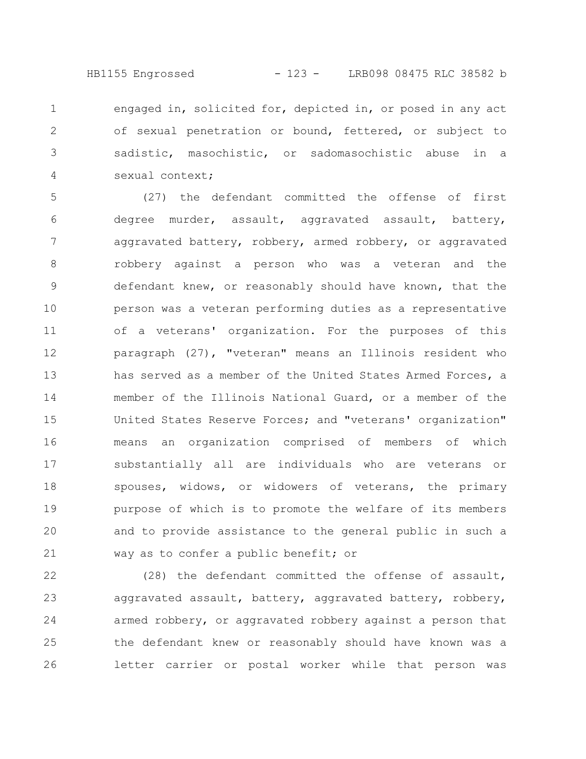engaged in, solicited for, depicted in, or posed in any act of sexual penetration or bound, fettered, or subject to sadistic, masochistic, or sadomasochistic abuse in a sexual context;

(27) the defendant committed the offense of first degree murder, assault, aggravated assault, battery, aggravated battery, robbery, armed robbery, or aggravated robbery against a person who was a veteran and the defendant knew, or reasonably should have known, that the person was a veteran performing duties as a representative of a veterans' organization. For the purposes of this paragraph (27), "veteran" means an Illinois resident who has served as a member of the United States Armed Forces, a member of the Illinois National Guard, or a member of the United States Reserve Forces; and "veterans' organization" means an organization comprised of members of which substantially all are individuals who are veterans or spouses, widows, or widowers of veterans, the primary purpose of which is to promote the welfare of its members and to provide assistance to the general public in such a way as to confer a public benefit; or

(28) the defendant committed the offense of assault, aggravated assault, battery, aggravated battery, robbery, armed robbery, or aggravated robbery against a person that the defendant knew or reasonably should have known was a letter carrier or postal worker while that person was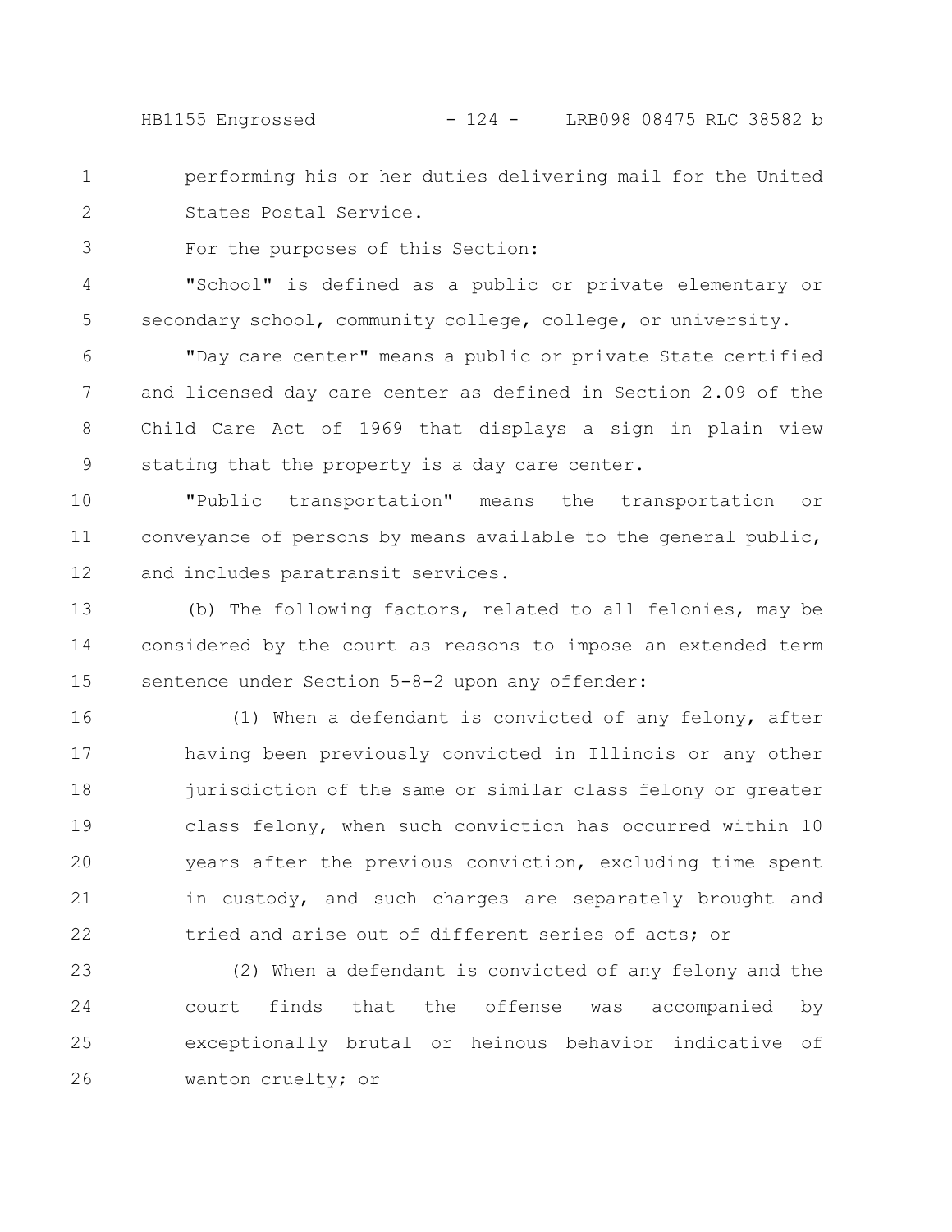performing his or her duties delivering mail for the United States Postal Service.

For the purposes of this Section:

"School" is defined as a public or private elementary or secondary school, community college, college, or university.

"Day care center" means a public or private State certified and licensed day care center as defined in Section 2.09 of the Child Care Act of 1969 that displays a sign in plain view stating that the property is a day care center.

"Public transportation" means the transportation or conveyance of persons by means available to the general public, and includes paratransit services.

(b) The following factors, related to all felonies, may be considered by the court as reasons to impose an extended term sentence under Section 5-8-2 upon any offender:

(1) When a defendant is convicted of any felony, after having been previously convicted in Illinois or any other jurisdiction of the same or similar class felony or greater class felony, when such conviction has occurred within 10 years after the previous conviction, excluding time spent in custody, and such charges are separately brought and tried and arise out of different series of acts; or

(2) When a defendant is convicted of any felony and the court finds that the offense was accompanied by exceptionally brutal or heinous behavior indicative of wanton cruelty; or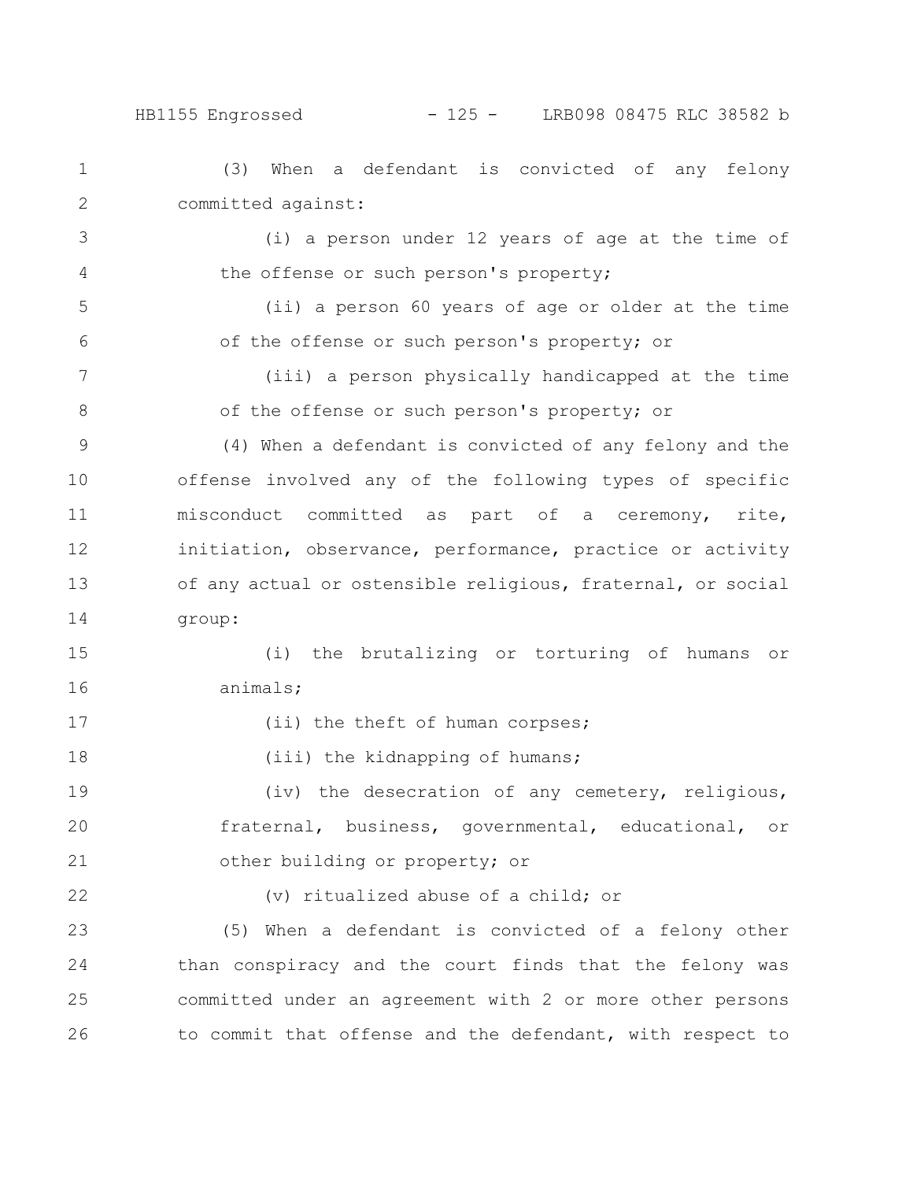(3) When a defendant is convicted of any felony committed against:

(i) a person under 12 years of age at the time of the offense or such person's property;

(ii) a person 60 years of age or older at the time of the offense or such person's property; or

(iii) a person physically handicapped at the time of the offense or such person's property; or

(4) When a defendant is convicted of any felony and the offense involved any of the following types of specific misconduct committed as part of a ceremony, rite, initiation, observance, performance, practice or activity of any actual or ostensible religious, fraternal, or social group:

(i) the brutalizing or torturing of humans or animals;

(ii) the theft of human corpses;

(iii) the kidnapping of humans;

(iv) the desecration of any cemetery, religious, fraternal, business, governmental, educational, or other building or property; or

(v) ritualized abuse of a child; or

(5) When a defendant is convicted of a felony other than conspiracy and the court finds that the felony was committed under an agreement with 2 or more other persons to commit that offense and the defendant, with respect to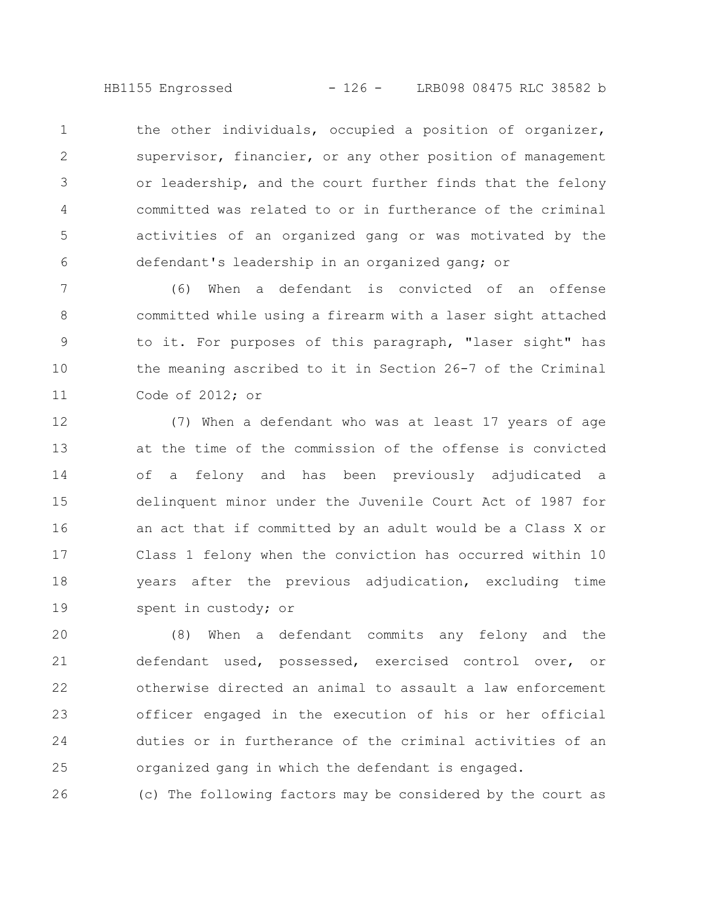the other individuals, occupied a position of organizer, supervisor, financier, or any other position of management or leadership, and the court further finds that the felony committed was related to or in furtherance of the criminal activities of an organized gang or was motivated by the defendant's leadership in an organized gang; or

(6) When a defendant is convicted of an offense committed while using a firearm with a laser sight attached to it. For purposes of this paragraph, "laser sight" has the meaning ascribed to it in Section 26-7 of the Criminal Code of 2012; or

(7) When a defendant who was at least 17 years of age at the time of the commission of the offense is convicted of a felony and has been previously adjudicated a delinquent minor under the Juvenile Court Act of 1987 for an act that if committed by an adult would be a Class X or Class 1 felony when the conviction has occurred within 10 years after the previous adjudication, excluding time spent in custody; or

(8) When a defendant commits any felony and the defendant used, possessed, exercised control over, or otherwise directed an animal to assault a law enforcement officer engaged in the execution of his or her official duties or in furtherance of the criminal activities of an organized gang in which the defendant is engaged.

(c) The following factors may be considered by the court as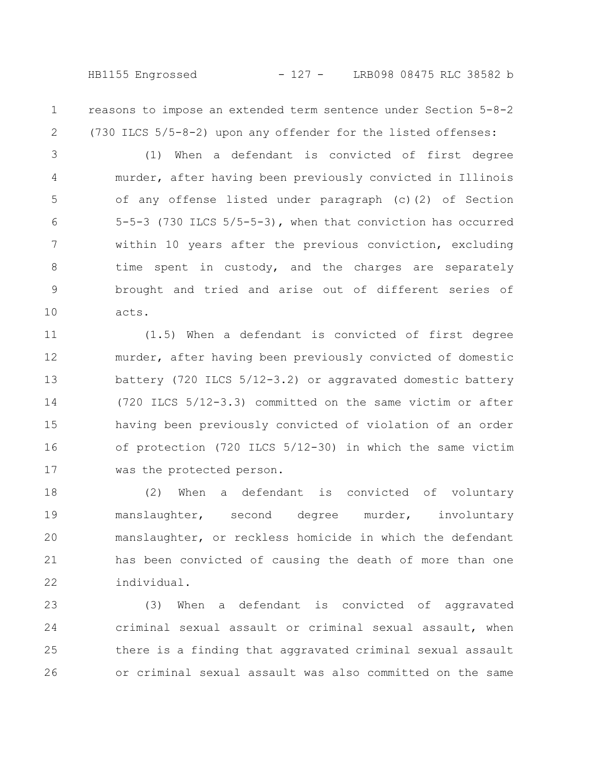reasons to impose an extended term sentence under Section 5-8-2 (730 ILCS 5/5-8-2) upon any offender for the listed offenses:

(1) When a defendant is convicted of first degree murder, after having been previously convicted in Illinois of any offense listed under paragraph (c)(2) of Section 5-5-3 (730 ILCS 5/5-5-3), when that conviction has occurred within 10 years after the previous conviction, excluding time spent in custody, and the charges are separately brought and tried and arise out of different series of acts.

(1.5) When a defendant is convicted of first degree murder, after having been previously convicted of domestic battery (720 ILCS 5/12-3.2) or aggravated domestic battery (720 ILCS 5/12-3.3) committed on the same victim or after having been previously convicted of violation of an order of protection (720 ILCS 5/12-30) in which the same victim was the protected person.

(2) When a defendant is convicted of voluntary manslaughter, second degree murder, involuntary manslaughter, or reckless homicide in which the defendant has been convicted of causing the death of more than one individual.

(3) When a defendant is convicted of aggravated criminal sexual assault or criminal sexual assault, when there is a finding that aggravated criminal sexual assault or criminal sexual assault was also committed on the same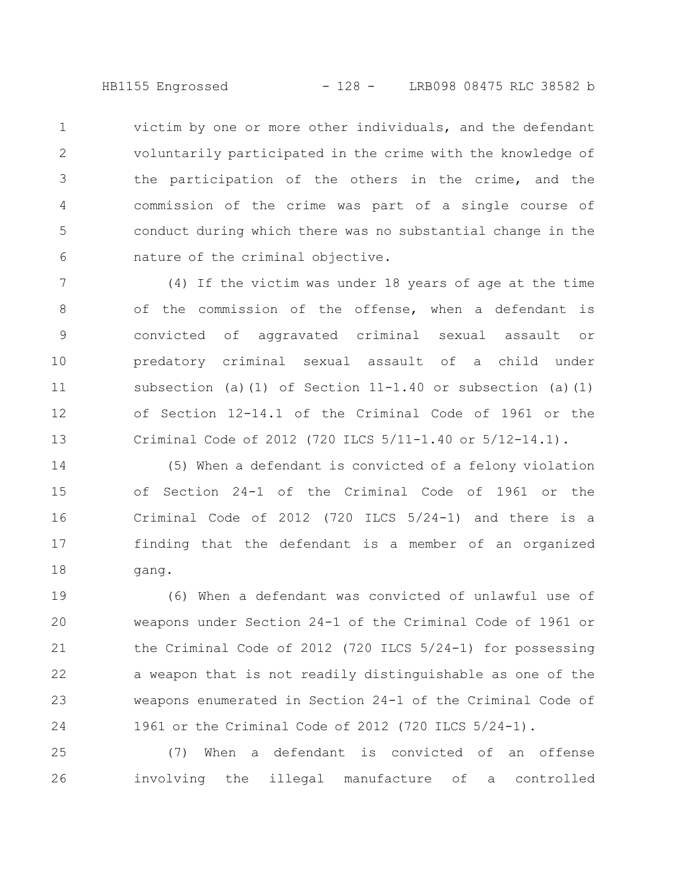victim by one or more other individuals, and the defendant voluntarily participated in the crime with the knowledge of the participation of the others in the crime, and the commission of the crime was part of a single course of conduct during which there was no substantial change in the nature of the criminal objective.

(4) If the victim was under 18 years of age at the time of the commission of the offense, when a defendant is convicted of aggravated criminal sexual assault or predatory criminal sexual assault of a child under subsection (a)(1) of Section 11-1.40 or subsection (a)(1) of Section 12-14.1 of the Criminal Code of 1961 or the Criminal Code of 2012 (720 ILCS 5/11-1.40 or 5/12-14.1).

(5) When a defendant is convicted of a felony violation of Section 24-1 of the Criminal Code of 1961 or the Criminal Code of 2012 (720 ILCS 5/24-1) and there is a finding that the defendant is a member of an organized gang.

(6) When a defendant was convicted of unlawful use of weapons under Section 24-1 of the Criminal Code of 1961 or the Criminal Code of 2012 (720 ILCS 5/24-1) for possessing a weapon that is not readily distinguishable as one of the weapons enumerated in Section 24-1 of the Criminal Code of 1961 or the Criminal Code of 2012 (720 ILCS 5/24-1).

(7) When a defendant is convicted of an offense involving the illegal manufacture of a controlled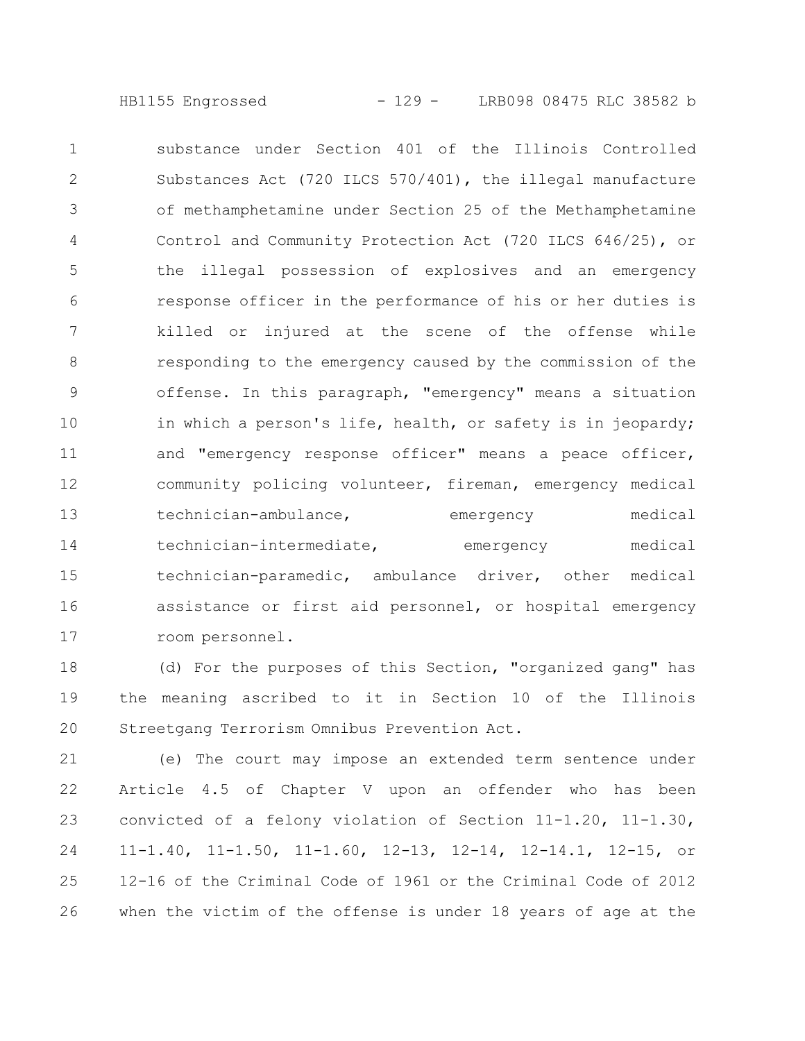substance under Section 401 of the Illinois Controlled Substances Act (720 ILCS 570/401), the illegal manufacture of methamphetamine under Section 25 of the Methamphetamine Control and Community Protection Act (720 ILCS 646/25), or the illegal possession of explosives and an emergency response officer in the performance of his or her duties is killed or injured at the scene of the offense while responding to the emergency caused by the commission of the offense. In this paragraph, "emergency" means a situation in which a person's life, health, or safety is in jeopardy; and "emergency response officer" means a peace officer, community policing volunteer, fireman, emergency medical technician-ambulance, emergency medical technician-intermediate, emergency medical technician-paramedic, ambulance driver, other medical assistance or first aid personnel, or hospital emergency room personnel.

(d) For the purposes of this Section, "organized gang" has the meaning ascribed to it in Section 10 of the Illinois Streetgang Terrorism Omnibus Prevention Act.

(e) The court may impose an extended term sentence under Article 4.5 of Chapter V upon an offender who has been convicted of a felony violation of Section 11-1.20, 11-1.30, 11-1.40, 11-1.50, 11-1.60, 12-13, 12-14, 12-14.1, 12-15, or 12-16 of the Criminal Code of 1961 or the Criminal Code of 2012 when the victim of the offense is under 18 years of age at the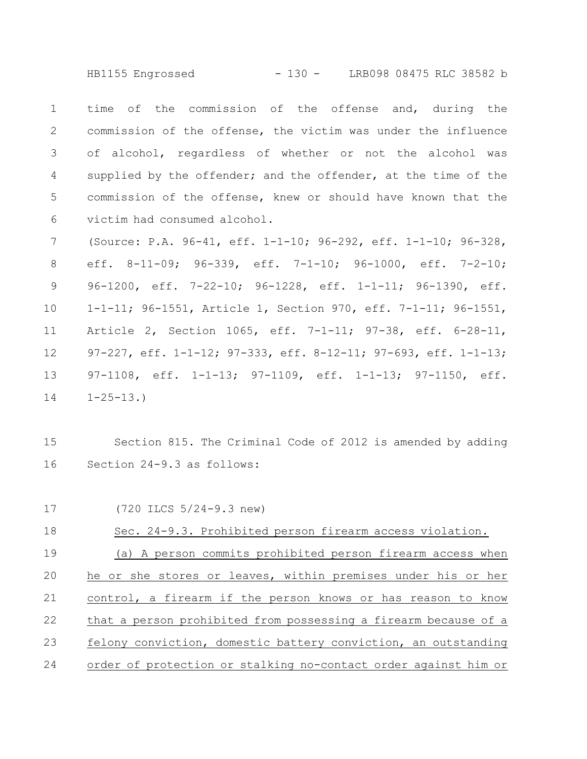time of the commission of the offense and, during the commission of the offense, the victim was under the influence of alcohol, regardless of whether or not the alcohol was supplied by the offender; and the offender, at the time of the commission of the offense, knew or should have known that the victim had consumed alcohol.

(Source: P.A. 96-41, eff. 1-1-10; 96-292, eff. 1-1-10; 96-328, eff. 8-11-09; 96-339, eff. 7-1-10; 96-1000, eff. 7-2-10; 96-1200, eff. 7-22-10; 96-1228, eff. 1-1-11; 96-1390, eff. 1-1-11; 96-1551, Article 1, Section 970, eff. 7-1-11; 96-1551, Article 2, Section 1065, eff. 7-1-11; 97-38, eff. 6-28-11, 97-227, eff. 1-1-12; 97-333, eff. 8-12-11; 97-693, eff. 1-1-13; 97-1108, eff. 1-1-13; 97-1109, eff. 1-1-13; 97-1150, eff. 1-25-13.)

Section 815. The Criminal Code of 2012 is amended by adding Section 24-9.3 as follows:

(720 ILCS 5/24-9.3 new)

Sec. 24-9.3. Prohibited person firearm access violation.

(a) A person commits prohibited person firearm access when he or she stores or leaves, within premises under his or her control, a firearm if the person knows or has reason to know that a person prohibited from possessing a firearm because of a felony conviction, domestic battery conviction, an outstanding order of protection or stalking no-contact order against him or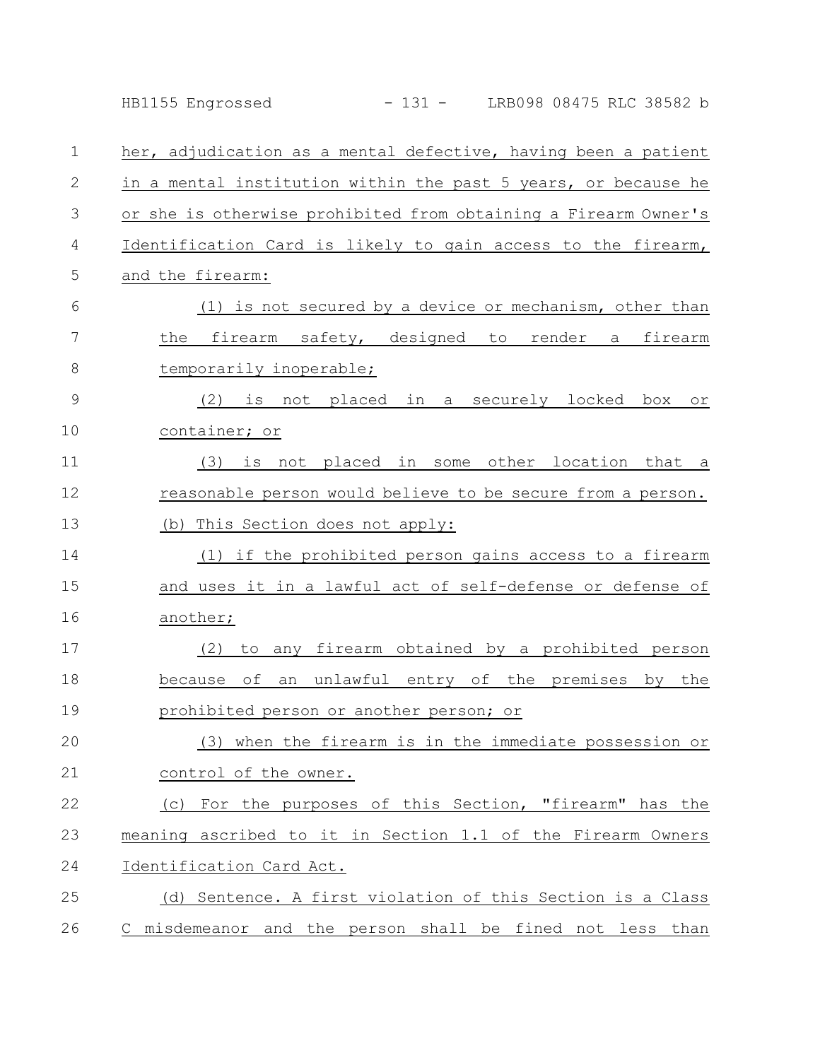her, adjudication as a mental defective, having been a patient in a mental institution within the past 5 years, or because he or she is otherwise prohibited from obtaining a Firearm Owner's Identification Card is likely to gain access to the firearm, and the firearm:

(1) is not secured by a device or mechanism, other than the firearm safety, designed to render a firearm temporarily inoperable;

(2) is not placed in a securely locked box or container; or

(3) is not placed in some other location that a reasonable person would believe to be secure from a person.

(b) This Section does not apply:

(1) if the prohibited person gains access to a firearm and uses it in a lawful act of self-defense or defense of another;

(2) to any firearm obtained by a prohibited person because of an unlawful entry of the premises by the prohibited person or another person; or

(3) when the firearm is in the immediate possession or control of the owner.

(c) For the purposes of this Section, "firearm" has the meaning ascribed to it in Section 1.1 of the Firearm Owners Identification Card Act.

(d) Sentence. A first violation of this Section is a Class C misdemeanor and the person shall be fined not less than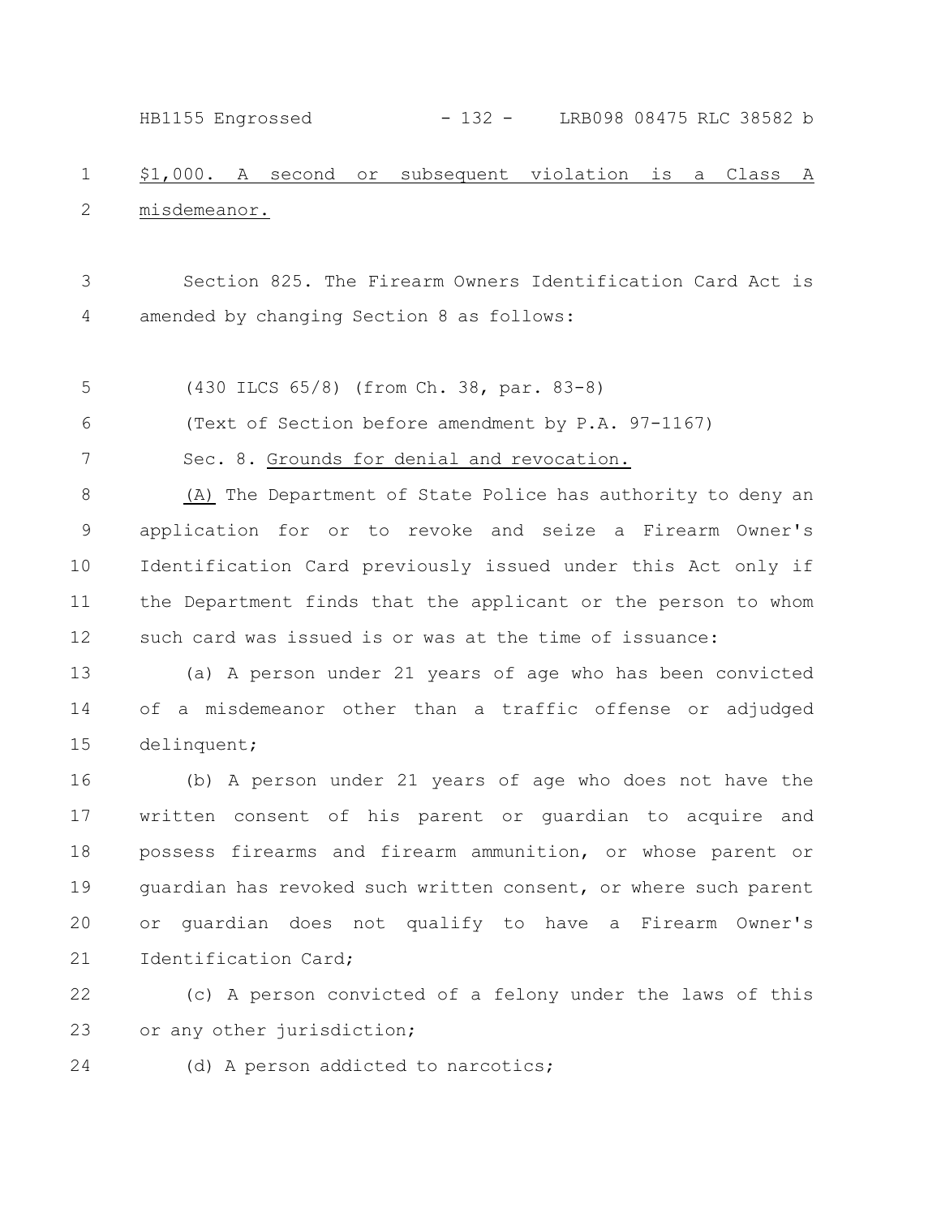$1,000. A second or subsequent violation is a Class A misdemeanor.

Section 825. The Firearm Owners Identification Card Act is amended by changing Section 8 as follows:

(430 ILCS 65/8) (from Ch. 38, par. 83-8)

(Text of Section before amendment by P.A. 97-1167)

Sec. 8. Grounds for denial and revocation.

(A) The Department of State Police has authority to deny an application for or to revoke and seize a Firearm Owner's Identification Card previously issued under this Act only if the Department finds that the applicant or the person to whom such card was issued is or was at the time of issuance:

(a) A person under 21 years of age who has been convicted of a misdemeanor other than a traffic offense or adjudged delinquent;

(b) A person under 21 years of age who does not have the written consent of his parent or guardian to acquire and possess firearms and firearm ammunition, or whose parent or guardian has revoked such written consent, or where such parent or guardian does not qualify to have a Firearm Owner's Identification Card;

(c) A person convicted of a felony under the laws of this or any other jurisdiction;

(d) A person addicted to narcotics;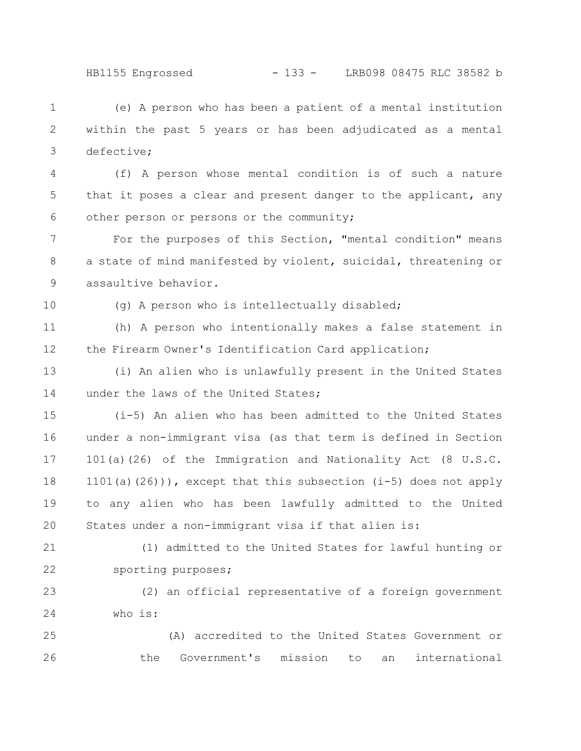(e) A person who has been a patient of a mental institution within the past 5 years or has been adjudicated as a mental defective;

(f) A person whose mental condition is of such a nature that it poses a clear and present danger to the applicant, any other person or persons or the community;

For the purposes of this Section, "mental condition" means a state of mind manifested by violent, suicidal, threatening or assaultive behavior.

(g) A person who is intellectually disabled;

(h) A person who intentionally makes a false statement in the Firearm Owner's Identification Card application;

(i) An alien who is unlawfully present in the United States under the laws of the United States;

(i-5) An alien who has been admitted to the United States under a non-immigrant visa (as that term is defined in Section 101(a)(26) of the Immigration and Nationality Act (8 U.S.C. 1101(a)(26))), except that this subsection (i-5) does not apply to any alien who has been lawfully admitted to the United States under a non-immigrant visa if that alien is:

(1) admitted to the United States for lawful hunting or sporting purposes;

(2) an official representative of a foreign government who is:

(A) accredited to the United States Government or the Government's mission to an international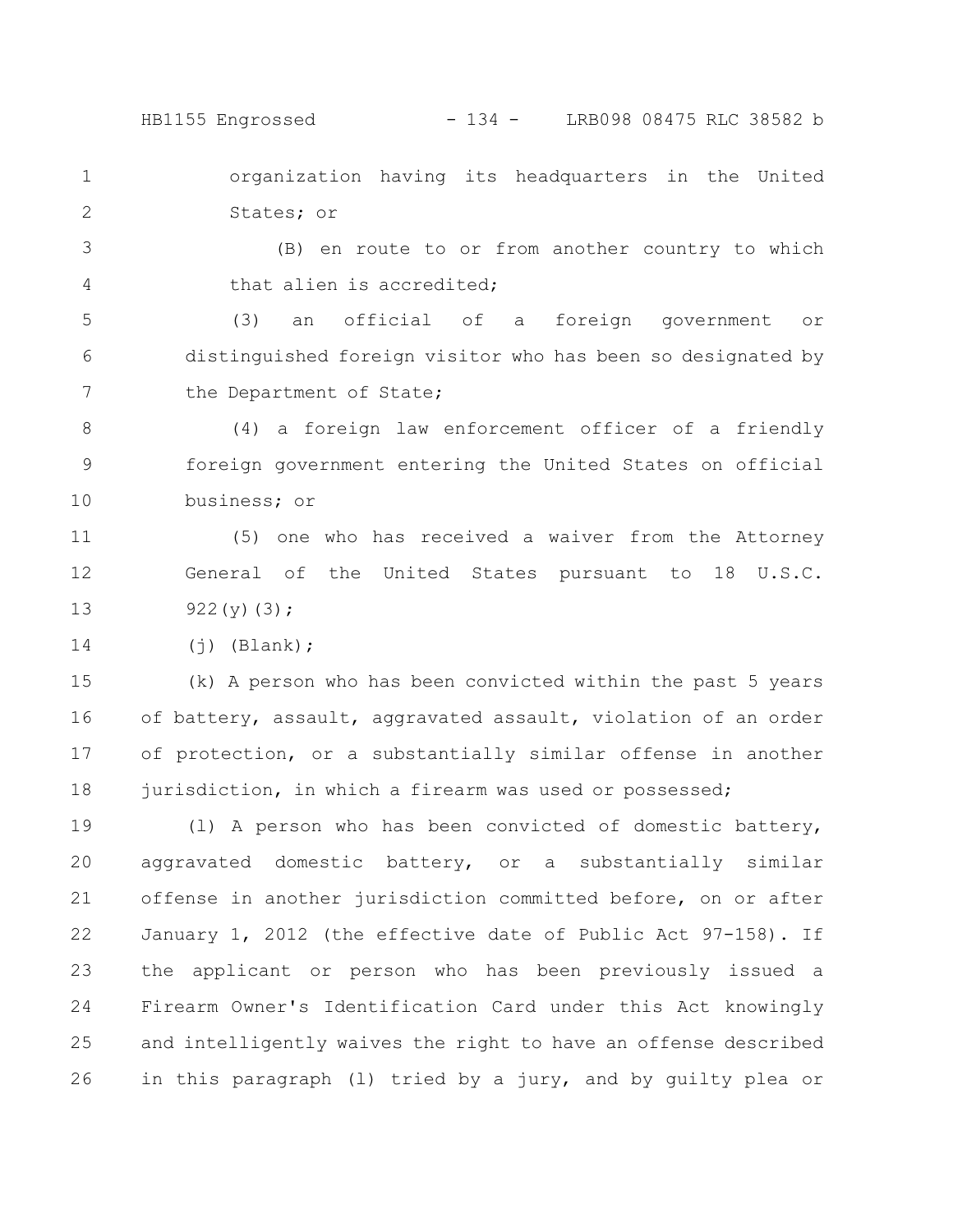organization having its headquarters in the United States; or

(B) en route to or from another country to which that alien is accredited;

(3) an official of a foreign government or distinguished foreign visitor who has been so designated by the Department of State;

(4) a foreign law enforcement officer of a friendly foreign government entering the United States on official business; or

(5) one who has received a waiver from the Attorney General of the United States pursuant to 18 U.S.C. 922(y)(3);

(j) (Blank);

(k) A person who has been convicted within the past 5 years of battery, assault, aggravated assault, violation of an order of protection, or a substantially similar offense in another jurisdiction, in which a firearm was used or possessed;

(l) A person who has been convicted of domestic battery, aggravated domestic battery, or a substantially similar offense in another jurisdiction committed before, on or after January 1, 2012 (the effective date of Public Act 97-158). If the applicant or person who has been previously issued a Firearm Owner's Identification Card under this Act knowingly and intelligently waives the right to have an offense described in this paragraph (l) tried by a jury, and by guilty plea or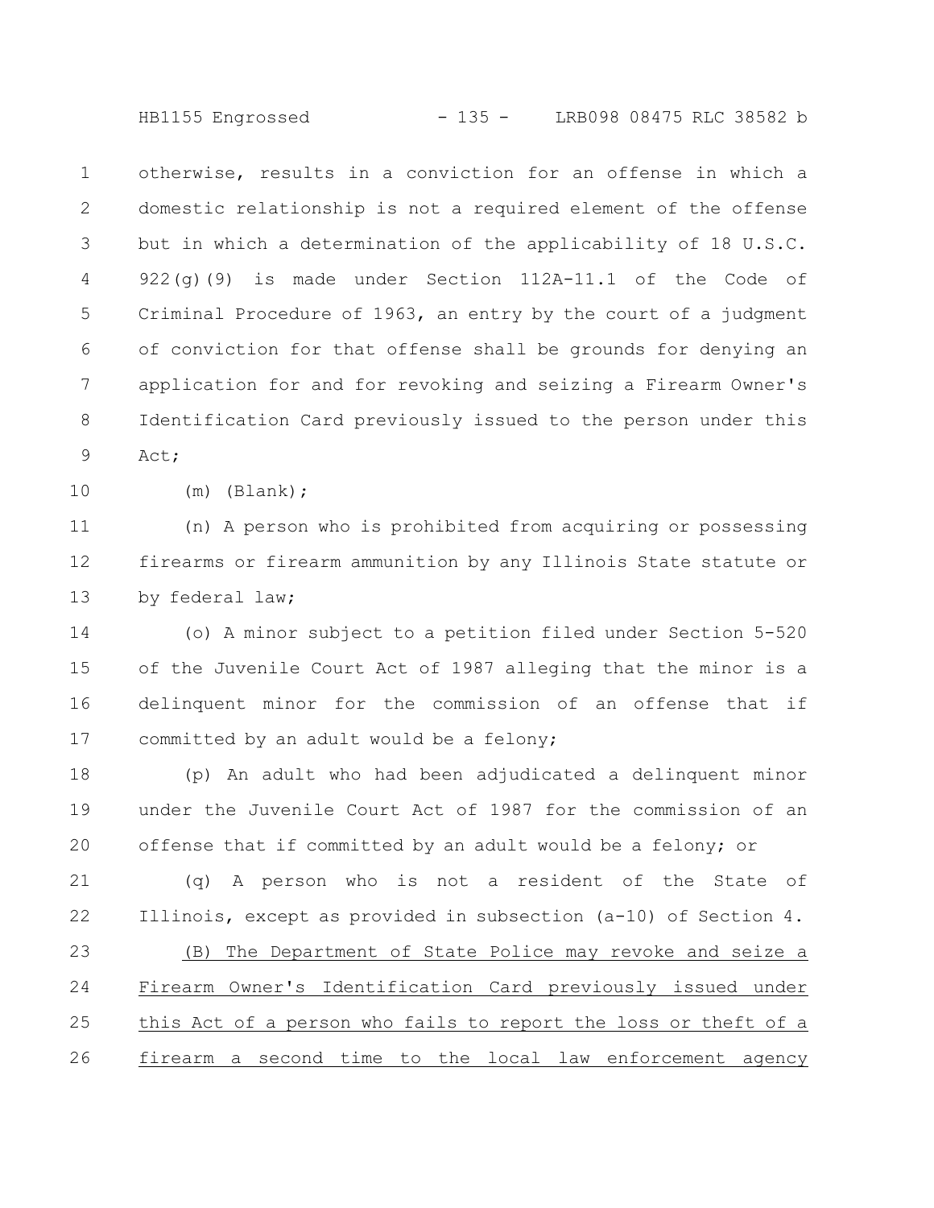otherwise, results in a conviction for an offense in which a domestic relationship is not a required element of the offense but in which a determination of the applicability of 18 U.S.C. 922(g)(9) is made under Section 112A-11.1 of the Code of Criminal Procedure of 1963, an entry by the court of a judgment of conviction for that offense shall be grounds for denying an application for and for revoking and seizing a Firearm Owner's Identification Card previously issued to the person under this Act;

(m) (Blank);

(n) A person who is prohibited from acquiring or possessing firearms or firearm ammunition by any Illinois State statute or by federal law;

(o) A minor subject to a petition filed under Section 5-520 of the Juvenile Court Act of 1987 alleging that the minor is a delinquent minor for the commission of an offense that if committed by an adult would be a felony;

(p) An adult who had been adjudicated a delinquent minor under the Juvenile Court Act of 1987 for the commission of an offense that if committed by an adult would be a felony; or

(q) A person who is not a resident of the State of Illinois, except as provided in subsection (a-10) of Section 4.

<u>(B) The Department of State Police may revoke and seize a Firearm Owner's Identification Card previously issued under this Act of a person who fails to report the loss or theft of a firearm a second time to the local law enforcement agency</u>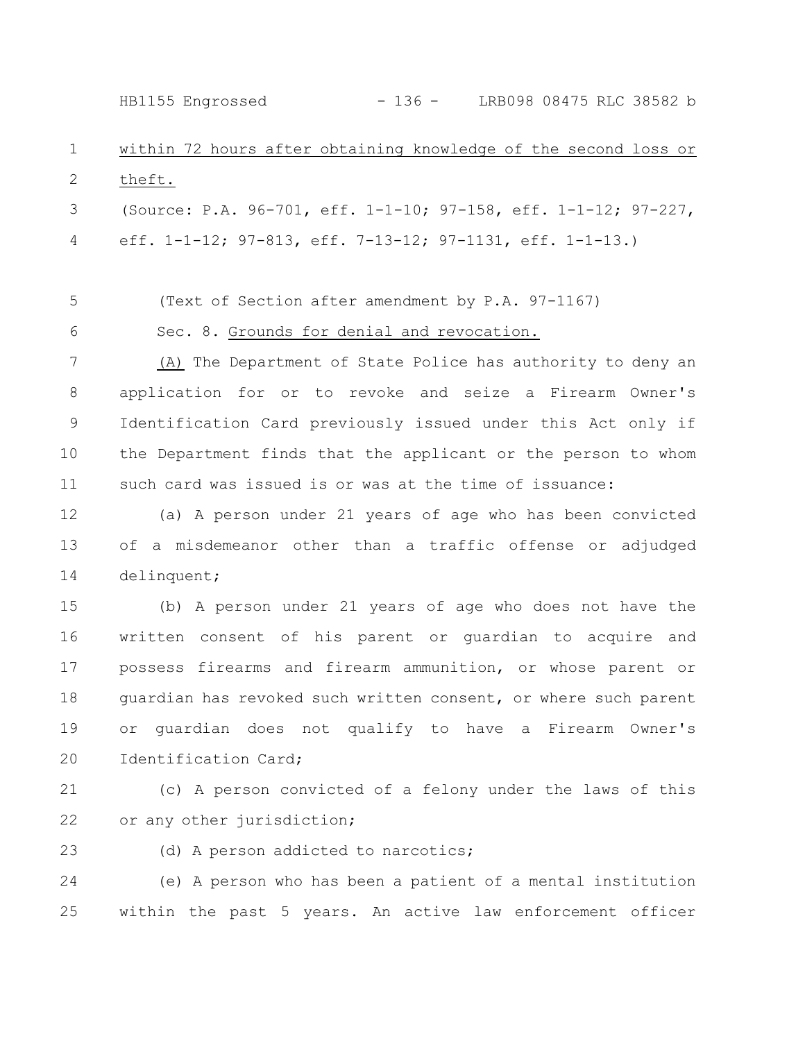within 72 hours after obtaining knowledge of the second loss or theft.

(Source: P.A. 96-701, eff. 1-1-10; 97-158, eff. 1-1-12; 97-227, eff. 1-1-12; 97-813, eff. 7-13-12; 97-1131, eff. 1-1-13.)

(Text of Section after amendment by P.A. 97-1167)

Sec. 8. Grounds for denial and revocation.

(A) The Department of State Police has authority to deny an application for or to revoke and seize a Firearm Owner's Identification Card previously issued under this Act only if the Department finds that the applicant or the person to whom such card was issued is or was at the time of issuance:

(a) A person under 21 years of age who has been convicted of a misdemeanor other than a traffic offense or adjudged delinquent;

(b) A person under 21 years of age who does not have the written consent of his parent or guardian to acquire and possess firearms and firearm ammunition, or whose parent or guardian has revoked such written consent, or where such parent or guardian does not qualify to have a Firearm Owner's Identification Card;

(c) A person convicted of a felony under the laws of this or any other jurisdiction;

(d) A person addicted to narcotics;

(e) A person who has been a patient of a mental institution within the past 5 years. An active law enforcement officer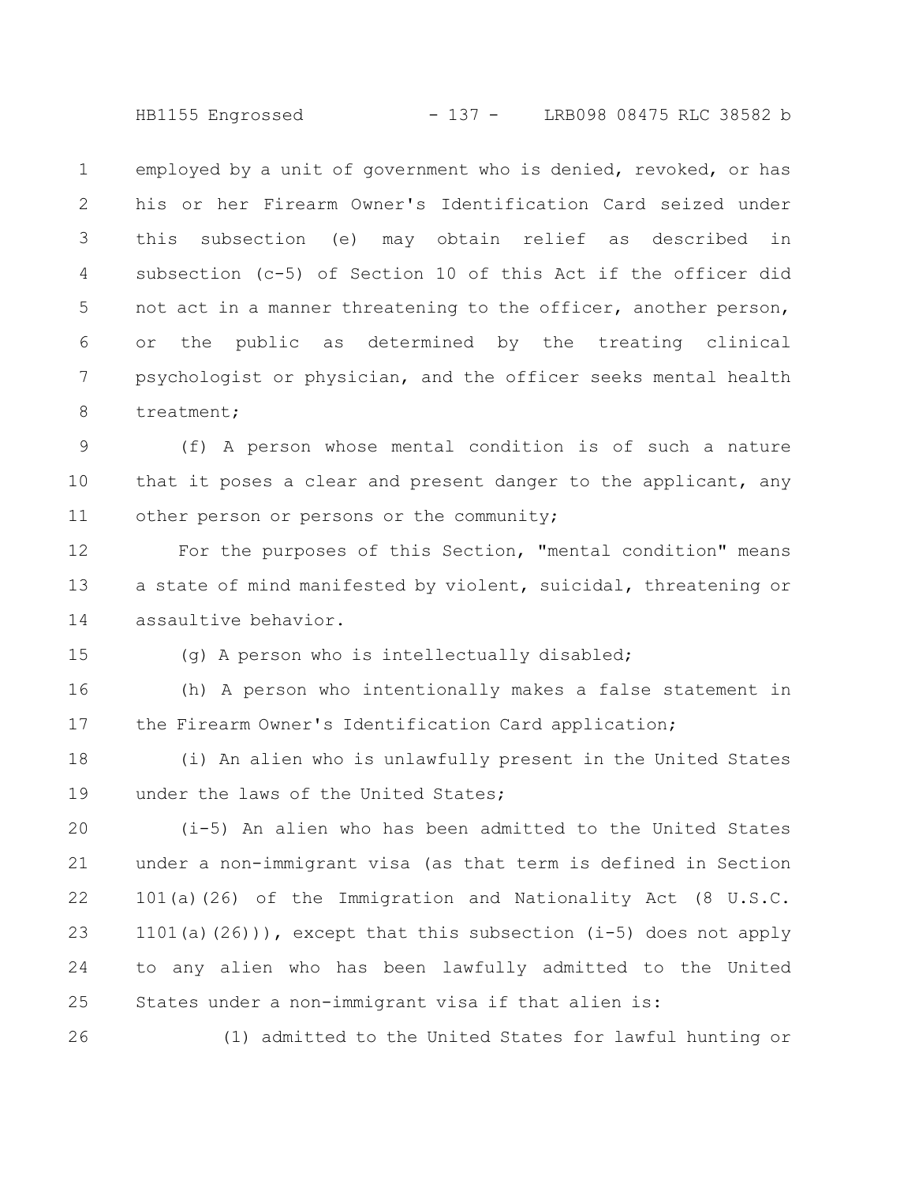employed by a unit of government who is denied, revoked, or has his or her Firearm Owner's Identification Card seized under this subsection (e) may obtain relief as described in subsection (c-5) of Section 10 of this Act if the officer did not act in a manner threatening to the officer, another person, or the public as determined by the treating clinical psychologist or physician, and the officer seeks mental health treatment;

(f) A person whose mental condition is of such a nature that it poses a clear and present danger to the applicant, any other person or persons or the community;

For the purposes of this Section, "mental condition" means a state of mind manifested by violent, suicidal, threatening or assaultive behavior.

(g) A person who is intellectually disabled;

(h) A person who intentionally makes a false statement in the Firearm Owner's Identification Card application;

(i) An alien who is unlawfully present in the United States under the laws of the United States;

(i-5) An alien who has been admitted to the United States under a non-immigrant visa (as that term is defined in Section 101(a)(26) of the Immigration and Nationality Act (8 U.S.C. 1101(a)(26))), except that this subsection (i-5) does not apply to any alien who has been lawfully admitted to the United States under a non-immigrant visa if that alien is:

(1) admitted to the United States for lawful hunting or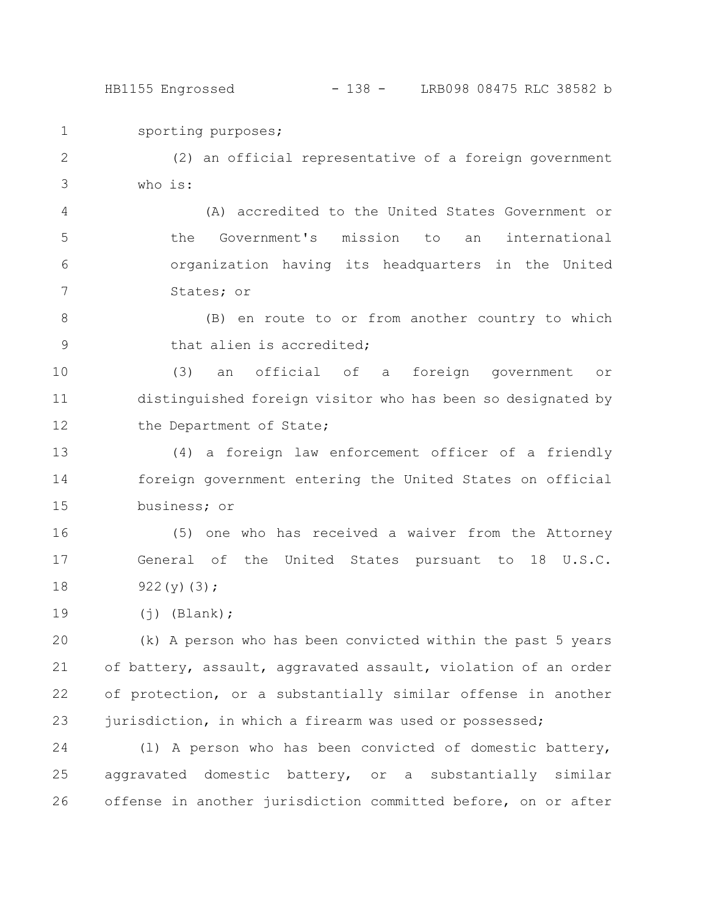sporting purposes;

(2) an official representative of a foreign government who is:

(A) accredited to the United States Government or the Government's mission to an international organization having its headquarters in the United States; or

(B) en route to or from another country to which that alien is accredited;

(3) an official of a foreign government or distinguished foreign visitor who has been so designated by the Department of State;

(4) a foreign law enforcement officer of a friendly foreign government entering the United States on official business; or

(5) one who has received a waiver from the Attorney General of the United States pursuant to 18 U.S.C. 922(y)(3);

(j) (Blank);

(k) A person who has been convicted within the past 5 years of battery, assault, aggravated assault, violation of an order of protection, or a substantially similar offense in another jurisdiction, in which a firearm was used or possessed;

(l) A person who has been convicted of domestic battery, aggravated domestic battery, or a substantially similar offense in another jurisdiction committed before, on or after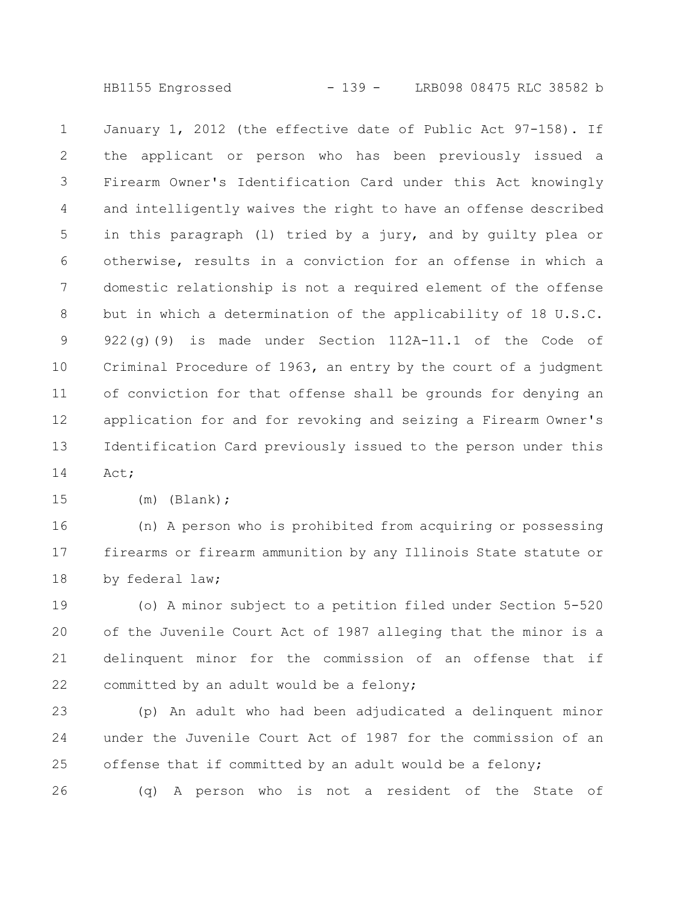January 1, 2012 (the effective date of Public Act 97-158). If the applicant or person who has been previously issued a Firearm Owner's Identification Card under this Act knowingly and intelligently waives the right to have an offense described in this paragraph (l) tried by a jury, and by guilty plea or otherwise, results in a conviction for an offense in which a domestic relationship is not a required element of the offense but in which a determination of the applicability of 18 U.S.C. 922(g)(9) is made under Section 112A-11.1 of the Code of Criminal Procedure of 1963, an entry by the court of a judgment of conviction for that offense shall be grounds for denying an application for and for revoking and seizing a Firearm Owner's Identification Card previously issued to the person under this Act;

(m) (Blank);

(n) A person who is prohibited from acquiring or possessing firearms or firearm ammunition by any Illinois State statute or by federal law;

(o) A minor subject to a petition filed under Section 5-520 of the Juvenile Court Act of 1987 alleging that the minor is a delinquent minor for the commission of an offense that if committed by an adult would be a felony;

(p) An adult who had been adjudicated a delinquent minor under the Juvenile Court Act of 1987 for the commission of an offense that if committed by an adult would be a felony;

(q) A person who is not a resident of the State of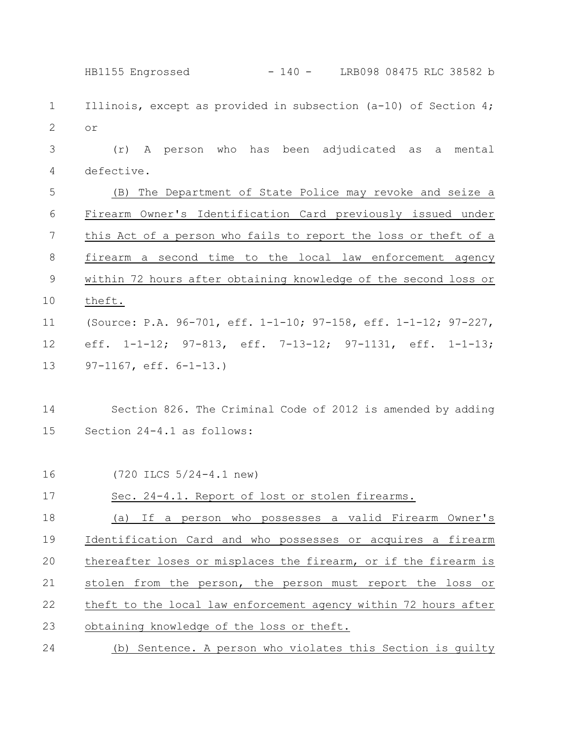Illinois, except as provided in subsection (a-10) of Section 4; or

(r) A person who has been adjudicated as a mental defective.

(B) The Department of State Police may revoke and seize a Firearm Owner's Identification Card previously issued under this Act of a person who fails to report the loss or theft of a firearm a second time to the local law enforcement agency within 72 hours after obtaining knowledge of the second loss or theft.

(Source: P.A. 96-701, eff. 1-1-10; 97-158, eff. 1-1-12; 97-227, eff. 1-1-12; 97-813, eff. 7-13-12; 97-1131, eff. 1-1-13; 97-1167, eff. 6-1-13.)

Section 826. The Criminal Code of 2012 is amended by adding Section 24-4.1 as follows:

(720 ILCS 5/24-4.1 new)

Sec. 24-4.1. Report of lost or stolen firearms.

(a) If a person who possesses a valid Firearm Owner's Identification Card and who possesses or acquires a firearm thereafter loses or misplaces the firearm, or if the firearm is stolen from the person, the person must report the loss or theft to the local law enforcement agency within 72 hours after obtaining knowledge of the loss or theft.

(b) Sentence. A person who violates this Section is guilty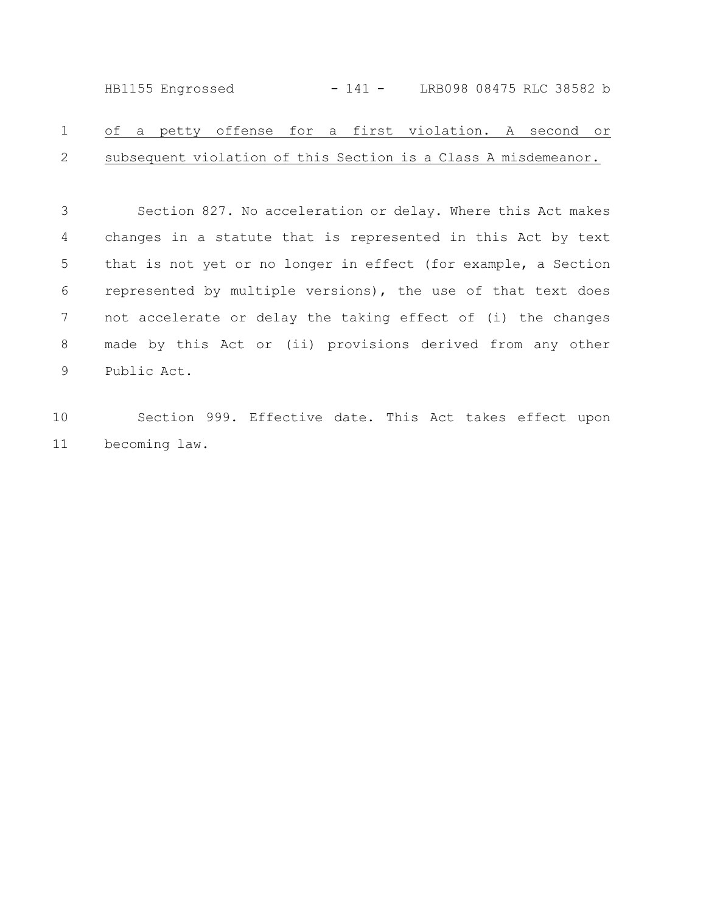of a petty offense for a first violation. A second or subsequent violation of this Section is a Class A misdemeanor.

Section 827. No acceleration or delay. Where this Act makes changes in a statute that is represented in this Act by text that is not yet or no longer in effect (for example, a Section represented by multiple versions), the use of that text does not accelerate or delay the taking effect of (i) the changes made by this Act or (ii) provisions derived from any other Public Act.

Section 999. Effective date. This Act takes effect upon becoming law.